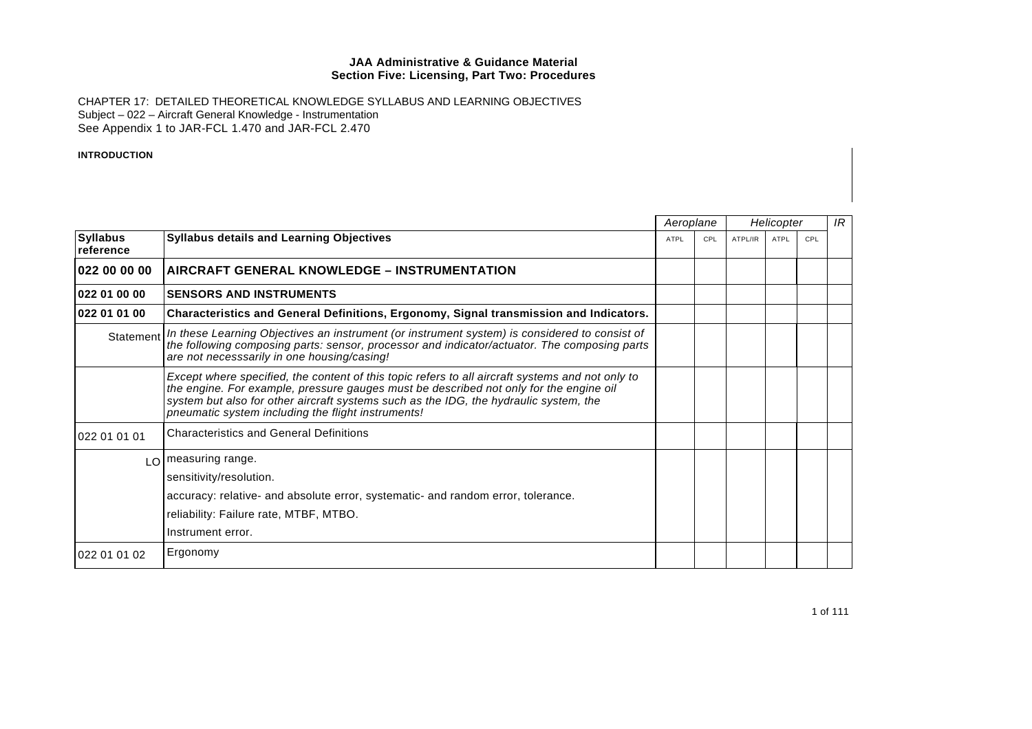**JAA Administrative & Guidance Material**
**Section Five: Licensing, Part Two: Procedures**

CHAPTER 17: DETAILED THEORETICAL KNOWLEDGE SYLLABUS AND LEARNING OBJECTIVES
Subject – 022 – Aircraft General Knowledge - Instrumentation
See Appendix 1 to JAR-FCL 1.470 and JAR-FCL 2.470

**INTRODUCTION**

| | | *Aeroplane* | | *Helicopter* | | | *IR* |
|---|---|---|---|---|---|---|---|
| **Syllabus reference** | **Syllabus details and Learning Objectives** | ATPL | CPL | ATPL/IR | ATPL | CPL | |
| **022 00 00 00** | **AIRCRAFT GENERAL KNOWLEDGE – INSTRUMENTATION** | | | | | | |
| **022 01 00 00** | **SENSORS AND INSTRUMENTS** | | | | | | |
| **022 01 01 00** | **Characteristics and General Definitions, Ergonomy, Signal transmission and Indicators.** | | | | | | |
| Statement | *In these Learning Objectives an instrument (or instrument system) is considered to consist of the following composing parts: sensor, processor and indicator/actuator. The composing parts are not necesssarily in one housing/casing!* | | | | | | |
| | *Except where specified, the content of this topic refers to all aircraft systems and not only to the engine. For example, pressure gauges must be described not only for the engine oil system but also for other aircraft systems such as the IDG, the hydraulic system, the pneumatic system including the flight instruments!* | | | | | | |
| 022 01 01 01 | Characteristics and General Definitions | | | | | | |
| LO | measuring range.<br>sensitivity/resolution.<br>accuracy: relative- and absolute error, systematic- and random error, tolerance.<br>reliability: Failure rate, MTBF, MTBO.<br>Instrument error. | | | | | | |
| 022 01 01 02 | Ergonomy | | | | | | |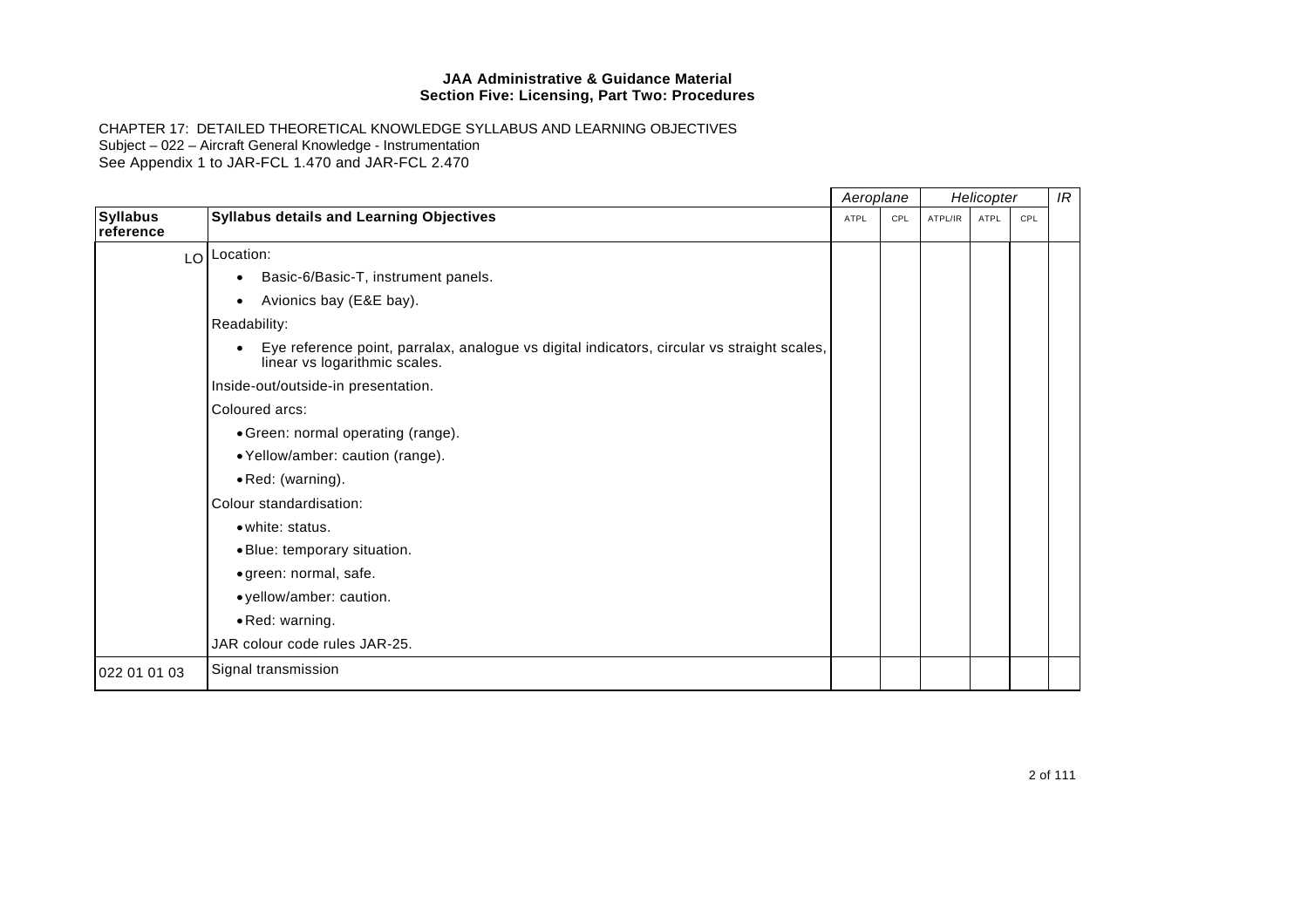**JAA Administrative & Guidance Material**
**Section Five: Licensing, Part Two: Procedures**

CHAPTER 17: DETAILED THEORETICAL KNOWLEDGE SYLLABUS AND LEARNING OBJECTIVES
Subject – 022 – Aircraft General Knowledge - Instrumentation
See Appendix 1 to JAR-FCL 1.470 and JAR-FCL 2.470

| | | *Aeroplane* | | *Helicopter* | | | *IR* |
|---|---|---|---|---|---|---|---|
| **Syllabus reference** | **Syllabus details and Learning Objectives** | ATPL | CPL | ATPL/IR | ATPL | CPL | |
| LO | Location:<br>• Basic-6/Basic-T, instrument panels.<br>• Avionics bay (E&E bay).<br>Readability:<br>• Eye reference point, parralax, analogue vs digital indicators, circular vs straight scales, linear vs logarithmic scales.<br>Inside-out/outside-in presentation.<br>Coloured arcs:<br>• Green: normal operating (range).<br>• Yellow/amber: caution (range).<br>• Red: (warning).<br>Colour standardisation:<br>• white: status.<br>• Blue: temporary situation.<br>• green: normal, safe.<br>• yellow/amber: caution.<br>• Red: warning.<br>JAR colour code rules JAR-25. | | | | | | |
| 022 01 01 03 | Signal transmission | | | | | | |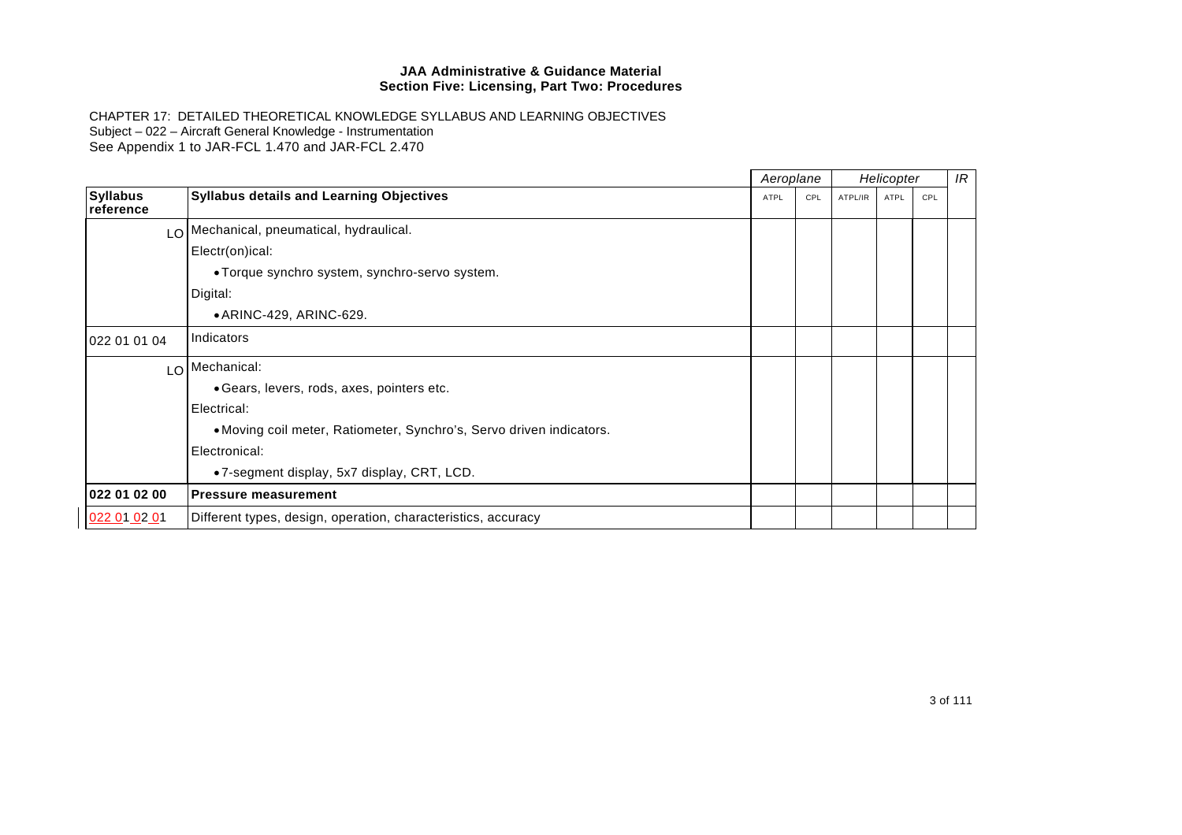JAA Administrative & Guidance Material
Section Five: Licensing, Part Two: Procedures

CHAPTER 17: DETAILED THEORETICAL KNOWLEDGE SYLLABUS AND LEARNING OBJECTIVES
Subject – 022 – Aircraft General Knowledge - Instrumentation
See Appendix 1 to JAR-FCL 1.470 and JAR-FCL 2.470

| | | *Aeroplane* | | *Helicopter* | | | *IR* |
|---|---|---|---|---|---|---|---|
| **Syllabus reference** | **Syllabus details and Learning Objectives** | ATPL | CPL | ATPL/IR | ATPL | CPL | |
| LO | Mechanical, pneumatical, hydraulical. | | | | | | |
| | Electr(on)ical: | | | | | | |
| | • Torque synchro system, synchro-servo system. | | | | | | |
| | Digital: | | | | | | |
| | • ARINC-429, ARINC-629. | | | | | | |
| 022 01 01 04 | Indicators | | | | | | |
| LO | Mechanical: | | | | | | |
| | • Gears, levers, rods, axes, pointers etc. | | | | | | |
| | Electrical: | | | | | | |
| | • Moving coil meter, Ratiometer, Synchro's, Servo driven indicators. | | | | | | |
| | Electronical: | | | | | | |
| | • 7-segment display, 5x7 display, CRT, LCD. | | | | | | |
| **022 01 02 00** | **Pressure measurement** | | | | | | |
| 022 01 02 01 | Different types, design, operation, characteristics, accuracy | | | | | | |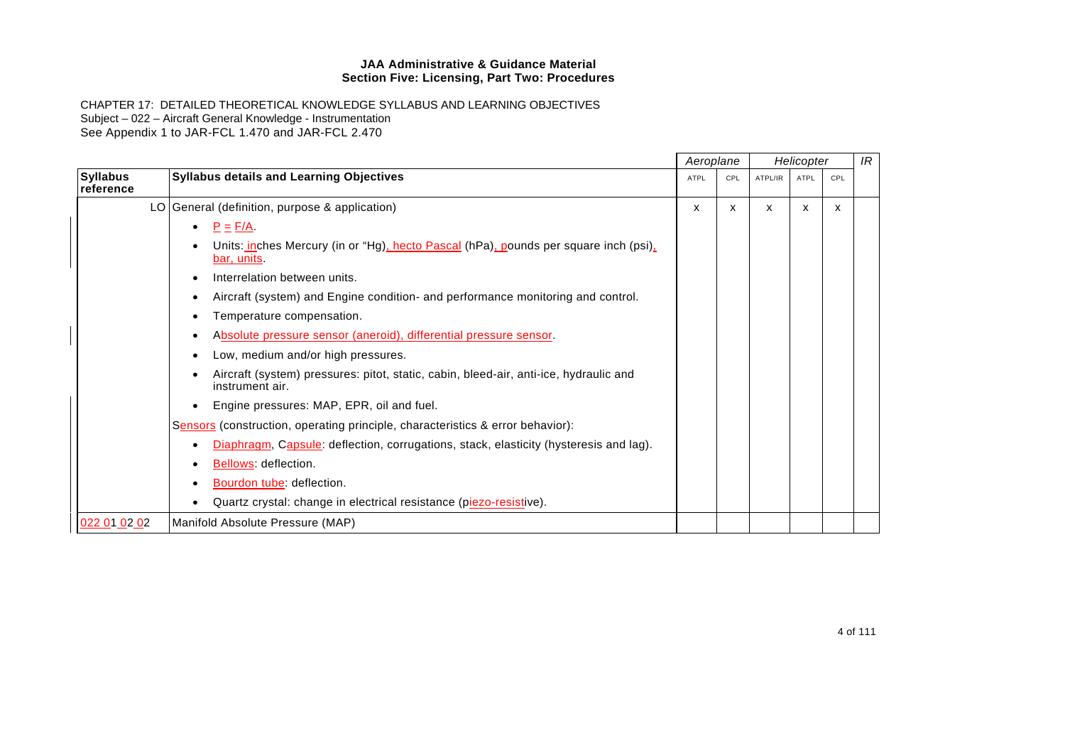**JAA Administrative & Guidance Material**
**Section Five: Licensing, Part Two: Procedures**

CHAPTER 17: DETAILED THEORETICAL KNOWLEDGE SYLLABUS AND LEARNING OBJECTIVES
Subject – 022 – Aircraft General Knowledge - Instrumentation
See Appendix 1 to JAR-FCL 1.470 and JAR-FCL 2.470

| | | *Aeroplane* | | *Helicopter* | | | *IR* |
|---|---|---|---|---|---|---|---|
| **Syllabus reference** | **Syllabus details and Learning Objectives** | ATPL | CPL | ATPL/IR | ATPL | CPL | |
| LO | General (definition, purpose & application)<br>• P = F/A.<br>• Units: inches Mercury (in or "Hg), hecto Pascal (hPa), pounds per square inch (psi), bar, units.<br>• Interrelation between units.<br>• Aircraft (system) and Engine condition- and performance monitoring and control.<br>• Temperature compensation.<br>• Absolute pressure sensor (aneroid), differential pressure sensor.<br>• Low, medium and/or high pressures.<br>• Aircraft (system) pressures: pitot, static, cabin, bleed-air, anti-ice, hydraulic and instrument air.<br>• Engine pressures: MAP, EPR, oil and fuel.<br>Sensors (construction, operating principle, characteristics & error behavior):<br>• Diaphragm, Capsule: deflection, corrugations, stack, elasticity (hysteresis and lag).<br>• Bellows: deflection.<br>• Bourdon tube: deflection.<br>• Quartz crystal: change in electrical resistance (piezo-resistive). | x | x | x | x | x | |
| 022 01 02 02 | Manifold Absolute Pressure (MAP) | | | | | | |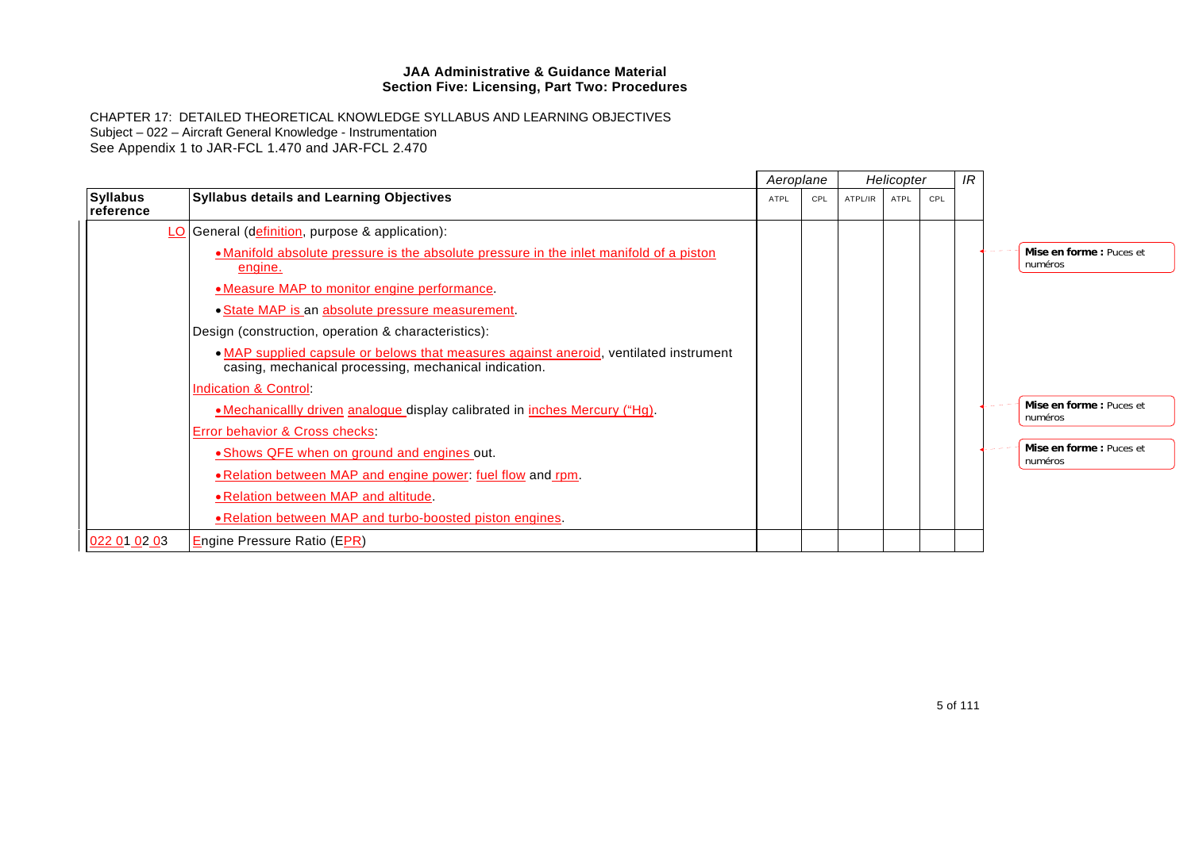**JAA Administrative & Guidance Material**
**Section Five: Licensing, Part Two: Procedures**

CHAPTER 17: DETAILED THEORETICAL KNOWLEDGE SYLLABUS AND LEARNING OBJECTIVES
Subject – 022 – Aircraft General Knowledge - Instrumentation
See Appendix 1 to JAR-FCL 1.470 and JAR-FCL 2.470

| | | *Aeroplane* | | *Helicopter* | | | *IR* |
|---|---|---|---|---|---|---|---|
| **Syllabus reference** | **Syllabus details and Learning Objectives** | ATPL | CPL | ATPL/IR | ATPL | CPL | |
| LO | General (definition, purpose & application): | | | | | | |
| | • Manifold absolute pressure is the absolute pressure in the inlet manifold of a piston engine. | | | | | | |
| | • Measure MAP to monitor engine performance. | | | | | | |
| | • State MAP is an absolute pressure measurement. | | | | | | |
| | Design (construction, operation & characteristics): | | | | | | |
| | • MAP supplied capsule or belows that measures against aneroid, ventilated instrument casing, mechanical processing, mechanical indication. | | | | | | |
| | Indication & Control: | | | | | | |
| | • Mechanicallly driven analogue display calibrated in inches Mercury ("Hg). | | | | | | |
| | Error behavior & Cross checks: | | | | | | |
| | • Shows QFE when on ground and engines out. | | | | | | |
| | • Relation between MAP and engine power: fuel flow and rpm. | | | | | | |
| | • Relation between MAP and altitude. | | | | | | |
| | • Relation between MAP and turbo-boosted piston engines. | | | | | | |
| 022 01 02 03 | Engine Pressure Ratio (EPR) | | | | | | |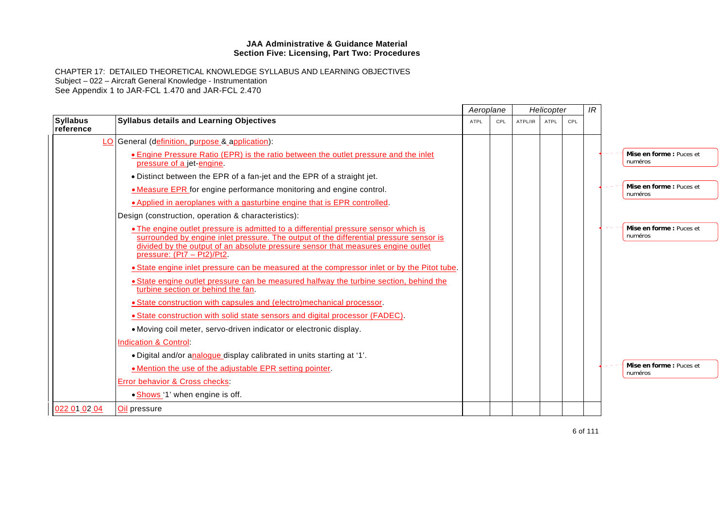**JAA Administrative & Guidance Material**
**Section Five: Licensing, Part Two: Procedures**

CHAPTER 17: DETAILED THEORETICAL KNOWLEDGE SYLLABUS AND LEARNING OBJECTIVES
Subject – 022 – Aircraft General Knowledge - Instrumentation
See Appendix 1 to JAR-FCL 1.470 and JAR-FCL 2.470

| | | Aeroplane | | Helicopter | | | IR |
|---|---|---|---|---|---|---|---|
| **Syllabus reference** | **Syllabus details and Learning Objectives** | ATPL | CPL | ATPL/IR | ATPL | CPL | |
| LO | General (definition, purpose & application): | | | | | | |
| | • Engine Pressure Ratio (EPR) is the ratio between the outlet pressure and the inlet pressure of a jet-engine. | | | | | | |
| | • Distinct between the EPR of a fan-jet and the EPR of a straight jet. | | | | | | |
| | • Measure EPR for engine performance monitoring and engine control. | | | | | | |
| | • Applied in aeroplanes with a gasturbine engine that is EPR controlled. | | | | | | |
| | Design (construction, operation & characteristics): | | | | | | |
| | • The engine outlet pressure is admitted to a differential pressure sensor which is surrounded by engine inlet pressure. The output of the differential pressure sensor is divided by the output of an absolute pressure sensor that measures engine outlet pressure: (Pt7 – Pt2)/Pt2. | | | | | | |
| | • State engine inlet pressure can be measured at the compressor inlet or by the Pitot tube. | | | | | | |
| | • State engine outlet pressure can be measured halfway the turbine section, behind the turbine section or behind the fan. | | | | | | |
| | • State construction with capsules and (electro)mechanical processor. | | | | | | |
| | • State construction with solid state sensors and digital processor (FADEC). | | | | | | |
| | • Moving coil meter, servo-driven indicator or electronic display. | | | | | | |
| | Indication & Control: | | | | | | |
| | • Digital and/or analogue display calibrated in units starting at '1'. | | | | | | |
| | • Mention the use of the adjustable EPR setting pointer. | | | | | | |
| | Error behavior & Cross checks: | | | | | | |
| | • Shows '1' when engine is off. | | | | | | |
| 022 01 02 04 | Oil pressure | | | | | | |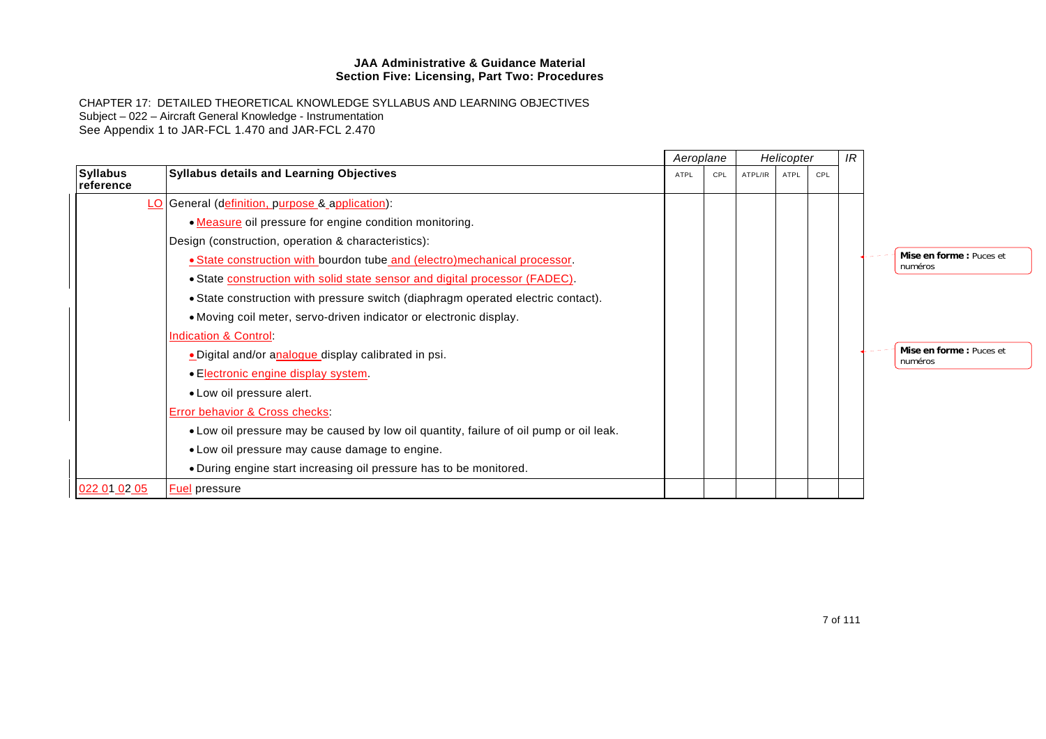CHAPTER 17: DETAILED THEORETICAL KNOWLEDGE SYLLABUS AND LEARNING OBJECTIVES
Subject – 022 – Aircraft General Knowledge - Instrumentation
See Appendix 1 to JAR-FCL 1.470 and JAR-FCL 2.470

| | | Aeroplane | | Helicopter | | | IR |
|---|---|---|---|---|---|---|---|
| **Syllabus reference** | **Syllabus details and Learning Objectives** | ATPL | CPL | ATPL/IR | ATPL | CPL | |
| LO | General (definition, purpose & application): | | | | | | |
| | • Measure oil pressure for engine condition monitoring. | | | | | | |
| | Design (construction, operation & characteristics): | | | | | | |
| | • State construction with bourdon tube and (electro)mechanical processor. | | | | | | |
| | • State construction with solid state sensor and digital processor (FADEC). | | | | | | |
| | • State construction with pressure switch (diaphragm operated electric contact). | | | | | | |
| | • Moving coil meter, servo-driven indicator or electronic display. | | | | | | |
| | Indication & Control: | | | | | | |
| | • Digital and/or analogue display calibrated in psi. | | | | | | |
| | • Electronic engine display system. | | | | | | |
| | • Low oil pressure alert. | | | | | | |
| | Error behavior & Cross checks: | | | | | | |
| | • Low oil pressure may be caused by low oil quantity, failure of oil pump or oil leak. | | | | | | |
| | • Low oil pressure may cause damage to engine. | | | | | | |
| | • During engine start increasing oil pressure has to be monitored. | | | | | | |
| 022 01 02 05 | Fuel pressure | | | | | | |

Mise en forme : Puces et numéros

Mise en forme : Puces et numéros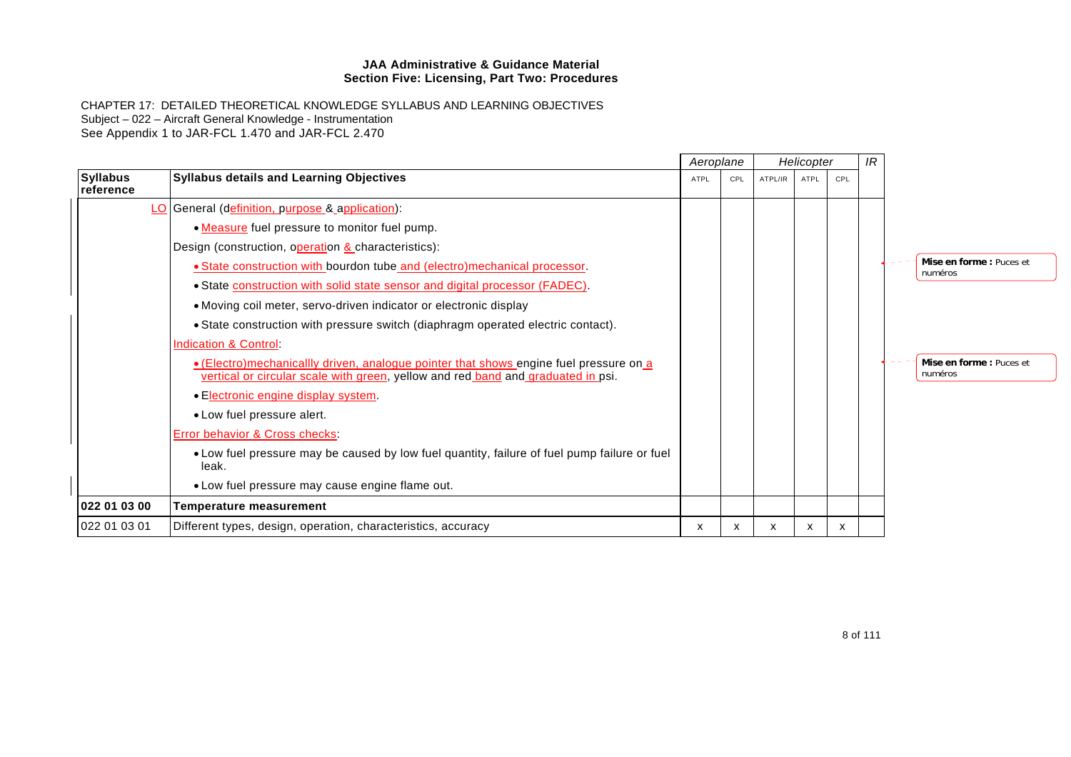**JAA Administrative & Guidance Material**
**Section Five: Licensing, Part Two: Procedures**

CHAPTER 17: DETAILED THEORETICAL KNOWLEDGE SYLLABUS AND LEARNING OBJECTIVES
Subject – 022 – Aircraft General Knowledge - Instrumentation
See Appendix 1 to JAR-FCL 1.470 and JAR-FCL 2.470

| | | *Aeroplane* | | *Helicopter* | | | *IR* |
|---|---|---|---|---|---|---|---|
| **Syllabus reference** | **Syllabus details and Learning Objectives** | ATPL | CPL | ATPL/IR | ATPL | CPL | |
| LO | General (definition, purpose & application): | | | | | | |
| | • Measure fuel pressure to monitor fuel pump. | | | | | | |
| | Design (construction, operation & characteristics): | | | | | | |
| | • State construction with bourdon tube and (electro)mechanical processor. | | | | | | |
| | • State construction with solid state sensor and digital processor (FADEC). | | | | | | |
| | • Moving coil meter, servo-driven indicator or electronic display | | | | | | |
| | • State construction with pressure switch (diaphragm operated electric contact). | | | | | | |
| | Indication & Control: | | | | | | |
| | • (Electro)mechanicallly driven, analogue pointer that shows engine fuel pressure on a vertical or circular scale with green, yellow and red band and graduated in psi. | | | | | | |
| | • Electronic engine display system. | | | | | | |
| | • Low fuel pressure alert. | | | | | | |
| | Error behavior & Cross checks: | | | | | | |
| | • Low fuel pressure may be caused by low fuel quantity, failure of fuel pump failure or fuel leak. | | | | | | |
| | • Low fuel pressure may cause engine flame out. | | | | | | |
| **022 01 03 00** | **Temperature measurement** | | | | | | |
| 022 01 03 01 | Different types, design, operation, characteristics, accuracy | x | x | x | x | x | |

Mise en forme : Puces et numéros

Mise en forme : Puces et numéros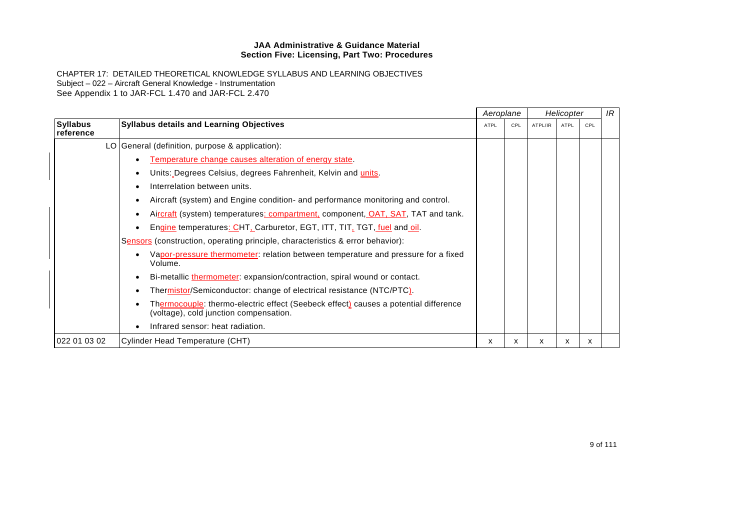**JAA Administrative & Guidance Material**
**Section Five: Licensing, Part Two: Procedures**

CHAPTER 17: DETAILED THEORETICAL KNOWLEDGE SYLLABUS AND LEARNING OBJECTIVES
Subject – 022 – Aircraft General Knowledge - Instrumentation
See Appendix 1 to JAR-FCL 1.470 and JAR-FCL 2.470

| | | *Aeroplane* | | *Helicopter* | | | *IR* |
|---|---|---|---|---|---|---|---|
| **Syllabus reference** | **Syllabus details and Learning Objectives** | ATPL | CPL | ATPL/IR | ATPL | CPL | |
| LO | General (definition, purpose & application): | | | | | | |
| | • Temperature change causes alteration of energy state. | | | | | | |
| | • Units: Degrees Celsius, degrees Fahrenheit, Kelvin and units. | | | | | | |
| | • Interrelation between units. | | | | | | |
| | • Aircraft (system) and Engine condition- and performance monitoring and control. | | | | | | |
| | • Aircraft (system) temperatures: compartment, component, OAT, SAT, TAT and tank. | | | | | | |
| | • Engine temperatures: CHT, Carburetor, EGT, ITT, TIT, TGT, fuel and oil. | | | | | | |
| | Sensors (construction, operating principle, characteristics & error behavior): | | | | | | |
| | • Vapor-pressure thermometer: relation between temperature and pressure for a fixed Volume. | | | | | | |
| | • Bi-metallic thermometer: expansion/contraction, spiral wound or contact. | | | | | | |
| | • Thermistor/Semiconductor: change of electrical resistance (NTC/PTC). | | | | | | |
| | • Thermocouple: thermo-electric effect (Seebeck effect) causes a potential difference (voltage), cold junction compensation. | | | | | | |
| | • Infrared sensor: heat radiation. | | | | | | |
| 022 01 03 02 | Cylinder Head Temperature (CHT) | x | x | x | x | x | |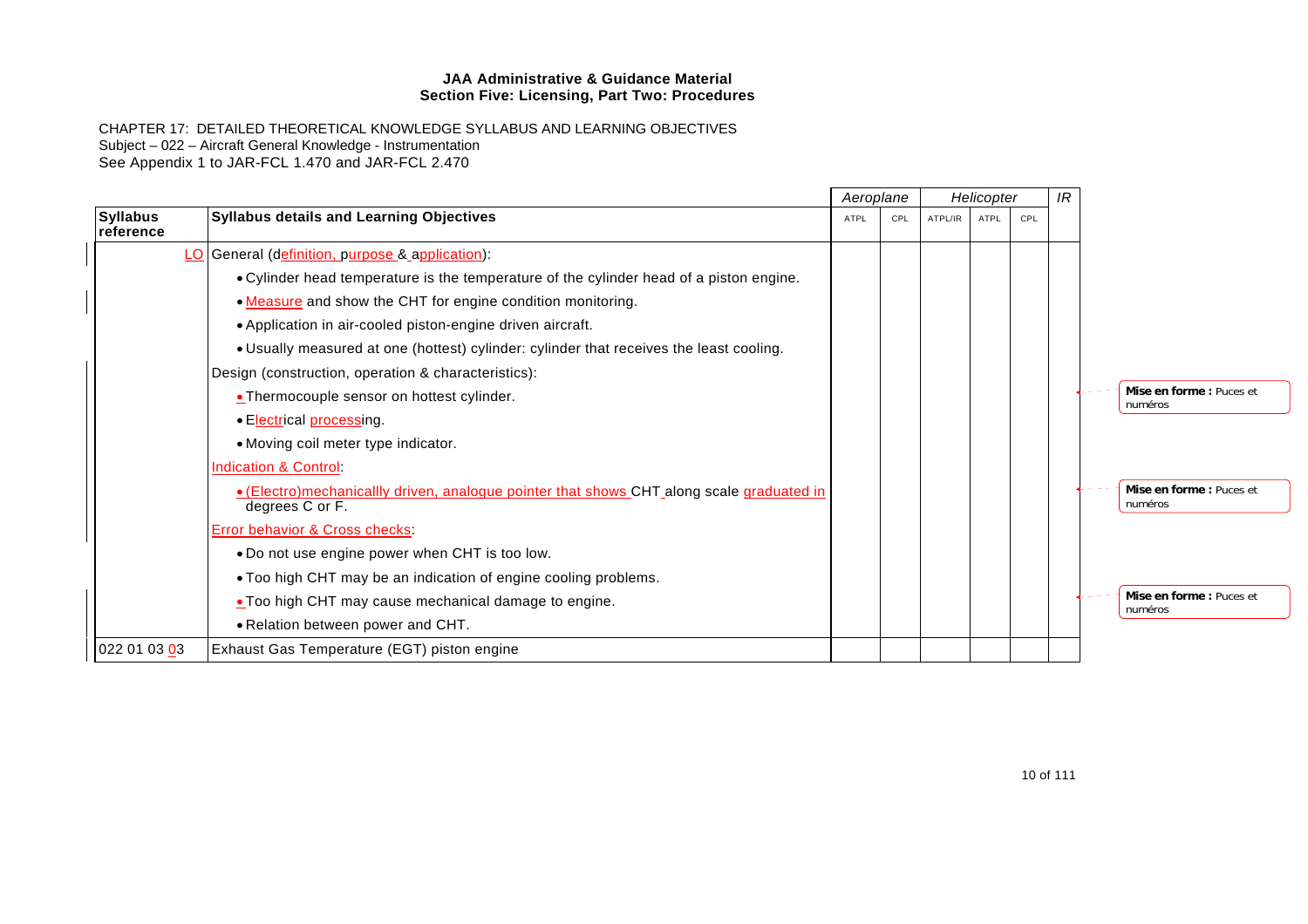**JAA Administrative & Guidance Material**
**Section Five: Licensing, Part Two: Procedures**

CHAPTER 17: DETAILED THEORETICAL KNOWLEDGE SYLLABUS AND LEARNING OBJECTIVES
Subject – 022 – Aircraft General Knowledge - Instrumentation
See Appendix 1 to JAR-FCL 1.470 and JAR-FCL 2.470

| | | *Aeroplane* | | *Helicopter* | | | *IR* |
|---|---|---|---|---|---|---|---|
| **Syllabus reference** | **Syllabus details and Learning Objectives** | ATPL | CPL | ATPL/IR | ATPL | CPL | |
| LO | General (definition, purpose & application): | | | | | | |
| | • Cylinder head temperature is the temperature of the cylinder head of a piston engine. | | | | | | |
| | • Measure and show the CHT for engine condition monitoring. | | | | | | |
| | • Application in air-cooled piston-engine driven aircraft. | | | | | | |
| | • Usually measured at one (hottest) cylinder: cylinder that receives the least cooling. | | | | | | |
| | Design (construction, operation & characteristics): | | | | | | |
| | • Thermocouple sensor on hottest cylinder. | | | | | | |
| | • Electrical processing. | | | | | | |
| | • Moving coil meter type indicator. | | | | | | |
| | Indication & Control: | | | | | | |
| | • (Electro)mechanicallly driven, analogue pointer that shows CHT along scale graduated in degrees C or F. | | | | | | |
| | Error behavior & Cross checks: | | | | | | |
| | • Do not use engine power when CHT is too low. | | | | | | |
| | • Too high CHT may be an indication of engine cooling problems. | | | | | | |
| | • Too high CHT may cause mechanical damage to engine. | | | | | | |
| | • Relation between power and CHT. | | | | | | |
| 022 01 03 03 | Exhaust Gas Temperature (EGT) piston engine | | | | | | |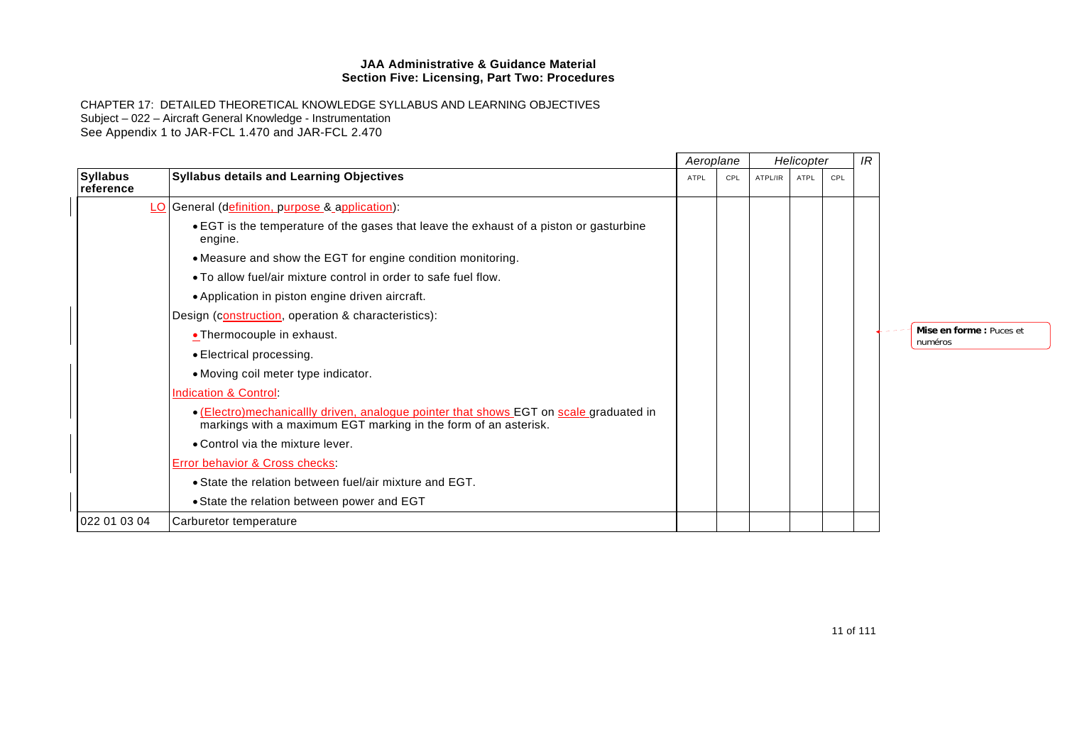**JAA Administrative & Guidance Material**
**Section Five: Licensing, Part Two: Procedures**

CHAPTER 17: DETAILED THEORETICAL KNOWLEDGE SYLLABUS AND LEARNING OBJECTIVES
Subject – 022 – Aircraft General Knowledge - Instrumentation
See Appendix 1 to JAR-FCL 1.470 and JAR-FCL 2.470

| | | *Aeroplane* | | *Helicopter* | | | *IR* |
|---|---|---|---|---|---|---|---|
| **Syllabus reference** | **Syllabus details and Learning Objectives** | ATPL | CPL | ATPL/IR | ATPL | CPL | |
| LO | General (definition, purpose & application): | | | | | | |
| | • EGT is the temperature of the gases that leave the exhaust of a piston or gasturbine engine. | | | | | | |
| | • Measure and show the EGT for engine condition monitoring. | | | | | | |
| | • To allow fuel/air mixture control in order to safe fuel flow. | | | | | | |
| | • Application in piston engine driven aircraft. | | | | | | |
| | Design (construction, operation & characteristics): | | | | | | |
| | • Thermocouple in exhaust. | | | | | | |
| | • Electrical processing. | | | | | | |
| | • Moving coil meter type indicator. | | | | | | |
| | Indication & Control: | | | | | | |
| | • (Electro)mechanicallly driven, analogue pointer that shows EGT on scale graduated in markings with a maximum EGT marking in the form of an asterisk. | | | | | | |
| | • Control via the mixture lever. | | | | | | |
| | Error behavior & Cross checks: | | | | | | |
| | • State the relation between fuel/air mixture and EGT. | | | | | | |
| | • State the relation between power and EGT | | | | | | |
| 022 01 03 04 | Carburetor temperature | | | | | | |

**Mise en forme :** Puces et numéros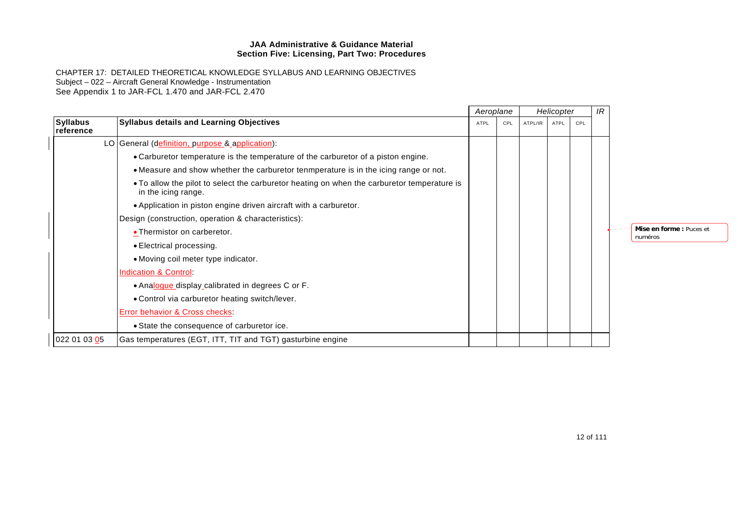**JAA Administrative & Guidance Material**
**Section Five: Licensing, Part Two: Procedures**

CHAPTER 17: DETAILED THEORETICAL KNOWLEDGE SYLLABUS AND LEARNING OBJECTIVES
Subject – 022 – Aircraft General Knowledge - Instrumentation
See Appendix 1 to JAR-FCL 1.470 and JAR-FCL 2.470

| | | *Aeroplane* | | *Helicopter* | | | *IR* |
|---|---|---|---|---|---|---|---|
| **Syllabus reference** | **Syllabus details and Learning Objectives** | ATPL | CPL | ATPL/IR | ATPL | CPL | |
| LO | General (definition, purpose & application): | | | | | | |
| | • Carburetor temperature is the temperature of the carburetor of a piston engine. | | | | | | |
| | • Measure and show whether the carburetor tenmperature is in the icing range or not. | | | | | | |
| | • To allow the pilot to select the carburetor heating on when the carburetor temperature is in the icing range. | | | | | | |
| | • Application in piston engine driven aircraft with a carburetor. | | | | | | |
| | Design (construction, operation & characteristics): | | | | | | |
| | • Thermistor on carberetor. | | | | | | |
| | • Electrical processing. | | | | | | |
| | • Moving coil meter type indicator. | | | | | | |
| | Indication & Control: | | | | | | |
| | • Analogue display calibrated in degrees C or F. | | | | | | |
| | • Control via carburetor heating switch/lever. | | | | | | |
| | Error behavior & Cross checks: | | | | | | |
| | • State the consequence of carburetor ice. | | | | | | |
| 022 01 03 05 | Gas temperatures (EGT, ITT, TIT and TGT) gasturbine engine | | | | | | |

Mise en forme : Puces et numéros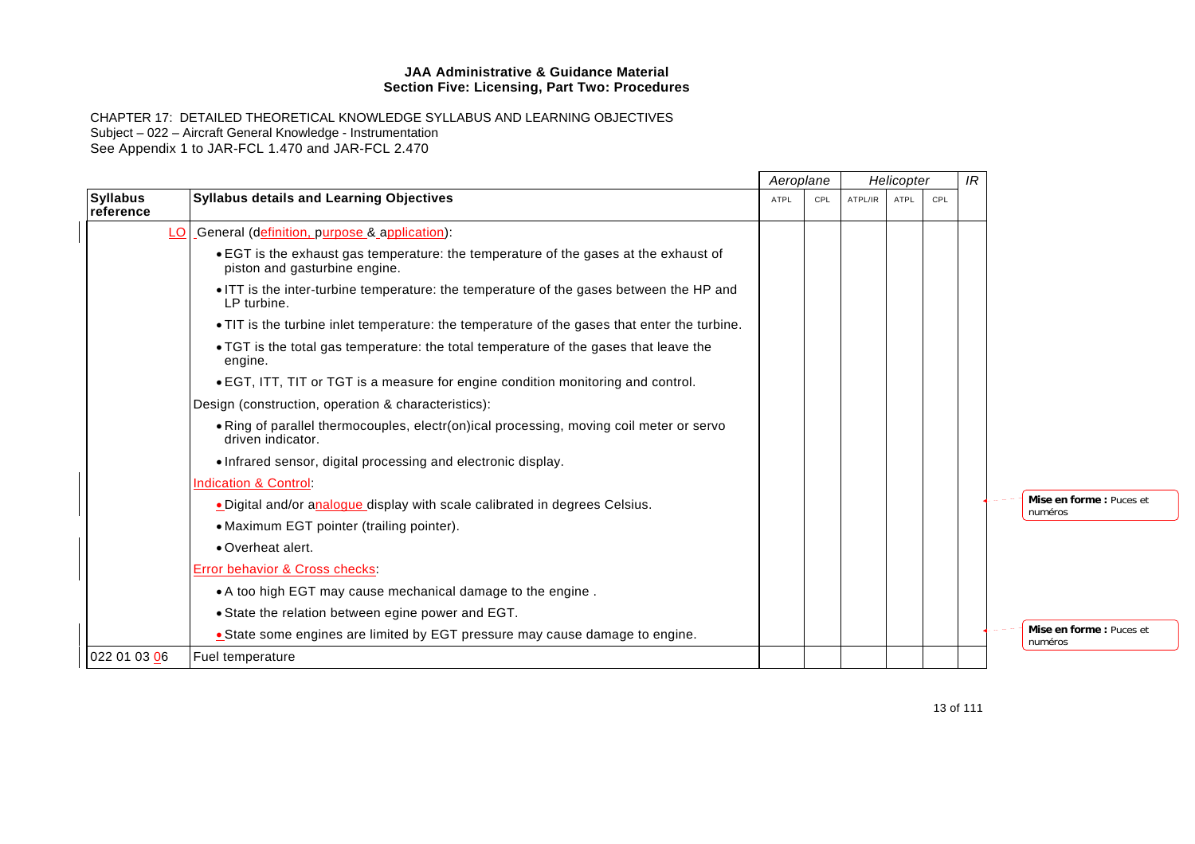**JAA Administrative & Guidance Material**
**Section Five: Licensing, Part Two: Procedures**

CHAPTER 17: DETAILED THEORETICAL KNOWLEDGE SYLLABUS AND LEARNING OBJECTIVES
Subject – 022 – Aircraft General Knowledge - Instrumentation
See Appendix 1 to JAR-FCL 1.470 and JAR-FCL 2.470

| | | Aeroplane | | Helicopter | | | IR |
|---|---|---|---|---|---|---|---|
| **Syllabus reference** | **Syllabus details and Learning Objectives** | ATPL | CPL | ATPL/IR | ATPL | CPL | |
| LO | General (definition, purpose & application): | | | | | | |
| | • EGT is the exhaust gas temperature: the temperature of the gases at the exhaust of piston and gasturbine engine. | | | | | | |
| | • ITT is the inter-turbine temperature: the temperature of the gases between the HP and LP turbine. | | | | | | |
| | • TIT is the turbine inlet temperature: the temperature of the gases that enter the turbine. | | | | | | |
| | • TGT is the total gas temperature: the total temperature of the gases that leave the engine. | | | | | | |
| | • EGT, ITT, TIT or TGT is a measure for engine condition monitoring and control. | | | | | | |
| | Design (construction, operation & characteristics): | | | | | | |
| | • Ring of parallel thermocouples, electr(on)ical processing, moving coil meter or servo driven indicator. | | | | | | |
| | • Infrared sensor, digital processing and electronic display. | | | | | | |
| | Indication & Control: | | | | | | |
| | • Digital and/or analogue display with scale calibrated in degrees Celsius. | | | | | | |
| | • Maximum EGT pointer (trailing pointer). | | | | | | |
| | • Overheat alert. | | | | | | |
| | Error behavior & Cross checks: | | | | | | |
| | • A too high EGT may cause mechanical damage to the engine . | | | | | | |
| | • State the relation between egine power and EGT. | | | | | | |
| | • State some engines are limited by EGT pressure may cause damage to engine. | | | | | | |
| 022 01 03 06 | Fuel temperature | | | | | | |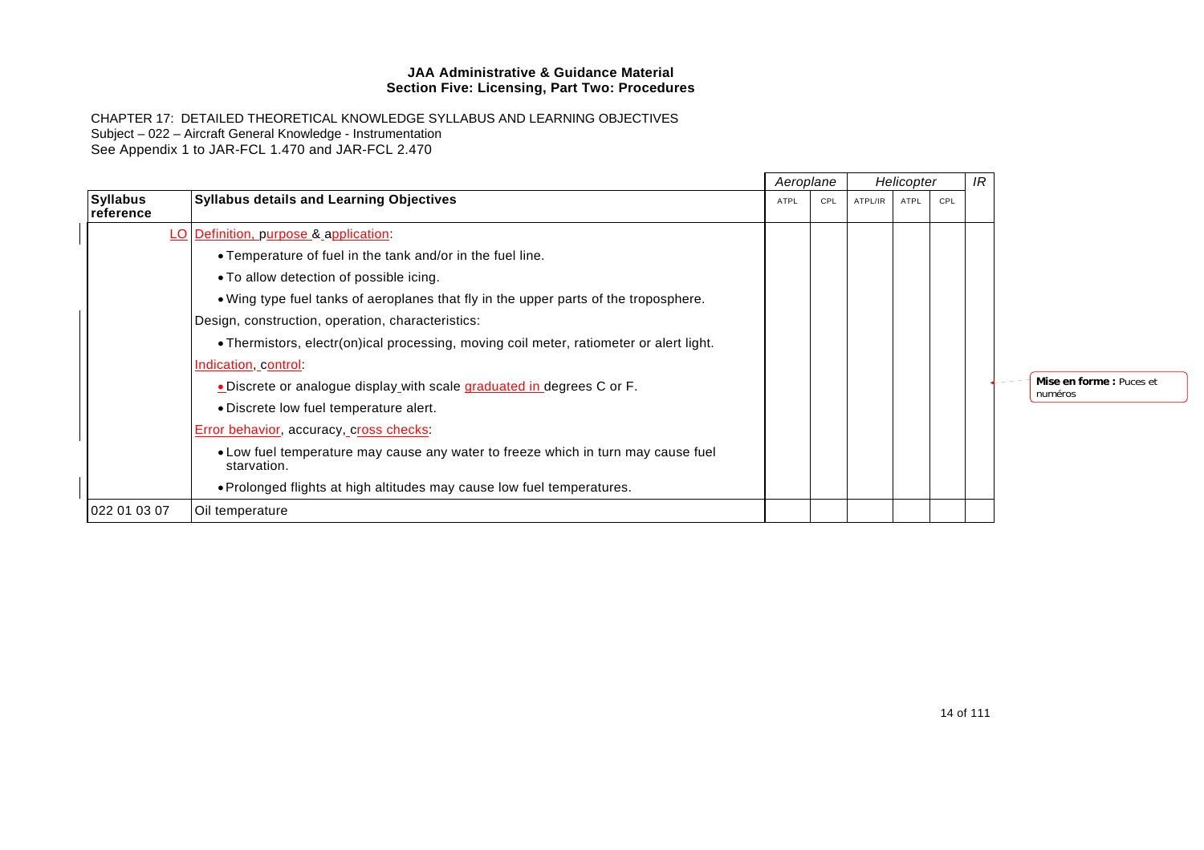**JAA Administrative & Guidance Material**
**Section Five: Licensing, Part Two: Procedures**

CHAPTER 17: DETAILED THEORETICAL KNOWLEDGE SYLLABUS AND LEARNING OBJECTIVES
Subject – 022 – Aircraft General Knowledge - Instrumentation
See Appendix 1 to JAR-FCL 1.470 and JAR-FCL 2.470

| | | *Aeroplane* | | *Helicopter* | | | *IR* |
|---|---|---|---|---|---|---|---|
| **Syllabus reference** | **Syllabus details and Learning Objectives** | ATPL | CPL | ATPL/IR | ATPL | CPL | |
| LO | Definition, purpose & application: | | | | | | |
| | • Temperature of fuel in the tank and/or in the fuel line. | | | | | | |
| | • To allow detection of possible icing. | | | | | | |
| | • Wing type fuel tanks of aeroplanes that fly in the upper parts of the troposphere. | | | | | | |
| | Design, construction, operation, characteristics: | | | | | | |
| | • Thermistors, electr(on)ical processing, moving coil meter, ratiometer or alert light. | | | | | | |
| | Indication, control: | | | | | | |
| | • Discrete or analogue display with scale graduated in degrees C or F. | | | | | | |
| | • Discrete low fuel temperature alert. | | | | | | |
| | Error behavior, accuracy, cross checks: | | | | | | |
| | • Low fuel temperature may cause any water to freeze which in turn may cause fuel starvation. | | | | | | |
| | • Prolonged flights at high altitudes may cause low fuel temperatures. | | | | | | |
| 022 01 03 07 | Oil temperature | | | | | | |

Mise en forme : Puces et numéros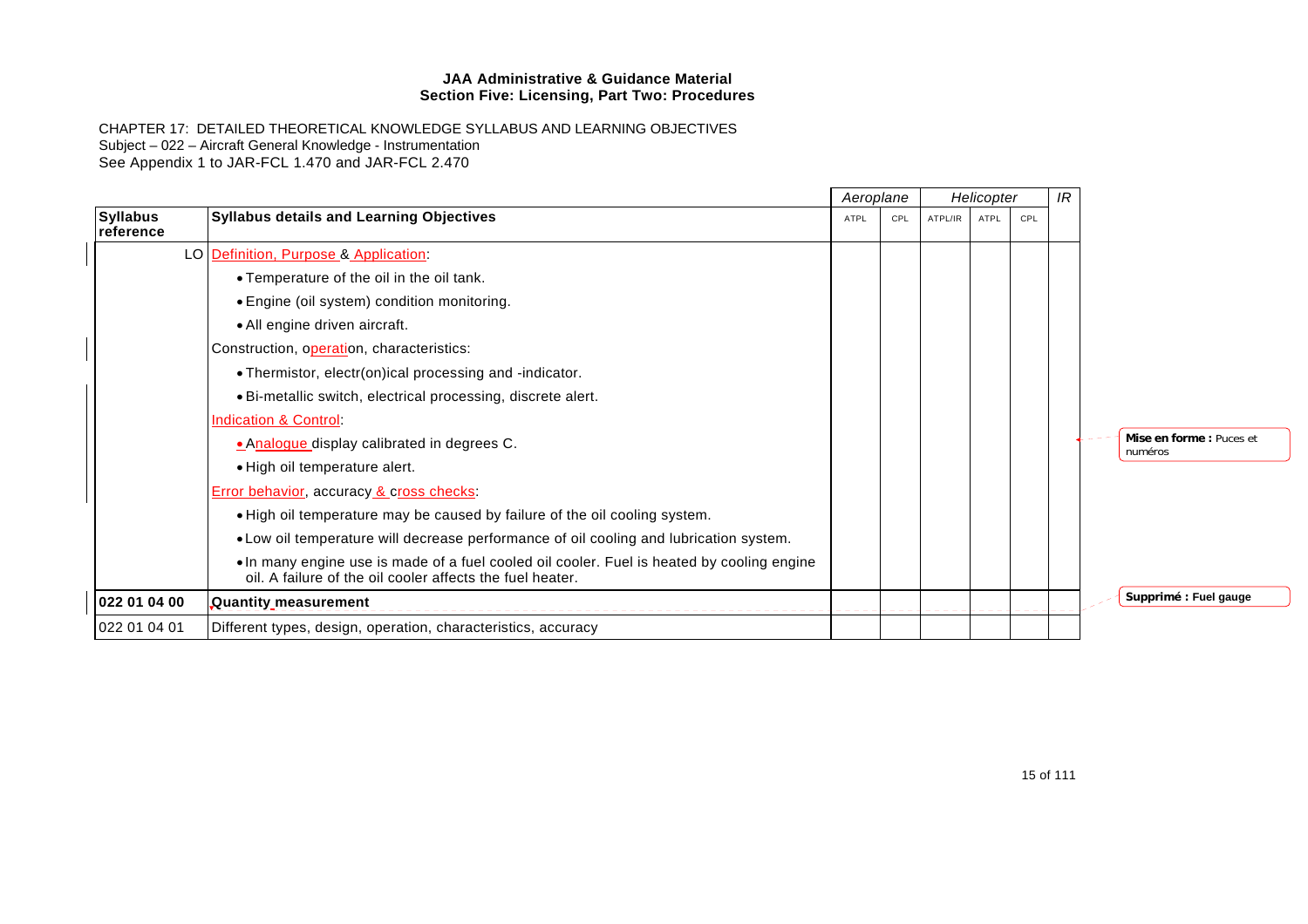**JAA Administrative & Guidance Material**
**Section Five: Licensing, Part Two: Procedures**

CHAPTER 17: DETAILED THEORETICAL KNOWLEDGE SYLLABUS AND LEARNING OBJECTIVES
Subject – 022 – Aircraft General Knowledge - Instrumentation
See Appendix 1 to JAR-FCL 1.470 and JAR-FCL 2.470

| | | *Aeroplane* | | *Helicopter* | | | *IR* |
|---|---|---|---|---|---|---|---|
| **Syllabus reference** | **Syllabus details and Learning Objectives** | ATPL | CPL | ATPL/IR | ATPL | CPL | |
| LO | Definition, Purpose & Application: | | | | | | |
| | • Temperature of the oil in the oil tank. | | | | | | |
| | • Engine (oil system) condition monitoring. | | | | | | |
| | • All engine driven aircraft. | | | | | | |
| | Construction, operation, characteristics: | | | | | | |
| | • Thermistor, electr(on)ical processing and -indicator. | | | | | | |
| | • Bi-metallic switch, electrical processing, discrete alert. | | | | | | |
| | Indication & Control: | | | | | | |
| | • Analogue display calibrated in degrees C. | | | | | | |
| | • High oil temperature alert. | | | | | | |
| | Error behavior, accuracy & cross checks: | | | | | | |
| | • High oil temperature may be caused by failure of the oil cooling system. | | | | | | |
| | • Low oil temperature will decrease performance of oil cooling and lubrication system. | | | | | | |
| | • In many engine use is made of a fuel cooled oil cooler. Fuel is heated by cooling engine oil. A failure of the oil cooler affects the fuel heater. | | | | | | |
| **022 01 04 00** | **Quantity measurement** | | | | | | |
| 022 01 04 01 | Different types, design, operation, characteristics, accuracy | | | | | | |

**Mise en forme :** Puces et numéros

**Supprimé : Fuel gauge**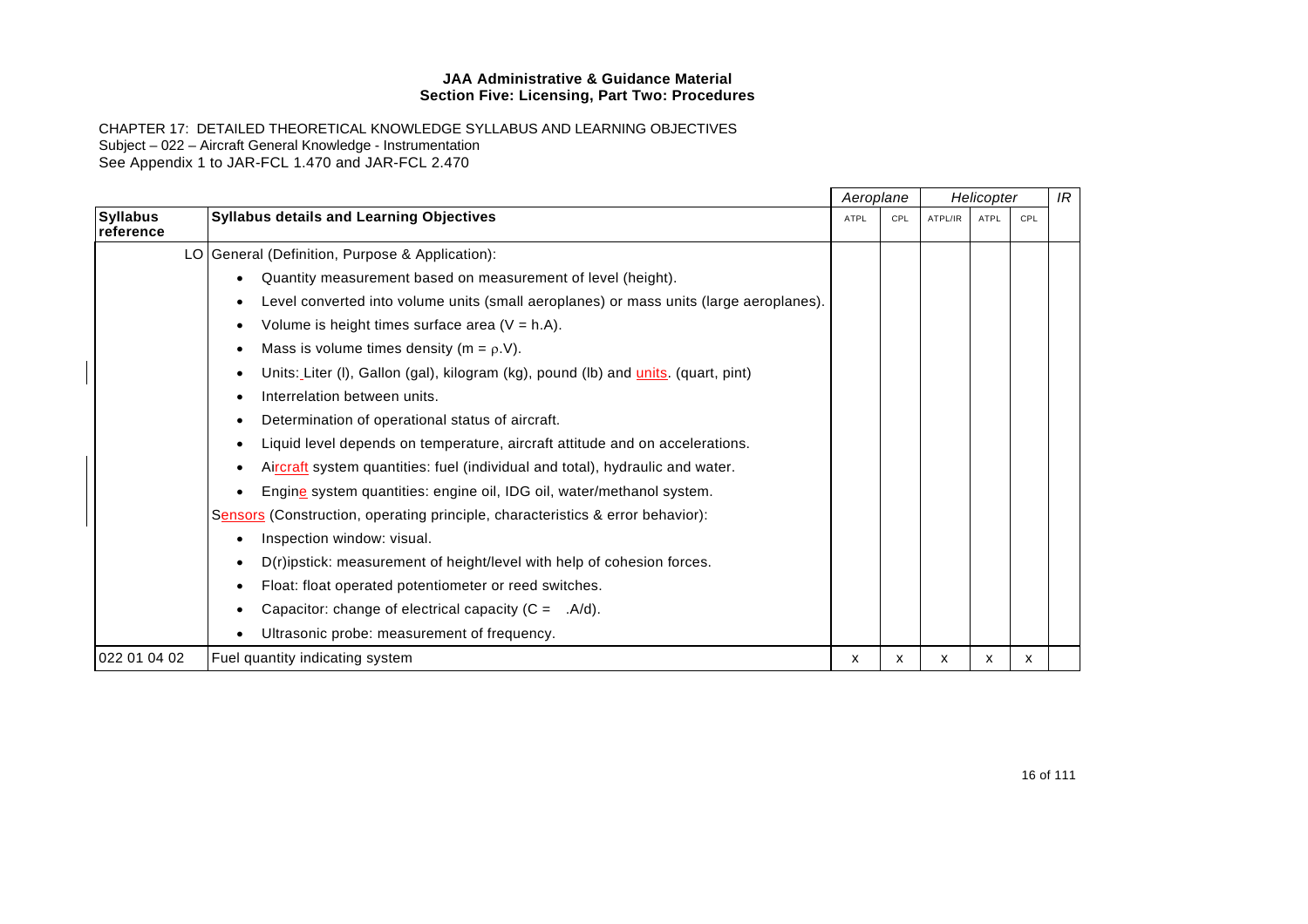**JAA Administrative & Guidance Material**
**Section Five: Licensing, Part Two: Procedures**

CHAPTER 17: DETAILED THEORETICAL KNOWLEDGE SYLLABUS AND LEARNING OBJECTIVES
Subject – 022 – Aircraft General Knowledge - Instrumentation
See Appendix 1 to JAR-FCL 1.470 and JAR-FCL 2.470

| | | *Aeroplane* | | *Helicopter* | | | *IR* |
|---|---|---|---|---|---|---|---|
| **Syllabus reference** | **Syllabus details and Learning Objectives** | ATPL | CPL | ATPL/IR | ATPL | CPL | |
| LO | General (Definition, Purpose & Application):<br>• Quantity measurement based on measurement of level (height).<br>• Level converted into volume units (small aeroplanes) or mass units (large aeroplanes).<br>• Volume is height times surface area ($V = h.A$).<br>• Mass is volume times density ($m = \rho.V$).<br>• Units: Liter (l), Gallon (gal), kilogram (kg), pound (lb) and units. (quart, pint)<br>• Interrelation between units.<br>• Determination of operational status of aircraft.<br>• Liquid level depends on temperature, aircraft attitude and on accelerations.<br>• Aircraft system quantities: fuel (individual and total), hydraulic and water.<br>• Engine system quantities: engine oil, IDG oil, water/methanol system.<br>Sensors (Construction, operating principle, characteristics & error behavior):<br>• Inspection window: visual.<br>• D(r)ipstick: measurement of height/level with help of cohesion forces.<br>• Float: float operated potentiometer or reed switches.<br>• Capacitor: change of electrical capacity ($C = \ .A/d$).<br>• Ultrasonic probe: measurement of frequency. | | | | | | |
| 022 01 04 02 | Fuel quantity indicating system | x | x | x | x | x | |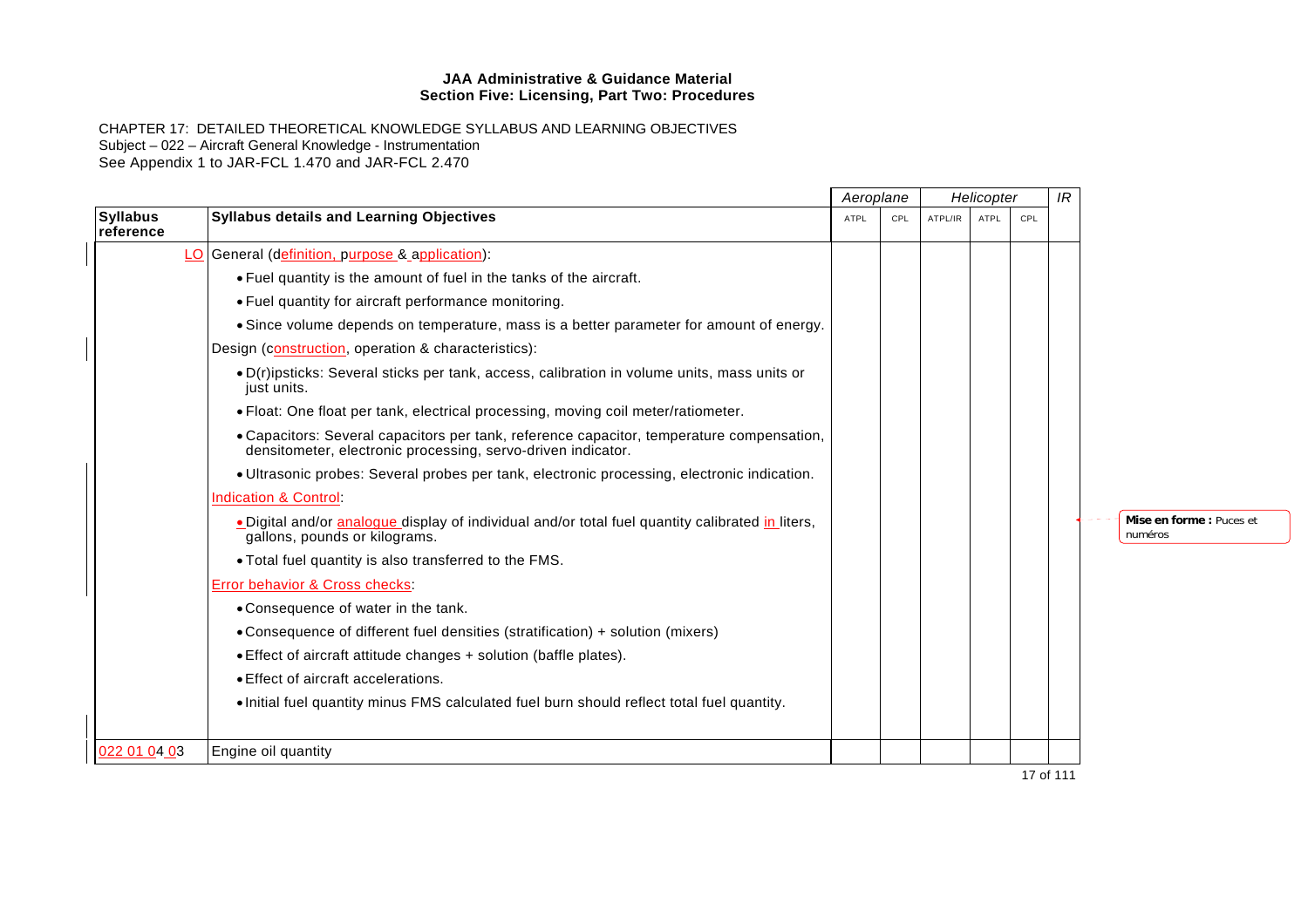CHAPTER 17: DETAILED THEORETICAL KNOWLEDGE SYLLABUS AND LEARNING OBJECTIVES
Subject – 022 – Aircraft General Knowledge - Instrumentation
See Appendix 1 to JAR-FCL 1.470 and JAR-FCL 2.470

| | | Aeroplane | | Helicopter | | | IR |
|---|---|---|---|---|---|---|---|
| **Syllabus reference** | **Syllabus details and Learning Objectives** | ATPL | CPL | ATPL/IR | ATPL | CPL | |
| LO | General (definition, purpose & application): | | | | | | |
| | • Fuel quantity is the amount of fuel in the tanks of the aircraft. | | | | | | |
| | • Fuel quantity for aircraft performance monitoring. | | | | | | |
| | • Since volume depends on temperature, mass is a better parameter for amount of energy. | | | | | | |
| | Design (construction, operation & characteristics): | | | | | | |
| | • D(r)ipsticks: Several sticks per tank, access, calibration in volume units, mass units or just units. | | | | | | |
| | • Float: One float per tank, electrical processing, moving coil meter/ratiometer. | | | | | | |
| | • Capacitors: Several capacitors per tank, reference capacitor, temperature compensation, densitometer, electronic processing, servo-driven indicator. | | | | | | |
| | • Ultrasonic probes: Several probes per tank, electronic processing, electronic indication. | | | | | | |
| | Indication & Control: | | | | | | |
| | • Digital and/or analogue display of individual and/or total fuel quantity calibrated in liters, gallons, pounds or kilograms. | | | | | | |
| | • Total fuel quantity is also transferred to the FMS. | | | | | | |
| | Error behavior & Cross checks: | | | | | | |
| | • Consequence of water in the tank. | | | | | | |
| | • Consequence of different fuel densities (stratification) + solution (mixers) | | | | | | |
| | • Effect of aircraft attitude changes + solution (baffle plates). | | | | | | |
| | • Effect of aircraft accelerations. | | | | | | |
| | • Initial fuel quantity minus FMS calculated fuel burn should reflect total fuel quantity. | | | | | | |
| 022 01 04 03 | Engine oil quantity | | | | | | |

Mise en forme : Puces et numéros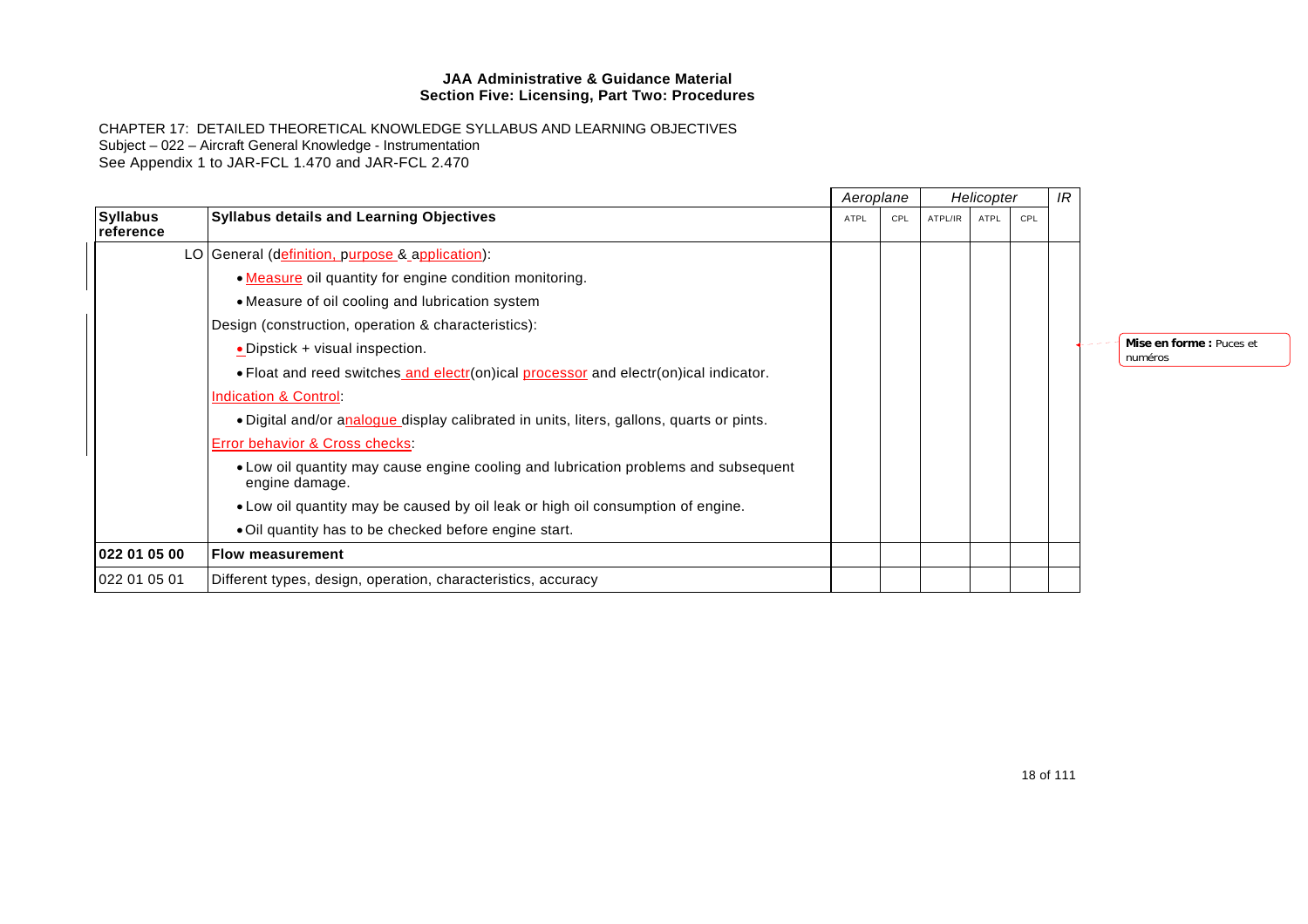**JAA Administrative & Guidance Material**
**Section Five: Licensing, Part Two: Procedures**

CHAPTER 17: DETAILED THEORETICAL KNOWLEDGE SYLLABUS AND LEARNING OBJECTIVES
Subject – 022 – Aircraft General Knowledge - Instrumentation
See Appendix 1 to JAR-FCL 1.470 and JAR-FCL 2.470

| | | *Aeroplane* | | *Helicopter* | | | *IR* |
|---|---|---|---|---|---|---|---|
| **Syllabus reference** | **Syllabus details and Learning Objectives** | ATPL | CPL | ATPL/IR | ATPL | CPL | |
| LO | General (definition, purpose & application): | | | | | | |
| | • Measure oil quantity for engine condition monitoring. | | | | | | |
| | • Measure of oil cooling and lubrication system | | | | | | |
| | Design (construction, operation & characteristics): | | | | | | |
| | • Dipstick + visual inspection. | | | | | | |
| | • Float and reed switches and electr(on)ical processor and electr(on)ical indicator. | | | | | | |
| | Indication & Control: | | | | | | |
| | • Digital and/or analogue display calibrated in units, liters, gallons, quarts or pints. | | | | | | |
| | Error behavior & Cross checks: | | | | | | |
| | • Low oil quantity may cause engine cooling and lubrication problems and subsequent engine damage. | | | | | | |
| | • Low oil quantity may be caused by oil leak or high oil consumption of engine. | | | | | | |
| | • Oil quantity has to be checked before engine start. | | | | | | |
| **022 01 05 00** | **Flow measurement** | | | | | | |
| 022 01 05 01 | Different types, design, operation, characteristics, accuracy | | | | | | |

Mise en forme : Puces et numéros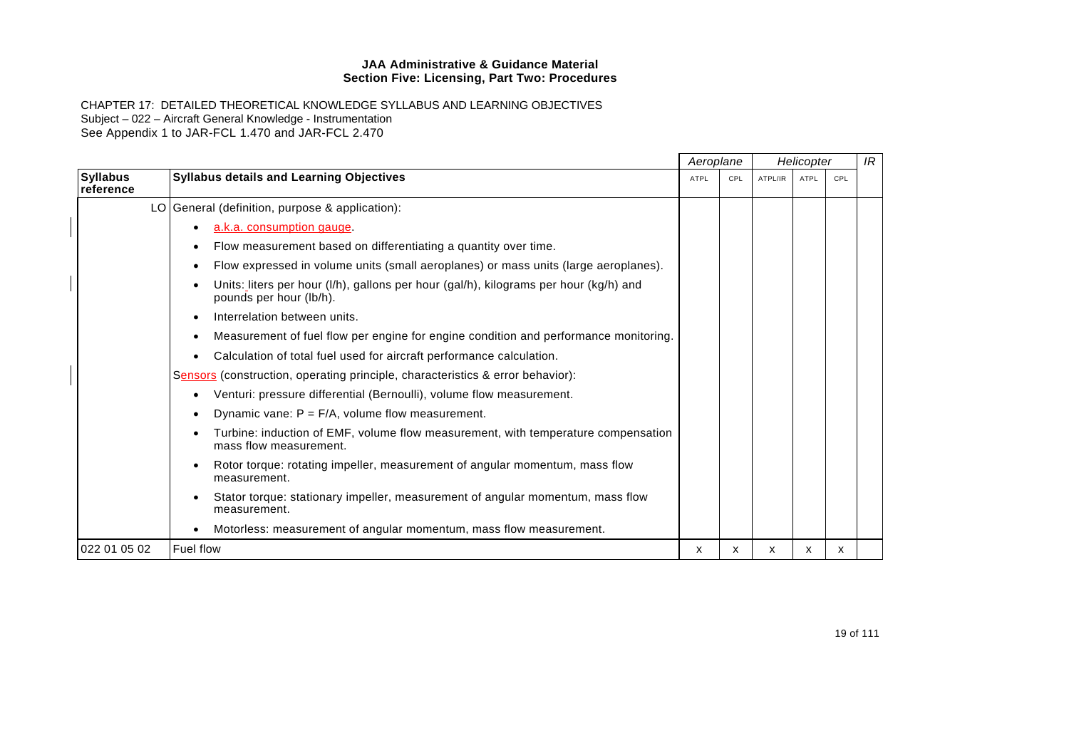CHAPTER 17: DETAILED THEORETICAL KNOWLEDGE SYLLABUS AND LEARNING OBJECTIVES
Subject – 022 – Aircraft General Knowledge - Instrumentation
See Appendix 1 to JAR-FCL 1.470 and JAR-FCL 2.470

| | | Aeroplane | | Helicopter | | | IR |
|---|---|---|---|---|---|---|---|
| **Syllabus reference** | **Syllabus details and Learning Objectives** | ATPL | CPL | ATPL/IR | ATPL | CPL | |
| LO | General (definition, purpose & application):<br>• a.k.a. consumption gauge.<br>• Flow measurement based on differentiating a quantity over time.<br>• Flow expressed in volume units (small aeroplanes) or mass units (large aeroplanes).<br>• Units: liters per hour (l/h), gallons per hour (gal/h), kilograms per hour (kg/h) and pounds per hour (lb/h).<br>• Interrelation between units.<br>• Measurement of fuel flow per engine for engine condition and performance monitoring.<br>• Calculation of total fuel used for aircraft performance calculation.<br>Sensors (construction, operating principle, characteristics & error behavior):<br>• Venturi: pressure differential (Bernoulli), volume flow measurement.<br>• Dynamic vane: P = F/A, volume flow measurement.<br>• Turbine: induction of EMF, volume flow measurement, with temperature compensation mass flow measurement.<br>• Rotor torque: rotating impeller, measurement of angular momentum, mass flow measurement.<br>• Stator torque: stationary impeller, measurement of angular momentum, mass flow measurement.<br>• Motorless: measurement of angular momentum, mass flow measurement. | | | | | | |
| 022 01 05 02 | Fuel flow | x | x | x | x | x | |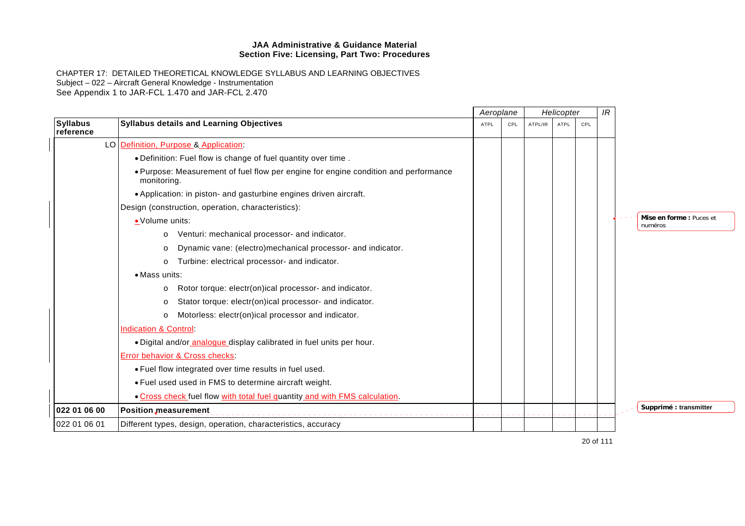**JAA Administrative & Guidance Material**
**Section Five: Licensing, Part Two: Procedures**

CHAPTER 17: DETAILED THEORETICAL KNOWLEDGE SYLLABUS AND LEARNING OBJECTIVES
Subject – 022 – Aircraft General Knowledge - Instrumentation
See Appendix 1 to JAR-FCL 1.470 and JAR-FCL 2.470

| | | Aeroplane | | Helicopter | | | IR |
|---|---|---|---|---|---|---|---|
| **Syllabus reference** | **Syllabus details and Learning Objectives** | ATPL | CPL | ATPL/IR | ATPL | CPL | |
| LO | Definition, Purpose & Application: | | | | | | |
| | • Definition: Fuel flow is change of fuel quantity over time . | | | | | | |
| | • Purpose: Measurement of fuel flow per engine for engine condition and performance monitoring. | | | | | | |
| | • Application: in piston- and gasturbine engines driven aircraft. | | | | | | |
| | Design (construction, operation, characteristics): | | | | | | |
| | • Volume units: | | | | | | |
| | o Venturi: mechanical processor- and indicator. | | | | | | |
| | o Dynamic vane: (electro)mechanical processor- and indicator. | | | | | | |
| | o Turbine: electrical processor- and indicator. | | | | | | |
| | • Mass units: | | | | | | |
| | o Rotor torque: electr(on)ical processor- and indicator. | | | | | | |
| | o Stator torque: electr(on)ical processor- and indicator. | | | | | | |
| | o Motorless: electr(on)ical processor and indicator. | | | | | | |
| | Indication & Control: | | | | | | |
| | • Digital and/or analogue display calibrated in fuel units per hour. | | | | | | |
| | Error behavior & Cross checks: | | | | | | |
| | • Fuel flow integrated over time results in fuel used. | | | | | | |
| | • Fuel used used in FMS to determine aircraft weight. | | | | | | |
| | • Cross check fuel flow with total fuel quantity and with FMS calculation. | | | | | | |
| **022 01 06 00** | **Position measurement** | | | | | | |
| 022 01 06 01 | Different types, design, operation, characteristics, accuracy | | | | | | |

Mise en forme : Puces et numéros

Supprimé : transmitter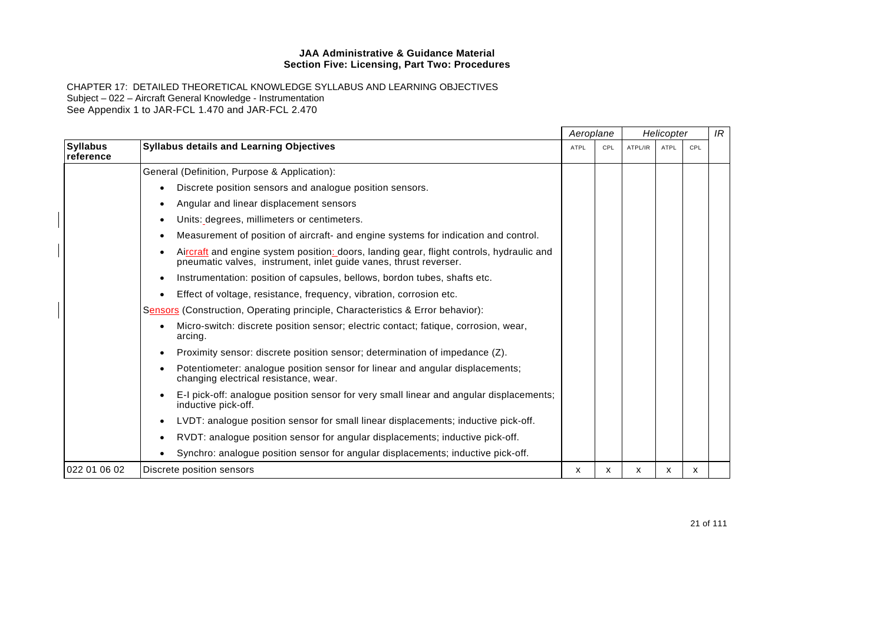**JAA Administrative & Guidance Material**
**Section Five: Licensing, Part Two: Procedures**

CHAPTER 17: DETAILED THEORETICAL KNOWLEDGE SYLLABUS AND LEARNING OBJECTIVES
Subject – 022 – Aircraft General Knowledge - Instrumentation
See Appendix 1 to JAR-FCL 1.470 and JAR-FCL 2.470

| | | *Aeroplane* | | *Helicopter* | | | *IR* |
|---|---|---|---|---|---|---|---|
| **Syllabus reference** | **Syllabus details and Learning Objectives** | ATPL | CPL | ATPL/IR | ATPL | CPL | |
| | General (Definition, Purpose & Application): | | | | | | |
| | • Discrete position sensors and analogue position sensors. | | | | | | |
| | • Angular and linear displacement sensors | | | | | | |
| | • Units: degrees, millimeters or centimeters. | | | | | | |
| | • Measurement of position of aircraft- and engine systems for indication and control. | | | | | | |
| | • Aircraft and engine system position: doors, landing gear, flight controls, hydraulic and pneumatic valves, instrument, inlet guide vanes, thrust reverser. | | | | | | |
| | • Instrumentation: position of capsules, bellows, bordon tubes, shafts etc. | | | | | | |
| | • Effect of voltage, resistance, frequency, vibration, corrosion etc. | | | | | | |
| | Sensors (Construction, Operating principle, Characteristics & Error behavior): | | | | | | |
| | • Micro-switch: discrete position sensor; electric contact; fatique, corrosion, wear, arcing. | | | | | | |
| | • Proximity sensor: discrete position sensor; determination of impedance (Z). | | | | | | |
| | • Potentiometer: analogue position sensor for linear and angular displacements; changing electrical resistance, wear. | | | | | | |
| | • E-I pick-off: analogue position sensor for very small linear and angular displacements; inductive pick-off. | | | | | | |
| | • LVDT: analogue position sensor for small linear displacements; inductive pick-off. | | | | | | |
| | • RVDT: analogue position sensor for angular displacements; inductive pick-off. | | | | | | |
| | • Synchro: analogue position sensor for angular displacements; inductive pick-off. | | | | | | |
| 022 01 06 02 | Discrete position sensors | x | x | x | x | x | |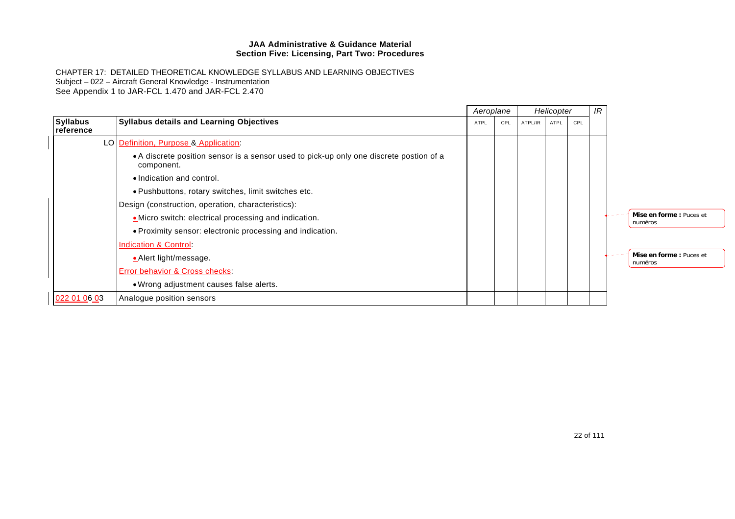**JAA Administrative & Guidance Material**
**Section Five: Licensing, Part Two: Procedures**

CHAPTER 17: DETAILED THEORETICAL KNOWLEDGE SYLLABUS AND LEARNING OBJECTIVES
Subject – 022 – Aircraft General Knowledge - Instrumentation
See Appendix 1 to JAR-FCL 1.470 and JAR-FCL 2.470

| | | *Aeroplane* | | *Helicopter* | | | *IR* |
|---|---|---|---|---|---|---|---|
| **Syllabus reference** | **Syllabus details and Learning Objectives** | ATPL | CPL | ATPL/IR | ATPL | CPL | |
| LO | Definition, Purpose & Application: | | | | | | |
| | • A discrete position sensor is a sensor used to pick-up only one discrete postion of a component. | | | | | | |
| | • Indication and control. | | | | | | |
| | • Pushbuttons, rotary switches, limit switches etc. | | | | | | |
| | Design (construction, operation, characteristics): | | | | | | |
| | • Micro switch: electrical processing and indication. | | | | | | |
| | • Proximity sensor: electronic processing and indication. | | | | | | |
| | Indication & Control: | | | | | | |
| | • Alert light/message. | | | | | | |
| | Error behavior & Cross checks: | | | | | | |
| | • Wrong adjustment causes false alerts. | | | | | | |
| 022 01 06 03 | Analogue position sensors | | | | | | |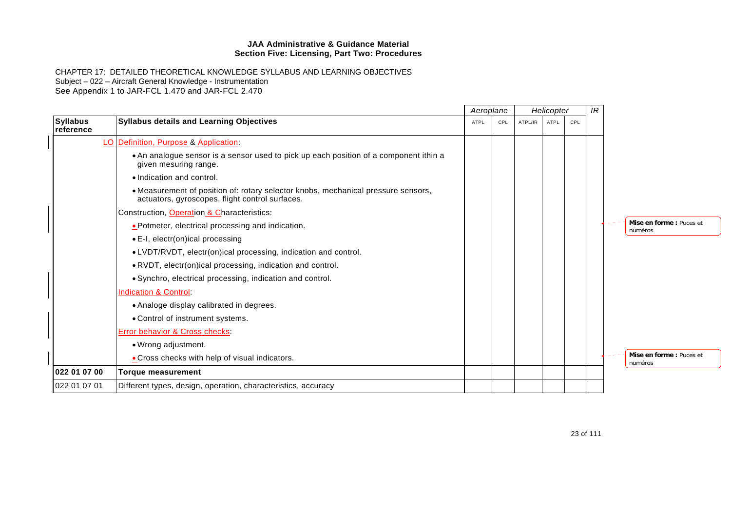**JAA Administrative & Guidance Material**
**Section Five: Licensing, Part Two: Procedures**

CHAPTER 17: DETAILED THEORETICAL KNOWLEDGE SYLLABUS AND LEARNING OBJECTIVES
Subject – 022 – Aircraft General Knowledge - Instrumentation
See Appendix 1 to JAR-FCL 1.470 and JAR-FCL 2.470

| | | *Aeroplane* | | *Helicopter* | | | *IR* |
|---|---|---|---|---|---|---|---|
| **Syllabus reference** | **Syllabus details and Learning Objectives** | ATPL | CPL | ATPL/IR | ATPL | CPL | |
| LO | Definition, Purpose & Application: | | | | | | |
| | • An analogue sensor is a sensor used to pick up each position of a component ithin a given mesuring range. | | | | | | |
| | • Indication and control. | | | | | | |
| | • Measurement of position of: rotary selector knobs, mechanical pressure sensors, actuators, gyroscopes, flight control surfaces. | | | | | | |
| | Construction, Operation & Characteristics: | | | | | | |
| | • Potmeter, electrical processing and indication. | | | | | | |
| | • E-I, electr(on)ical processing | | | | | | |
| | • LVDT/RVDT, electr(on)ical processing, indication and control. | | | | | | |
| | • RVDT, electr(on)ical processing, indication and control. | | | | | | |
| | • Synchro, electrical processing, indication and control. | | | | | | |
| | Indication & Control: | | | | | | |
| | • Analoge display calibrated in degrees. | | | | | | |
| | • Control of instrument systems. | | | | | | |
| | Error behavior & Cross checks: | | | | | | |
| | • Wrong adjustment. | | | | | | |
| | • Cross checks with help of visual indicators. | | | | | | |
| **022 01 07 00** | **Torque measurement** | | | | | | |
| 022 01 07 01 | Different types, design, operation, characteristics, accuracy | | | | | | |

**Mise en forme :** Puces et numéros

**Mise en forme :** Puces et numéros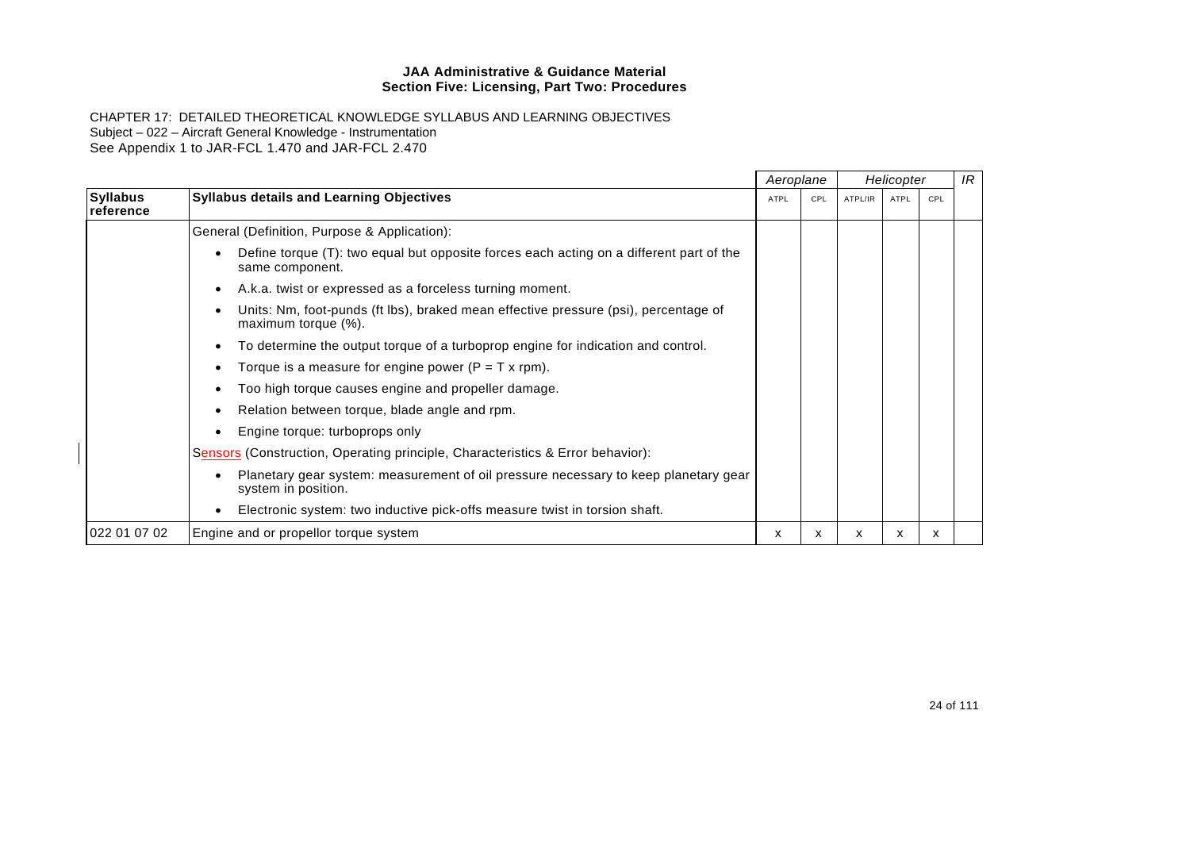**JAA Administrative & Guidance Material**
**Section Five: Licensing, Part Two: Procedures**

CHAPTER 17: DETAILED THEORETICAL KNOWLEDGE SYLLABUS AND LEARNING OBJECTIVES
Subject – 022 – Aircraft General Knowledge - Instrumentation
See Appendix 1 to JAR-FCL 1.470 and JAR-FCL 2.470

| | | *Aeroplane* | | *Helicopter* | | | *IR* |
|---|---|---|---|---|---|---|---|
| **Syllabus reference** | **Syllabus details and Learning Objectives** | ATPL | CPL | ATPL/IR | ATPL | CPL | |
| | General (Definition, Purpose & Application):<br>• Define torque (T): two equal but opposite forces each acting on a different part of the same component.<br>• A.k.a. twist or expressed as a forceless turning moment.<br>• Units: Nm, foot-punds (ft lbs), braked mean effective pressure (psi), percentage of maximum torque (%).<br>• To determine the output torque of a turboprop engine for indication and control.<br>• Torque is a measure for engine power (P = T x rpm).<br>• Too high torque causes engine and propeller damage.<br>• Relation between torque, blade angle and rpm.<br>• Engine torque: turboprops only<br>Sensors (Construction, Operating principle, Characteristics & Error behavior):<br>• Planetary gear system: measurement of oil pressure necessary to keep planetary gear system in position.<br>• Electronic system: two inductive pick-offs measure twist in torsion shaft. | | | | | | |
| 022 01 07 02 | Engine and or propellor torque system | x | x | x | x | x | |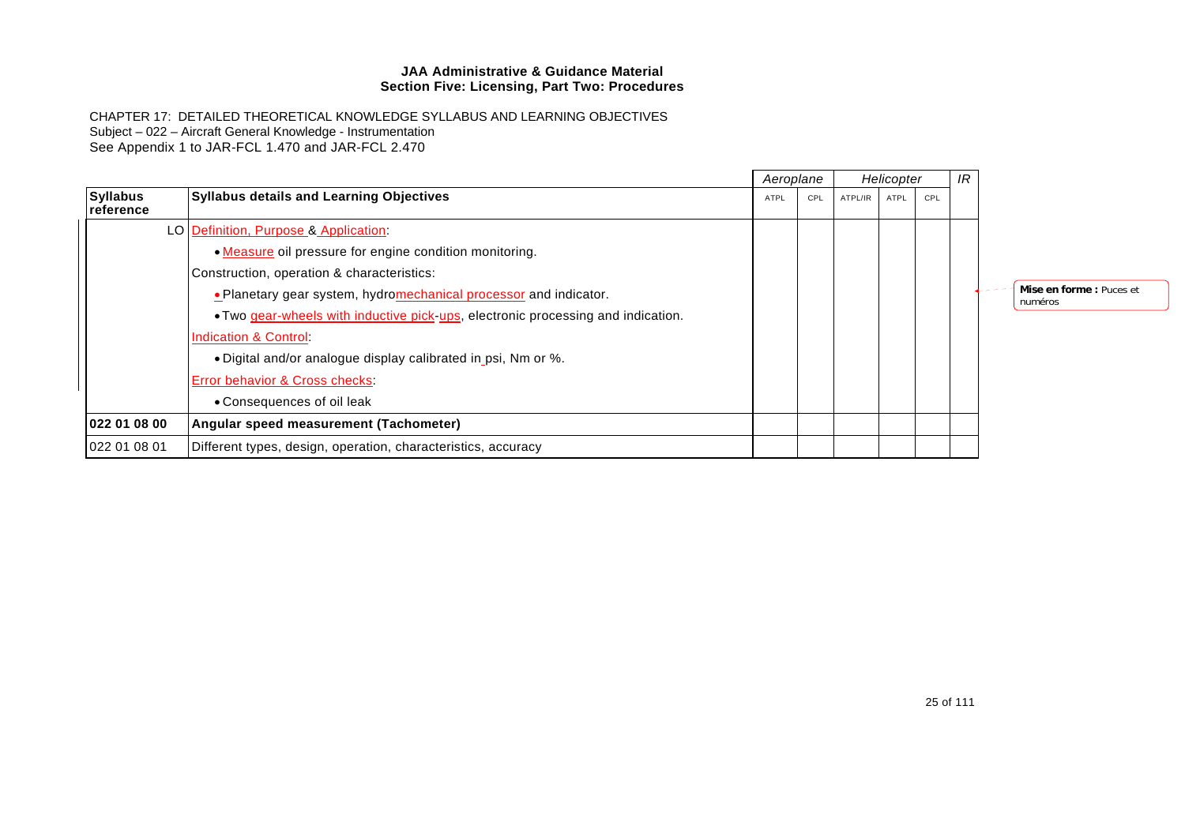**JAA Administrative & Guidance Material**
**Section Five: Licensing, Part Two: Procedures**

CHAPTER 17: DETAILED THEORETICAL KNOWLEDGE SYLLABUS AND LEARNING OBJECTIVES
Subject – 022 – Aircraft General Knowledge - Instrumentation
See Appendix 1 to JAR-FCL 1.470 and JAR-FCL 2.470

| | | *Aeroplane* | | *Helicopter* | | | *IR* |
|---|---|---|---|---|---|---|---|
| **Syllabus reference** | **Syllabus details and Learning Objectives** | ATPL | CPL | ATPL/IR | ATPL | CPL | |
| LO | Definition, Purpose & Application:<br>• Measure oil pressure for engine condition monitoring.<br>Construction, operation & characteristics:<br>• Planetary gear system, hydromechanical processor and indicator.<br>• Two gear-wheels with inductive pick-ups, electronic processing and indication.<br>Indication & Control:<br>• Digital and/or analogue display calibrated in psi, Nm or %.<br>Error behavior & Cross checks:<br>• Consequences of oil leak | | | | | | |
| **022 01 08 00** | **Angular speed measurement (Tachometer)** | | | | | | |
| 022 01 08 01 | Different types, design, operation, characteristics, accuracy | | | | | | |

Mise en forme : Puces et numéros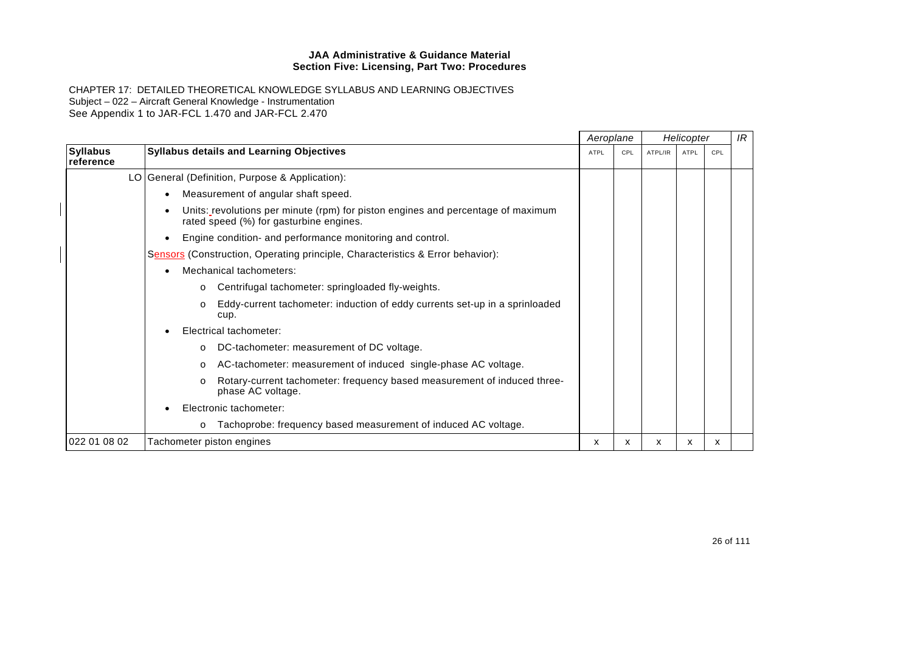**JAA Administrative & Guidance Material**
**Section Five: Licensing, Part Two: Procedures**

CHAPTER 17: DETAILED THEORETICAL KNOWLEDGE SYLLABUS AND LEARNING OBJECTIVES
Subject – 022 – Aircraft General Knowledge - Instrumentation
See Appendix 1 to JAR-FCL 1.470 and JAR-FCL 2.470

| | | *Aeroplane* | | *Helicopter* | | | *IR* |
|---|---|---|---|---|---|---|---|
| **Syllabus reference** | **Syllabus details and Learning Objectives** | ATPL | CPL | ATPL/IR | ATPL | CPL | |
| LO | General (Definition, Purpose & Application):<br>• Measurement of angular shaft speed.<br>• Units: revolutions per minute (rpm) for piston engines and percentage of maximum rated speed (%) for gasturbine engines.<br>• Engine condition- and performance monitoring and control. | | | | | | |
| | Sensors (Construction, Operating principle, Characteristics & Error behavior):<br>• Mechanical tachometers:<br>o Centrifugal tachometer: springloaded fly-weights.<br>o Eddy-current tachometer: induction of eddy currents set-up in a sprinloaded cup.<br>• Electrical tachometer:<br>o DC-tachometer: measurement of DC voltage.<br>o AC-tachometer: measurement of induced single-phase AC voltage.<br>o Rotary-current tachometer: frequency based measurement of induced three-phase AC voltage.<br>• Electronic tachometer:<br>o Tachoprobe: frequency based measurement of induced AC voltage. | | | | | | |
| 022 01 08 02 | Tachometer piston engines | x | x | x | x | x | |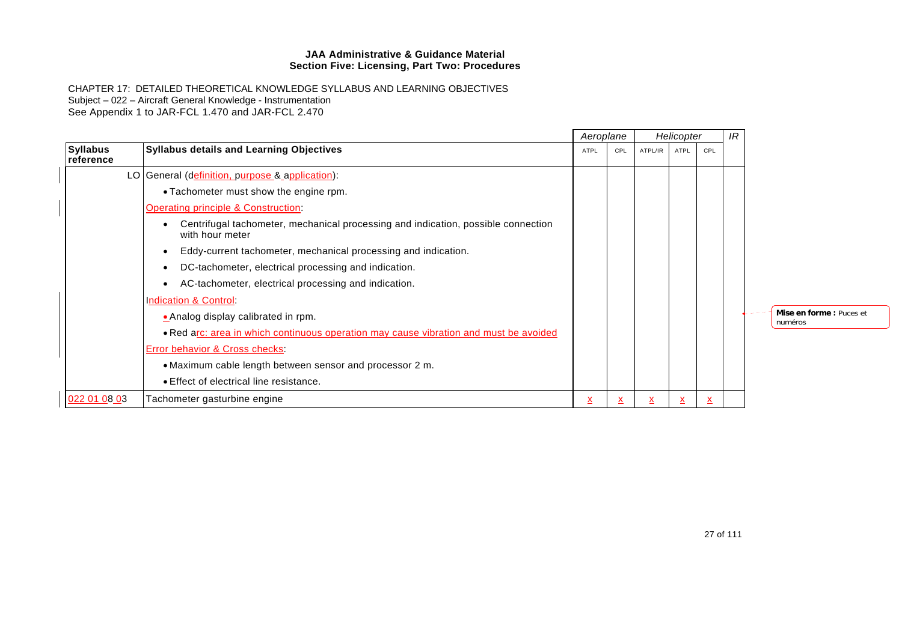**JAA Administrative & Guidance Material**
**Section Five: Licensing, Part Two: Procedures**

CHAPTER 17: DETAILED THEORETICAL KNOWLEDGE SYLLABUS AND LEARNING OBJECTIVES
Subject – 022 – Aircraft General Knowledge - Instrumentation
See Appendix 1 to JAR-FCL 1.470 and JAR-FCL 2.470

| | | *Aeroplane* | | *Helicopter* | | | *IR* |
|---|---|---|---|---|---|---|---|
| **Syllabus reference** | **Syllabus details and Learning Objectives** | ATPL | CPL | ATPL/IR | ATPL | CPL | |
| LO | General (definition, purpose & application): | | | | | | |
| | • Tachometer must show the engine rpm. | | | | | | |
| | Operating principle & Construction: | | | | | | |
| | • Centrifugal tachometer, mechanical processing and indication, possible connection with hour meter | | | | | | |
| | • Eddy-current tachometer, mechanical processing and indication. | | | | | | |
| | • DC-tachometer, electrical processing and indication. | | | | | | |
| | • AC-tachometer, electrical processing and indication. | | | | | | |
| | Indication & Control: | | | | | | |
| | • Analog display calibrated in rpm. | | | | | | |
| | • Red arc: area in which continuous operation may cause vibration and must be avoided | | | | | | |
| | Error behavior & Cross checks: | | | | | | |
| | • Maximum cable length between sensor and processor 2 m. | | | | | | |
| | • Effect of electrical line resistance. | | | | | | |
| 022 01 08 03 | Tachometer gasturbine engine | x | x | x | x | x | |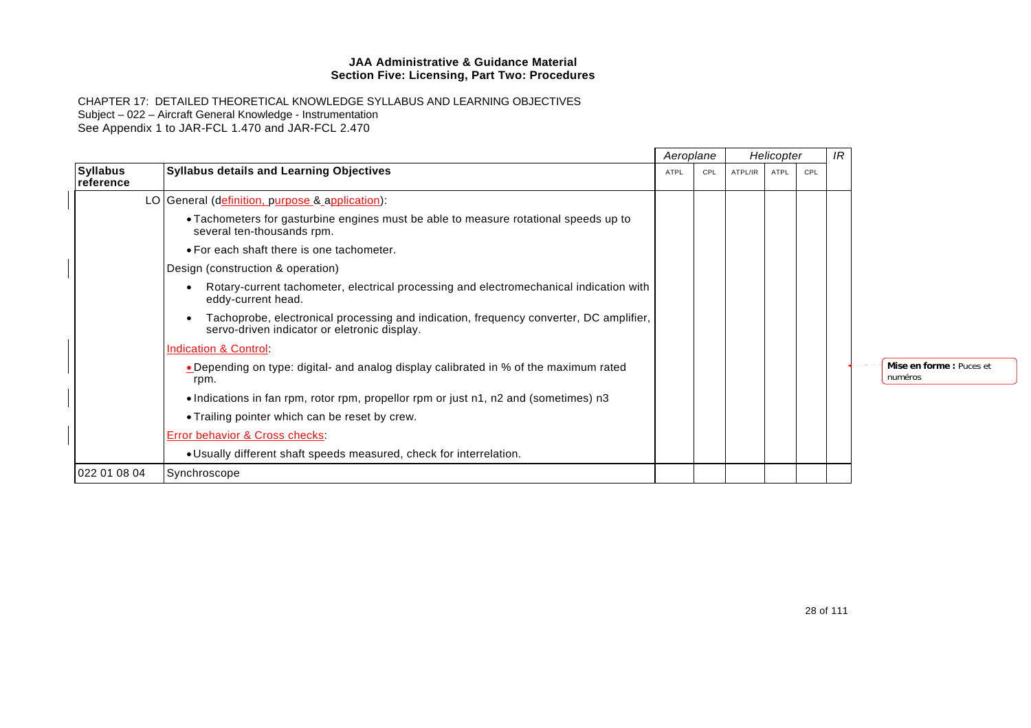**JAA Administrative & Guidance Material**
**Section Five: Licensing, Part Two: Procedures**

CHAPTER 17: DETAILED THEORETICAL KNOWLEDGE SYLLABUS AND LEARNING OBJECTIVES
Subject – 022 – Aircraft General Knowledge - Instrumentation
See Appendix 1 to JAR-FCL 1.470 and JAR-FCL 2.470

| | | Aeroplane | | Helicopter | | | IR |
|---|---|---|---|---|---|---|---|
| **Syllabus reference** | **Syllabus details and Learning Objectives** | ATPL | CPL | ATPL/IR | ATPL | CPL | |
| LO | General (definition, purpose & application): | | | | | | |
| | • Tachometers for gasturbine engines must be able to measure rotational speeds up to several ten-thousands rpm. | | | | | | |
| | • For each shaft there is one tachometer. | | | | | | |
| | Design (construction & operation) | | | | | | |
| | • Rotary-current tachometer, electrical processing and electromechanical indication with eddy-current head. | | | | | | |
| | • Tachoprobe, electronical processing and indication, frequency converter, DC amplifier, servo-driven indicator or eletronic display. | | | | | | |
| | Indication & Control: | | | | | | |
| | • Depending on type: digital- and analog display calibrated in % of the maximum rated rpm. | | | | | | |
| | • Indications in fan rpm, rotor rpm, propellor rpm or just n1, n2 and (sometimes) n3 | | | | | | |
| | • Trailing pointer which can be reset by crew. | | | | | | |
| | Error behavior & Cross checks: | | | | | | |
| | • Usually different shaft speeds measured, check for interrelation. | | | | | | |
| 022 01 08 04 | Synchroscope | | | | | | |

Mise en forme : Puces et numéros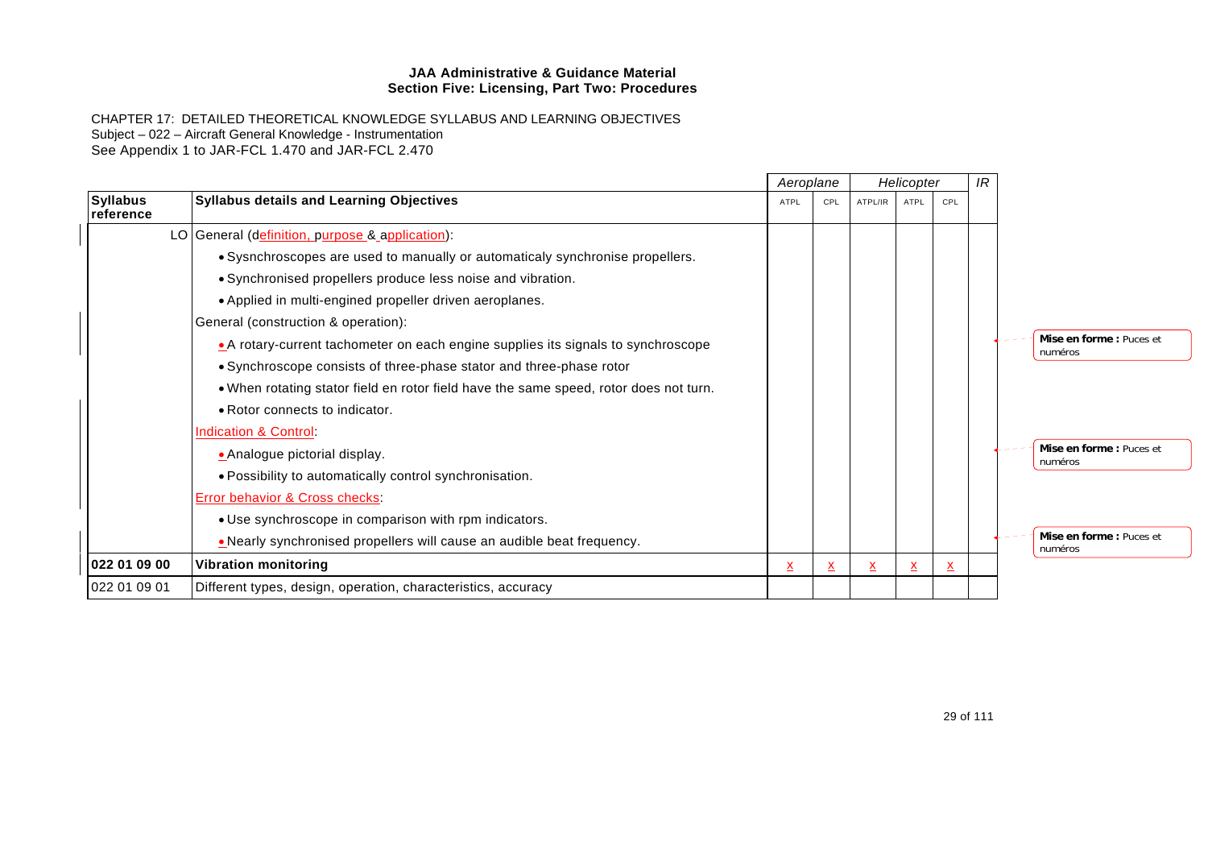**JAA Administrative & Guidance Material**
**Section Five: Licensing, Part Two: Procedures**

CHAPTER 17: DETAILED THEORETICAL KNOWLEDGE SYLLABUS AND LEARNING OBJECTIVES
Subject – 022 – Aircraft General Knowledge - Instrumentation
See Appendix 1 to JAR-FCL 1.470 and JAR-FCL 2.470

| | | *Aeroplane* | | *Helicopter* | | | *IR* |
|---|---|---|---|---|---|---|---|
| **Syllabus reference** | **Syllabus details and Learning Objectives** | ATPL | CPL | ATPL/IR | ATPL | CPL | |
| LO | General (definition, purpose & application):<br>• Sysnchroscopes are used to manually or automaticaly synchronise propellers.<br>• Synchronised propellers produce less noise and vibration.<br>• Applied in multi-engined propeller driven aeroplanes.<br>General (construction & operation):<br>• A rotary-current tachometer on each engine supplies its signals to synchroscope<br>• Synchroscope consists of three-phase stator and three-phase rotor<br>• When rotating stator field en rotor field have the same speed, rotor does not turn.<br>• Rotor connects to indicator.<br>Indication & Control:<br>• Analogue pictorial display.<br>• Possibility to automatically control synchronisation.<br>Error behavior & Cross checks:<br>• Use synchroscope in comparison with rpm indicators.<br>• Nearly synchronised propellers will cause an audible beat frequency. | | | | | | |
| **022 01 09 00** | **Vibration monitoring** | x | x | x | x | x | |
| 022 01 09 01 | Different types, design, operation, characteristics, accuracy | | | | | | |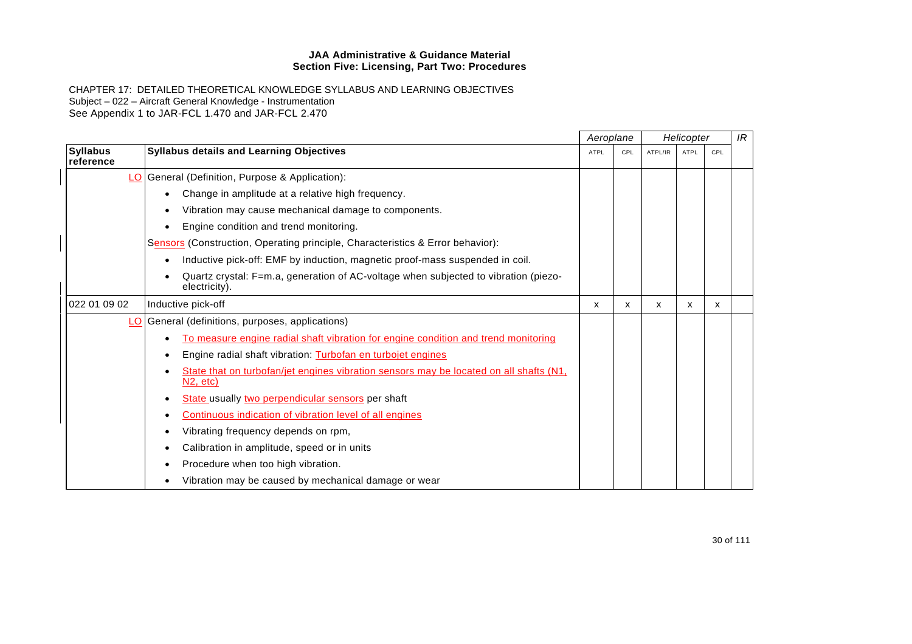**JAA Administrative & Guidance Material**
**Section Five: Licensing, Part Two: Procedures**

CHAPTER 17: DETAILED THEORETICAL KNOWLEDGE SYLLABUS AND LEARNING OBJECTIVES
Subject – 022 – Aircraft General Knowledge - Instrumentation
See Appendix 1 to JAR-FCL 1.470 and JAR-FCL 2.470

| | | Aeroplane | | Helicopter | | | IR |
|---|---|---|---|---|---|---|---|
| **Syllabus reference** | **Syllabus details and Learning Objectives** | ATPL | CPL | ATPL/IR | ATPL | CPL | |
| LO | General (Definition, Purpose & Application): | | | | | | |
| | • Change in amplitude at a relative high frequency. | | | | | | |
| | • Vibration may cause mechanical damage to components. | | | | | | |
| | • Engine condition and trend monitoring. | | | | | | |
| | Sensors (Construction, Operating principle, Characteristics & Error behavior): | | | | | | |
| | • Inductive pick-off: EMF by induction, magnetic proof-mass suspended in coil. | | | | | | |
| | • Quartz crystal: F=m.a, generation of AC-voltage when subjected to vibration (piezo-electricity). | | | | | | |
| 022 01 09 02 | Inductive pick-off | x | x | x | x | x | |
| LO | General (definitions, purposes, applications) | | | | | | |
| | • To measure engine radial shaft vibration for engine condition and trend monitoring | | | | | | |
| | • Engine radial shaft vibration: Turbofan en turbojet engines | | | | | | |
| | • State that on turbofan/jet engines vibration sensors may be located on all shafts (N1, N2, etc) | | | | | | |
| | • State usually two perpendicular sensors per shaft | | | | | | |
| | • Continuous indication of vibration level of all engines | | | | | | |
| | • Vibrating frequency depends on rpm, | | | | | | |
| | • Calibration in amplitude, speed or in units | | | | | | |
| | • Procedure when too high vibration. | | | | | | |
| | • Vibration may be caused by mechanical damage or wear | | | | | | |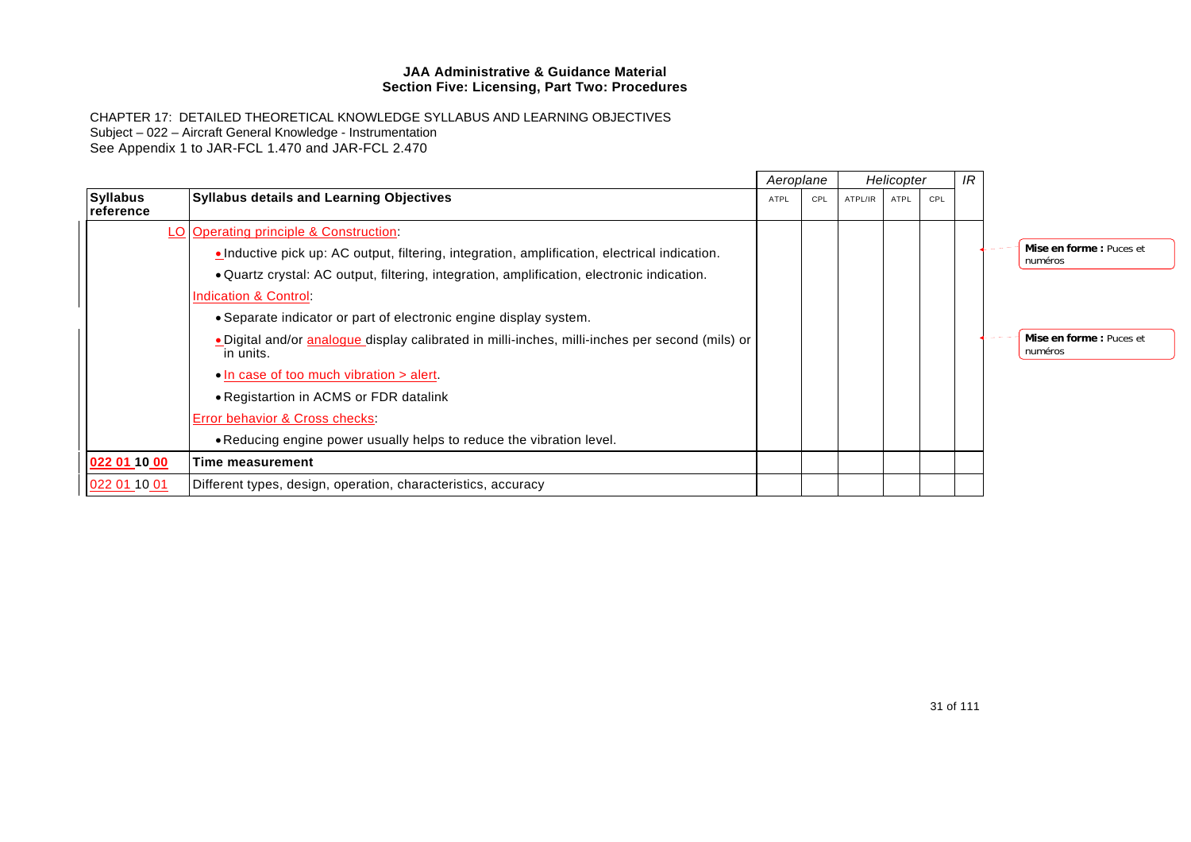**JAA Administrative & Guidance Material**
**Section Five: Licensing, Part Two: Procedures**

CHAPTER 17: DETAILED THEORETICAL KNOWLEDGE SYLLABUS AND LEARNING OBJECTIVES
Subject – 022 – Aircraft General Knowledge - Instrumentation
See Appendix 1 to JAR-FCL 1.470 and JAR-FCL 2.470

| | | *Aeroplane* | | *Helicopter* | | | *IR* |
|---|---|---|---|---|---|---|---|
| **Syllabus reference** | **Syllabus details and Learning Objectives** | ATPL | CPL | ATPL/IR | ATPL | CPL | |
| LO | Operating principle & Construction:<br>• Inductive pick up: AC output, filtering, integration, amplification, electrical indication.<br>• Quartz crystal: AC output, filtering, integration, amplification, electronic indication.<br>Indication & Control:<br>• Separate indicator or part of electronic engine display system.<br>• Digital and/or analogue display calibrated in milli-inches, milli-inches per second (mils) or in units.<br>• In case of too much vibration > alert.<br>• Registartion in ACMS or FDR datalink<br>Error behavior & Cross checks:<br>• Reducing engine power usually helps to reduce the vibration level. | | | | | | |
| **022 01 10 00** | **Time measurement** | | | | | | |
| 022 01 10 01 | Different types, design, operation, characteristics, accuracy | | | | | | |

Mise en forme : Puces et numéros

Mise en forme : Puces et numéros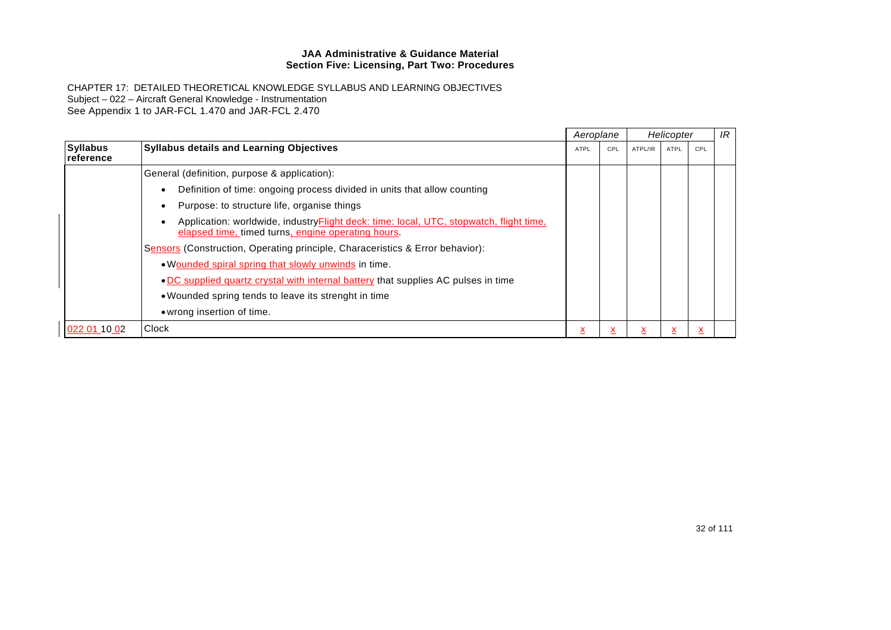**JAA Administrative & Guidance Material**
**Section Five: Licensing, Part Two: Procedures**

CHAPTER 17: DETAILED THEORETICAL KNOWLEDGE SYLLABUS AND LEARNING OBJECTIVES
Subject – 022 – Aircraft General Knowledge - Instrumentation
See Appendix 1 to JAR-FCL 1.470 and JAR-FCL 2.470

| | | *Aeroplane* | | *Helicopter* | | | *IR* |
|---|---|---|---|---|---|---|---|
| **Syllabus reference** | **Syllabus details and Learning Objectives** | ATPL | CPL | ATPL/IR | ATPL | CPL | |
| | General (definition, purpose & application):<br>• Definition of time: ongoing process divided in units that allow counting<br>• Purpose: to structure life, organise things<br>• Application: worldwide, industryFlight deck: time: local, UTC, stopwatch, flight time, elapsed time, timed turns, engine operating hours.<br>Sensors (Construction, Operating principle, Characeristics & Error behavior):<br>• Wounded spiral spring that slowly unwinds in time.<br>• DC supplied quartz crystal with internal battery that supplies AC pulses in time<br>• Wounded spring tends to leave its strenght in time<br>• wrong insertion of time. | | | | | | |
| 022 01 10 02 | Clock | X | X | X | X | X | |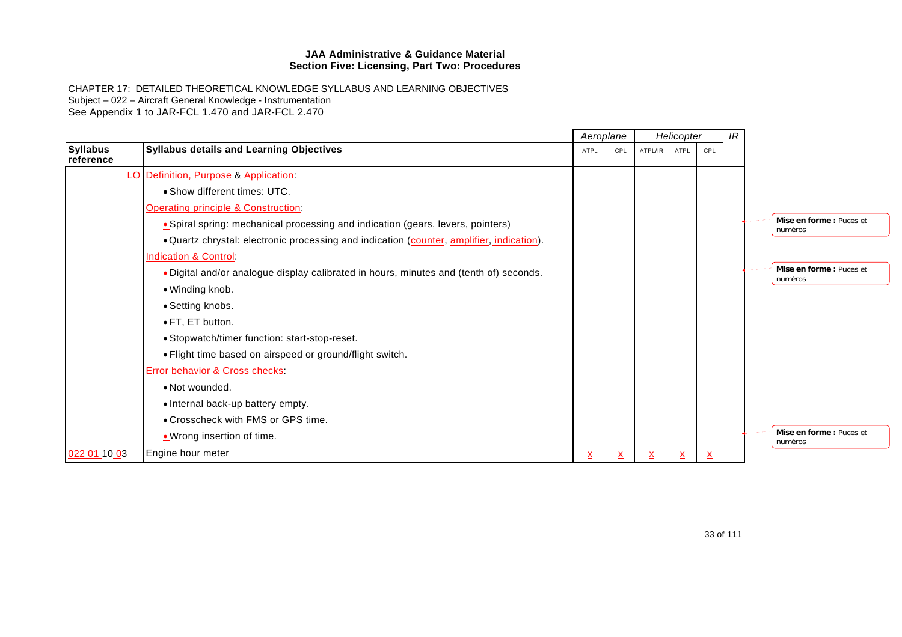CHAPTER 17: DETAILED THEORETICAL KNOWLEDGE SYLLABUS AND LEARNING OBJECTIVES
Subject – 022 – Aircraft General Knowledge - Instrumentation
See Appendix 1 to JAR-FCL 1.470 and JAR-FCL 2.470

| | | *Aeroplane* | | *Helicopter* | | | *IR* |
|---|---|---|---|---|---|---|---|
| **Syllabus reference** | **Syllabus details and Learning Objectives** | ATPL | CPL | ATPL/IR | ATPL | CPL | |
| LO | Definition, Purpose & Application: | | | | | | |
| | • Show different times: UTC. | | | | | | |
| | Operating principle & Construction: | | | | | | |
| | • Spiral spring: mechanical processing and indication (gears, levers, pointers) | | | | | | |
| | • Quartz chrystal: electronic processing and indication (counter, amplifier, indication). | | | | | | |
| | Indication & Control: | | | | | | |
| | • Digital and/or analogue display calibrated in hours, minutes and (tenth of) seconds. | | | | | | |
| | • Winding knob. | | | | | | |
| | • Setting knobs. | | | | | | |
| | • FT, ET button. | | | | | | |
| | • Stopwatch/timer function: start-stop-reset. | | | | | | |
| | • Flight time based on airspeed or ground/flight switch. | | | | | | |
| | Error behavior & Cross checks: | | | | | | |
| | • Not wounded. | | | | | | |
| | • Internal back-up battery empty. | | | | | | |
| | • Crosscheck with FMS or GPS time. | | | | | | |
| | • Wrong insertion of time. | | | | | | |
| 022 01 10 03 | Engine hour meter | x | x | x | x | x | |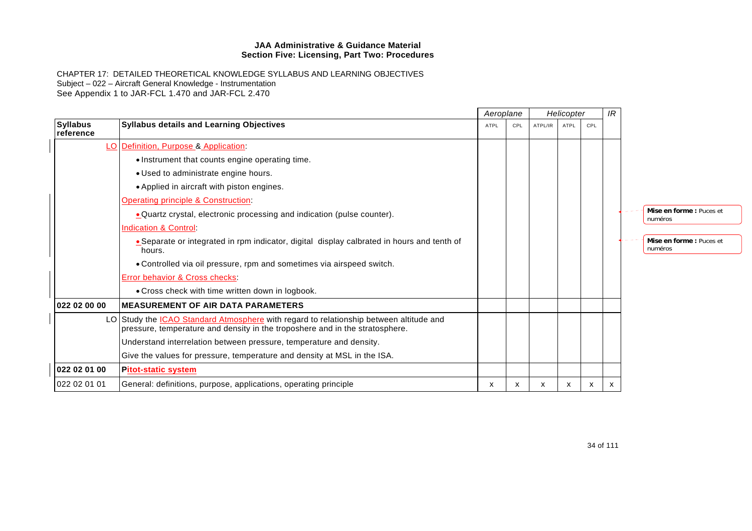**JAA Administrative & Guidance Material**
**Section Five: Licensing, Part Two: Procedures**

CHAPTER 17: DETAILED THEORETICAL KNOWLEDGE SYLLABUS AND LEARNING OBJECTIVES
Subject – 022 – Aircraft General Knowledge - Instrumentation
See Appendix 1 to JAR-FCL 1.470 and JAR-FCL 2.470

| | | *Aeroplane* | | *Helicopter* | | | *IR* |
|---|---|---|---|---|---|---|---|
| **Syllabus reference** | **Syllabus details and Learning Objectives** | ATPL | CPL | ATPL/IR | ATPL | CPL | |
| LO | Definition, Purpose & Application: | | | | | | |
| | • Instrument that counts engine operating time. | | | | | | |
| | • Used to administrate engine hours. | | | | | | |
| | • Applied in aircraft with piston engines. | | | | | | |
| | Operating principle & Construction: | | | | | | |
| | • Quartz crystal, electronic processing and indication (pulse counter). | | | | | | |
| | Indication & Control: | | | | | | |
| | • Separate or integrated in rpm indicator, digital display calibrated in hours and tenth of hours. | | | | | | |
| | • Controlled via oil pressure, rpm and sometimes via airspeed switch. | | | | | | |
| | Error behavior & Cross checks: | | | | | | |
| | • Cross check with time written down in logbook. | | | | | | |
| **022 02 00 00** | **MEASUREMENT OF AIR DATA PARAMETERS** | | | | | | |
| LO | Study the ICAO Standard Atmosphere with regard to relationship between altitude and pressure, temperature and density in the troposhere and in the stratosphere. | | | | | | |
| | Understand interrelation between pressure, temperature and density. | | | | | | |
| | Give the values for pressure, temperature and density at MSL in the ISA. | | | | | | |
| **022 02 01 00** | **Pitot-static system** | | | | | | |
| 022 02 01 01 | General: definitions, purpose, applications, operating principle | x | x | x | x | x | x |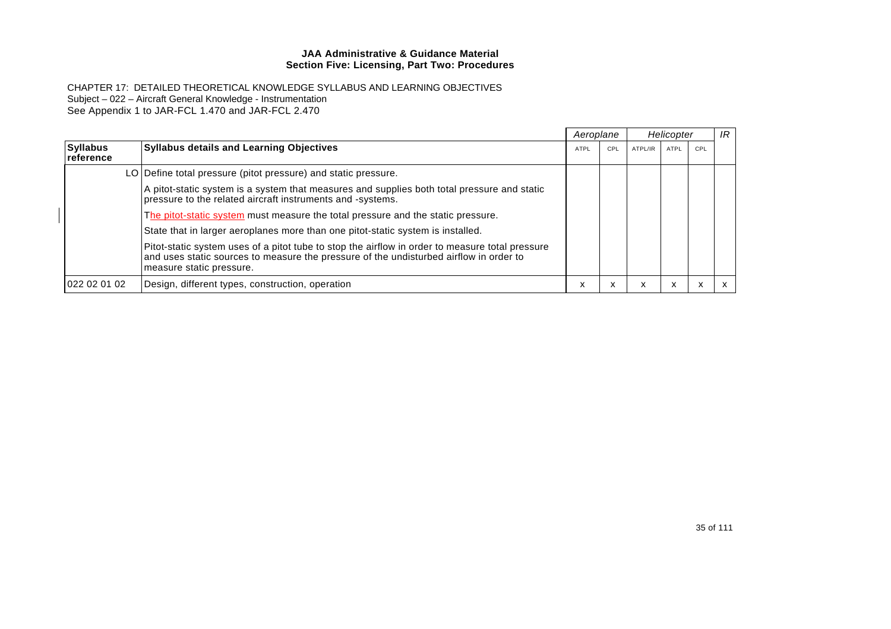**JAA Administrative & Guidance Material**
**Section Five: Licensing, Part Two: Procedures**

CHAPTER 17: DETAILED THEORETICAL KNOWLEDGE SYLLABUS AND LEARNING OBJECTIVES
Subject – 022 – Aircraft General Knowledge - Instrumentation
See Appendix 1 to JAR-FCL 1.470 and JAR-FCL 2.470

| | | *Aeroplane* | | *Helicopter* | | | *IR* |
|---|---|---|---|---|---|---|---|
| **Syllabus reference** | **Syllabus details and Learning Objectives** | ATPL | CPL | ATPL/IR | ATPL | CPL | |
| LO | Define total pressure (pitot pressure) and static pressure. | | | | | | |
| | A pitot-static system is a system that measures and supplies both total pressure and static pressure to the related aircraft instruments and -systems. | | | | | | |
| | The pitot-static system must measure the total pressure and the static pressure. | | | | | | |
| | State that in larger aeroplanes more than one pitot-static system is installed. | | | | | | |
| | Pitot-static system uses of a pitot tube to stop the airflow in order to measure total pressure and uses static sources to measure the pressure of the undisturbed airflow in order to measure static pressure. | | | | | | |
| 022 02 01 02 | Design, different types, construction, operation | x | x | x | x | x | x |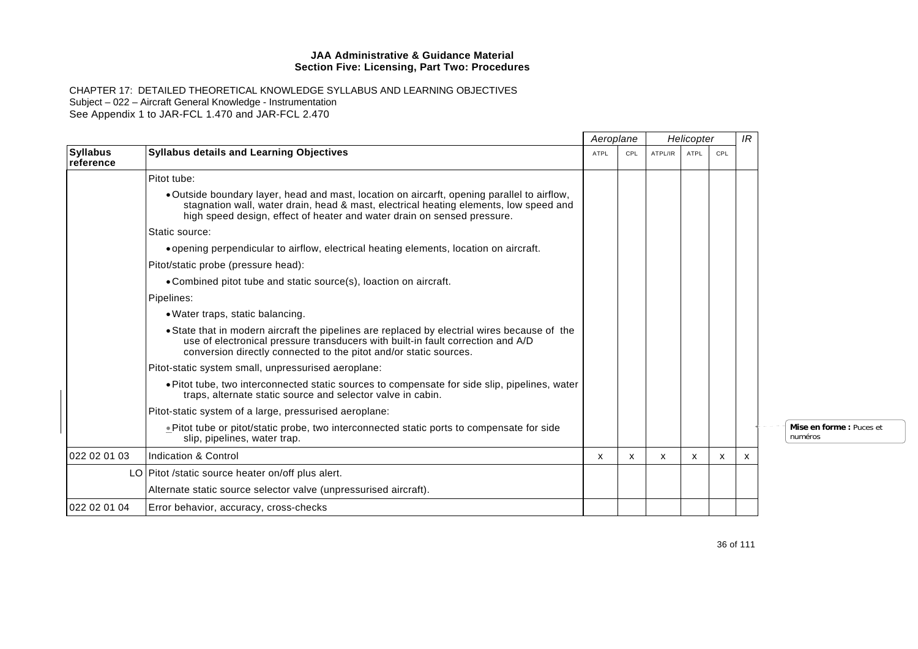**JAA Administrative & Guidance Material**
**Section Five: Licensing, Part Two: Procedures**

CHAPTER 17: DETAILED THEORETICAL KNOWLEDGE SYLLABUS AND LEARNING OBJECTIVES
Subject – 022 – Aircraft General Knowledge - Instrumentation
See Appendix 1 to JAR-FCL 1.470 and JAR-FCL 2.470

| | | *Aeroplane* | | *Helicopter* | | | *IR* |
|---|---|---|---|---|---|---|---|
| **Syllabus reference** | **Syllabus details and Learning Objectives** | ATPL | CPL | ATPL/IR | ATPL | CPL | |
| | Pitot tube: | | | | | | |
| | • Outside boundary layer, head and mast, location on aircarft, opening parallel to airflow, stagnation wall, water drain, head & mast, electrical heating elements, low speed and high speed design, effect of heater and water drain on sensed pressure. | | | | | | |
| | Static source: | | | | | | |
| | • opening perpendicular to airflow, electrical heating elements, location on aircraft. | | | | | | |
| | Pitot/static probe (pressure head): | | | | | | |
| | • Combined pitot tube and static source(s), loaction on aircraft. | | | | | | |
| | Pipelines: | | | | | | |
| | • Water traps, static balancing. | | | | | | |
| | • State that in modern aircraft the pipelines are replaced by electrial wires because of the use of electronical pressure transducers with built-in fault correction and A/D conversion directly connected to the pitot and/or static sources. | | | | | | |
| | Pitot-static system small, unpressurised aeroplane: | | | | | | |
| | • Pitot tube, two interconnected static sources to compensate for side slip, pipelines, water traps, alternate static source and selector valve in cabin. | | | | | | |
| | Pitot-static system of a large, pressurised aeroplane: | | | | | | |
| | • Pitot tube or pitot/static probe, two interconnected static ports to compensate for side slip, pipelines, water trap. | | | | | | |
| 022 02 01 03 | Indication & Control | x | x | x | x | x | x |
| LO | Pitot /static source heater on/off plus alert. | | | | | | |
| | Alternate static source selector valve (unpressurised aircraft). | | | | | | |
| 022 02 01 04 | Error behavior, accuracy, cross-checks | | | | | | |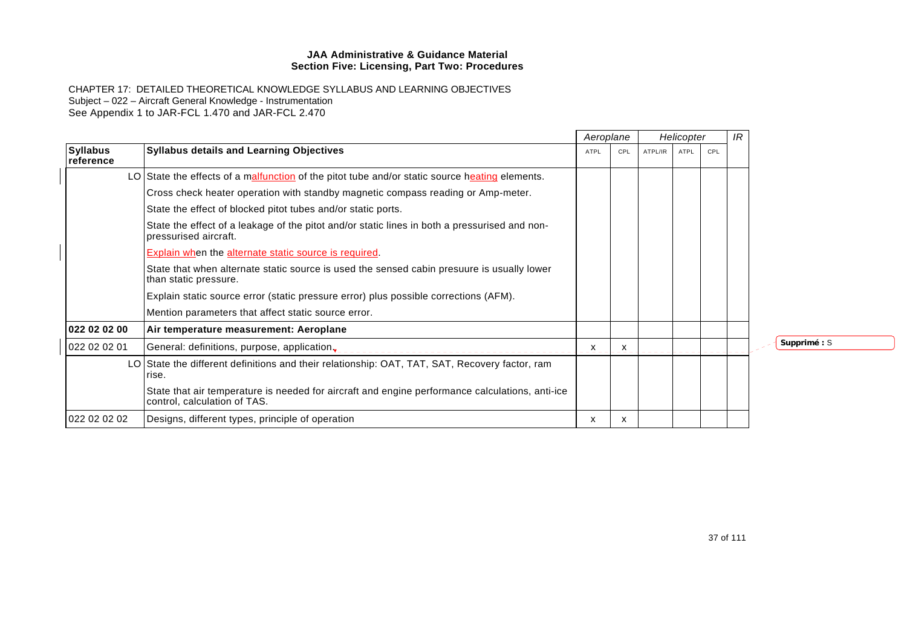**JAA Administrative & Guidance Material**
**Section Five: Licensing, Part Two: Procedures**

CHAPTER 17: DETAILED THEORETICAL KNOWLEDGE SYLLABUS AND LEARNING OBJECTIVES
Subject – 022 – Aircraft General Knowledge - Instrumentation
See Appendix 1 to JAR-FCL 1.470 and JAR-FCL 2.470

| | | *Aeroplane* | | *Helicopter* | | | *IR* |
|---|---|---|---|---|---|---|---|
| **Syllabus reference** | **Syllabus details and Learning Objectives** | ATPL | CPL | ATPL/IR | ATPL | CPL | |
| LO | State the effects of a malfunction of the pitot tube and/or static source heating elements. | | | | | | |
| | Cross check heater operation with standby magnetic compass reading or Amp-meter. | | | | | | |
| | State the effect of blocked pitot tubes and/or static ports. | | | | | | |
| | State the effect of a leakage of the pitot and/or static lines in both a pressurised and non-pressurised aircraft. | | | | | | |
| | Explain when the alternate static source is required. | | | | | | |
| | State that when alternate static source is used the sensed cabin presuure is usually lower than static pressure. | | | | | | |
| | Explain static source error (static pressure error) plus possible corrections (AFM). | | | | | | |
| | Mention parameters that affect static source error. | | | | | | |
| **022 02 02 00** | **Air temperature measurement: Aeroplane** | | | | | | |
| 022 02 02 01 | General: definitions, purpose, application | x | x | | | | |
| LO | State the different definitions and their relationship: OAT, TAT, SAT, Recovery factor, ram rise. | | | | | | |
| | State that air temperature is needed for aircraft and engine performance calculations, anti-ice control, calculation of TAS. | | | | | | |
| 022 02 02 02 | Designs, different types, principle of operation | x | x | | | | |

Supprimé : S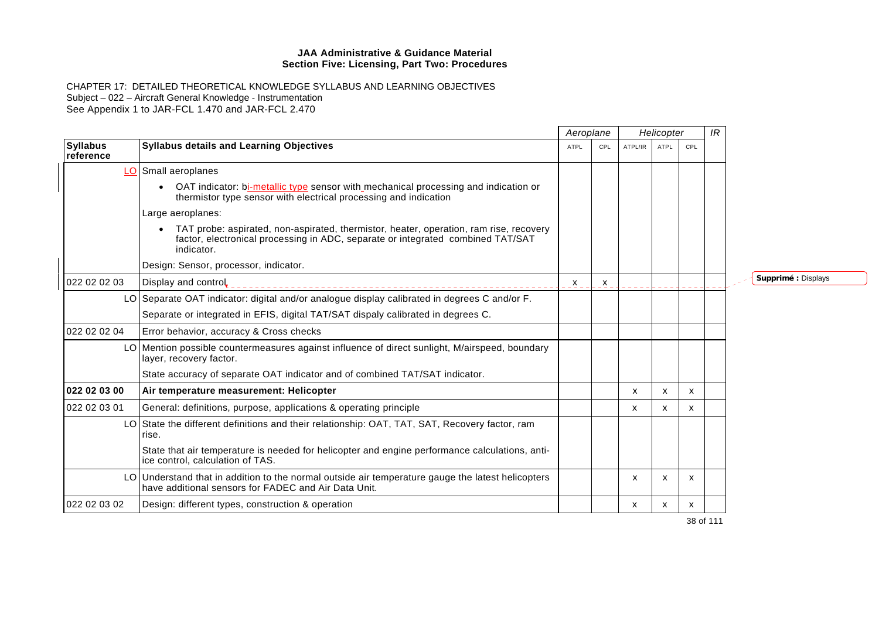**JAA Administrative & Guidance Material**
**Section Five: Licensing, Part Two: Procedures**

CHAPTER 17: DETAILED THEORETICAL KNOWLEDGE SYLLABUS AND LEARNING OBJECTIVES
Subject – 022 – Aircraft General Knowledge - Instrumentation
See Appendix 1 to JAR-FCL 1.470 and JAR-FCL 2.470

| | | *Aeroplane* | | *Helicopter* | | | *IR* |
|---|---|---|---|---|---|---|---|
| **Syllabus reference** | **Syllabus details and Learning Objectives** | ATPL | CPL | ATPL/IR | ATPL | CPL | |
| LO | Small aeroplanes<br>• OAT indicator: bi-metallic type sensor with mechanical processing and indication or thermistor type sensor with electrical processing and indication<br>Large aeroplanes:<br>• TAT probe: aspirated, non-aspirated, thermistor, heater, operation, ram rise, recovery factor, electronical processing in ADC, separate or integrated combined TAT/SAT indicator.<br>Design: Sensor, processor, indicator. | | | | | | |
| 022 02 02 03 | Display and control | X | X | | | | |
| LO | Separate OAT indicator: digital and/or analogue display calibrated in degrees C and/or F.<br>Separate or integrated in EFIS, digital TAT/SAT dispaly calibrated in degrees C. | | | | | | |
| 022 02 02 04 | Error behavior, accuracy & Cross checks | | | | | | |
| LO | Mention possible countermeasures against influence of direct sunlight, M/airspeed, boundary layer, recovery factor.<br>State accuracy of separate OAT indicator and of combined TAT/SAT indicator. | | | | | | |
| **022 02 03 00** | **Air temperature measurement: Helicopter** | | | X | X | X | |
| 022 02 03 01 | General: definitions, purpose, applications & operating principle | | | X | X | X | |
| LO | State the different definitions and their relationship: OAT, TAT, SAT, Recovery factor, ram rise.<br>State that air temperature is needed for helicopter and engine performance calculations, anti-ice control, calculation of TAS. | | | | | | |
| LO | Understand that in addition to the normal outside air temperature gauge the latest helicopters have additional sensors for FADEC and Air Data Unit. | | | X | X | X | |
| 022 02 03 02 | Design: different types, construction & operation | | | X | X | X | |

**Supprimé :** Displays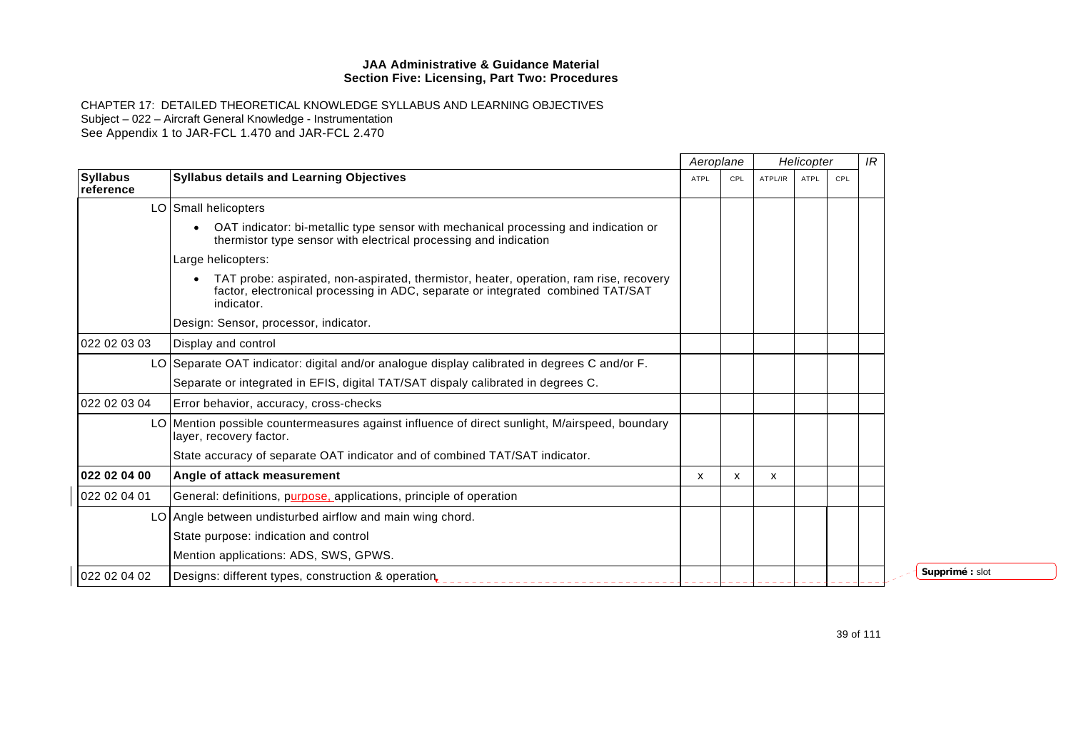**JAA Administrative & Guidance Material**
**Section Five: Licensing, Part Two: Procedures**

CHAPTER 17: DETAILED THEORETICAL KNOWLEDGE SYLLABUS AND LEARNING OBJECTIVES
Subject – 022 – Aircraft General Knowledge - Instrumentation
See Appendix 1 to JAR-FCL 1.470 and JAR-FCL 2.470

| | | *Aeroplane* | | *Helicopter* | | | *IR* |
|---|---|---|---|---|---|---|---|
| **Syllabus reference** | **Syllabus details and Learning Objectives** | ATPL | CPL | ATPL/IR | ATPL | CPL | |
| LO | Small helicopters<br>• OAT indicator: bi-metallic type sensor with mechanical processing and indication or thermistor type sensor with electrical processing and indication<br>Large helicopters:<br>• TAT probe: aspirated, non-aspirated, thermistor, heater, operation, ram rise, recovery factor, electronical processing in ADC, separate or integrated combined TAT/SAT indicator.<br>Design: Sensor, processor, indicator. | | | | | | |
| 022 02 03 03 | Display and control | | | | | | |
| LO | Separate OAT indicator: digital and/or analogue display calibrated in degrees C and/or F.<br>Separate or integrated in EFIS, digital TAT/SAT dispaly calibrated in degrees C. | | | | | | |
| 022 02 03 04 | Error behavior, accuracy, cross-checks | | | | | | |
| LO | Mention possible countermeasures against influence of direct sunlight, M/airspeed, boundary layer, recovery factor.<br>State accuracy of separate OAT indicator and of combined TAT/SAT indicator. | | | | | | |
| **022 02 04 00** | **Angle of attack measurement** | X | X | X | | | |
| 022 02 04 01 | General: definitions, purpose, applications, principle of operation | | | | | | |
| LO | Angle between undisturbed airflow and main wing chord.<br>State purpose: indication and control<br>Mention applications: ADS, SWS, GPWS. | | | | | | |
| 022 02 04 02 | Designs: different types, construction & operation | | | | | | |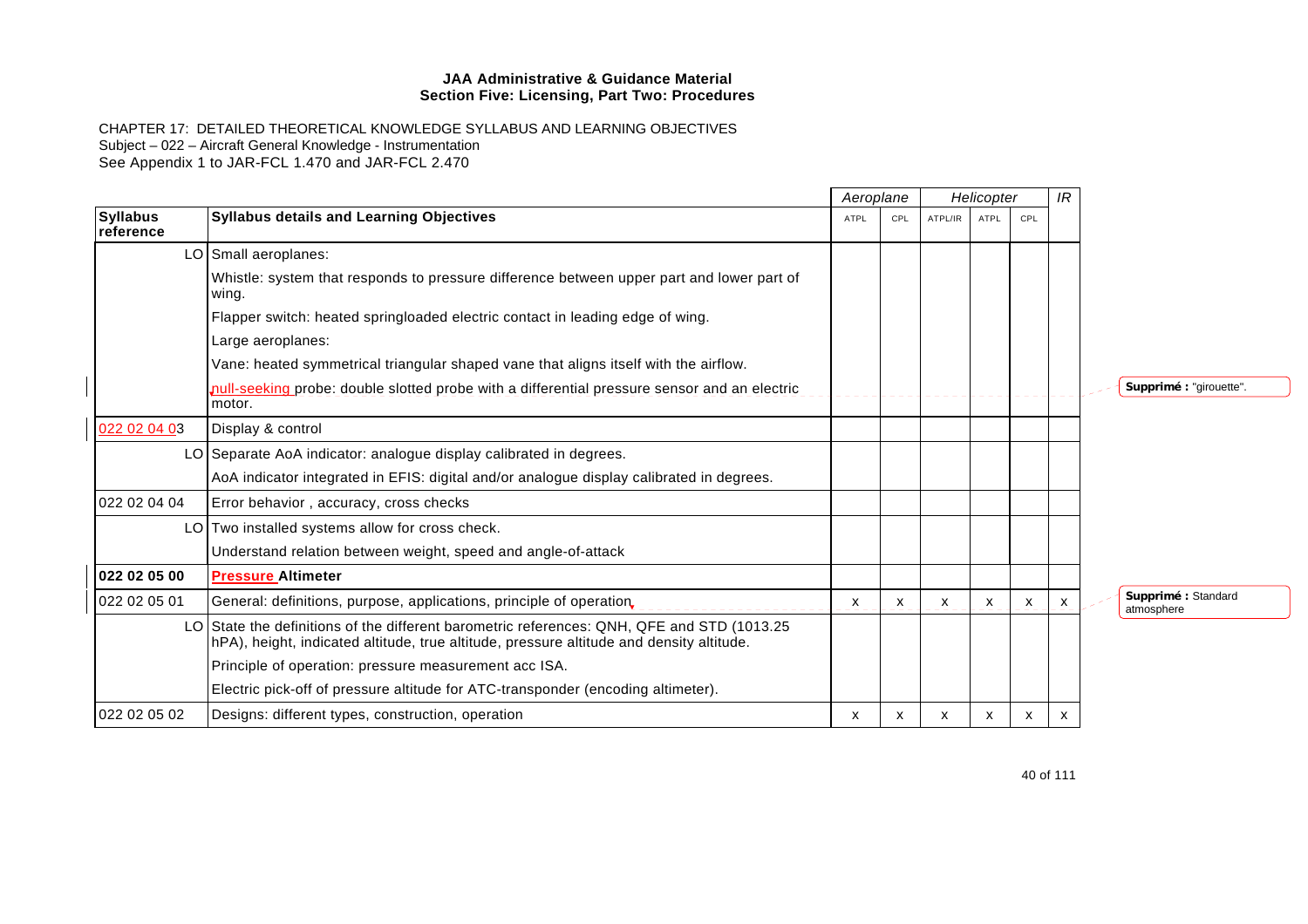**JAA Administrative & Guidance Material**
**Section Five: Licensing, Part Two: Procedures**

CHAPTER 17: DETAILED THEORETICAL KNOWLEDGE SYLLABUS AND LEARNING OBJECTIVES
Subject – 022 – Aircraft General Knowledge - Instrumentation
See Appendix 1 to JAR-FCL 1.470 and JAR-FCL 2.470

| | | *Aeroplane* | | *Helicopter* | | | *IR* |
|---|---|---|---|---|---|---|---|
| **Syllabus reference** | **Syllabus details and Learning Objectives** | ATPL | CPL | ATPL/IR | ATPL | CPL | |
| LO | Small aeroplanes: | | | | | | |
| | Whistle: system that responds to pressure difference between upper part and lower part of wing. | | | | | | |
| | Flapper switch: heated springloaded electric contact in leading edge of wing. | | | | | | |
| | Large aeroplanes: | | | | | | |
| | Vane: heated symmetrical triangular shaped vane that aligns itself with the airflow. | | | | | | |
| | null-seeking probe: double slotted probe with a differential pressure sensor and an electric motor. | | | | | | |
| 022 02 04 03 | Display & control | | | | | | |
| LO | Separate AoA indicator: analogue display calibrated in degrees. | | | | | | |
| | AoA indicator integrated in EFIS: digital and/or analogue display calibrated in degrees. | | | | | | |
| 022 02 04 04 | Error behavior , accuracy, cross checks | | | | | | |
| LO | Two installed systems allow for cross check. | | | | | | |
| | Understand relation between weight, speed and angle-of-attack | | | | | | |
| **022 02 05 00** | **Pressure Altimeter** | | | | | | |
| 022 02 05 01 | General: definitions, purpose, applications, principle of operation | x | x | x | x | x | x |
| LO | State the definitions of the different barometric references: QNH, QFE and STD (1013.25 hPA), height, indicated altitude, true altitude, pressure altitude and density altitude. | | | | | | |
| | Principle of operation: pressure measurement acc ISA. | | | | | | |
| | Electric pick-off of pressure altitude for ATC-transponder (encoding altimeter). | | | | | | |
| 022 02 05 02 | Designs: different types, construction, operation | x | x | x | x | x | x |

Supprimé : "girouette".

Supprimé : Standard atmosphere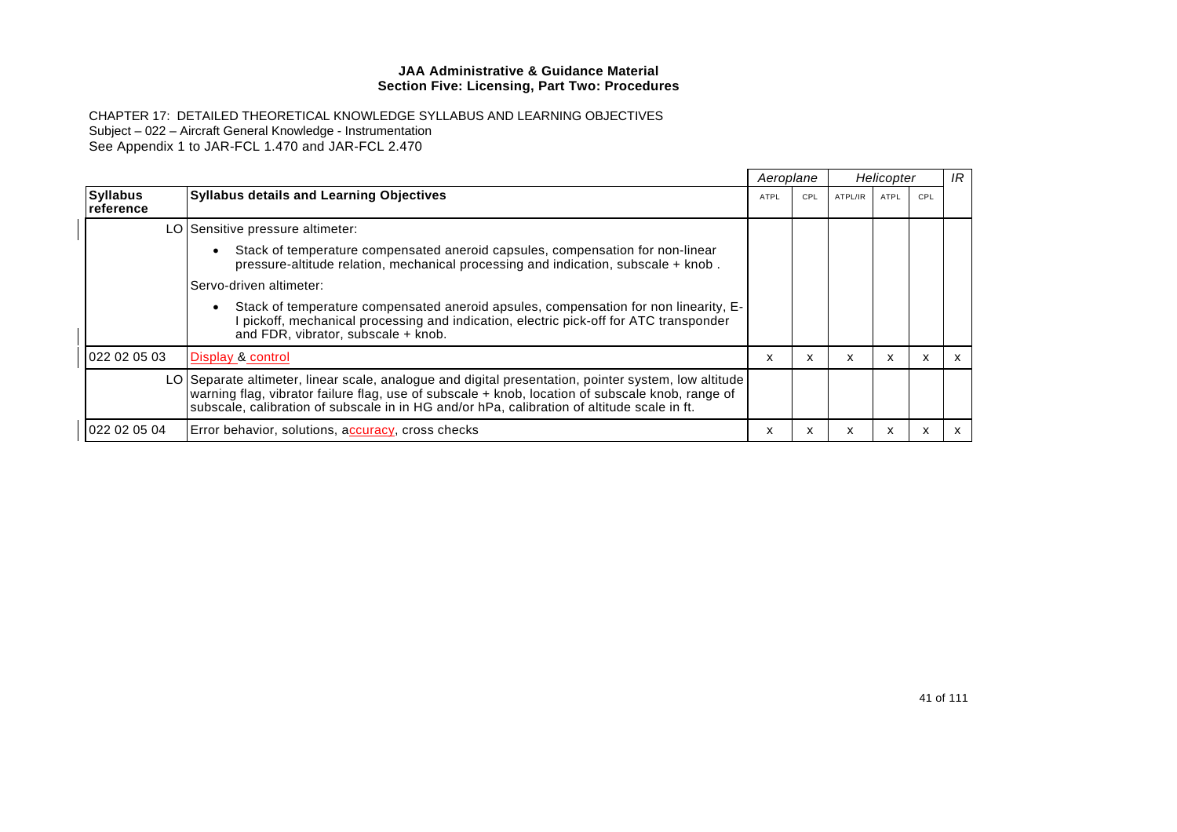**JAA Administrative & Guidance Material**
**Section Five: Licensing, Part Two: Procedures**

CHAPTER 17: DETAILED THEORETICAL KNOWLEDGE SYLLABUS AND LEARNING OBJECTIVES
Subject – 022 – Aircraft General Knowledge - Instrumentation
See Appendix 1 to JAR-FCL 1.470 and JAR-FCL 2.470

| | | *Aeroplane* | | *Helicopter* | | | *IR* |
|---|---|---|---|---|---|---|---|
| **Syllabus reference** | **Syllabus details and Learning Objectives** | ATPL | CPL | ATPL/IR | ATPL | CPL | |
| LO | Sensitive pressure altimeter:<br>• Stack of temperature compensated aneroid capsules, compensation for non-linear pressure-altitude relation, mechanical processing and indication, subscale + knob .<br>Servo-driven altimeter:<br>• Stack of temperature compensated aneroid apsules, compensation for non linearity, E-I pickoff, mechanical processing and indication, electric pick-off for ATC transponder and FDR, vibrator, subscale + knob. | | | | | | |
| 022 02 05 03 | Display & control | x | x | x | x | x | x |
| LO | Separate altimeter, linear scale, analogue and digital presentation, pointer system, low altitude warning flag, vibrator failure flag, use of subscale + knob, location of subscale knob, range of subscale, calibration of subscale in in HG and/or hPa, calibration of altitude scale in ft. | | | | | | |
| 022 02 05 04 | Error behavior, solutions, accuracy, cross checks | x | x | x | x | x | x |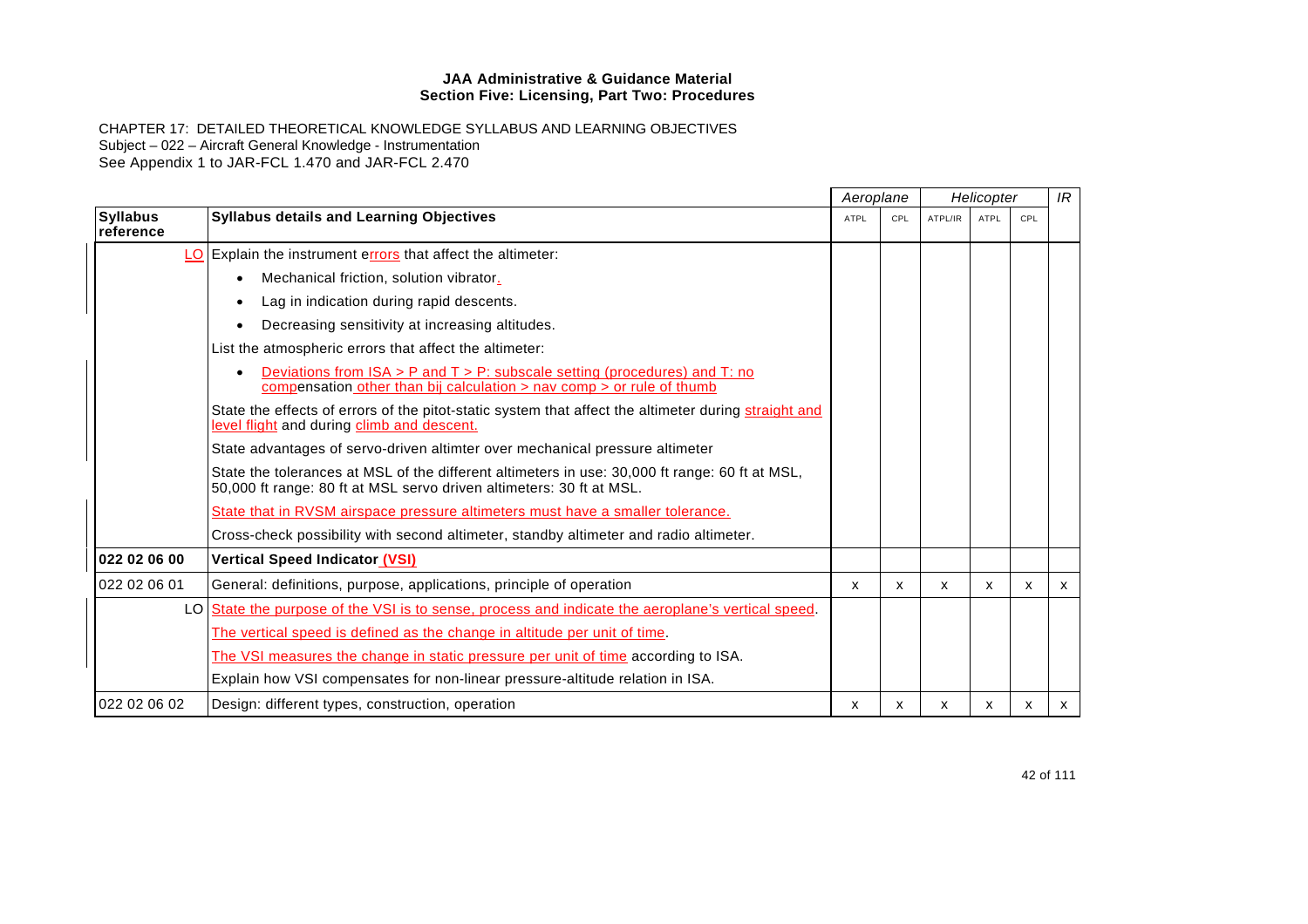JAA Administrative & Guidance Material
Section Five: Licensing, Part Two: Procedures

CHAPTER 17: DETAILED THEORETICAL KNOWLEDGE SYLLABUS AND LEARNING OBJECTIVES
Subject – 022 – Aircraft General Knowledge - Instrumentation
See Appendix 1 to JAR-FCL 1.470 and JAR-FCL 2.470

| | | Aeroplane | | Helicopter | | | IR |
|---|---|---|---|---|---|---|---|
| **Syllabus reference** | **Syllabus details and Learning Objectives** | ATPL | CPL | ATPL/IR | ATPL | CPL | |
| LO | Explain the instrument errors that affect the altimeter: <br>• Mechanical friction, solution vibrator. <br>• Lag in indication during rapid descents. <br>• Decreasing sensitivity at increasing altitudes. | | | | | | |
| | List the atmospheric errors that affect the altimeter: <br>• Deviations from ISA > P and T > P: subscale setting (procedures) and T: no compensation other than bij calculation > nav comp > or rule of thumb | | | | | | |
| | State the effects of errors of the pitot-static system that affect the altimeter during straight and level flight and during climb and descent. | | | | | | |
| | State advantages of servo-driven altimter over mechanical pressure altimeter | | | | | | |
| | State the tolerances at MSL of the different altimeters in use: 30,000 ft range: 60 ft at MSL, 50,000 ft range: 80 ft at MSL servo driven altimeters: 30 ft at MSL. | | | | | | |
| | State that in RVSM airspace pressure altimeters must have a smaller tolerance. | | | | | | |
| | Cross-check possibility with second altimeter, standby altimeter and radio altimeter. | | | | | | |
| **022 02 06 00** | **Vertical Speed Indicator (VSI)** | | | | | | |
| 022 02 06 01 | General: definitions, purpose, applications, principle of operation | x | x | x | x | x | x |
| LO | State the purpose of the VSI is to sense, process and indicate the aeroplane's vertical speed. | | | | | | |
| | The vertical speed is defined as the change in altitude per unit of time. | | | | | | |
| | The VSI measures the change in static pressure per unit of time according to ISA. | | | | | | |
| | Explain how VSI compensates for non-linear pressure-altitude relation in ISA. | | | | | | |
| 022 02 06 02 | Design: different types, construction, operation | x | x | x | x | x | x |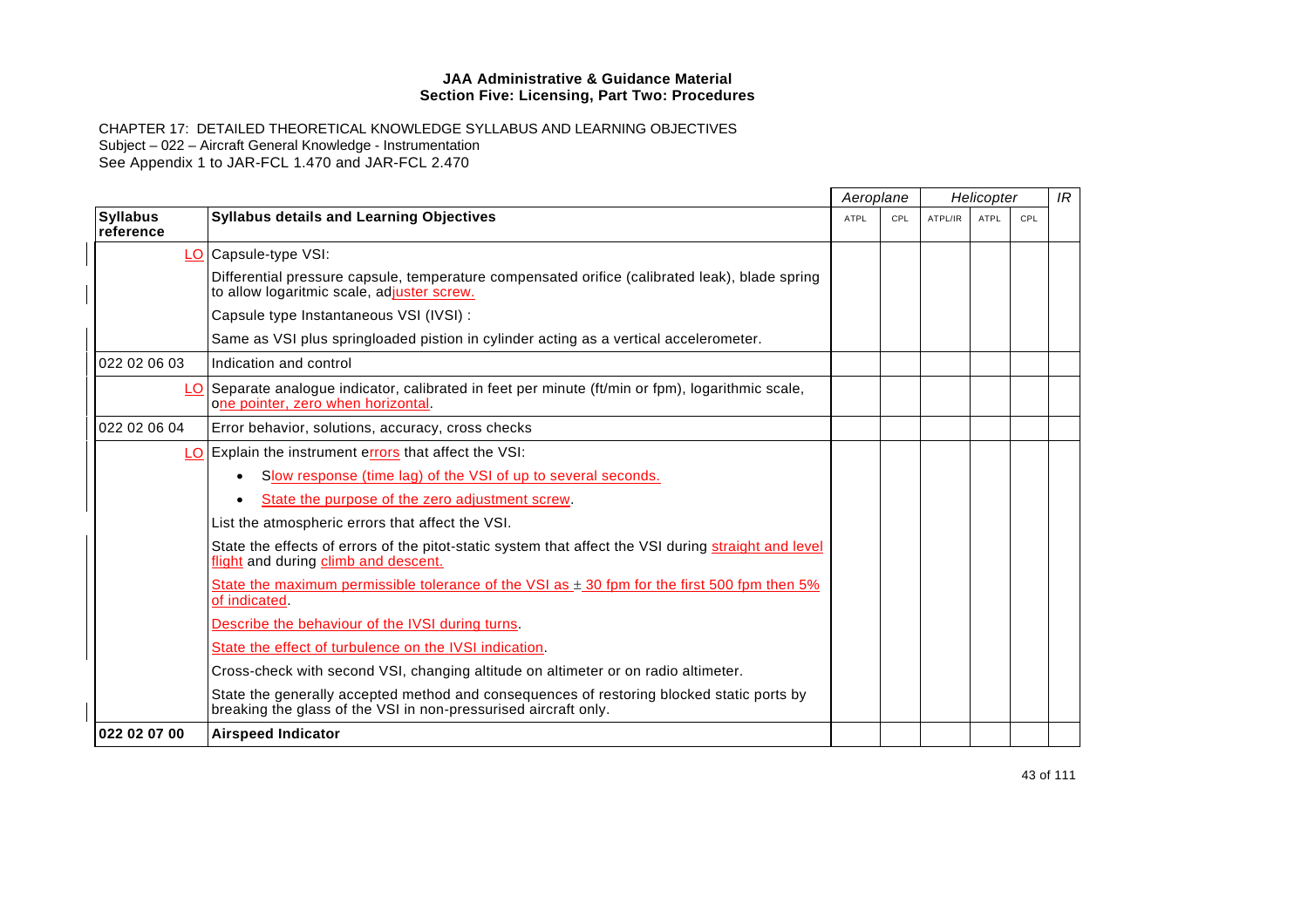**JAA Administrative & Guidance Material**
**Section Five: Licensing, Part Two: Procedures**

CHAPTER 17: DETAILED THEORETICAL KNOWLEDGE SYLLABUS AND LEARNING OBJECTIVES
Subject – 022 – Aircraft General Knowledge - Instrumentation
See Appendix 1 to JAR-FCL 1.470 and JAR-FCL 2.470

| | | Aeroplane | | Helicopter | | | IR |
|---|---|---|---|---|---|---|---|
| **Syllabus reference** | **Syllabus details and Learning Objectives** | ATPL | CPL | ATPL/IR | ATPL | CPL | |
| LO | Capsule-type VSI: | | | | | | |
| | Differential pressure capsule, temperature compensated orifice (calibrated leak), blade spring to allow logaritmic scale, adjuster screw. | | | | | | |
| | Capsule type Instantaneous VSI (IVSI) : | | | | | | |
| | Same as VSI plus springloaded pistion in cylinder acting as a vertical accelerometer. | | | | | | |
| 022 02 06 03 | Indication and control | | | | | | |
| LO | Separate analogue indicator, calibrated in feet per minute (ft/min or fpm), logarithmic scale, one pointer, zero when horizontal. | | | | | | |
| 022 02 06 04 | Error behavior, solutions, accuracy, cross checks | | | | | | |
| LO | Explain the instrument errors that affect the VSI: | | | | | | |
| | • Slow response (time lag) of the VSI of up to several seconds. | | | | | | |
| | • State the purpose of the zero adjustment screw. | | | | | | |
| | List the atmospheric errors that affect the VSI. | | | | | | |
| | State the effects of errors of the pitot-static system that affect the VSI during straight and level flight and during climb and descent. | | | | | | |
| | State the maximum permissible tolerance of the VSI as ± 30 fpm for the first 500 fpm then 5% of indicated. | | | | | | |
| | Describe the behaviour of the IVSI during turns. | | | | | | |
| | State the effect of turbulence on the IVSI indication. | | | | | | |
| | Cross-check with second VSI, changing altitude on altimeter or on radio altimeter. | | | | | | |
| | State the generally accepted method and consequences of restoring blocked static ports by breaking the glass of the VSI in non-pressurised aircraft only. | | | | | | |
| **022 02 07 00** | **Airspeed Indicator** | | | | | | |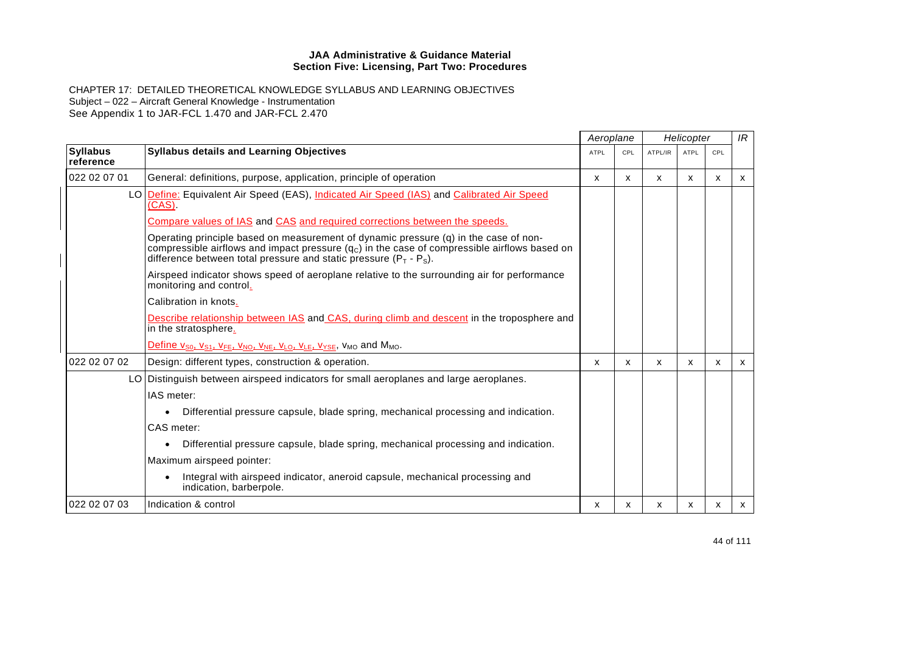CHAPTER 17: DETAILED THEORETICAL KNOWLEDGE SYLLABUS AND LEARNING OBJECTIVES
Subject – 022 – Aircraft General Knowledge - Instrumentation
See Appendix 1 to JAR-FCL 1.470 and JAR-FCL 2.470

| | | Aeroplane | | Helicopter | | | IR |
|---|---|---|---|---|---|---|---|
| **Syllabus reference** | **Syllabus details and Learning Objectives** | ATPL | CPL | ATPL/IR | ATPL | CPL | |
| 022 02 07 01 | General: definitions, purpose, application, principle of operation | x | x | x | x | x | x |
| LO | Define: Equivalent Air Speed (EAS), Indicated Air Speed (IAS) and Calibrated Air Speed (CAS). | | | | | | |
| | Compare values of IAS and CAS and required corrections between the speeds. | | | | | | |
| | Operating principle based on measurement of dynamic pressure (q) in the case of non-compressible airflows and impact pressure ($q_C$) in the case of compressible airflows based on difference between total pressure and static pressure ($P_T$ - $P_S$). | | | | | | |
| | Airspeed indicator shows speed of aeroplane relative to the surrounding air for performance monitoring and control. | | | | | | |
| | Calibration in knots. | | | | | | |
| | Describe relationship between IAS and CAS, during climb and descent in the troposphere and in the stratosphere. | | | | | | |
| | Define $v_{S0}$, $v_{S1}$, $v_{FE}$, $v_{NO}$, $v_{NE}$, $v_{LO}$, $v_{LE}$, $v_{YSE}$, $v_{MO}$ and $M_{MO}$. | | | | | | |
| 022 02 07 02 | Design: different types, construction & operation. | x | x | x | x | x | x |
| LO | Distinguish between airspeed indicators for small aeroplanes and large aeroplanes. | | | | | | |
| | IAS meter: | | | | | | |
| | • Differential pressure capsule, blade spring, mechanical processing and indication. | | | | | | |
| | CAS meter: | | | | | | |
| | • Differential pressure capsule, blade spring, mechanical processing and indication. | | | | | | |
| | Maximum airspeed pointer: | | | | | | |
| | • Integral with airspeed indicator, aneroid capsule, mechanical processing and indication, barberpole. | | | | | | |
| 022 02 07 03 | Indication & control | x | x | x | x | x | x |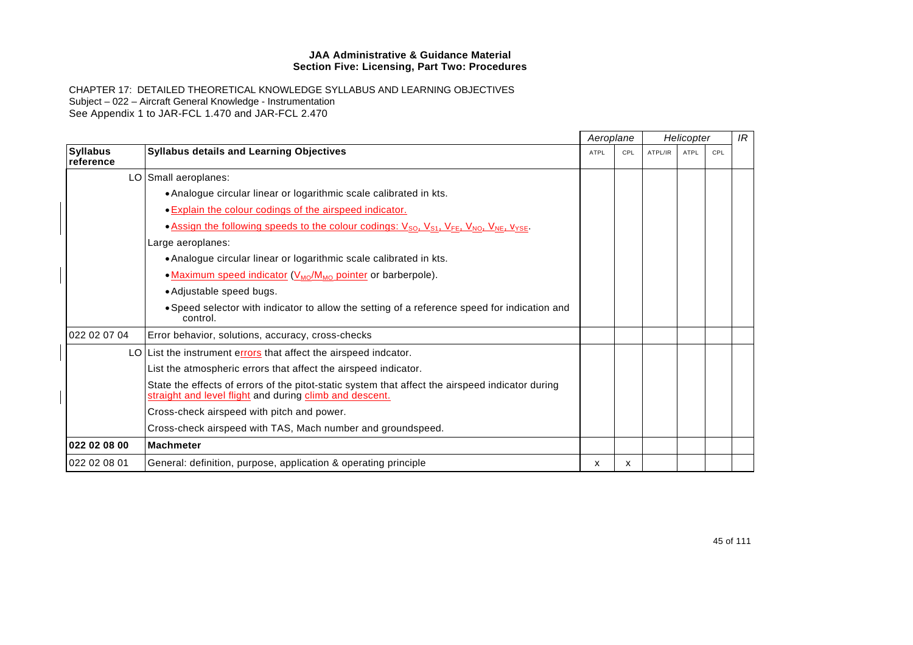**JAA Administrative & Guidance Material**
**Section Five: Licensing, Part Two: Procedures**

CHAPTER 17: DETAILED THEORETICAL KNOWLEDGE SYLLABUS AND LEARNING OBJECTIVES
Subject – 022 – Aircraft General Knowledge - Instrumentation
See Appendix 1 to JAR-FCL 1.470 and JAR-FCL 2.470

| | | *Aeroplane* | | *Helicopter* | | | *IR* |
|---|---|---|---|---|---|---|---|
| **Syllabus reference** | **Syllabus details and Learning Objectives** | ATPL | CPL | ATPL/IR | ATPL | CPL | |
| LO | Small aeroplanes: | | | | | | |
| | • Analogue circular linear or logarithmic scale calibrated in kts. | | | | | | |
| | • Explain the colour codings of the airspeed indicator. | | | | | | |
| | • Assign the following speeds to the colour codings: $V_{SO}$, $V_{S1}$, $V_{FE}$, $V_{NO}$, $V_{NE}$, $V_{YSE}$. | | | | | | |
| | Large aeroplanes: | | | | | | |
| | • Analogue circular linear or logarithmic scale calibrated in kts. | | | | | | |
| | • Maximum speed indicator ($V_{MO}$/$M_{MO}$ pointer or barberpole). | | | | | | |
| | • Adjustable speed bugs. | | | | | | |
| | • Speed selector with indicator to allow the setting of a reference speed for indication and control. | | | | | | |
| 022 02 07 04 | Error behavior, solutions, accuracy, cross-checks | | | | | | |
| LO | List the instrument errors that affect the airspeed indcator. | | | | | | |
| | List the atmospheric errors that affect the airspeed indicator. | | | | | | |
| | State the effects of errors of the pitot-static system that affect the airspeed indicator during straight and level flight and during climb and descent. | | | | | | |
| | Cross-check airspeed with pitch and power. | | | | | | |
| | Cross-check airspeed with TAS, Mach number and groundspeed. | | | | | | |
| **022 02 08 00** | **Machmeter** | | | | | | |
| 022 02 08 01 | General: definition, purpose, application & operating principle | x | x | | | | |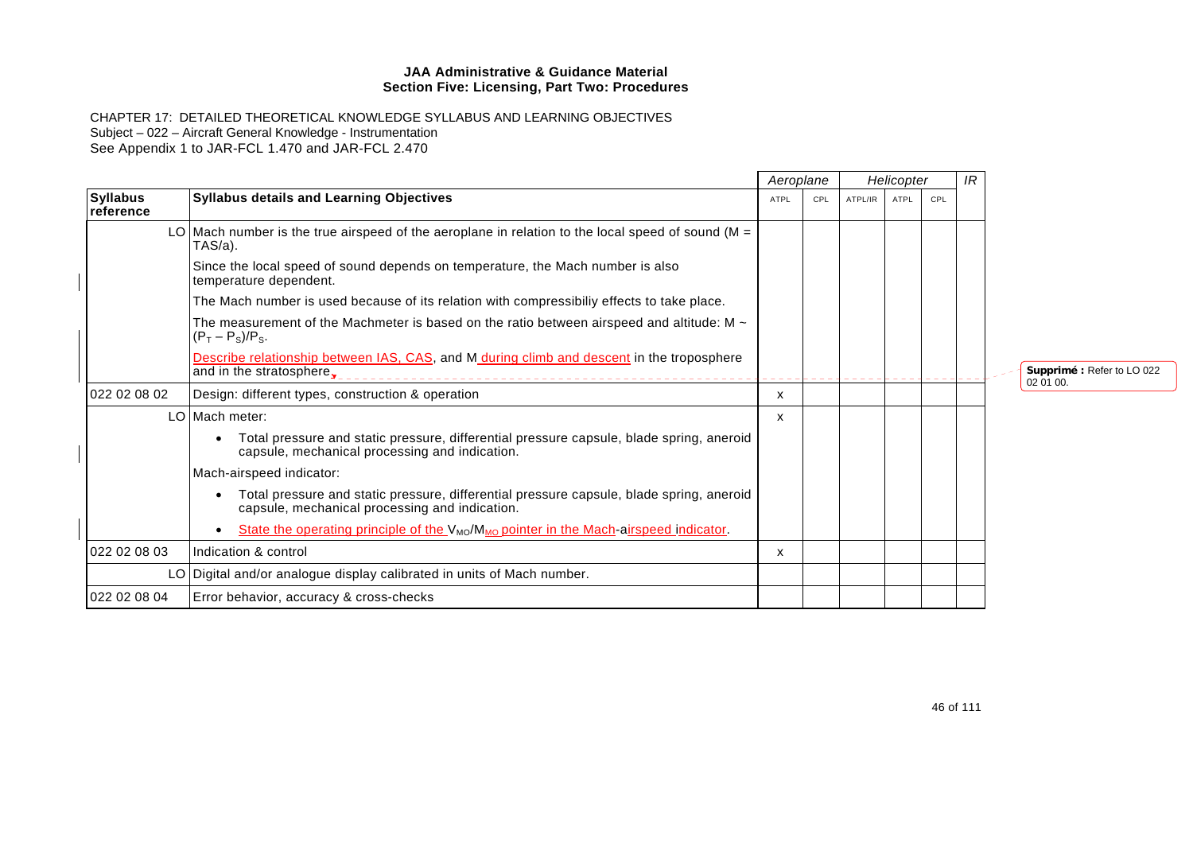**JAA Administrative & Guidance Material**
**Section Five: Licensing, Part Two: Procedures**

CHAPTER 17: DETAILED THEORETICAL KNOWLEDGE SYLLABUS AND LEARNING OBJECTIVES
Subject – 022 – Aircraft General Knowledge - Instrumentation
See Appendix 1 to JAR-FCL 1.470 and JAR-FCL 2.470

| | | Aeroplane | | Helicopter | | | IR |
|---|---|---|---|---|---|---|---|
| **Syllabus reference** | **Syllabus details and Learning Objectives** | ATPL | CPL | ATPL/IR | ATPL | CPL | |
| LO | Mach number is the true airspeed of the aeroplane in relation to the local speed of sound (M = TAS/a). | | | | | | |
| | Since the local speed of sound depends on temperature, the Mach number is also temperature dependent. | | | | | | |
| | The Mach number is used because of its relation with compressibiliy effects to take place. | | | | | | |
| | The measurement of the Machmeter is based on the ratio between airspeed and altitude: $M \sim (P_T - P_S)/P_S$. | | | | | | |
| | Describe relationship between IAS, CAS, and M during climb and descent in the troposphere and in the stratosphere. | | | | | | |
| 022 02 08 02 | Design: different types, construction & operation | x | | | | | |
| LO | Mach meter: | x | | | | | |
| | • Total pressure and static pressure, differential pressure capsule, blade spring, aneroid capsule, mechanical processing and indication. | | | | | | |
| | Mach-airspeed indicator: | | | | | | |
| | • Total pressure and static pressure, differential pressure capsule, blade spring, aneroid capsule, mechanical processing and indication. | | | | | | |
| | • State the operating principle of the $V_{MO}/M_{MO}$ pointer in the Mach-airspeed indicator. | | | | | | |
| 022 02 08 03 | Indication & control | x | | | | | |
| LO | Digital and/or analogue display calibrated in units of Mach number. | | | | | | |
| 022 02 08 04 | Error behavior, accuracy & cross-checks | | | | | | |

**Supprimé :** Refer to LO 022 02 01 00.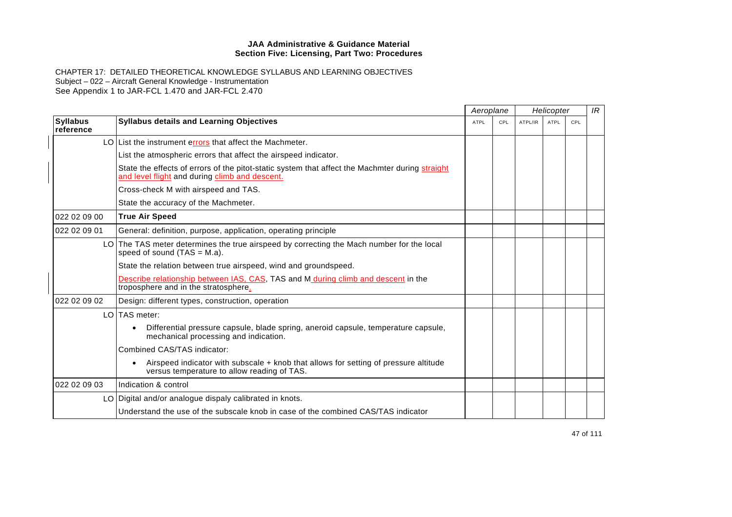**JAA Administrative & Guidance Material**
**Section Five: Licensing, Part Two: Procedures**

CHAPTER 17: DETAILED THEORETICAL KNOWLEDGE SYLLABUS AND LEARNING OBJECTIVES
Subject – 022 – Aircraft General Knowledge - Instrumentation
See Appendix 1 to JAR-FCL 1.470 and JAR-FCL 2.470

| | | Aeroplane | | Helicopter | | | IR |
|---|---|---|---|---|---|---|---|
| **Syllabus reference** | **Syllabus details and Learning Objectives** | ATPL | CPL | ATPL/IR | ATPL | CPL | |
| LO | List the instrument errors that affect the Machmeter. | | | | | | |
| | List the atmospheric errors that affect the airspeed indicator. | | | | | | |
| | State the effects of errors of the pitot-static system that affect the Machmter during straight and level flight and during climb and descent. | | | | | | |
| | Cross-check M with airspeed and TAS. | | | | | | |
| | State the accuracy of the Machmeter. | | | | | | |
| 022 02 09 00 | **True Air Speed** | | | | | | |
| 022 02 09 01 | General: definition, purpose, application, operating principle | | | | | | |
| LO | The TAS meter determines the true airspeed by correcting the Mach number for the local speed of sound (TAS = M.a). | | | | | | |
| | State the relation between true airspeed, wind and groundspeed. | | | | | | |
| | Describe relationship between IAS, CAS, TAS and M during climb and descent in the troposphere and in the stratosphere. | | | | | | |
| 022 02 09 02 | Design: different types, construction, operation | | | | | | |
| LO | TAS meter:<br>• Differential pressure capsule, blade spring, aneroid capsule, temperature capsule, mechanical processing and indication. | | | | | | |
| | Combined CAS/TAS indicator:<br>• Airspeed indicator with subscale + knob that allows for setting of pressure altitude versus temperature to allow reading of TAS. | | | | | | |
| 022 02 09 03 | Indication & control | | | | | | |
| LO | Digital and/or analogue dispaly calibrated in knots. | | | | | | |
| | Understand the use of the subscale knob in case of the combined CAS/TAS indicator | | | | | | |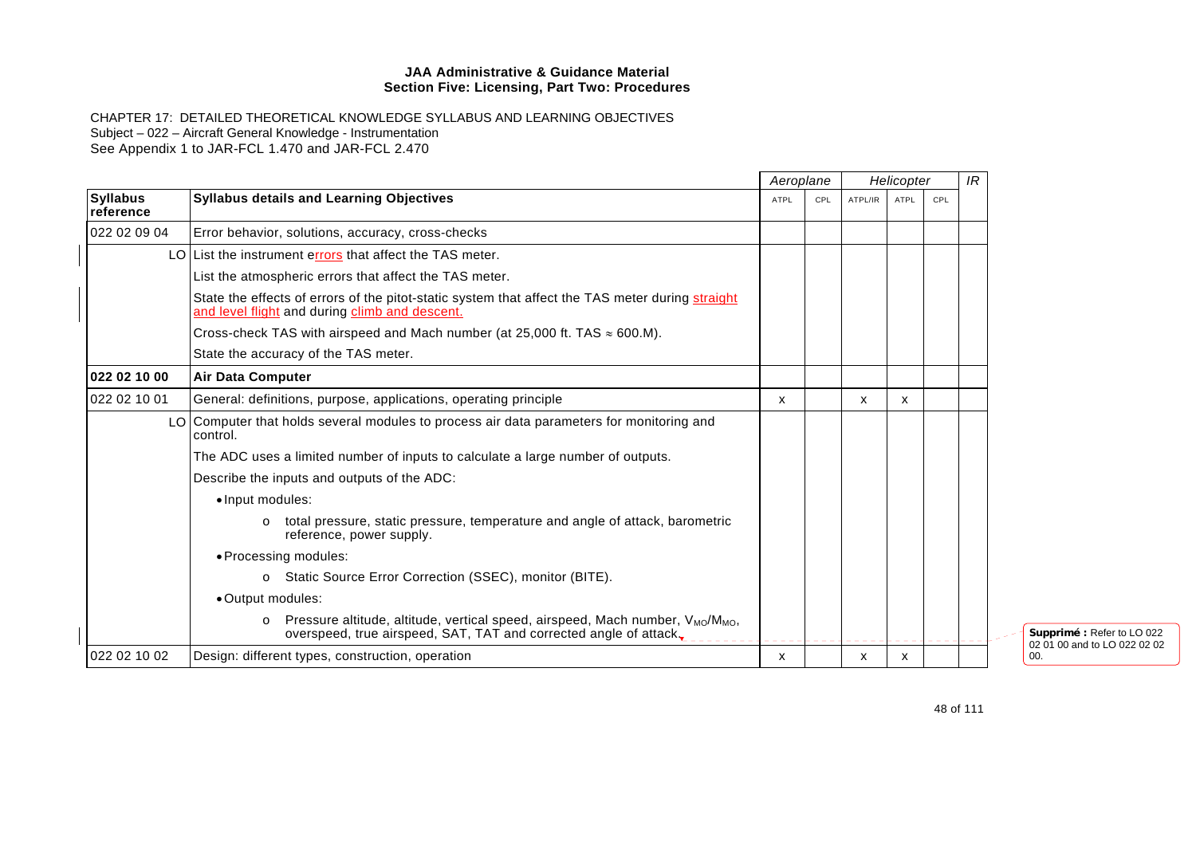**JAA Administrative & Guidance Material**
**Section Five: Licensing, Part Two: Procedures**

CHAPTER 17: DETAILED THEORETICAL KNOWLEDGE SYLLABUS AND LEARNING OBJECTIVES
Subject – 022 – Aircraft General Knowledge - Instrumentation
See Appendix 1 to JAR-FCL 1.470 and JAR-FCL 2.470

| | | Aeroplane | | Helicopter | | | IR |
|---|---|---|---|---|---|---|---|
| **Syllabus reference** | **Syllabus details and Learning Objectives** | ATPL | CPL | ATPL/IR | ATPL | CPL | |
| 022 02 09 04 | Error behavior, solutions, accuracy, cross-checks | | | | | | |
| LO | List the instrument errors that affect the TAS meter. | | | | | | |
| | List the atmospheric errors that affect the TAS meter. | | | | | | |
| | State the effects of errors of the pitot-static system that affect the TAS meter during straight and level flight and during climb and descent. | | | | | | |
| | Cross-check TAS with airspeed and Mach number (at 25,000 ft. TAS ≈ 600.M). | | | | | | |
| | State the accuracy of the TAS meter. | | | | | | |
| **022 02 10 00** | **Air Data Computer** | | | | | | |
| 022 02 10 01 | General: definitions, purpose, applications, operating principle | x | | x | x | | |
| LO | Computer that holds several modules to process air data parameters for monitoring and control. | | | | | | |
| | The ADC uses a limited number of inputs to calculate a large number of outputs. | | | | | | |
| | Describe the inputs and outputs of the ADC: | | | | | | |
| | • Input modules: | | | | | | |
| | o total pressure, static pressure, temperature and angle of attack, barometric reference, power supply. | | | | | | |
| | • Processing modules: | | | | | | |
| | o Static Source Error Correction (SSEC), monitor (BITE). | | | | | | |
| | • Output modules: | | | | | | |
| | o Pressure altitude, altitude, vertical speed, airspeed, Mach number, $V_{MO}/M_{MO}$, overspeed, true airspeed, SAT, TAT and corrected angle of attack. | | | | | | |
| 022 02 10 02 | Design: different types, construction, operation | x | | x | x | | |

**Supprimé :** Refer to LO 022 02 01 00 and to LO 022 02 02 00.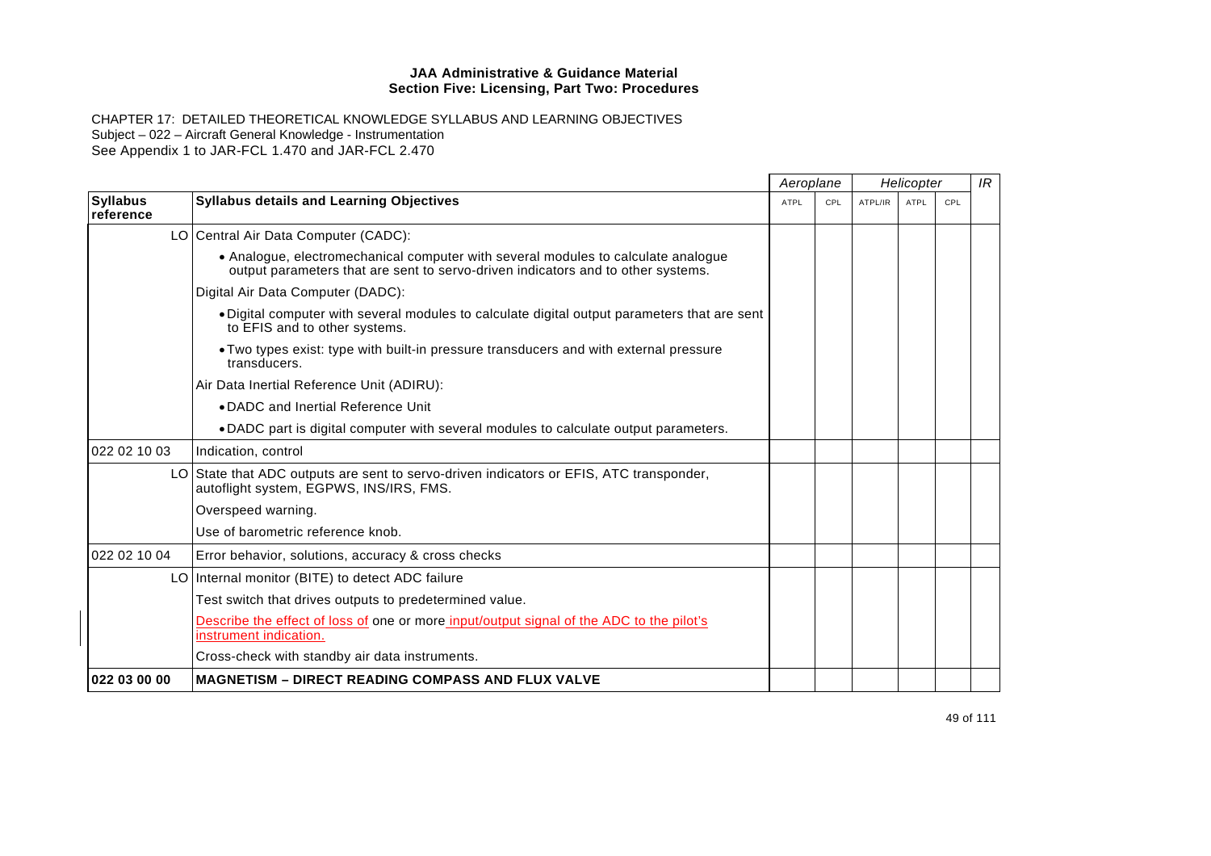**JAA Administrative & Guidance Material**
**Section Five: Licensing, Part Two: Procedures**

CHAPTER 17: DETAILED THEORETICAL KNOWLEDGE SYLLABUS AND LEARNING OBJECTIVES
Subject – 022 – Aircraft General Knowledge - Instrumentation
See Appendix 1 to JAR-FCL 1.470 and JAR-FCL 2.470

| | | Aeroplane | | Helicopter | | | IR |
|---|---|---|---|---|---|---|---|
| **Syllabus reference** | **Syllabus details and Learning Objectives** | ATPL | CPL | ATPL/IR | ATPL | CPL | |
| LO | Central Air Data Computer (CADC): | | | | | | |
| | • Analogue, electromechanical computer with several modules to calculate analogue output parameters that are sent to servo-driven indicators and to other systems. | | | | | | |
| | Digital Air Data Computer (DADC): | | | | | | |
| | • Digital computer with several modules to calculate digital output parameters that are sent to EFIS and to other systems. | | | | | | |
| | • Two types exist: type with built-in pressure transducers and with external pressure transducers. | | | | | | |
| | Air Data Inertial Reference Unit (ADIRU): | | | | | | |
| | • DADC and Inertial Reference Unit | | | | | | |
| | • DADC part is digital computer with several modules to calculate output parameters. | | | | | | |
| 022 02 10 03 | Indication, control | | | | | | |
| LO | State that ADC outputs are sent to servo-driven indicators or EFIS, ATC transponder, autoflight system, EGPWS, INS/IRS, FMS. | | | | | | |
| | Overspeed warning. | | | | | | |
| | Use of barometric reference knob. | | | | | | |
| 022 02 10 04 | Error behavior, solutions, accuracy & cross checks | | | | | | |
| LO | Internal monitor (BITE) to detect ADC failure | | | | | | |
| | Test switch that drives outputs to predetermined value. | | | | | | |
| | Describe the effect of loss of one or more input/output signal of the ADC to the pilot's instrument indication. | | | | | | |
| | Cross-check with standby air data instruments. | | | | | | |
| **022 03 00 00** | **MAGNETISM – DIRECT READING COMPASS AND FLUX VALVE** | | | | | | |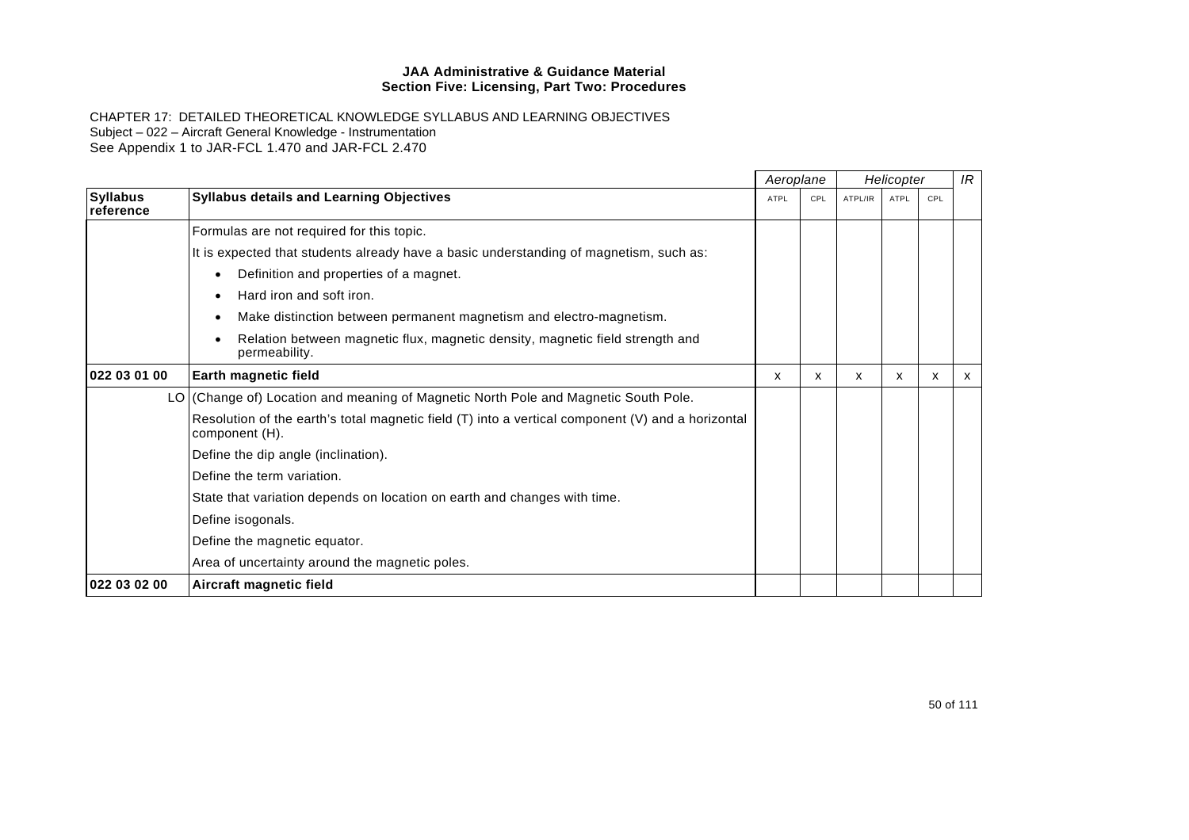**JAA Administrative & Guidance Material**
**Section Five: Licensing, Part Two: Procedures**

CHAPTER 17: DETAILED THEORETICAL KNOWLEDGE SYLLABUS AND LEARNING OBJECTIVES
Subject – 022 – Aircraft General Knowledge - Instrumentation
See Appendix 1 to JAR-FCL 1.470 and JAR-FCL 2.470

| | | *Aeroplane* | | *Helicopter* | | | *IR* |
|---|---|---|---|---|---|---|---|
| **Syllabus reference** | **Syllabus details and Learning Objectives** | ATPL | CPL | ATPL/IR | ATPL | CPL | |
| | Formulas are not required for this topic. | | | | | | |
| | It is expected that students already have a basic understanding of magnetism, such as: | | | | | | |
| | • Definition and properties of a magnet. | | | | | | |
| | • Hard iron and soft iron. | | | | | | |
| | • Make distinction between permanent magnetism and electro-magnetism. | | | | | | |
| | • Relation between magnetic flux, magnetic density, magnetic field strength and permeability. | | | | | | |
| **022 03 01 00** | **Earth magnetic field** | x | x | x | x | x | x |
| LO | (Change of) Location and meaning of Magnetic North Pole and Magnetic South Pole. | | | | | | |
| | Resolution of the earth's total magnetic field (T) into a vertical component (V) and a horizontal component (H). | | | | | | |
| | Define the dip angle (inclination). | | | | | | |
| | Define the term variation. | | | | | | |
| | State that variation depends on location on earth and changes with time. | | | | | | |
| | Define isogonals. | | | | | | |
| | Define the magnetic equator. | | | | | | |
| | Area of uncertainty around the magnetic poles. | | | | | | |
| **022 03 02 00** | **Aircraft magnetic field** | | | | | | |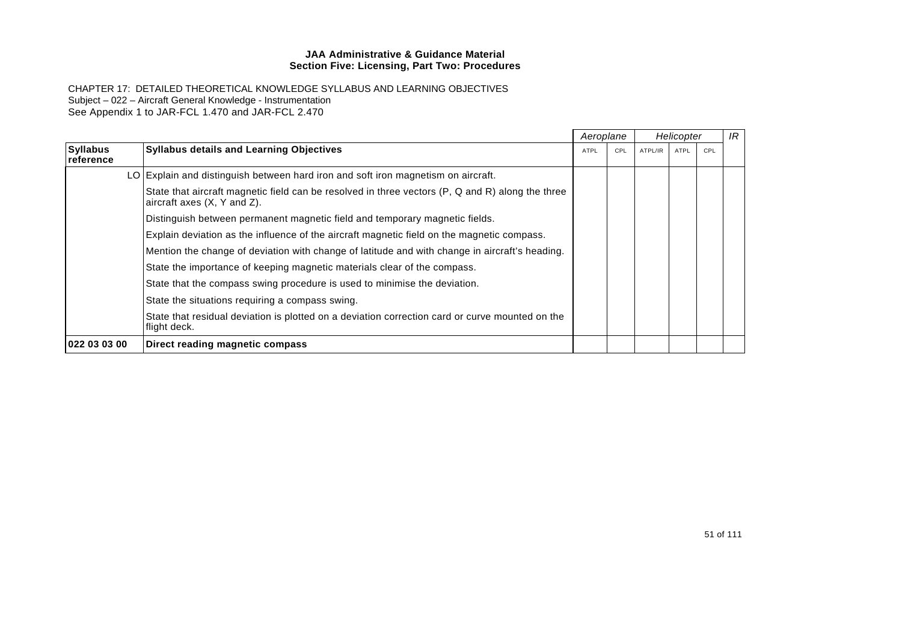**JAA Administrative & Guidance Material**
**Section Five: Licensing, Part Two: Procedures**

CHAPTER 17: DETAILED THEORETICAL KNOWLEDGE SYLLABUS AND LEARNING OBJECTIVES
Subject – 022 – Aircraft General Knowledge - Instrumentation
See Appendix 1 to JAR-FCL 1.470 and JAR-FCL 2.470

| | | *Aeroplane* | | *Helicopter* | | | *IR* |
|---|---|---|---|---|---|---|---|
| **Syllabus reference** | **Syllabus details and Learning Objectives** | ATPL | CPL | ATPL/IR | ATPL | CPL | |
| LO | Explain and distinguish between hard iron and soft iron magnetism on aircraft. | | | | | | |
| | State that aircraft magnetic field can be resolved in three vectors (P, Q and R) along the three aircraft axes (X, Y and Z). | | | | | | |
| | Distinguish between permanent magnetic field and temporary magnetic fields. | | | | | | |
| | Explain deviation as the influence of the aircraft magnetic field on the magnetic compass. | | | | | | |
| | Mention the change of deviation with change of latitude and with change in aircraft's heading. | | | | | | |
| | State the importance of keeping magnetic materials clear of the compass. | | | | | | |
| | State that the compass swing procedure is used to minimise the deviation. | | | | | | |
| | State the situations requiring a compass swing. | | | | | | |
| | State that residual deviation is plotted on a deviation correction card or curve mounted on the flight deck. | | | | | | |
| **022 03 03 00** | **Direct reading magnetic compass** | | | | | | |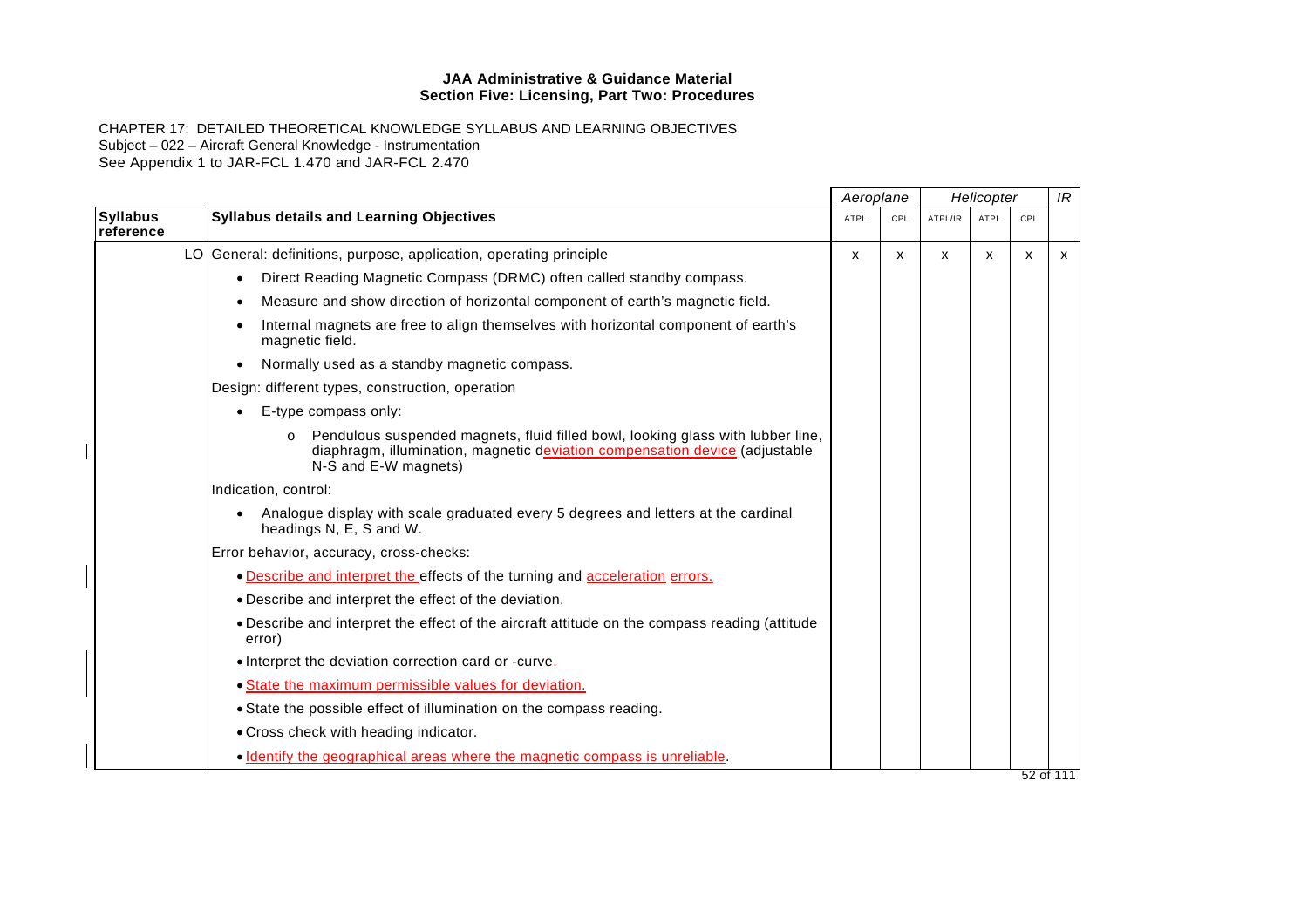**JAA Administrative & Guidance Material**
**Section Five: Licensing, Part Two: Procedures**

CHAPTER 17: DETAILED THEORETICAL KNOWLEDGE SYLLABUS AND LEARNING OBJECTIVES
Subject – 022 – Aircraft General Knowledge - Instrumentation
See Appendix 1 to JAR-FCL 1.470 and JAR-FCL 2.470

| | | *Aeroplane* | | *Helicopter* | | | *IR* |
|---|---|---|---|---|---|---|---|
| **Syllabus reference** | **Syllabus details and Learning Objectives** | ATPL | CPL | ATPL/IR | ATPL | CPL | |
| LO | General: definitions, purpose, application, operating principle<br>• Direct Reading Magnetic Compass (DRMC) often called standby compass.<br>• Measure and show direction of horizontal component of earth's magnetic field.<br>• Internal magnets are free to align themselves with horizontal component of earth's magnetic field.<br>• Normally used as a standby magnetic compass.<br>Design: different types, construction, operation<br>• E-type compass only:<br>o Pendulous suspended magnets, fluid filled bowl, looking glass with lubber line, diaphragm, illumination, magnetic deviation compensation device (adjustable N-S and E-W magnets)<br>Indication, control:<br>• Analogue display with scale graduated every 5 degrees and letters at the cardinal headings N, E, S and W.<br>Error behavior, accuracy, cross-checks:<br>• Describe and interpret the effects of the turning and acceleration errors.<br>• Describe and interpret the effect of the deviation.<br>• Describe and interpret the effect of the aircraft attitude on the compass reading (attitude error)<br>• Interpret the deviation correction card or -curve.<br>• State the maximum permissible values for deviation.<br>• State the possible effect of illumination on the compass reading.<br>• Cross check with heading indicator.<br>• Identify the geographical areas where the magnetic compass is unreliable. | x | x | x | x | x | x |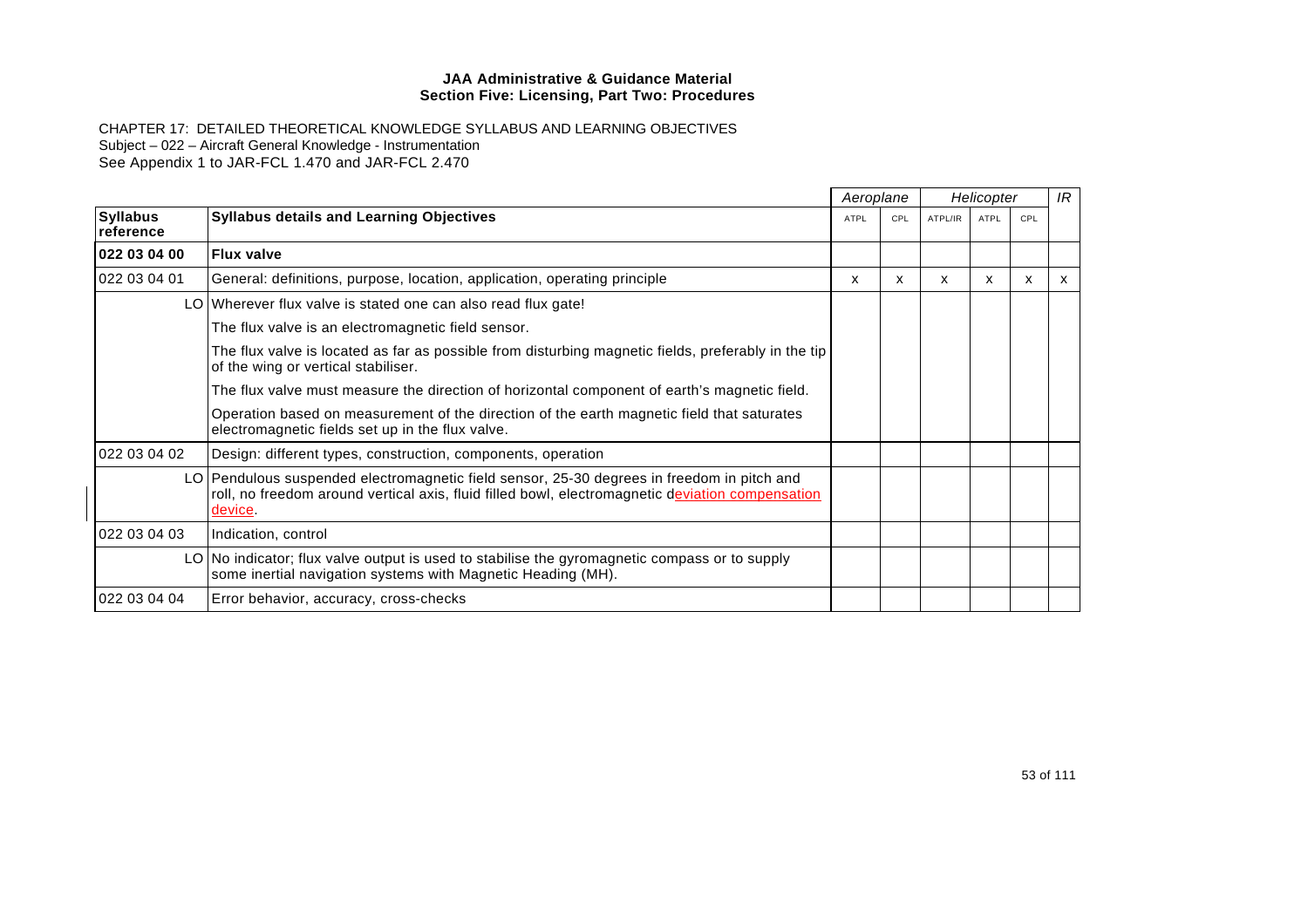CHAPTER 17: DETAILED THEORETICAL KNOWLEDGE SYLLABUS AND LEARNING OBJECTIVES
Subject – 022 – Aircraft General Knowledge - Instrumentation
See Appendix 1 to JAR-FCL 1.470 and JAR-FCL 2.470

| | | Aeroplane | | Helicopter | | | IR |
|---|---|---|---|---|---|---|---|
| **Syllabus reference** | **Syllabus details and Learning Objectives** | ATPL | CPL | ATPL/IR | ATPL | CPL | |
| **022 03 04 00** | **Flux valve** | | | | | | |
| 022 03 04 01 | General: definitions, purpose, location, application, operating principle | x | x | x | x | x | x |
| LO | Wherever flux valve is stated one can also read flux gate! | | | | | | |
| | The flux valve is an electromagnetic field sensor. | | | | | | |
| | The flux valve is located as far as possible from disturbing magnetic fields, preferably in the tip of the wing or vertical stabiliser. | | | | | | |
| | The flux valve must measure the direction of horizontal component of earth's magnetic field. | | | | | | |
| | Operation based on measurement of the direction of the earth magnetic field that saturates electromagnetic fields set up in the flux valve. | | | | | | |
| 022 03 04 02 | Design: different types, construction, components, operation | | | | | | |
| LO | Pendulous suspended electromagnetic field sensor, 25-30 degrees in freedom in pitch and roll, no freedom around vertical axis, fluid filled bowl, electromagnetic deviation compensation device. | | | | | | |
| 022 03 04 03 | Indication, control | | | | | | |
| LO | No indicator; flux valve output is used to stabilise the gyromagnetic compass or to supply some inertial navigation systems with Magnetic Heading (MH). | | | | | | |
| 022 03 04 04 | Error behavior, accuracy, cross-checks | | | | | | |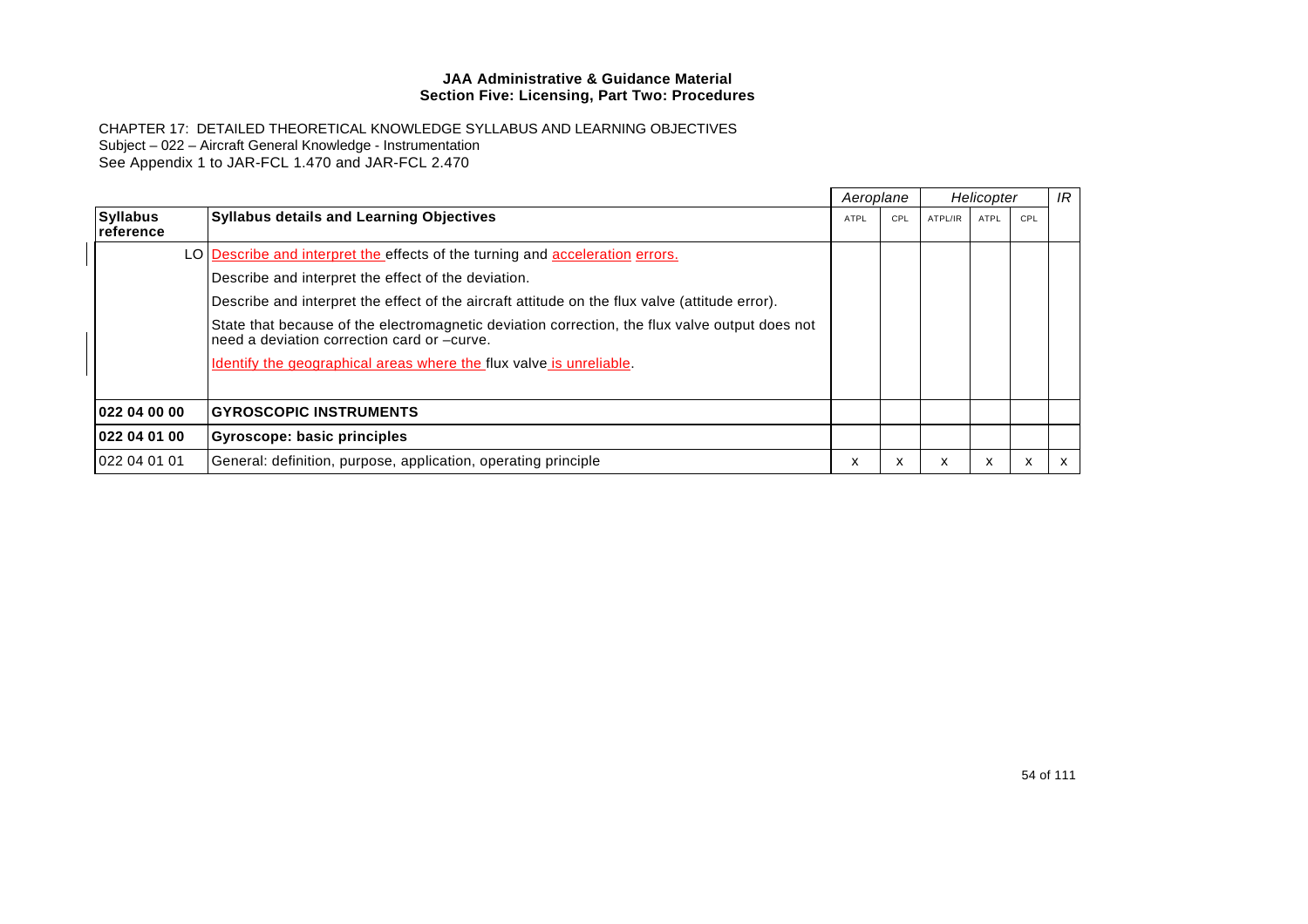**JAA Administrative & Guidance Material**
**Section Five: Licensing, Part Two: Procedures**

CHAPTER 17: DETAILED THEORETICAL KNOWLEDGE SYLLABUS AND LEARNING OBJECTIVES
Subject – 022 – Aircraft General Knowledge - Instrumentation
See Appendix 1 to JAR-FCL 1.470 and JAR-FCL 2.470

| | | *Aeroplane* | | *Helicopter* | | | *IR* |
|---|---|---|---|---|---|---|---|
| **Syllabus reference** | **Syllabus details and Learning Objectives** | ATPL | CPL | ATPL/IR | ATPL | CPL | |
| LO | Describe and interpret the effects of the turning and acceleration errors.<br>Describe and interpret the effect of the deviation.<br>Describe and interpret the effect of the aircraft attitude on the flux valve (attitude error).<br>State that because of the electromagnetic deviation correction, the flux valve output does not need a deviation correction card or –curve.<br>Identify the geographical areas where the flux valve is unreliable. | | | | | | |
| **022 04 00 00** | **GYROSCOPIC INSTRUMENTS** | | | | | | |
| **022 04 01 00** | **Gyroscope: basic principles** | | | | | | |
| 022 04 01 01 | General: definition, purpose, application, operating principle | x | x | x | x | x | x |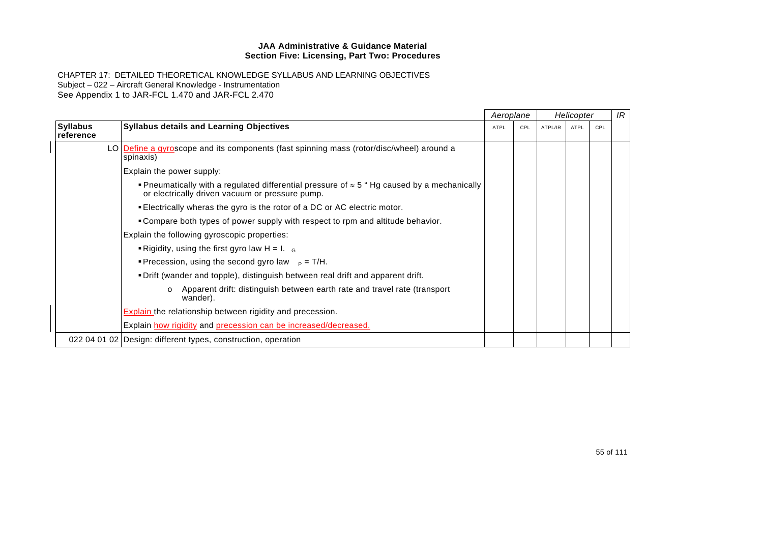**JAA Administrative & Guidance Material**
**Section Five: Licensing, Part Two: Procedures**

CHAPTER 17: DETAILED THEORETICAL KNOWLEDGE SYLLABUS AND LEARNING OBJECTIVES
Subject – 022 – Aircraft General Knowledge - Instrumentation
See Appendix 1 to JAR-FCL 1.470 and JAR-FCL 2.470

| | | *Aeroplane* | | *Helicopter* | | | *IR* |
|---|---|---|---|---|---|---|---|
| **Syllabus reference** | **Syllabus details and Learning Objectives** | ATPL | CPL | ATPL/IR | ATPL | CPL | |
| LO | Define a gyroscope and its components (fast spinning mass (rotor/disc/wheel) around a spinaxis) | | | | | | |
| | Explain the power supply: | | | | | | |
| | ▪ Pneumatically with a regulated differential pressure of ≈ 5 " Hg caused by a mechanically or electrically driven vacuum or pressure pump. | | | | | | |
| | ▪ Electrically wheras the gyro is the rotor of a DC or AC electric motor. | | | | | | |
| | ▪ Compare both types of power supply with respect to rpm and altitude behavior. | | | | | | |
| | Explain the following gyroscopic properties: | | | | | | |
| | ▪ Rigidity, using the first gyro law $H = I \cdot \omega_G$ | | | | | | |
| | ▪ Precession, using the second gyro law $\omega_P = T/H$. | | | | | | |
| | ▪ Drift (wander and topple), distinguish between real drift and apparent drift. | | | | | | |
| | o Apparent drift: distinguish between earth rate and travel rate (transport wander). | | | | | | |
| | Explain the relationship between rigidity and precession. | | | | | | |
| | Explain how rigidity and precession can be increased/decreased. | | | | | | |
| 022 04 01 02 | Design: different types, construction, operation | | | | | | |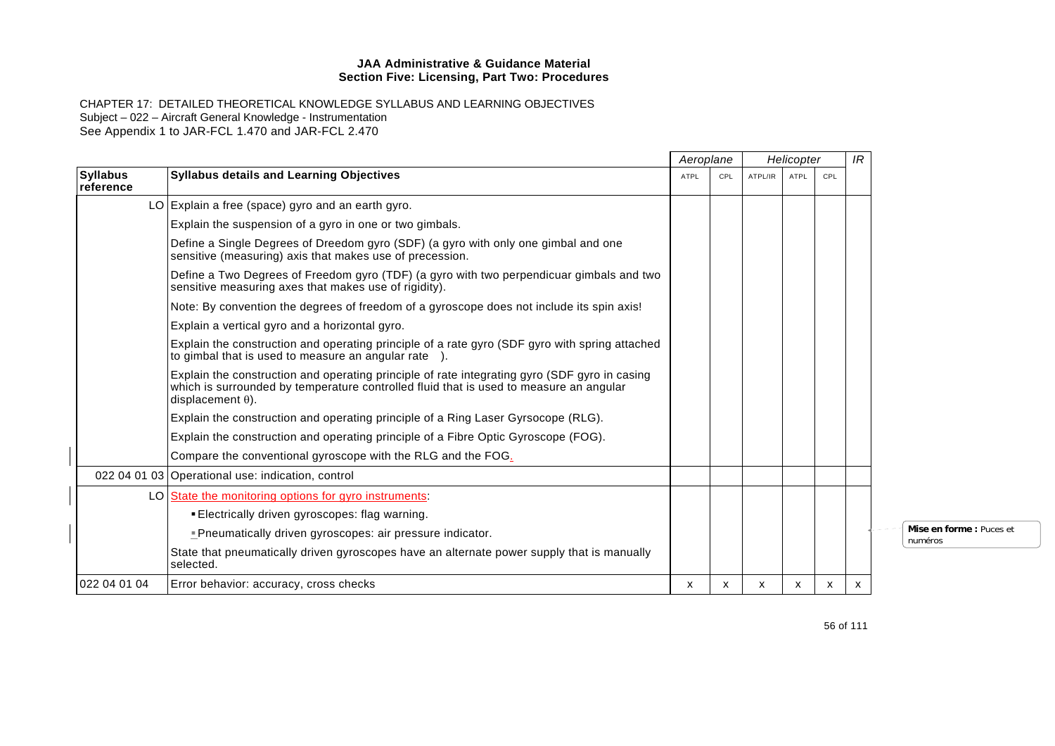**JAA Administrative & Guidance Material**
**Section Five: Licensing, Part Two: Procedures**

CHAPTER 17: DETAILED THEORETICAL KNOWLEDGE SYLLABUS AND LEARNING OBJECTIVES
Subject – 022 – Aircraft General Knowledge - Instrumentation
See Appendix 1 to JAR-FCL 1.470 and JAR-FCL 2.470

| | | *Aeroplane* | | *Helicopter* | | | *IR* |
|---|---|---|---|---|---|---|---|
| **Syllabus reference** | **Syllabus details and Learning Objectives** | ATPL | CPL | ATPL/IR | ATPL | CPL | |
| LO | Explain a free (space) gyro and an earth gyro. | | | | | | |
| | Explain the suspension of a gyro in one or two gimbals. | | | | | | |
| | Define a Single Degrees of Dreedom gyro (SDF) (a gyro with only one gimbal and one sensitive (measuring) axis that makes use of precession. | | | | | | |
| | Define a Two Degrees of Freedom gyro (TDF) (a gyro with two perpendicuar gimbals and two sensitive measuring axes that makes use of rigidity). | | | | | | |
| | Note: By convention the degrees of freedom of a gyroscope does not include its spin axis! | | | | | | |
| | Explain a vertical gyro and a horizontal gyro. | | | | | | |
| | Explain the construction and operating principle of a rate gyro (SDF gyro with spring attached to gimbal that is used to measure an angular rate ). | | | | | | |
| | Explain the construction and operating principle of rate integrating gyro (SDF gyro in casing which is surrounded by temperature controlled fluid that is used to measure an angular displacement $\theta$). | | | | | | |
| | Explain the construction and operating principle of a Ring Laser Gyrsocope (RLG). | | | | | | |
| | Explain the construction and operating principle of a Fibre Optic Gyroscope (FOG). | | | | | | |
| | Compare the conventional gyroscope with the RLG and the FOG. | | | | | | |
| 022 04 01 03 | Operational use: indication, control | | | | | | |
| LO | State the monitoring options for gyro instruments: | | | | | | |
| | ▪ Electrically driven gyroscopes: flag warning. | | | | | | |
| | ▪ Pneumatically driven gyroscopes: air pressure indicator. | | | | | | |
| | State that pneumatically driven gyroscopes have an alternate power supply that is manually selected. | | | | | | |
| 022 04 01 04 | Error behavior: accuracy, cross checks | x | x | x | x | x | x |

Mise en forme : Puces et numéros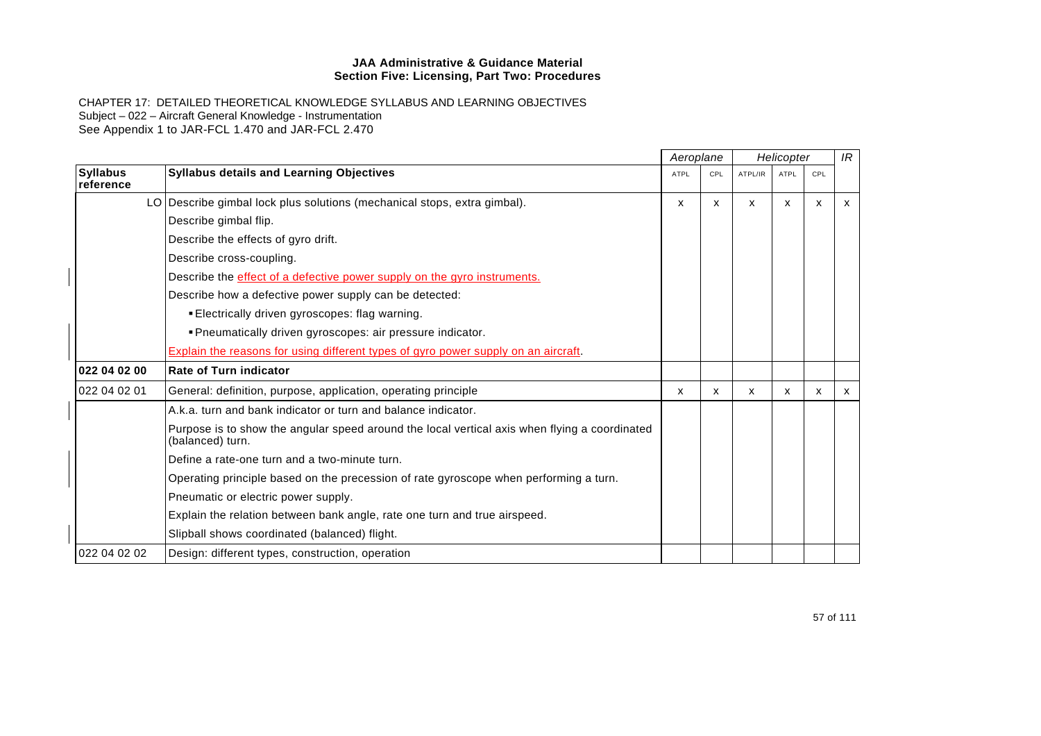**JAA Administrative & Guidance Material**
**Section Five: Licensing, Part Two: Procedures**

CHAPTER 17: DETAILED THEORETICAL KNOWLEDGE SYLLABUS AND LEARNING OBJECTIVES
Subject – 022 – Aircraft General Knowledge - Instrumentation
See Appendix 1 to JAR-FCL 1.470 and JAR-FCL 2.470

| | | Aeroplane | | Helicopter | | | IR |
|---|---|---|---|---|---|---|---|
| **Syllabus reference** | **Syllabus details and Learning Objectives** | ATPL | CPL | ATPL/IR | ATPL | CPL | |
| LO | Describe gimbal lock plus solutions (mechanical stops, extra gimbal). | x | x | x | x | x | x |
| | Describe gimbal flip. | | | | | | |
| | Describe the effects of gyro drift. | | | | | | |
| | Describe cross-coupling. | | | | | | |
| | Describe the effect of a defective power supply on the gyro instruments. | | | | | | |
| | Describe how a defective power supply can be detected: | | | | | | |
| | ▪ Electrically driven gyroscopes: flag warning. | | | | | | |
| | ▪ Pneumatically driven gyroscopes: air pressure indicator. | | | | | | |
| | Explain the reasons for using different types of gyro power supply on an aircraft. | | | | | | |
| **022 04 02 00** | **Rate of Turn indicator** | | | | | | |
| 022 04 02 01 | General: definition, purpose, application, operating principle | x | x | x | x | x | x |
| | A.k.a. turn and bank indicator or turn and balance indicator. | | | | | | |
| | Purpose is to show the angular speed around the local vertical axis when flying a coordinated (balanced) turn. | | | | | | |
| | Define a rate-one turn and a two-minute turn. | | | | | | |
| | Operating principle based on the precession of rate gyroscope when performing a turn. | | | | | | |
| | Pneumatic or electric power supply. | | | | | | |
| | Explain the relation between bank angle, rate one turn and true airspeed. | | | | | | |
| | Slipball shows coordinated (balanced) flight. | | | | | | |
| 022 04 02 02 | Design: different types, construction, operation | | | | | | |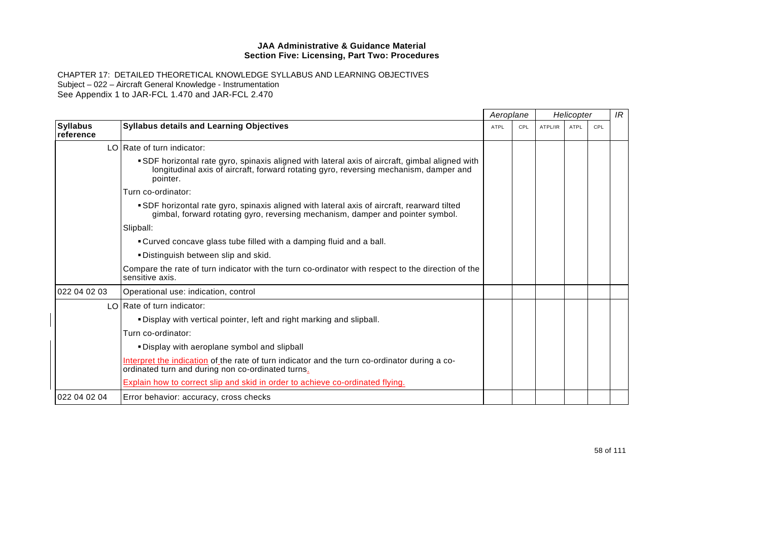**JAA Administrative & Guidance Material**
**Section Five: Licensing, Part Two: Procedures**

CHAPTER 17: DETAILED THEORETICAL KNOWLEDGE SYLLABUS AND LEARNING OBJECTIVES
Subject – 022 – Aircraft General Knowledge - Instrumentation
See Appendix 1 to JAR-FCL 1.470 and JAR-FCL 2.470

| | | Aeroplane | | Helicopter | | | IR |
|---|---|---|---|---|---|---|---|
| **Syllabus reference** | **Syllabus details and Learning Objectives** | ATPL | CPL | ATPL/IR | ATPL | CPL | |
| LO | Rate of turn indicator: | | | | | | |
| | ▪ SDF horizontal rate gyro, spinaxis aligned with lateral axis of aircraft, gimbal aligned with longitudinal axis of aircraft, forward rotating gyro, reversing mechanism, damper and pointer. | | | | | | |
| | Turn co-ordinator: | | | | | | |
| | ▪ SDF horizontal rate gyro, spinaxis aligned with lateral axis of aircraft, rearward tilted gimbal, forward rotating gyro, reversing mechanism, damper and pointer symbol. | | | | | | |
| | Slipball: | | | | | | |
| | ▪ Curved concave glass tube filled with a damping fluid and a ball. | | | | | | |
| | ▪ Distinguish between slip and skid. | | | | | | |
| | Compare the rate of turn indicator with the turn co-ordinator with respect to the direction of the sensitive axis. | | | | | | |
| 022 04 02 03 | Operational use: indication, control | | | | | | |
| LO | Rate of turn indicator: | | | | | | |
| | ▪ Display with vertical pointer, left and right marking and slipball. | | | | | | |
| | Turn co-ordinator: | | | | | | |
| | ▪ Display with aeroplane symbol and slipball | | | | | | |
| | Interpret the indication of the rate of turn indicator and the turn co-ordinator during a co-ordinated turn and during non co-ordinated turns. | | | | | | |
| | Explain how to correct slip and skid in order to achieve co-ordinated flying. | | | | | | |
| 022 04 02 04 | Error behavior: accuracy, cross checks | | | | | | |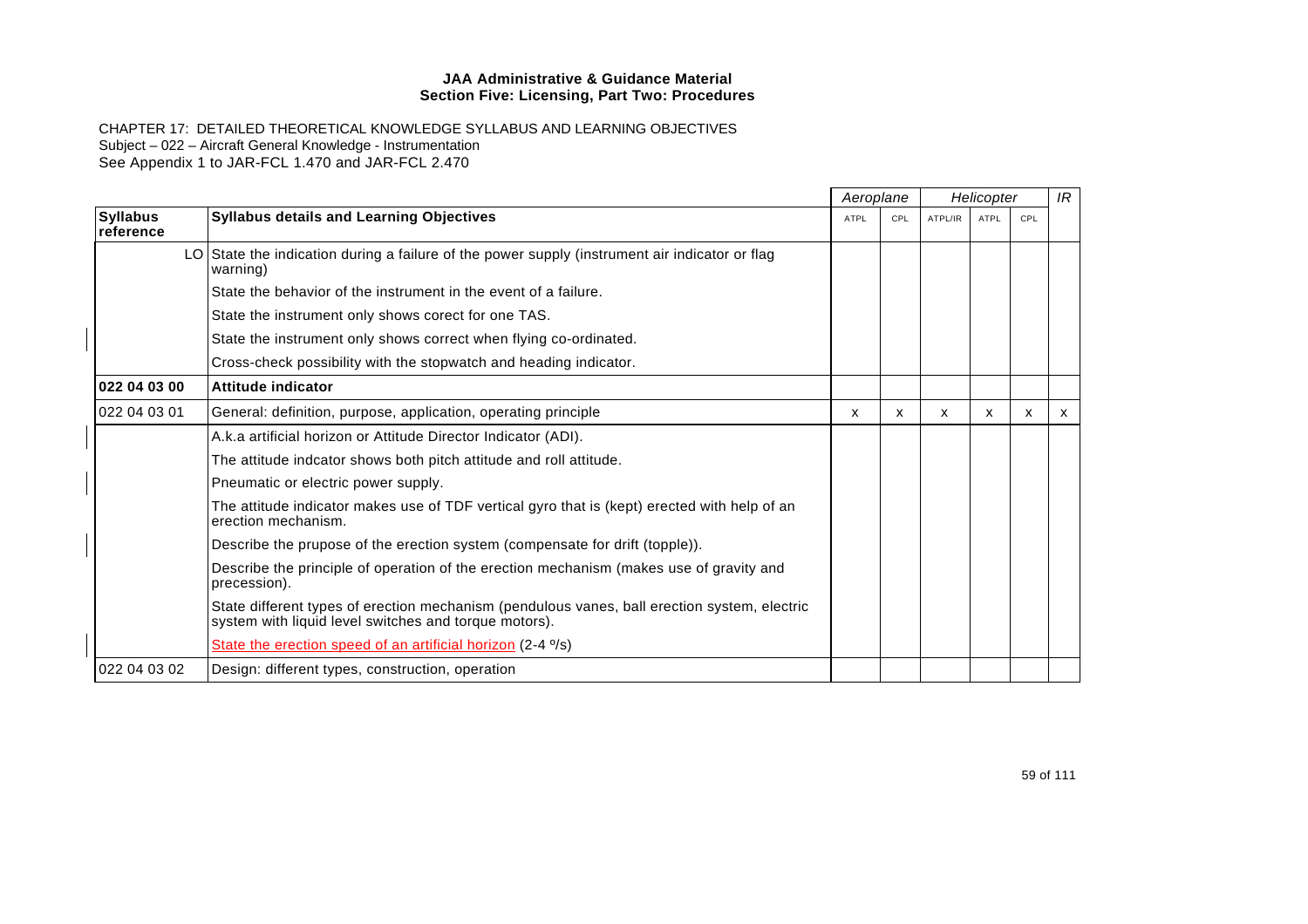**JAA Administrative & Guidance Material**
**Section Five: Licensing, Part Two: Procedures**

CHAPTER 17: DETAILED THEORETICAL KNOWLEDGE SYLLABUS AND LEARNING OBJECTIVES
Subject – 022 – Aircraft General Knowledge - Instrumentation
See Appendix 1 to JAR-FCL 1.470 and JAR-FCL 2.470

| | | Aeroplane | | Helicopter | | | IR |
|---|---|---|---|---|---|---|---|
| **Syllabus reference** | **Syllabus details and Learning Objectives** | ATPL | CPL | ATPL/IR | ATPL | CPL | |
| LO | State the indication during a failure of the power supply (instrument air indicator or flag warning) | | | | | | |
| | State the behavior of the instrument in the event of a failure. | | | | | | |
| | State the instrument only shows corect for one TAS. | | | | | | |
| | State the instrument only shows correct when flying co-ordinated. | | | | | | |
| | Cross-check possibility with the stopwatch and heading indicator. | | | | | | |
| **022 04 03 00** | **Attitude indicator** | | | | | | |
| 022 04 03 01 | General: definition, purpose, application, operating principle | X | X | X | X | X | X |
| | A.k.a artificial horizon or Attitude Director Indicator (ADI). | | | | | | |
| | The attitude indcator shows both pitch attitude and roll attitude. | | | | | | |
| | Pneumatic or electric power supply. | | | | | | |
| | The attitude indicator makes use of TDF vertical gyro that is (kept) erected with help of an erection mechanism. | | | | | | |
| | Describe the prupose of the erection system (compensate for drift (topple)). | | | | | | |
| | Describe the principle of operation of the erection mechanism (makes use of gravity and precession). | | | | | | |
| | State different types of erection mechanism (pendulous vanes, ball erection system, electric system with liquid level switches and torque motors). | | | | | | |
| | State the erection speed of an artificial horizon (2-4 º/s) | | | | | | |
| 022 04 03 02 | Design: different types, construction, operation | | | | | | |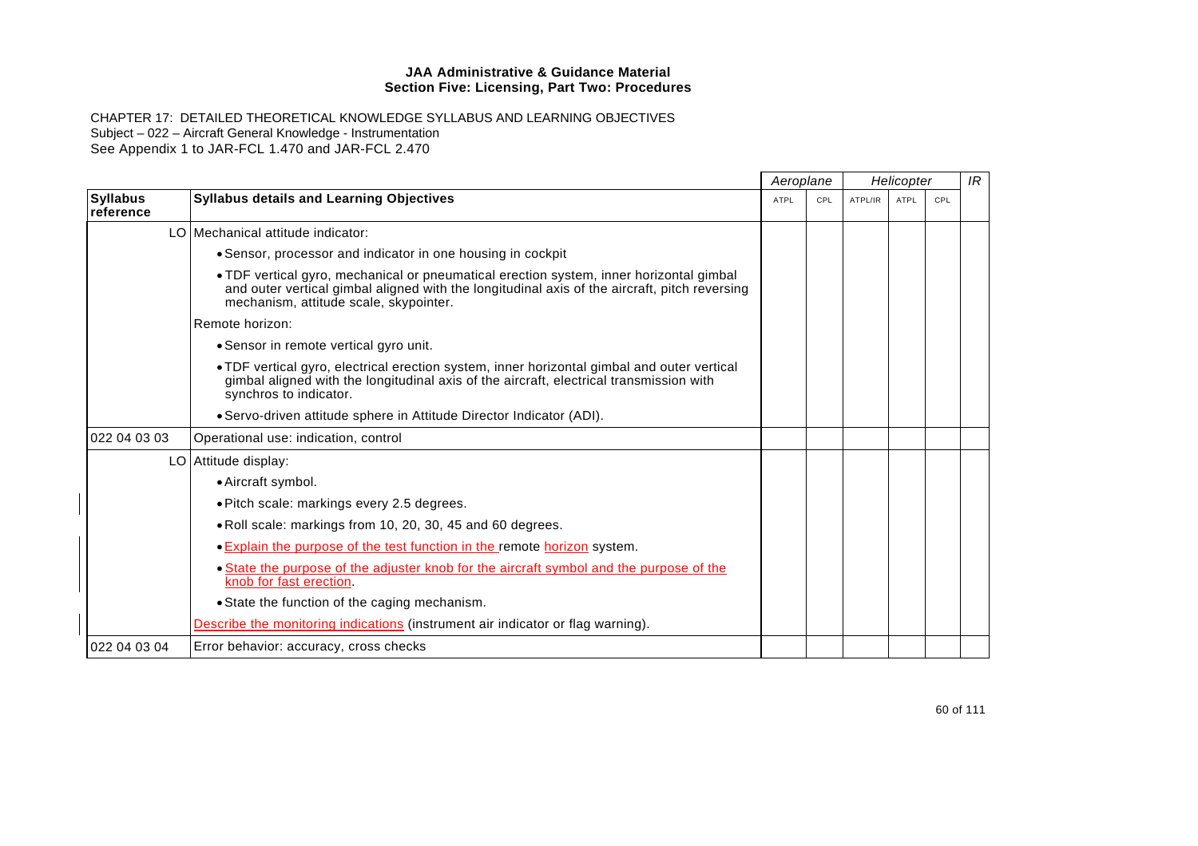**JAA Administrative & Guidance Material**
**Section Five: Licensing, Part Two: Procedures**

CHAPTER 17: DETAILED THEORETICAL KNOWLEDGE SYLLABUS AND LEARNING OBJECTIVES
Subject – 022 – Aircraft General Knowledge - Instrumentation
See Appendix 1 to JAR-FCL 1.470 and JAR-FCL 2.470

| | | *Aeroplane* | | *Helicopter* | | | *IR* |
|---|---|---|---|---|---|---|---|
| **Syllabus reference** | **Syllabus details and Learning Objectives** | ATPL | CPL | ATPL/IR | ATPL | CPL | |
| LO | Mechanical attitude indicator: | | | | | | |
| | • Sensor, processor and indicator in one housing in cockpit | | | | | | |
| | • TDF vertical gyro, mechanical or pneumatical erection system, inner horizontal gimbal and outer vertical gimbal aligned with the longitudinal axis of the aircraft, pitch reversing mechanism, attitude scale, skypointer. | | | | | | |
| | Remote horizon: | | | | | | |
| | • Sensor in remote vertical gyro unit. | | | | | | |
| | • TDF vertical gyro, electrical erection system, inner horizontal gimbal and outer vertical gimbal aligned with the longitudinal axis of the aircraft, electrical transmission with synchros to indicator. | | | | | | |
| | • Servo-driven attitude sphere in Attitude Director Indicator (ADI). | | | | | | |
| 022 04 03 03 | Operational use: indication, control | | | | | | |
| LO | Attitude display: | | | | | | |
| | • Aircraft symbol. | | | | | | |
| | • Pitch scale: markings every 2.5 degrees. | | | | | | |
| | • Roll scale: markings from 10, 20, 30, 45 and 60 degrees. | | | | | | |
| | • Explain the purpose of the test function in the remote horizon system. | | | | | | |
| | • State the purpose of the adjuster knob for the aircraft symbol and the purpose of the knob for fast erection. | | | | | | |
| | • State the function of the caging mechanism. | | | | | | |
| | Describe the monitoring indications (instrument air indicator or flag warning). | | | | | | |
| 022 04 03 04 | Error behavior: accuracy, cross checks | | | | | | |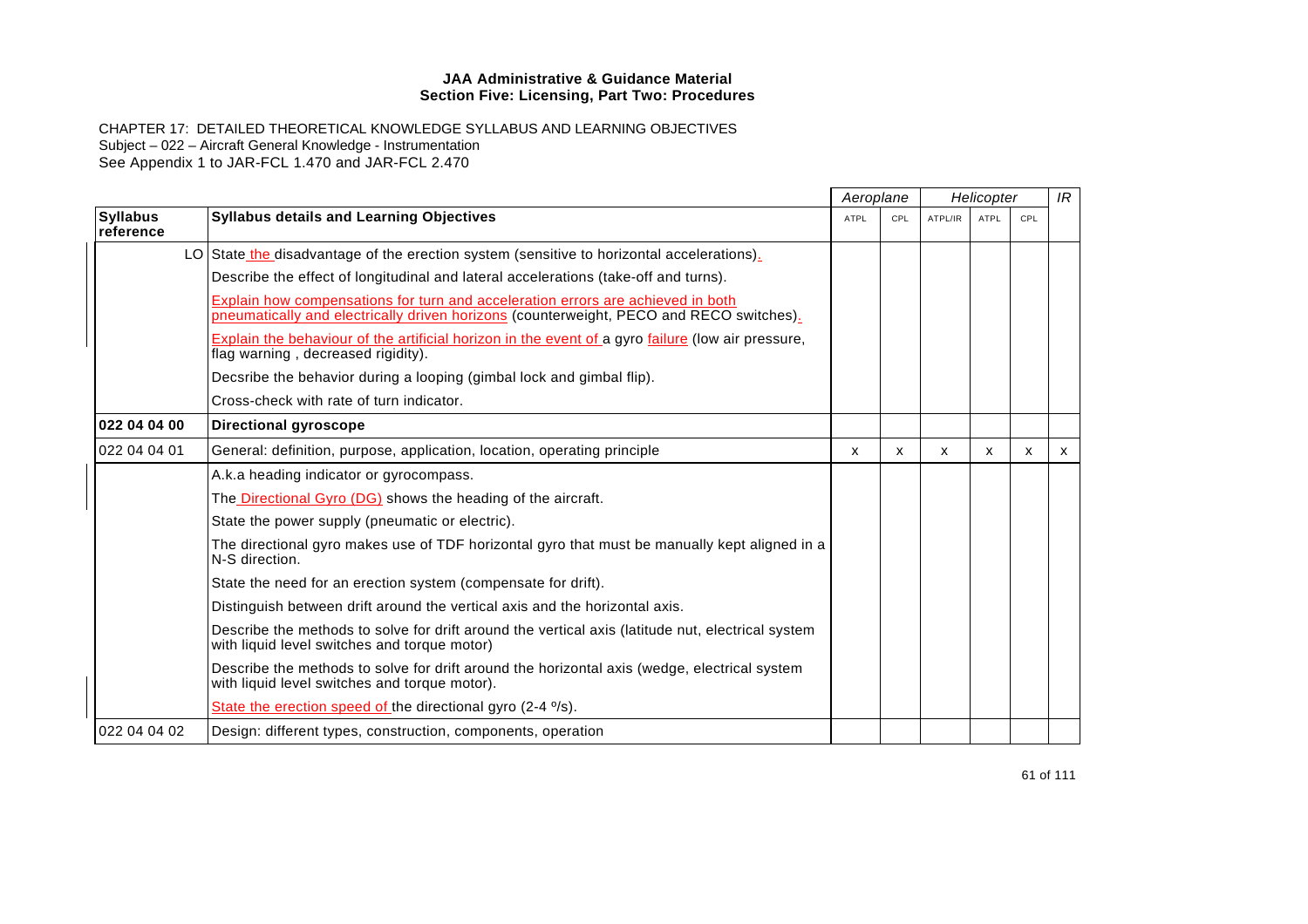**JAA Administrative & Guidance Material**
**Section Five: Licensing, Part Two: Procedures**

CHAPTER 17: DETAILED THEORETICAL KNOWLEDGE SYLLABUS AND LEARNING OBJECTIVES
Subject – 022 – Aircraft General Knowledge - Instrumentation
See Appendix 1 to JAR-FCL 1.470 and JAR-FCL 2.470

| | | Aeroplane | | Helicopter | | | IR |
|---|---|---|---|---|---|---|---|
| **Syllabus reference** | **Syllabus details and Learning Objectives** | ATPL | CPL | ATPL/IR | ATPL | CPL | |
| LO | State the disadvantage of the erection system (sensitive to horizontal accelerations). | | | | | | |
| | Describe the effect of longitudinal and lateral accelerations (take-off and turns). | | | | | | |
| | Explain how compensations for turn and acceleration errors are achieved in both pneumatically and electrically driven horizons (counterweight, PECO and RECO switches). | | | | | | |
| | Explain the behaviour of the artificial horizon in the event of a gyro failure (low air pressure, flag warning , decreased rigidity). | | | | | | |
| | Decsribe the behavior during a looping (gimbal lock and gimbal flip). | | | | | | |
| | Cross-check with rate of turn indicator. | | | | | | |
| **022 04 04 00** | **Directional gyroscope** | | | | | | |
| 022 04 04 01 | General: definition, purpose, application, location, operating principle | x | x | x | x | x | x |
| | A.k.a heading indicator or gyrocompass. | | | | | | |
| | The Directional Gyro (DG) shows the heading of the aircraft. | | | | | | |
| | State the power supply (pneumatic or electric). | | | | | | |
| | The directional gyro makes use of TDF horizontal gyro that must be manually kept aligned in a N-S direction. | | | | | | |
| | State the need for an erection system (compensate for drift). | | | | | | |
| | Distinguish between drift around the vertical axis and the horizontal axis. | | | | | | |
| | Describe the methods to solve for drift around the vertical axis (latitude nut, electrical system with liquid level switches and torque motor) | | | | | | |
| | Describe the methods to solve for drift around the horizontal axis (wedge, electrical system with liquid level switches and torque motor). | | | | | | |
| | State the erection speed of the directional gyro (2-4 º/s). | | | | | | |
| 022 04 04 02 | Design: different types, construction, components, operation | | | | | | |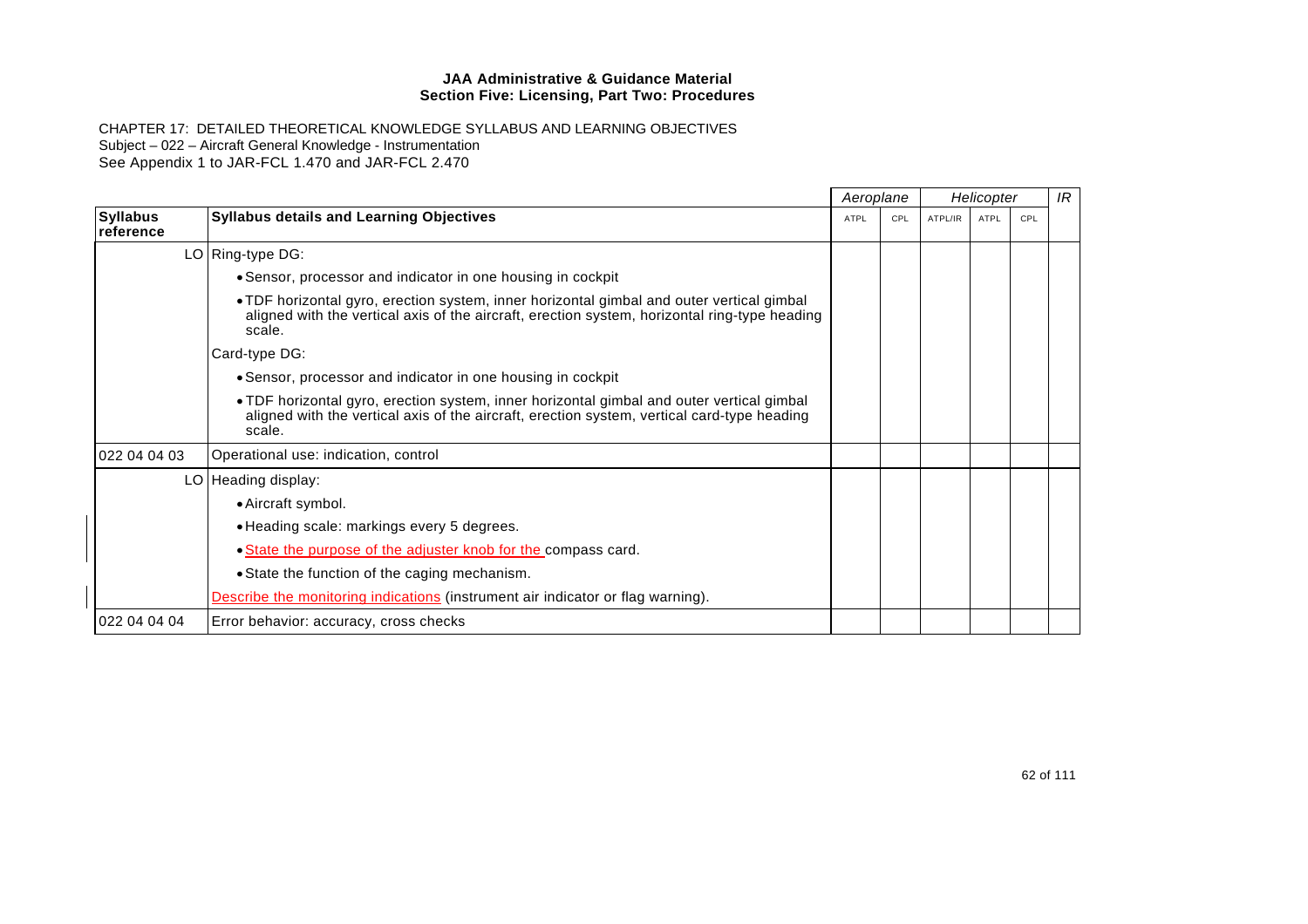**JAA Administrative & Guidance Material**
**Section Five: Licensing, Part Two: Procedures**

CHAPTER 17: DETAILED THEORETICAL KNOWLEDGE SYLLABUS AND LEARNING OBJECTIVES
Subject – 022 – Aircraft General Knowledge - Instrumentation
See Appendix 1 to JAR-FCL 1.470 and JAR-FCL 2.470

| | | *Aeroplane* | | *Helicopter* | | | *IR* |
|---|---|---|---|---|---|---|---|
| **Syllabus reference** | **Syllabus details and Learning Objectives** | ATPL | CPL | ATPL/IR | ATPL | CPL | |
| LO | Ring-type DG: | | | | | | |
| | • Sensor, processor and indicator in one housing in cockpit | | | | | | |
| | • TDF horizontal gyro, erection system, inner horizontal gimbal and outer vertical gimbal aligned with the vertical axis of the aircraft, erection system, horizontal ring-type heading scale. | | | | | | |
| | Card-type DG: | | | | | | |
| | • Sensor, processor and indicator in one housing in cockpit | | | | | | |
| | • TDF horizontal gyro, erection system, inner horizontal gimbal and outer vertical gimbal aligned with the vertical axis of the aircraft, erection system, vertical card-type heading scale. | | | | | | |
| 022 04 04 03 | Operational use: indication, control | | | | | | |
| LO | Heading display: | | | | | | |
| | • Aircraft symbol. | | | | | | |
| | • Heading scale: markings every 5 degrees. | | | | | | |
| | • State the purpose of the adjuster knob for the compass card. | | | | | | |
| | • State the function of the caging mechanism. | | | | | | |
| | Describe the monitoring indications (instrument air indicator or flag warning). | | | | | | |
| 022 04 04 04 | Error behavior: accuracy, cross checks | | | | | | |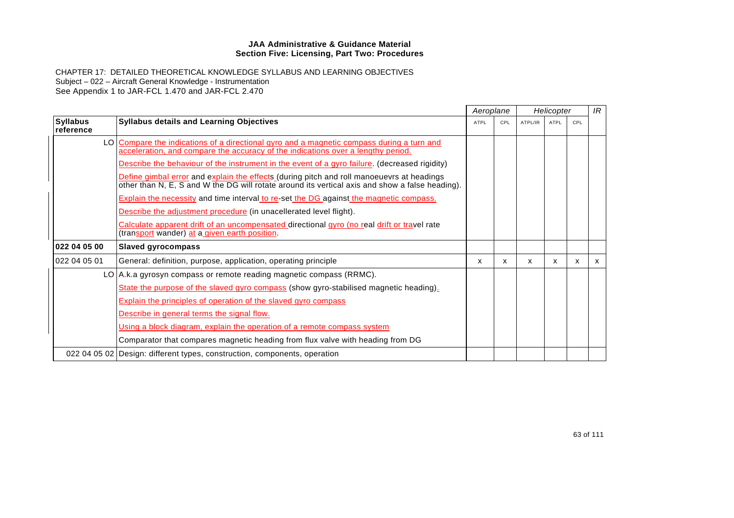CHAPTER 17: DETAILED THEORETICAL KNOWLEDGE SYLLABUS AND LEARNING OBJECTIVES
Subject – 022 – Aircraft General Knowledge - Instrumentation
See Appendix 1 to JAR-FCL 1.470 and JAR-FCL 2.470

| | | Aeroplane | | Helicopter | | | IR |
|---|---|---|---|---|---|---|---|
| **Syllabus reference** | **Syllabus details and Learning Objectives** | ATPL | CPL | ATPL/IR | ATPL | CPL | |
| LO | Compare the indications of a directional gyro and a magnetic compass during a turn and acceleration, and compare the accuracy of the indications over a lengthy period. | | | | | | |
| | Describe the behaviour of the instrument in the event of a gyro failure. (decreased rigidity) | | | | | | |
| | Define gimbal error and explain the effects (during pitch and roll manoeuevrs at headings other than N, E, S and W the DG will rotate around its vertical axis and show a false heading). | | | | | | |
| | Explain the necessity and time interval to re-set the DG against the magnetic compass. | | | | | | |
| | Describe the adjustment procedure (in unacellerated level flight). | | | | | | |
| | Calculate apparent drift of an uncompensated directional gyro (no real drift or travel rate (transport wander) at a given earth position. | | | | | | |
| **022 04 05 00** | **Slaved gyrocompass** | | | | | | |
| 022 04 05 01 | General: definition, purpose, application, operating principle | x | x | x | x | x | x |
| LO | A.k.a gyrosyn compass or remote reading magnetic compass (RRMC). | | | | | | |
| | State the purpose of the slaved gyro compass (show gyro-stabilised magnetic heading). | | | | | | |
| | Explain the principles of operation of the slaved gyro compass | | | | | | |
| | Describe in general terms the signal flow. | | | | | | |
| | Using a block diagram, explain the operation of a remote compass system | | | | | | |
| | Comparator that compares magnetic heading from flux valve with heading from DG | | | | | | |
| 022 04 05 02 | Design: different types, construction, components, operation | | | | | | |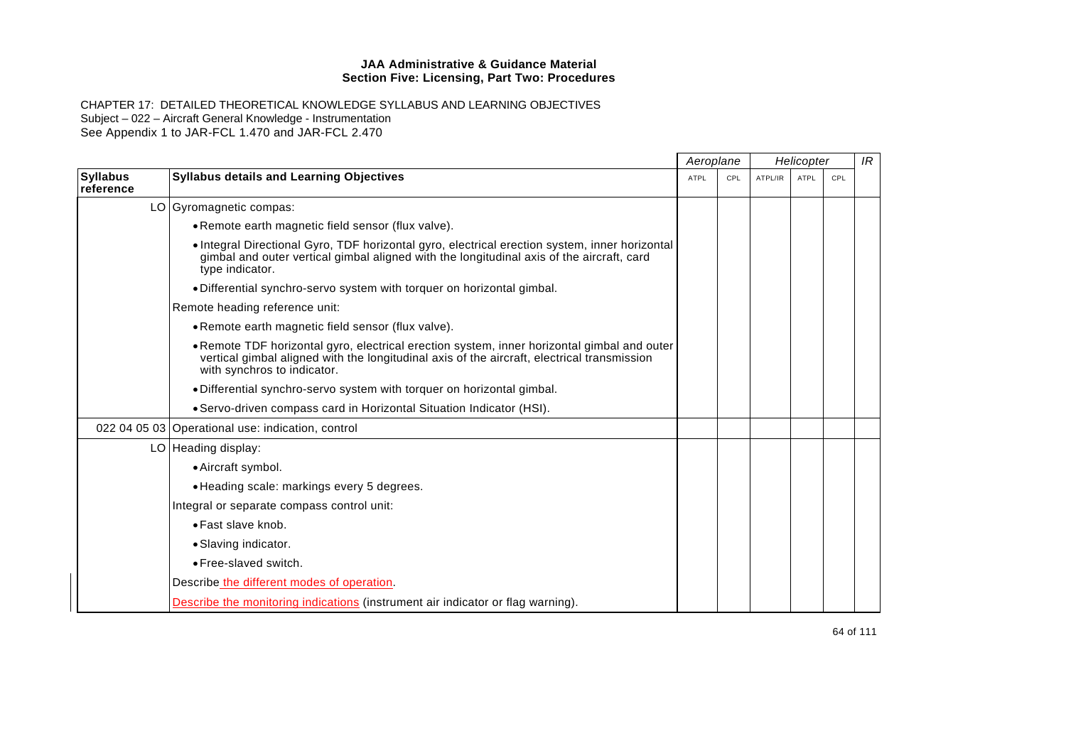**JAA Administrative & Guidance Material**
**Section Five: Licensing, Part Two: Procedures**

CHAPTER 17: DETAILED THEORETICAL KNOWLEDGE SYLLABUS AND LEARNING OBJECTIVES
Subject – 022 – Aircraft General Knowledge - Instrumentation
See Appendix 1 to JAR-FCL 1.470 and JAR-FCL 2.470

| | | *Aeroplane* | | *Helicopter* | | | *IR* |
|---|---|---|---|---|---|---|---|
| **Syllabus reference** | **Syllabus details and Learning Objectives** | ATPL | CPL | ATPL/IR | ATPL | CPL | |
| LO | Gyromagnetic compas: | | | | | | |
| | • Remote earth magnetic field sensor (flux valve). | | | | | | |
| | • Integral Directional Gyro, TDF horizontal gyro, electrical erection system, inner horizontal gimbal and outer vertical gimbal aligned with the longitudinal axis of the aircraft, card type indicator. | | | | | | |
| | • Differential synchro-servo system with torquer on horizontal gimbal. | | | | | | |
| | Remote heading reference unit: | | | | | | |
| | • Remote earth magnetic field sensor (flux valve). | | | | | | |
| | • Remote TDF horizontal gyro, electrical erection system, inner horizontal gimbal and outer vertical gimbal aligned with the longitudinal axis of the aircraft, electrical transmission with synchros to indicator. | | | | | | |
| | • Differential synchro-servo system with torquer on horizontal gimbal. | | | | | | |
| | • Servo-driven compass card in Horizontal Situation Indicator (HSI). | | | | | | |
| 022 04 05 03 | Operational use: indication, control | | | | | | |
| LO | Heading display: | | | | | | |
| | • Aircraft symbol. | | | | | | |
| | • Heading scale: markings every 5 degrees. | | | | | | |
| | Integral or separate compass control unit: | | | | | | |
| | • Fast slave knob. | | | | | | |
| | • Slaving indicator. | | | | | | |
| | • Free-slaved switch. | | | | | | |
| | Describe the different modes of operation. | | | | | | |
| | Describe the monitoring indications (instrument air indicator or flag warning). | | | | | | |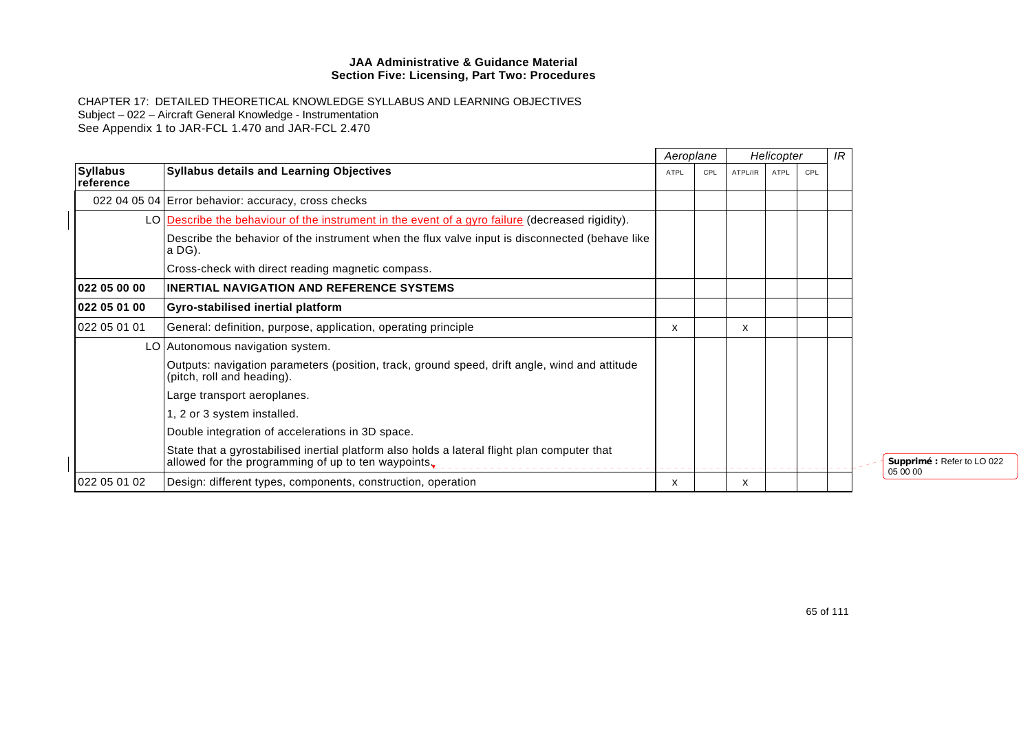**JAA Administrative & Guidance Material**
**Section Five: Licensing, Part Two: Procedures**

CHAPTER 17: DETAILED THEORETICAL KNOWLEDGE SYLLABUS AND LEARNING OBJECTIVES
Subject – 022 – Aircraft General Knowledge - Instrumentation
See Appendix 1 to JAR-FCL 1.470 and JAR-FCL 2.470

| | | *Aeroplane* | | *Helicopter* | | | *IR* |
|---|---|---|---|---|---|---|---|
| **Syllabus reference** | **Syllabus details and Learning Objectives** | ATPL | CPL | ATPL/IR | ATPL | CPL | |
| 022 04 05 04 | Error behavior: accuracy, cross checks | | | | | | |
| LO | Describe the behaviour of the instrument in the event of a gyro failure (decreased rigidity). | | | | | | |
| | Describe the behavior of the instrument when the flux valve input is disconnected (behave like a DG). | | | | | | |
| | Cross-check with direct reading magnetic compass. | | | | | | |
| **022 05 00 00** | **INERTIAL NAVIGATION AND REFERENCE SYSTEMS** | | | | | | |
| **022 05 01 00** | **Gyro-stabilised inertial platform** | | | | | | |
| 022 05 01 01 | General: definition, purpose, application, operating principle | x | | x | | | |
| LO | Autonomous navigation system. | | | | | | |
| | Outputs: navigation parameters (position, track, ground speed, drift angle, wind and attitude (pitch, roll and heading). | | | | | | |
| | Large transport aeroplanes. | | | | | | |
| | 1, 2 or 3 system installed. | | | | | | |
| | Double integration of accelerations in 3D space. | | | | | | |
| | State that a gyrostabilised inertial platform also holds a lateral flight plan computer that allowed for the programming of up to ten waypoints. | | | | | | |
| 022 05 01 02 | Design: different types, components, construction, operation | x | | x | | | |

**Supprimé :** Refer to LO 022 05 00 00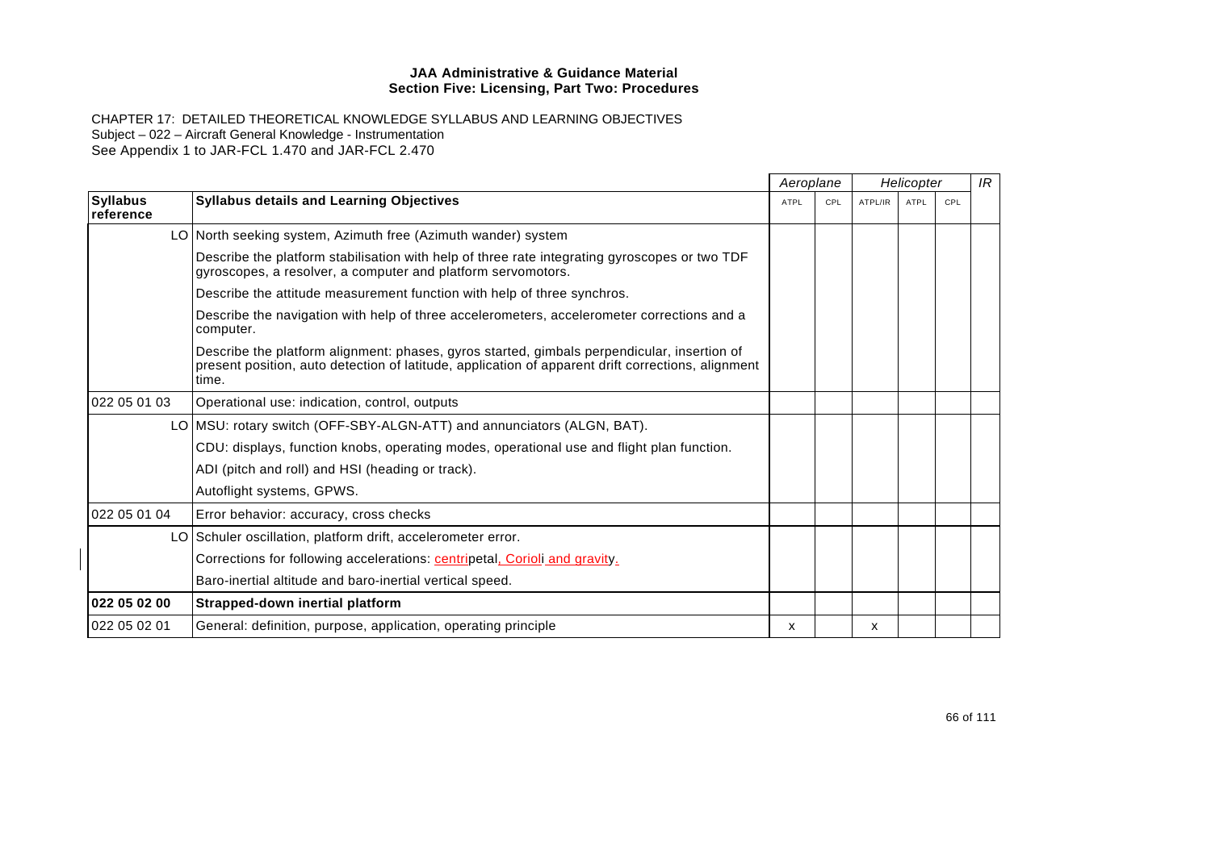**JAA Administrative & Guidance Material**
**Section Five: Licensing, Part Two: Procedures**

CHAPTER 17: DETAILED THEORETICAL KNOWLEDGE SYLLABUS AND LEARNING OBJECTIVES
Subject – 022 – Aircraft General Knowledge - Instrumentation
See Appendix 1 to JAR-FCL 1.470 and JAR-FCL 2.470

| | | *Aeroplane* | | *Helicopter* | | | *IR* |
|---|---|---|---|---|---|---|---|
| **Syllabus reference** | **Syllabus details and Learning Objectives** | ATPL | CPL | ATPL/IR | ATPL | CPL | |
| LO | North seeking system, Azimuth free (Azimuth wander) system | | | | | | |
| | Describe the platform stabilisation with help of three rate integrating gyroscopes or two TDF gyroscopes, a resolver, a computer and platform servomotors. | | | | | | |
| | Describe the attitude measurement function with help of three synchros. | | | | | | |
| | Describe the navigation with help of three accelerometers, accelerometer corrections and a computer. | | | | | | |
| | Describe the platform alignment: phases, gyros started, gimbals perpendicular, insertion of present position, auto detection of latitude, application of apparent drift corrections, alignment time. | | | | | | |
| 022 05 01 03 | Operational use: indication, control, outputs | | | | | | |
| LO | MSU: rotary switch (OFF-SBY-ALGN-ATT) and annunciators (ALGN, BAT). | | | | | | |
| | CDU: displays, function knobs, operating modes, operational use and flight plan function. | | | | | | |
| | ADI (pitch and roll) and HSI (heading or track). | | | | | | |
| | Autoflight systems, GPWS. | | | | | | |
| 022 05 01 04 | Error behavior: accuracy, cross checks | | | | | | |
| LO | Schuler oscillation, platform drift, accelerometer error. | | | | | | |
| | Corrections for following accelerations: centripetal, Corioli and gravity. | | | | | | |
| | Baro-inertial altitude and baro-inertial vertical speed. | | | | | | |
| **022 05 02 00** | **Strapped-down inertial platform** | | | | | | |
| 022 05 02 01 | General: definition, purpose, application, operating principle | x | | x | | | |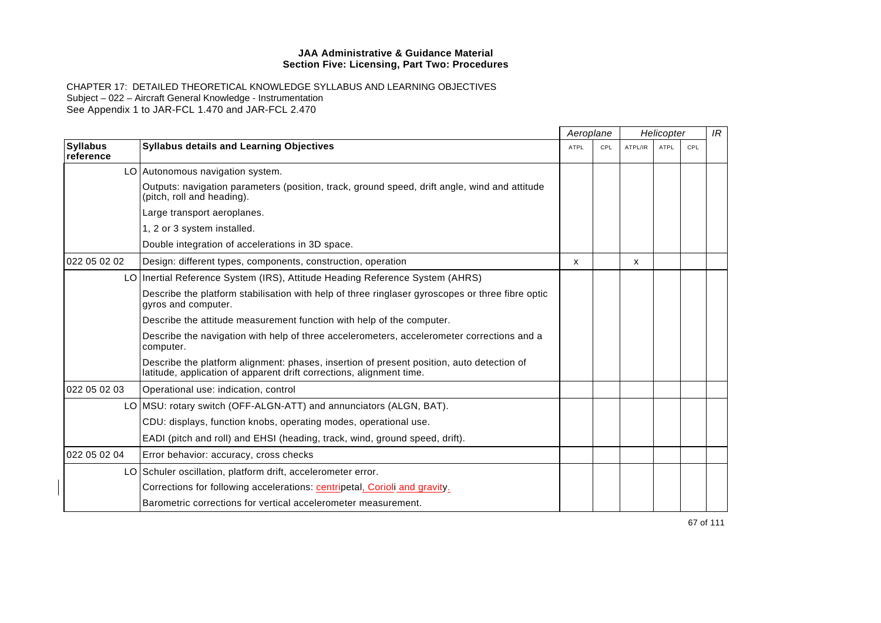**JAA Administrative & Guidance Material**
**Section Five: Licensing, Part Two: Procedures**

CHAPTER 17: DETAILED THEORETICAL KNOWLEDGE SYLLABUS AND LEARNING OBJECTIVES
Subject – 022 – Aircraft General Knowledge - Instrumentation
See Appendix 1 to JAR-FCL 1.470 and JAR-FCL 2.470

| | | Aeroplane | | Helicopter | | | IR |
|---|---|---|---|---|---|---|---|
| **Syllabus reference** | **Syllabus details and Learning Objectives** | ATPL | CPL | ATPL/IR | ATPL | CPL | |
| LO | Autonomous navigation system. | | | | | | |
| | Outputs: navigation parameters (position, track, ground speed, drift angle, wind and attitude (pitch, roll and heading). | | | | | | |
| | Large transport aeroplanes. | | | | | | |
| | 1, 2 or 3 system installed. | | | | | | |
| | Double integration of accelerations in 3D space. | | | | | | |
| 022 05 02 02 | Design: different types, components, construction, operation | x | | x | | | |
| LO | Inertial Reference System (IRS), Attitude Heading Reference System (AHRS) | | | | | | |
| | Describe the platform stabilisation with help of three ringlaser gyroscopes or three fibre optic gyros and computer. | | | | | | |
| | Describe the attitude measurement function with help of the computer. | | | | | | |
| | Describe the navigation with help of three accelerometers, accelerometer corrections and a computer. | | | | | | |
| | Describe the platform alignment: phases, insertion of present position, auto detection of latitude, application of apparent drift corrections, alignment time. | | | | | | |
| 022 05 02 03 | Operational use: indication, control | | | | | | |
| LO | MSU: rotary switch (OFF-ALGN-ATT) and annunciators (ALGN, BAT). | | | | | | |
| | CDU: displays, function knobs, operating modes, operational use. | | | | | | |
| | EADI (pitch and roll) and EHSI (heading, track, wind, ground speed, drift). | | | | | | |
| 022 05 02 04 | Error behavior: accuracy, cross checks | | | | | | |
| LO | Schuler oscillation, platform drift, accelerometer error. | | | | | | |
| | Corrections for following accelerations: centripetal, Corioli and gravity. | | | | | | |
| | Barometric corrections for vertical accelerometer measurement. | | | | | | |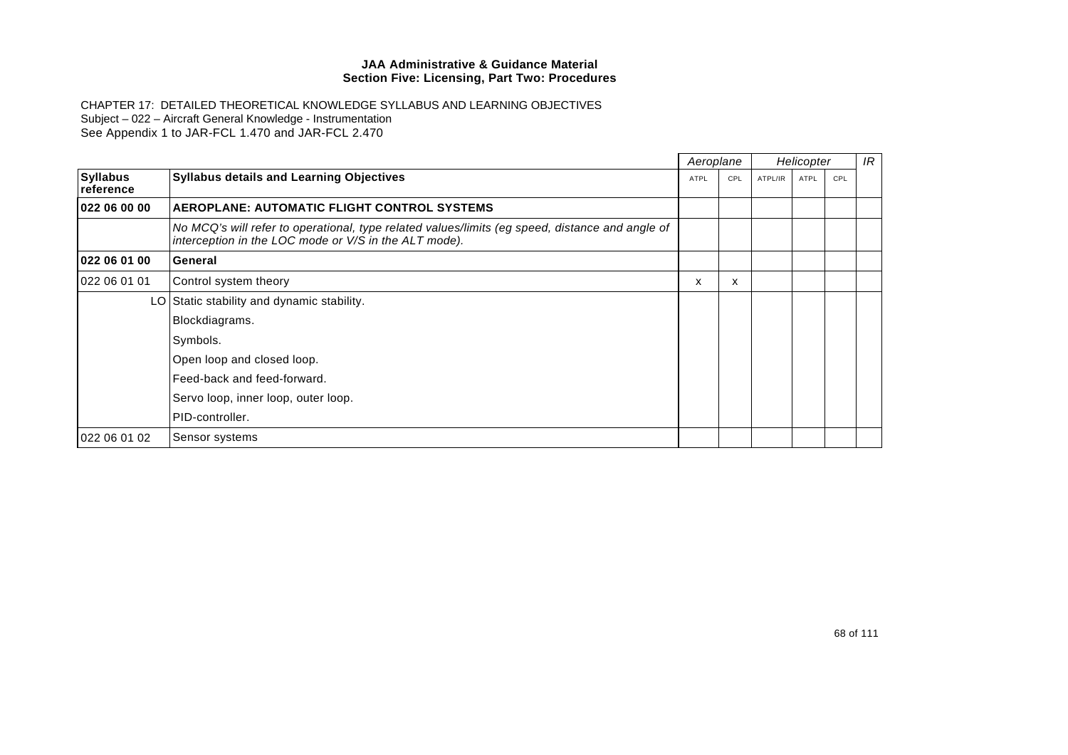**JAA Administrative & Guidance Material**
**Section Five: Licensing, Part Two: Procedures**

CHAPTER 17: DETAILED THEORETICAL KNOWLEDGE SYLLABUS AND LEARNING OBJECTIVES
Subject – 022 – Aircraft General Knowledge - Instrumentation
See Appendix 1 to JAR-FCL 1.470 and JAR-FCL 2.470

| | | *Aeroplane* | | *Helicopter* | | | *IR* |
|---|---|---|---|---|---|---|---|
| **Syllabus reference** | **Syllabus details and Learning Objectives** | ATPL | CPL | ATPL/IR | ATPL | CPL | |
| **022 06 00 00** | **AEROPLANE: AUTOMATIC FLIGHT CONTROL SYSTEMS** | | | | | | |
| | *No MCQ's will refer to operational, type related values/limits (eg speed, distance and angle of interception in the LOC mode or V/S in the ALT mode).* | | | | | | |
| **022 06 01 00** | **General** | | | | | | |
| 022 06 01 01 | Control system theory | x | x | | | | |
| LO | Static stability and dynamic stability. | | | | | | |
| | Blockdiagrams. | | | | | | |
| | Symbols. | | | | | | |
| | Open loop and closed loop. | | | | | | |
| | Feed-back and feed-forward. | | | | | | |
| | Servo loop, inner loop, outer loop. | | | | | | |
| | PID-controller. | | | | | | |
| 022 06 01 02 | Sensor systems | | | | | | |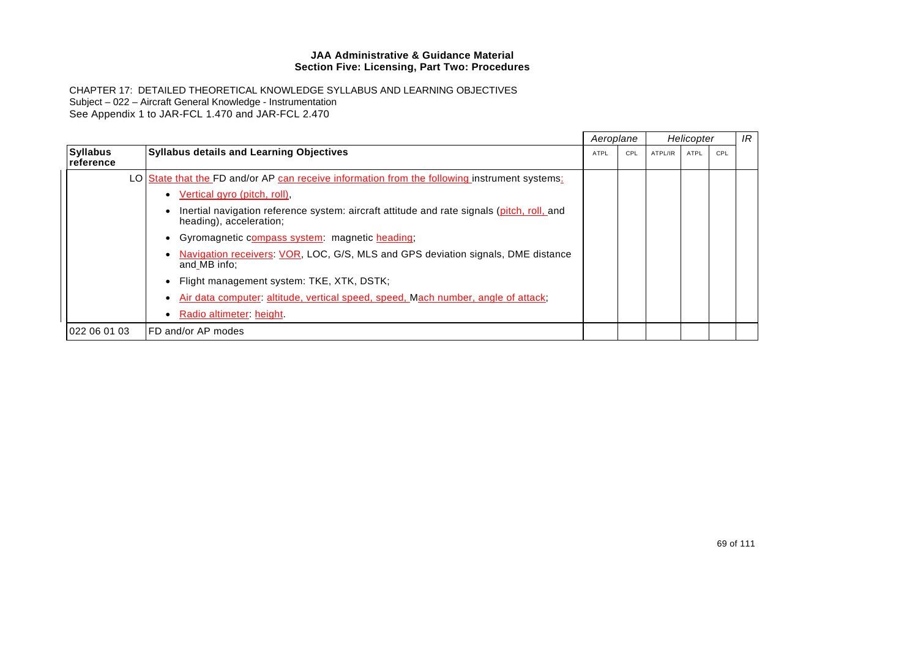**JAA Administrative & Guidance Material**
**Section Five: Licensing, Part Two: Procedures**

CHAPTER 17: DETAILED THEORETICAL KNOWLEDGE SYLLABUS AND LEARNING OBJECTIVES
Subject – 022 – Aircraft General Knowledge - Instrumentation
See Appendix 1 to JAR-FCL 1.470 and JAR-FCL 2.470

| | | *Aeroplane* | | *Helicopter* | | | *IR* |
|---|---|---|---|---|---|---|---|
| **Syllabus reference** | **Syllabus details and Learning Objectives** | ATPL | CPL | ATPL/IR | ATPL | CPL | |
| LO | State that the FD and/or AP can receive information from the following instrument systems:<br>• Vertical gyro (pitch, roll),<br>• Inertial navigation reference system: aircraft attitude and rate signals (pitch, roll, and heading), acceleration;<br>• Gyromagnetic compass system: magnetic heading;<br>• Navigation receivers: VOR, LOC, G/S, MLS and GPS deviation signals, DME distance and MB info;<br>• Flight management system: TKE, XTK, DSTK;<br>• Air data computer: altitude, vertical speed, speed, Mach number, angle of attack;<br>• Radio altimeter: height. | | | | | | |
| 022 06 01 03 | FD and/or AP modes | | | | | | |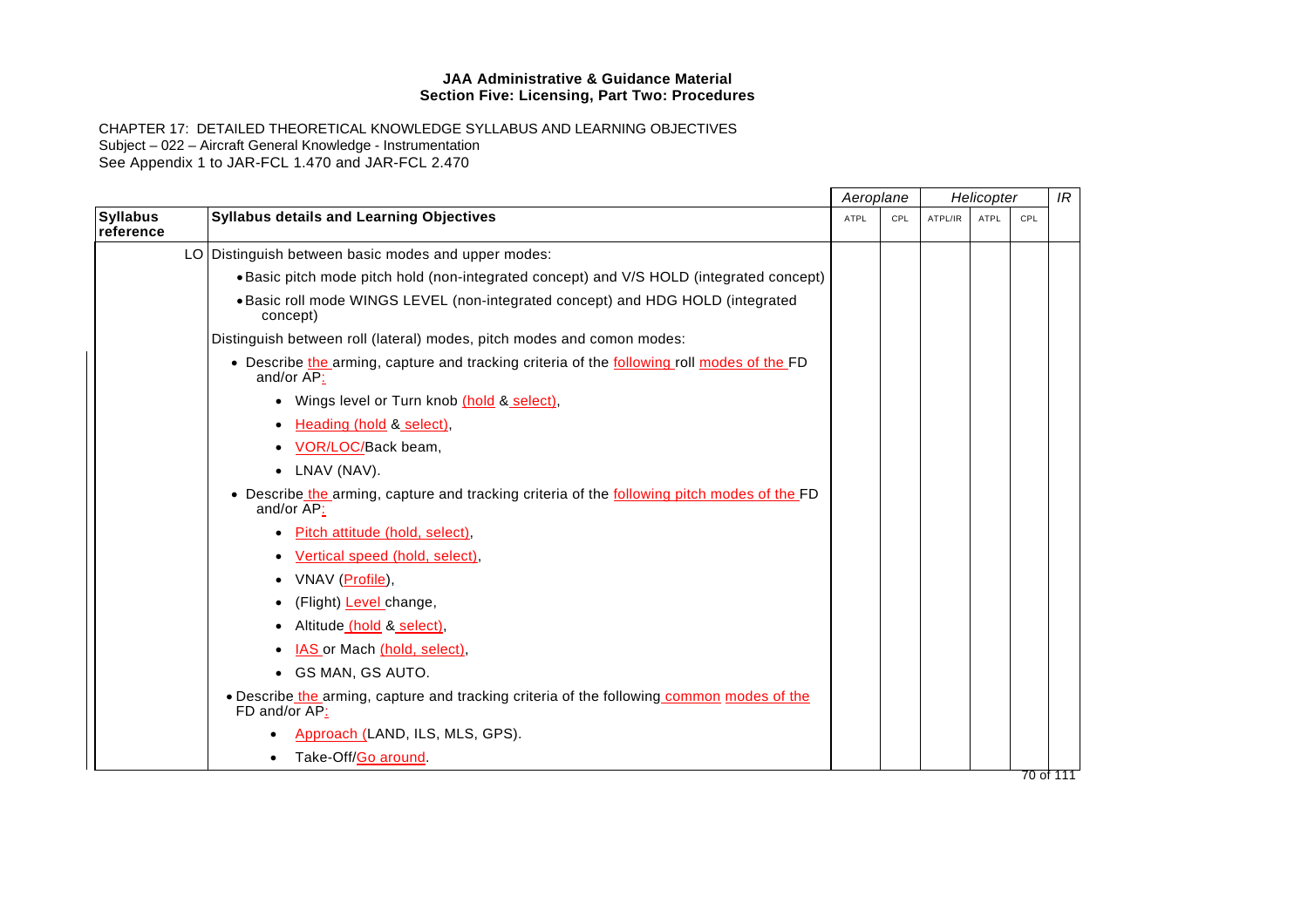**JAA Administrative & Guidance Material**
**Section Five: Licensing, Part Two: Procedures**

CHAPTER 17: DETAILED THEORETICAL KNOWLEDGE SYLLABUS AND LEARNING OBJECTIVES
Subject – 022 – Aircraft General Knowledge - Instrumentation
See Appendix 1 to JAR-FCL 1.470 and JAR-FCL 2.470

| | | *Aeroplane* | | *Helicopter* | | | *IR* |
|---|---|---|---|---|---|---|---|
| **Syllabus reference** | **Syllabus details and Learning Objectives** | ATPL | CPL | ATPL/IR | ATPL | CPL | |
| LO | Distinguish between basic modes and upper modes:<br>• Basic pitch mode pitch hold (non-integrated concept) and V/S HOLD (integrated concept)<br>• Basic roll mode WINGS LEVEL (non-integrated concept) and HDG HOLD (integrated concept)<br>Distinguish between roll (lateral) modes, pitch modes and comon modes:<br>• Describe the arming, capture and tracking criteria of the following roll modes of the FD and/or AP:<br>• Wings level or Turn knob (hold & select),<br>• Heading (hold & select),<br>• VOR/LOC/Back beam,<br>• LNAV (NAV).<br>• Describe the arming, capture and tracking criteria of the following pitch modes of the FD and/or AP:<br>• Pitch attitude (hold, select),<br>• Vertical speed (hold, select),<br>• VNAV (Profile),<br>• (Flight) Level change,<br>• Altitude (hold & select),<br>• IAS or Mach (hold, select),<br>• GS MAN, GS AUTO.<br>• Describe the arming, capture and tracking criteria of the following common modes of the FD and/or AP:<br>• Approach (LAND, ILS, MLS, GPS).<br>• Take-Off/Go around. | | | | | | |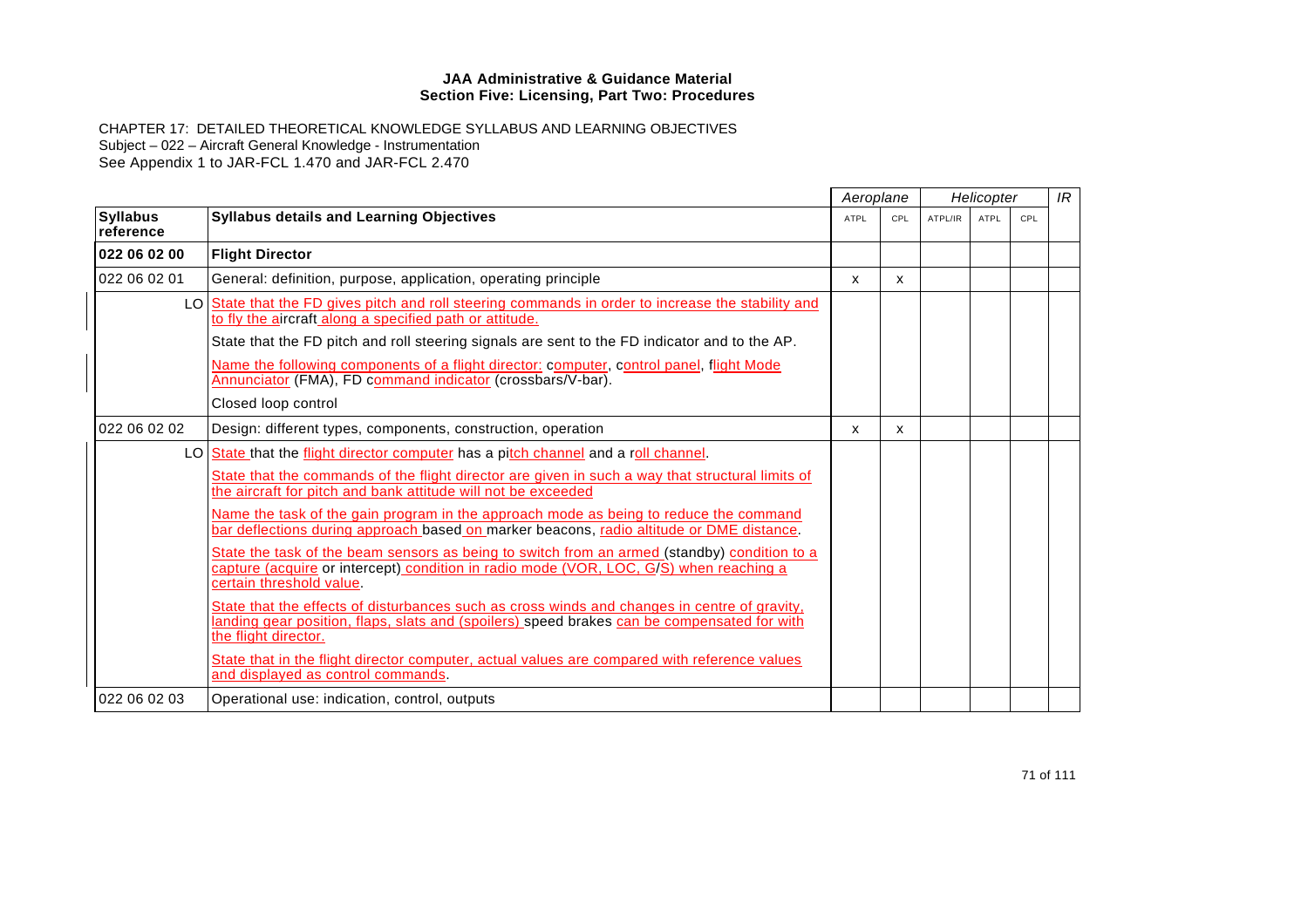**JAA Administrative & Guidance Material**
**Section Five: Licensing, Part Two: Procedures**

CHAPTER 17: DETAILED THEORETICAL KNOWLEDGE SYLLABUS AND LEARNING OBJECTIVES
Subject – 022 – Aircraft General Knowledge - Instrumentation
See Appendix 1 to JAR-FCL 1.470 and JAR-FCL 2.470

| | | Aeroplane | | Helicopter | | | IR |
|---|---|---|---|---|---|---|---|
| **Syllabus reference** | **Syllabus details and Learning Objectives** | ATPL | CPL | ATPL/IR | ATPL | CPL | |
| **022 06 02 00** | **Flight Director** | | | | | | |
| 022 06 02 01 | General: definition, purpose, application, operating principle | x | x | | | | |
| LO | State that the FD gives pitch and roll steering commands in order to increase the stability and to fly the aircraft along a specified path or attitude. | | | | | | |
| | State that the FD pitch and roll steering signals are sent to the FD indicator and to the AP. | | | | | | |
| | Name the following components of a flight director: computer, control panel, flight Mode Annunciator (FMA), FD command indicator (crossbars/V-bar). | | | | | | |
| | Closed loop control | | | | | | |
| 022 06 02 02 | Design: different types, components, construction, operation | x | x | | | | |
| LO | State that the flight director computer has a pitch channel and a roll channel. | | | | | | |
| | State that the commands of the flight director are given in such a way that structural limits of the aircraft for pitch and bank attitude will not be exceeded | | | | | | |
| | Name the task of the gain program in the approach mode as being to reduce the command bar deflections during approach based on marker beacons, radio altitude or DME distance. | | | | | | |
| | State the task of the beam sensors as being to switch from an armed (standby) condition to a capture (acquire or intercept) condition in radio mode (VOR, LOC, G/S) when reaching a certain threshold value. | | | | | | |
| | State that the effects of disturbances such as cross winds and changes in centre of gravity, landing gear position, flaps, slats and (spoilers) speed brakes can be compensated for with the flight director. | | | | | | |
| | State that in the flight director computer, actual values are compared with reference values and displayed as control commands. | | | | | | |
| 022 06 02 03 | Operational use: indication, control, outputs | | | | | | |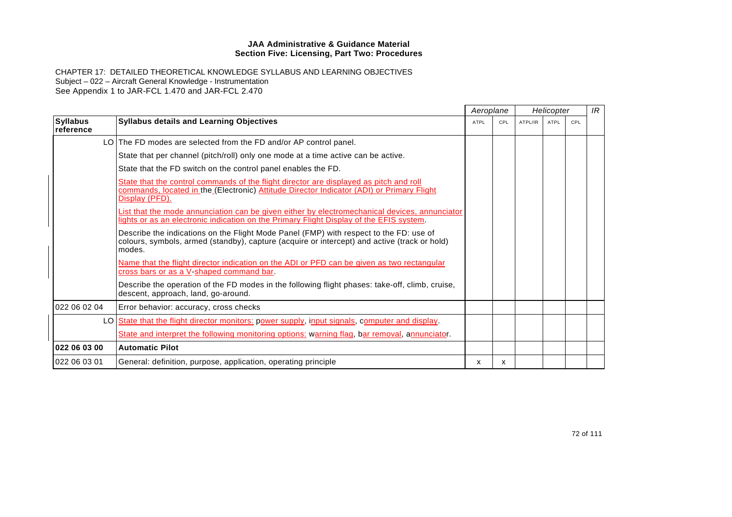**JAA Administrative & Guidance Material**
**Section Five: Licensing, Part Two: Procedures**

CHAPTER 17: DETAILED THEORETICAL KNOWLEDGE SYLLABUS AND LEARNING OBJECTIVES
Subject – 022 – Aircraft General Knowledge - Instrumentation
See Appendix 1 to JAR-FCL 1.470 and JAR-FCL 2.470

| | | Aeroplane | | Helicopter | | | IR |
|---|---|---|---|---|---|---|---|
| **Syllabus reference** | **Syllabus details and Learning Objectives** | ATPL | CPL | ATPL/IR | ATPL | CPL | |
| LO | The FD modes are selected from the FD and/or AP control panel. | | | | | | |
| | State that per channel (pitch/roll) only one mode at a time active can be active. | | | | | | |
| | State that the FD switch on the control panel enables the FD. | | | | | | |
| | State that the control commands of the flight director are displayed as pitch and roll commands, located in the (Electronic) Attitude Director Indicator (ADI) or Primary Flight Display (PFD). | | | | | | |
| | List that the mode annunciation can be given either by electromechanical devices, annunciator lights or as an electronic indication on the Primary Flight Display of the EFIS system. | | | | | | |
| | Describe the indications on the Flight Mode Panel (FMP) with respect to the FD: use of colours, symbols, armed (standby), capture (acquire or intercept) and active (track or hold) modes. | | | | | | |
| | Name that the flight director indication on the ADI or PFD can be given as two rectangular cross bars or as a V-shaped command bar. | | | | | | |
| | Describe the operation of the FD modes in the following flight phases: take-off, climb, cruise, descent, approach, land, go-around. | | | | | | |
| 022 06 02 04 | Error behavior: accuracy, cross checks | | | | | | |
| LO | State that the flight director monitors: power supply, input signals, computer and display. | | | | | | |
| | State and interpret the following monitoring options: warning flag, bar removal, annunciator. | | | | | | |
| **022 06 03 00** | **Automatic Pilot** | | | | | | |
| 022 06 03 01 | General: definition, purpose, application, operating principle | x | x | | | | |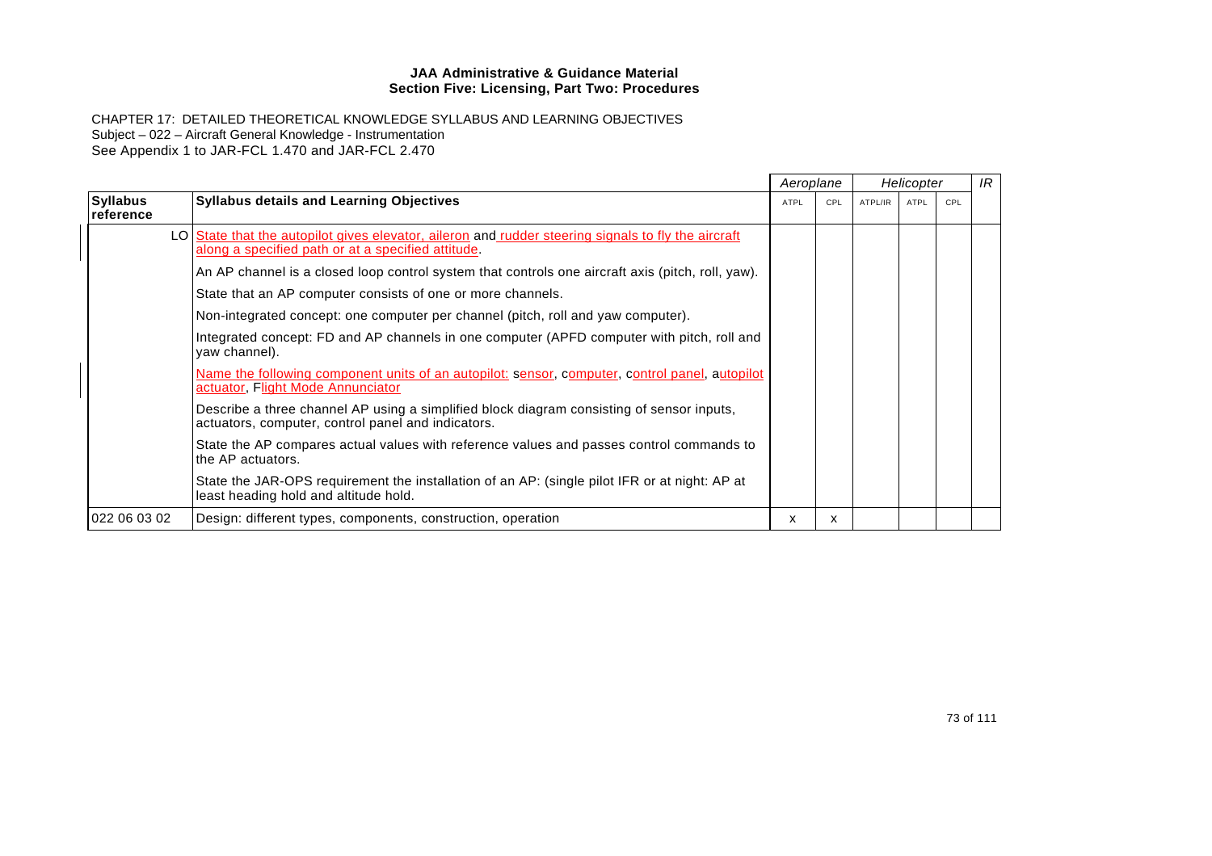**JAA Administrative & Guidance Material**
**Section Five: Licensing, Part Two: Procedures**

CHAPTER 17: DETAILED THEORETICAL KNOWLEDGE SYLLABUS AND LEARNING OBJECTIVES
Subject – 022 – Aircraft General Knowledge - Instrumentation
See Appendix 1 to JAR-FCL 1.470 and JAR-FCL 2.470

| | | Aeroplane | | Helicopter | | | IR |
|---|---|---|---|---|---|---|---|
| **Syllabus reference** | **Syllabus details and Learning Objectives** | ATPL | CPL | ATPL/IR | ATPL | CPL | |
| LO | State that the autopilot gives elevator, aileron and rudder steering signals to fly the aircraft along a specified path or at a specified attitude. | | | | | | |
| | An AP channel is a closed loop control system that controls one aircraft axis (pitch, roll, yaw). | | | | | | |
| | State that an AP computer consists of one or more channels. | | | | | | |
| | Non-integrated concept: one computer per channel (pitch, roll and yaw computer). | | | | | | |
| | Integrated concept: FD and AP channels in one computer (APFD computer with pitch, roll and yaw channel). | | | | | | |
| | Name the following component units of an autopilot: sensor, computer, control panel, autopilot actuator, Flight Mode Annunciator | | | | | | |
| | Describe a three channel AP using a simplified block diagram consisting of sensor inputs, actuators, computer, control panel and indicators. | | | | | | |
| | State the AP compares actual values with reference values and passes control commands to the AP actuators. | | | | | | |
| | State the JAR-OPS requirement the installation of an AP: (single pilot IFR or at night: AP at least heading hold and altitude hold. | | | | | | |
| 022 06 03 02 | Design: different types, components, construction, operation | x | x | | | | |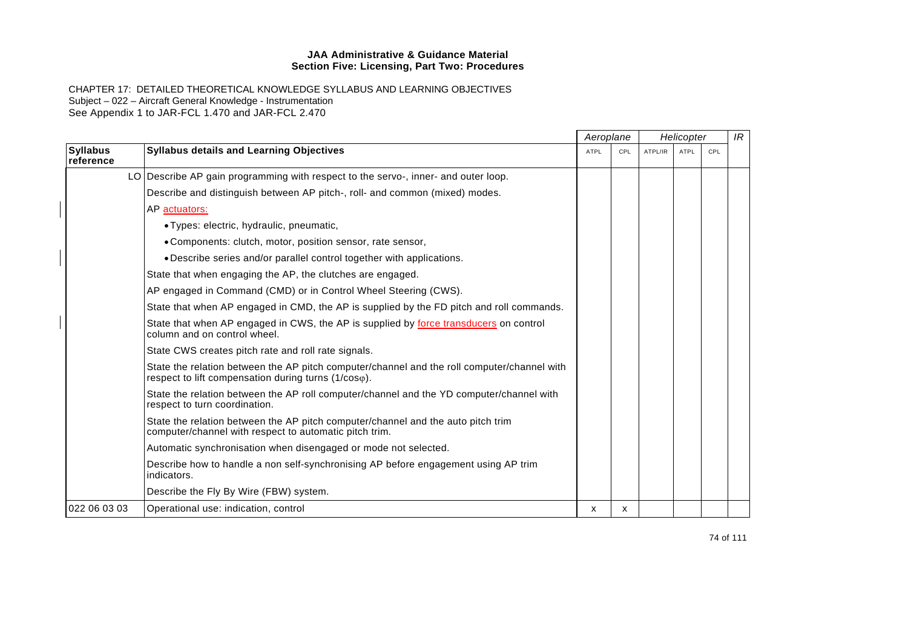**JAA Administrative & Guidance Material**
**Section Five: Licensing, Part Two: Procedures**

CHAPTER 17: DETAILED THEORETICAL KNOWLEDGE SYLLABUS AND LEARNING OBJECTIVES
Subject – 022 – Aircraft General Knowledge - Instrumentation
See Appendix 1 to JAR-FCL 1.470 and JAR-FCL 2.470

| | | *Aeroplane* | | *Helicopter* | | | *IR* |
|---|---|---|---|---|---|---|---|
| **Syllabus reference** | **Syllabus details and Learning Objectives** | ATPL | CPL | ATPL/IR | ATPL | CPL | |
| LO | Describe AP gain programming with respect to the servo-, inner- and outer loop. | | | | | | |
| | Describe and distinguish between AP pitch-, roll- and common (mixed) modes. | | | | | | |
| | AP actuators: | | | | | | |
| | • Types: electric, hydraulic, pneumatic, | | | | | | |
| | • Components: clutch, motor, position sensor, rate sensor, | | | | | | |
| | • Describe series and/or parallel control together with applications. | | | | | | |
| | State that when engaging the AP, the clutches are engaged. | | | | | | |
| | AP engaged in Command (CMD) or in Control Wheel Steering (CWS). | | | | | | |
| | State that when AP engaged in CMD, the AP is supplied by the FD pitch and roll commands. | | | | | | |
| | State that when AP engaged in CWS, the AP is supplied by force transducers on control column and on control wheel. | | | | | | |
| | State CWS creates pitch rate and roll rate signals. | | | | | | |
| | State the relation between the AP pitch computer/channel and the roll computer/channel with respect to lift compensation during turns ($1/\cos\varphi$). | | | | | | |
| | State the relation between the AP roll computer/channel and the YD computer/channel with respect to turn coordination. | | | | | | |
| | State the relation between the AP pitch computer/channel and the auto pitch trim computer/channel with respect to automatic pitch trim. | | | | | | |
| | Automatic synchronisation when disengaged or mode not selected. | | | | | | |
| | Describe how to handle a non self-synchronising AP before engagement using AP trim indicators. | | | | | | |
| | Describe the Fly By Wire (FBW) system. | | | | | | |
| 022 06 03 03 | Operational use: indication, control | x | x | | | | |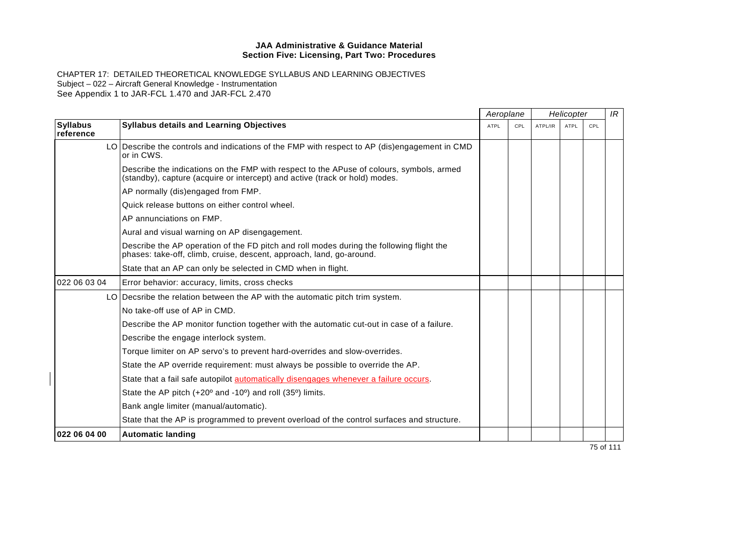JAA Administrative & Guidance Material
Section Five: Licensing, Part Two: Procedures

CHAPTER 17: DETAILED THEORETICAL KNOWLEDGE SYLLABUS AND LEARNING OBJECTIVES
Subject – 022 – Aircraft General Knowledge - Instrumentation
See Appendix 1 to JAR-FCL 1.470 and JAR-FCL 2.470

| | | Aeroplane | | Helicopter | | | IR |
|---|---|---|---|---|---|---|---|
| **Syllabus reference** | **Syllabus details and Learning Objectives** | ATPL | CPL | ATPL/IR | ATPL | CPL | |
| LO | Describe the controls and indications of the FMP with respect to AP (dis)engagement in CMD or in CWS. | | | | | | |
| | Describe the indications on the FMP with respect to the APuse of colours, symbols, armed (standby), capture (acquire or intercept) and active (track or hold) modes. | | | | | | |
| | AP normally (dis)engaged from FMP. | | | | | | |
| | Quick release buttons on either control wheel. | | | | | | |
| | AP annunciations on FMP. | | | | | | |
| | Aural and visual warning on AP disengagement. | | | | | | |
| | Describe the AP operation of the FD pitch and roll modes during the following flight the phases: take-off, climb, cruise, descent, approach, land, go-around. | | | | | | |
| | State that an AP can only be selected in CMD when in flight. | | | | | | |
| 022 06 03 04 | Error behavior: accuracy, limits, cross checks | | | | | | |
| LO | Decsribe the relation between the AP with the automatic pitch trim system. | | | | | | |
| | No take-off use of AP in CMD. | | | | | | |
| | Describe the AP monitor function together with the automatic cut-out in case of a failure. | | | | | | |
| | Describe the engage interlock system. | | | | | | |
| | Torque limiter on AP servo's to prevent hard-overrides and slow-overrides. | | | | | | |
| | State the AP override requirement: must always be possible to override the AP. | | | | | | |
| | State that a fail safe autopilot automatically disengages whenever a failure occurs. | | | | | | |
| | State the AP pitch (+20º and -10º) and roll (35º) limits. | | | | | | |
| | Bank angle limiter (manual/automatic). | | | | | | |
| | State that the AP is programmed to prevent overload of the control surfaces and structure. | | | | | | |
| **022 06 04 00** | **Automatic landing** | | | | | | |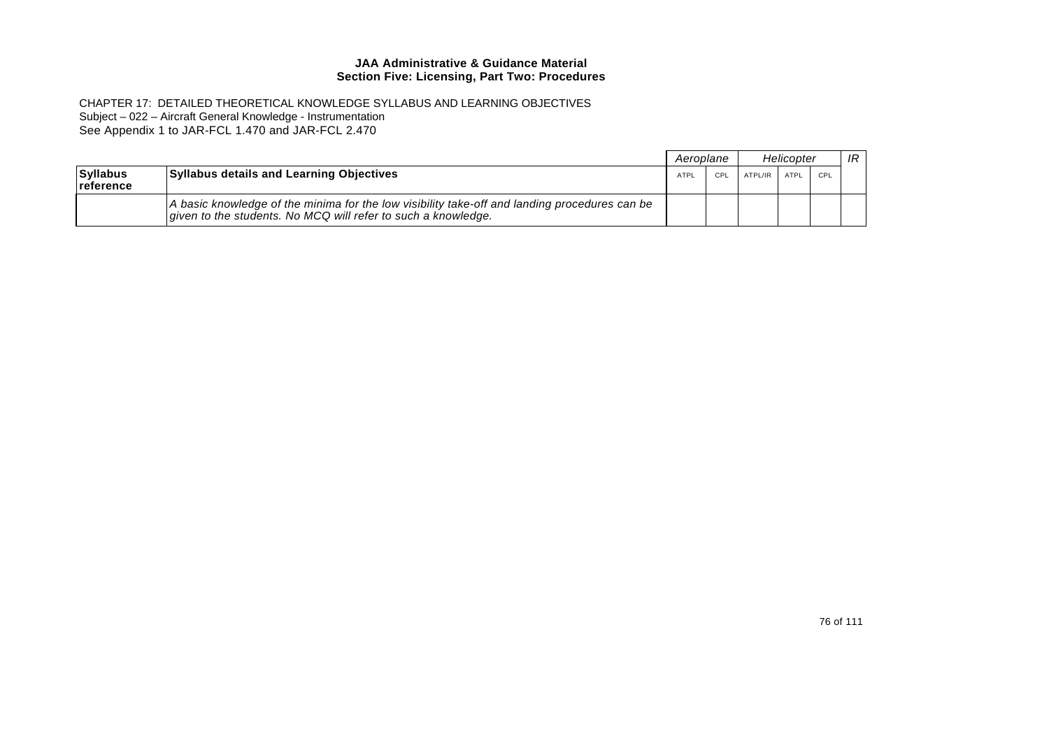**JAA Administrative & Guidance Material**
**Section Five: Licensing, Part Two: Procedures**

CHAPTER 17: DETAILED THEORETICAL KNOWLEDGE SYLLABUS AND LEARNING OBJECTIVES
Subject – 022 – Aircraft General Knowledge - Instrumentation
See Appendix 1 to JAR-FCL 1.470 and JAR-FCL 2.470

| | | *Aeroplane* | | *Helicopter* | | | *IR* |
|---|---|---|---|---|---|---|---|
| **Syllabus reference** | **Syllabus details and Learning Objectives** | ATPL | CPL | ATPL/IR | ATPL | CPL | |
| | *A basic knowledge of the minima for the low visibility take-off and landing procedures can be given to the students. No MCQ will refer to such a knowledge.* | | | | | | |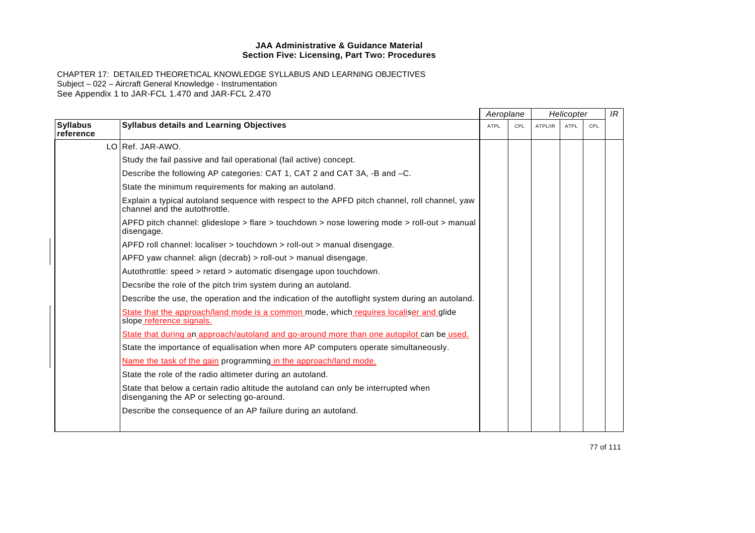**JAA Administrative & Guidance Material**
**Section Five: Licensing, Part Two: Procedures**

CHAPTER 17: DETAILED THEORETICAL KNOWLEDGE SYLLABUS AND LEARNING OBJECTIVES
Subject – 022 – Aircraft General Knowledge - Instrumentation
See Appendix 1 to JAR-FCL 1.470 and JAR-FCL 2.470

| | | *Aeroplane* | | *Helicopter* | | | *IR* |
|---|---|---|---|---|---|---|---|
| **Syllabus reference** | **Syllabus details and Learning Objectives** | ATPL | CPL | ATPL/IR | ATPL | CPL | |
| LO | Ref. JAR-AWO. | | | | | | |
| | Study the fail passive and fail operational (fail active) concept. | | | | | | |
| | Describe the following AP categories: CAT 1, CAT 2 and CAT 3A, -B and –C. | | | | | | |
| | State the minimum requirements for making an autoland. | | | | | | |
| | Explain a typical autoland sequence with respect to the APFD pitch channel, roll channel, yaw channel and the autothrottle. | | | | | | |
| | APFD pitch channel: glideslope > flare > touchdown > nose lowering mode > roll-out > manual disengage. | | | | | | |
| | APFD roll channel: localiser > touchdown > roll-out > manual disengage. | | | | | | |
| | APFD yaw channel: align (decrab) > roll-out > manual disengage. | | | | | | |
| | Autothrottle: speed > retard > automatic disengage upon touchdown. | | | | | | |
| | Decsribe the role of the pitch trim system during an autoland. | | | | | | |
| | Describe the use, the operation and the indication of the autoflight system during an autoland. | | | | | | |
| | State that the approach/land mode is a common mode, which requires localiser and glide slope reference signals. | | | | | | |
| | State that during an approach/autoland and go-around more than one autopilot can be used. | | | | | | |
| | State the importance of equalisation when more AP computers operate simultaneously. | | | | | | |
| | Name the task of the gain programming in the approach/land mode. | | | | | | |
| | State the role of the radio altimeter during an autoland. | | | | | | |
| | State that below a certain radio altitude the autoland can only be interrupted when disenganing the AP or selecting go-around. | | | | | | |
| | Describe the consequence of an AP failure during an autoland. | | | | | | |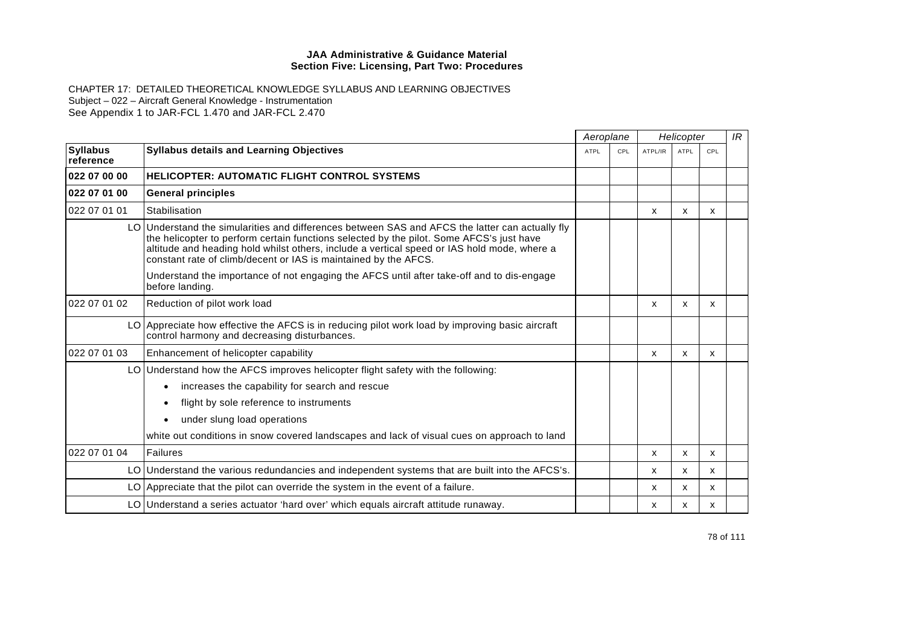**JAA Administrative & Guidance Material**
**Section Five: Licensing, Part Two: Procedures**

CHAPTER 17: DETAILED THEORETICAL KNOWLEDGE SYLLABUS AND LEARNING OBJECTIVES
Subject – 022 – Aircraft General Knowledge - Instrumentation
See Appendix 1 to JAR-FCL 1.470 and JAR-FCL 2.470

| | | *Aeroplane* | | *Helicopter* | | | *IR* |
|---|---|---|---|---|---|---|---|
| **Syllabus reference** | **Syllabus details and Learning Objectives** | ATPL | CPL | ATPL/IR | ATPL | CPL | |
| **022 07 00 00** | **HELICOPTER: AUTOMATIC FLIGHT CONTROL SYSTEMS** | | | | | | |
| **022 07 01 00** | **General principles** | | | | | | |
| 022 07 01 01 | Stabilisation | | | x | x | x | |
| LO | Understand the simularities and differences between SAS and AFCS the latter can actually fly the helicopter to perform certain functions selected by the pilot. Some AFCS's just have altitude and heading hold whilst others, include a vertical speed or IAS hold mode, where a constant rate of climb/decent or IAS is maintained by the AFCS.<br><br>Understand the importance of not engaging the AFCS until after take-off and to dis-engage before landing. | | | | | | |
| 022 07 01 02 | Reduction of pilot work load | | | x | x | x | |
| LO | Appreciate how effective the AFCS is in reducing pilot work load by improving basic aircraft control harmony and decreasing disturbances. | | | | | | |
| 022 07 01 03 | Enhancement of helicopter capability | | | x | x | x | |
| LO | Understand how the AFCS improves helicopter flight safety with the following:<br>• increases the capability for search and rescue<br>• flight by sole reference to instruments<br>• under slung load operations<br><br>white out conditions in snow covered landscapes and lack of visual cues on approach to land | | | | | | |
| 022 07 01 04 | Failures | | | x | x | x | |
| LO | Understand the various redundancies and independent systems that are built into the AFCS's. | | | x | x | x | |
| LO | Appreciate that the pilot can override the system in the event of a failure. | | | x | x | x | |
| LO | Understand a series actuator 'hard over' which equals aircraft attitude runaway. | | | x | x | x | |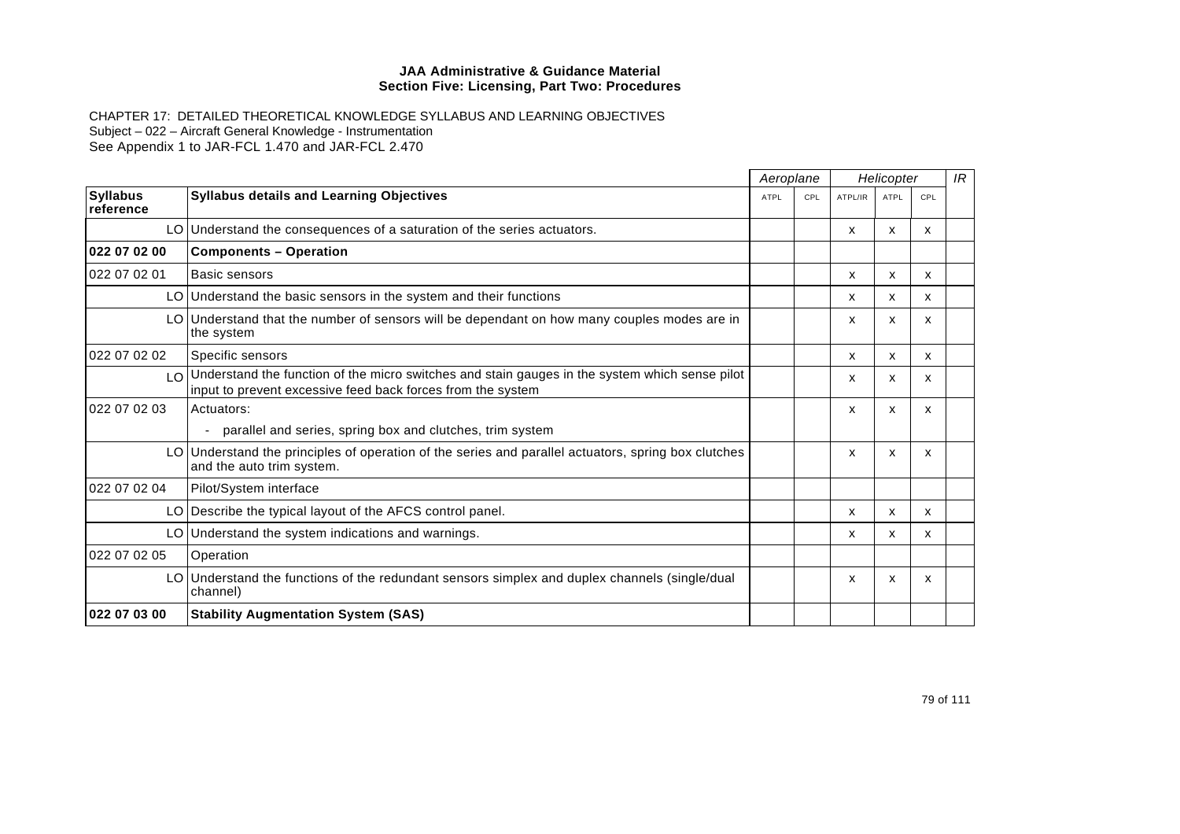**JAA Administrative & Guidance Material**
**Section Five: Licensing, Part Two: Procedures**

CHAPTER 17: DETAILED THEORETICAL KNOWLEDGE SYLLABUS AND LEARNING OBJECTIVES
Subject – 022 – Aircraft General Knowledge - Instrumentation
See Appendix 1 to JAR-FCL 1.470 and JAR-FCL 2.470

| | | *Aeroplane* | | *Helicopter* | | | *IR* |
|---|---|---|---|---|---|---|---|
| **Syllabus reference** | **Syllabus details and Learning Objectives** | ATPL | CPL | ATPL/IR | ATPL | CPL | |
| LO | Understand the consequences of a saturation of the series actuators. | | | x | x | x | |
| **022 07 02 00** | **Components – Operation** | | | | | | |
| 022 07 02 01 | Basic sensors | | | x | x | x | |
| LO | Understand the basic sensors in the system and their functions | | | x | x | x | |
| LO | Understand that the number of sensors will be dependant on how many couples modes are in the system | | | x | x | x | |
| 022 07 02 02 | Specific sensors | | | x | x | x | |
| LO | Understand the function of the micro switches and stain gauges in the system which sense pilot input to prevent excessive feed back forces from the system | | | x | x | x | |
| 022 07 02 03 | Actuators:<br>- parallel and series, spring box and clutches, trim system | | | x | x | x | |
| LO | Understand the principles of operation of the series and parallel actuators, spring box clutches and the auto trim system. | | | x | x | x | |
| 022 07 02 04 | Pilot/System interface | | | | | | |
| LO | Describe the typical layout of the AFCS control panel. | | | x | x | x | |
| LO | Understand the system indications and warnings. | | | x | x | x | |
| 022 07 02 05 | Operation | | | | | | |
| LO | Understand the functions of the redundant sensors simplex and duplex channels (single/dual channel) | | | x | x | x | |
| **022 07 03 00** | **Stability Augmentation System (SAS)** | | | | | | |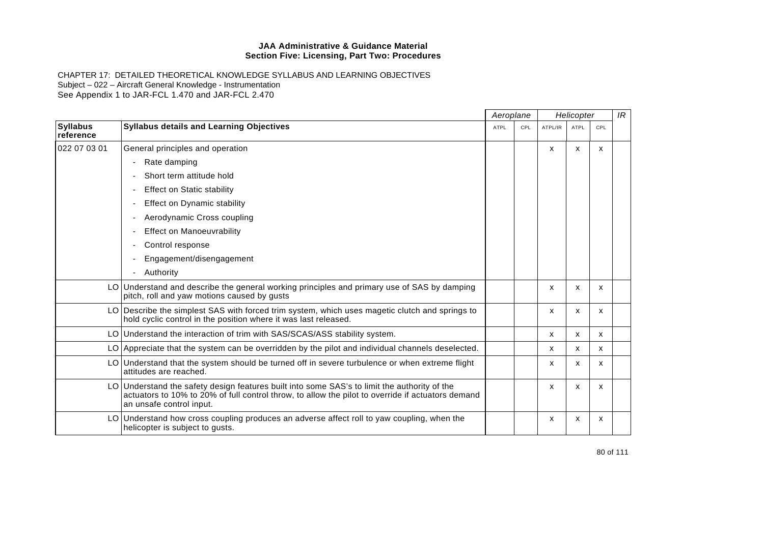**JAA Administrative & Guidance Material**
**Section Five: Licensing, Part Two: Procedures**

CHAPTER 17: DETAILED THEORETICAL KNOWLEDGE SYLLABUS AND LEARNING OBJECTIVES
Subject – 022 – Aircraft General Knowledge - Instrumentation
See Appendix 1 to JAR-FCL 1.470 and JAR-FCL 2.470

| | | *Aeroplane* | | *Helicopter* | | | *IR* |
|---|---|---|---|---|---|---|---|
| **Syllabus reference** | **Syllabus details and Learning Objectives** | ATPL | CPL | ATPL/IR | ATPL | CPL | |
| 022 07 03 01 | General principles and operation<br>- Rate damping<br>- Short term attitude hold<br>- Effect on Static stability<br>- Effect on Dynamic stability<br>- Aerodynamic Cross coupling<br>- Effect on Manoeuvrability<br>- Control response<br>- Engagement/disengagement<br>- Authority | | | x | x | x | |
| LO | Understand and describe the general working principles and primary use of SAS by damping pitch, roll and yaw motions caused by gusts | | | x | x | x | |
| LO | Describe the simplest SAS with forced trim system, which uses magetic clutch and springs to hold cyclic control in the position where it was last released. | | | x | x | x | |
| LO | Understand the interaction of trim with SAS/SCAS/ASS stability system. | | | x | x | x | |
| LO | Appreciate that the system can be overridden by the pilot and individual channels deselected. | | | x | x | x | |
| LO | Understand that the system should be turned off in severe turbulence or when extreme flight attitudes are reached. | | | x | x | x | |
| LO | Understand the safety design features built into some SAS's to limit the authority of the actuators to 10% to 20% of full control throw, to allow the pilot to override if actuators demand an unsafe control input. | | | x | x | x | |
| LO | Understand how cross coupling produces an adverse affect roll to yaw coupling, when the helicopter is subject to gusts. | | | x | x | x | |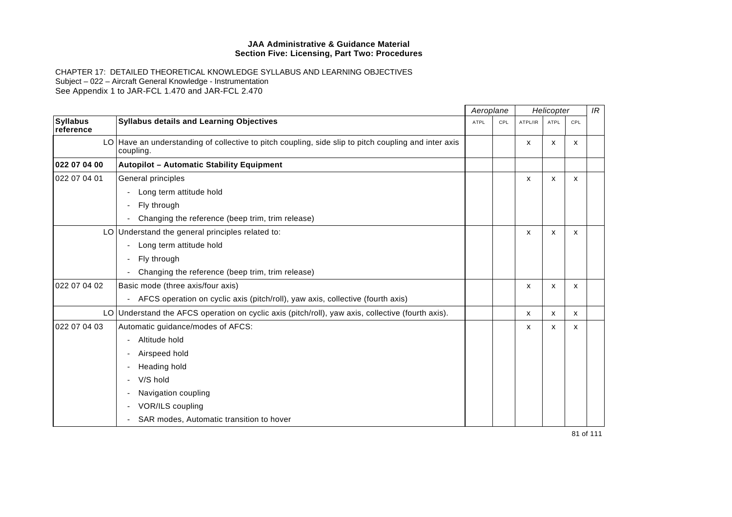**JAA Administrative & Guidance Material**
**Section Five: Licensing, Part Two: Procedures**

CHAPTER 17: DETAILED THEORETICAL KNOWLEDGE SYLLABUS AND LEARNING OBJECTIVES
Subject – 022 – Aircraft General Knowledge - Instrumentation
See Appendix 1 to JAR-FCL 1.470 and JAR-FCL 2.470

| | | *Aeroplane* | | *Helicopter* | | | *IR* |
|---|---|---|---|---|---|---|---|
| **Syllabus reference** | **Syllabus details and Learning Objectives** | ATPL | CPL | ATPL/IR | ATPL | CPL | |
| LO | Have an understanding of collective to pitch coupling, side slip to pitch coupling and inter axis coupling. | | | x | x | x | |
| **022 07 04 00** | **Autopilot – Automatic Stability Equipment** | | | | | | |
| 022 07 04 01 | General principles<br>- Long term attitude hold<br>- Fly through<br>- Changing the reference (beep trim, trim release) | | | x | x | x | |
| LO | Understand the general principles related to:<br>- Long term attitude hold<br>- Fly through<br>- Changing the reference (beep trim, trim release) | | | x | x | x | |
| 022 07 04 02 | Basic mode (three axis/four axis)<br>- AFCS operation on cyclic axis (pitch/roll), yaw axis, collective (fourth axis) | | | x | x | x | |
| LO | Understand the AFCS operation on cyclic axis (pitch/roll), yaw axis, collective (fourth axis). | | | x | x | x | |
| 022 07 04 03 | Automatic guidance/modes of AFCS:<br>- Altitude hold<br>- Airspeed hold<br>- Heading hold<br>- V/S hold<br>- Navigation coupling<br>- VOR/ILS coupling<br>- SAR modes, Automatic transition to hover | | | x | x | x | |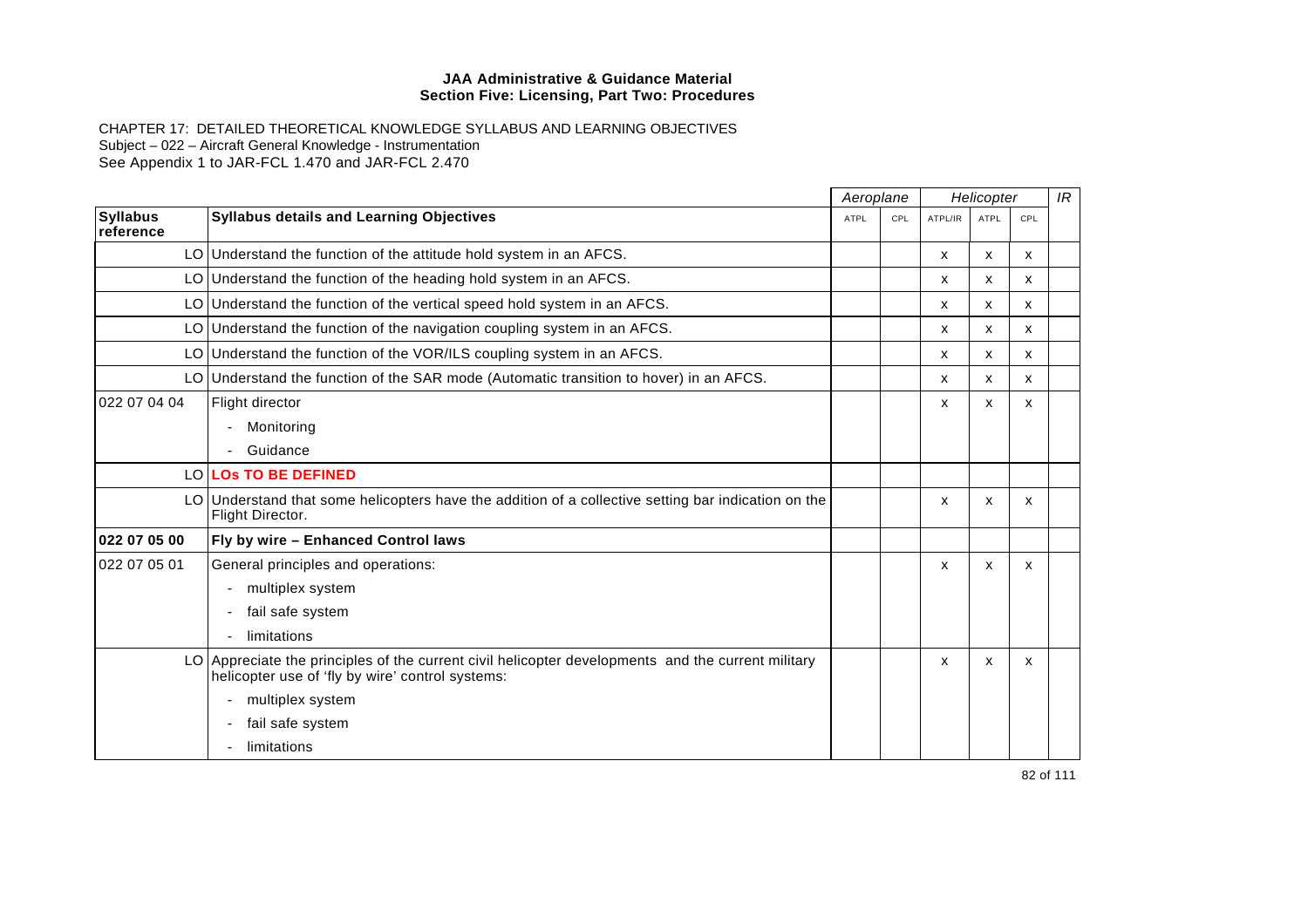**JAA Administrative & Guidance Material**
**Section Five: Licensing, Part Two: Procedures**

CHAPTER 17: DETAILED THEORETICAL KNOWLEDGE SYLLABUS AND LEARNING OBJECTIVES
Subject – 022 – Aircraft General Knowledge - Instrumentation
See Appendix 1 to JAR-FCL 1.470 and JAR-FCL 2.470

| | | *Aeroplane* | | *Helicopter* | | | *IR* |
|---|---|---|---|---|---|---|---|
| **Syllabus reference** | **Syllabus details and Learning Objectives** | ATPL | CPL | ATPL/IR | ATPL | CPL | |
| LO | Understand the function of the attitude hold system in an AFCS. | | | x | x | x | |
| LO | Understand the function of the heading hold system in an AFCS. | | | x | x | x | |
| LO | Understand the function of the vertical speed hold system in an AFCS. | | | x | x | x | |
| LO | Understand the function of the navigation coupling system in an AFCS. | | | x | x | x | |
| LO | Understand the function of the VOR/ILS coupling system in an AFCS. | | | x | x | x | |
| LO | Understand the function of the SAR mode (Automatic transition to hover) in an AFCS. | | | x | x | x | |
| 022 07 04 04 | Flight director<br>- Monitoring<br>- Guidance | | | x | x | x | |
| LO | **LOs TO BE DEFINED** | | | | | | |
| LO | Understand that some helicopters have the addition of a collective setting bar indication on the Flight Director. | | | x | x | x | |
| **022 07 05 00** | **Fly by wire – Enhanced Control laws** | | | | | | |
| 022 07 05 01 | General principles and operations:<br>- multiplex system<br>- fail safe system<br>- limitations | | | x | x | x | |
| LO | Appreciate the principles of the current civil helicopter developments and the current military helicopter use of 'fly by wire' control systems:<br>- multiplex system<br>- fail safe system<br>- limitations | | | x | x | x | |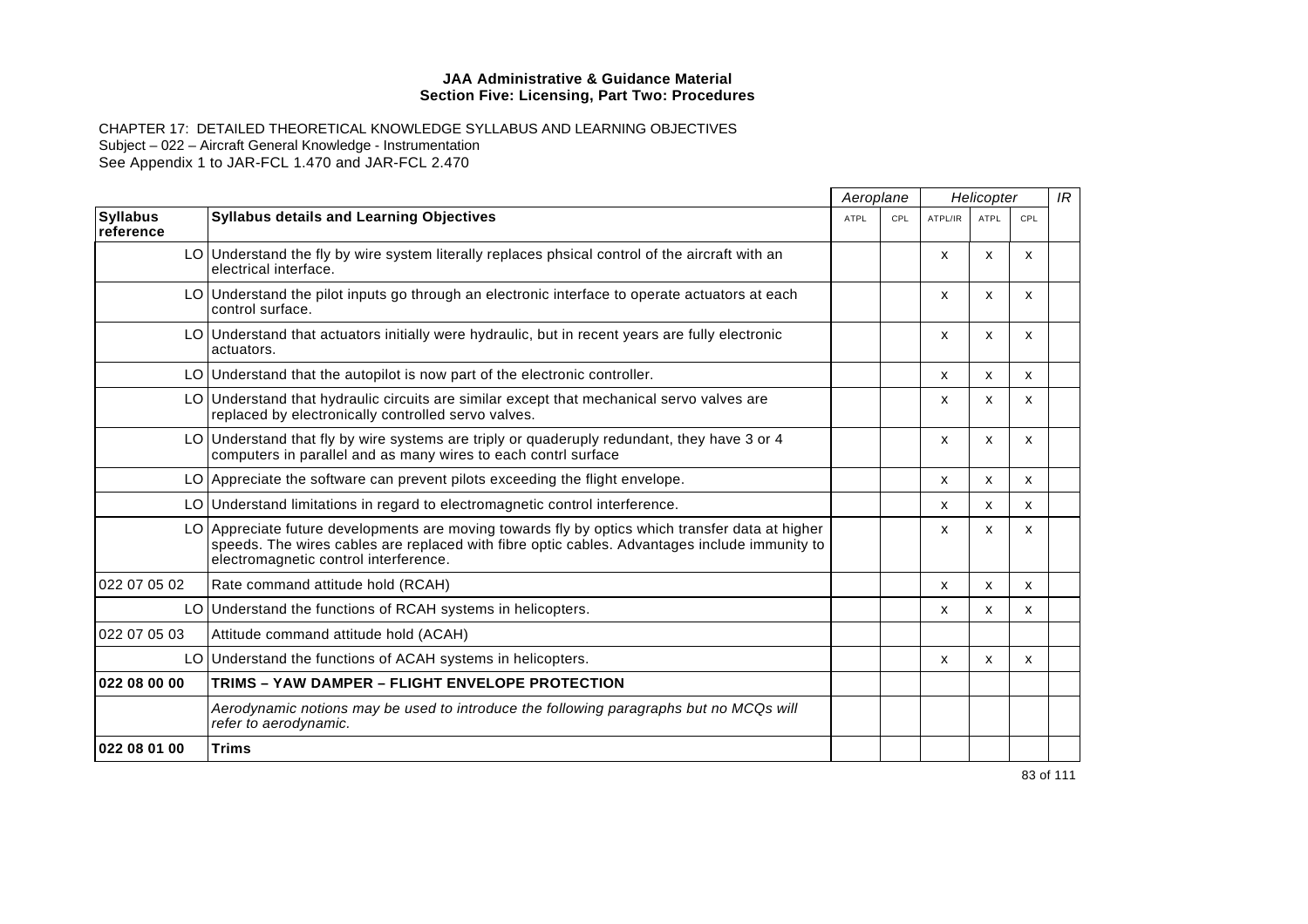**JAA Administrative & Guidance Material**
**Section Five: Licensing, Part Two: Procedures**

CHAPTER 17: DETAILED THEORETICAL KNOWLEDGE SYLLABUS AND LEARNING OBJECTIVES
Subject – 022 – Aircraft General Knowledge - Instrumentation
See Appendix 1 to JAR-FCL 1.470 and JAR-FCL 2.470

| | | *Aeroplane* | | *Helicopter* | | | *IR* |
|---|---|---|---|---|---|---|---|
| **Syllabus reference** | **Syllabus details and Learning Objectives** | ATPL | CPL | ATPL/IR | ATPL | CPL | |
| LO | Understand the fly by wire system literally replaces phsical control of the aircraft with an electrical interface. | | | x | x | x | |
| LO | Understand the pilot inputs go through an electronic interface to operate actuators at each control surface. | | | x | x | x | |
| LO | Understand that actuators initially were hydraulic, but in recent years are fully electronic actuators. | | | x | x | x | |
| LO | Understand that the autopilot is now part of the electronic controller. | | | x | x | x | |
| LO | Understand that hydraulic circuits are similar except that mechanical servo valves are replaced by electronically controlled servo valves. | | | x | x | x | |
| LO | Understand that fly by wire systems are triply or quaderuply redundant, they have 3 or 4 computers in parallel and as many wires to each contrl surface | | | x | x | x | |
| LO | Appreciate the software can prevent pilots exceeding the flight envelope. | | | x | x | x | |
| LO | Understand limitations in regard to electromagnetic control interference. | | | x | x | x | |
| LO | Appreciate future developments are moving towards fly by optics which transfer data at higher speeds. The wires cables are replaced with fibre optic cables. Advantages include immunity to electromagnetic control interference. | | | x | x | x | |
| 022 07 05 02 | Rate command attitude hold (RCAH) | | | x | x | x | |
| LO | Understand the functions of RCAH systems in helicopters. | | | x | x | x | |
| 022 07 05 03 | Attitude command attitude hold (ACAH) | | | | | | |
| LO | Understand the functions of ACAH systems in helicopters. | | | x | x | x | |
| **022 08 00 00** | **TRIMS – YAW DAMPER – FLIGHT ENVELOPE PROTECTION** | | | | | | |
| | *Aerodynamic notions may be used to introduce the following paragraphs but no MCQs will refer to aerodynamic.* | | | | | | |
| **022 08 01 00** | **Trims** | | | | | | |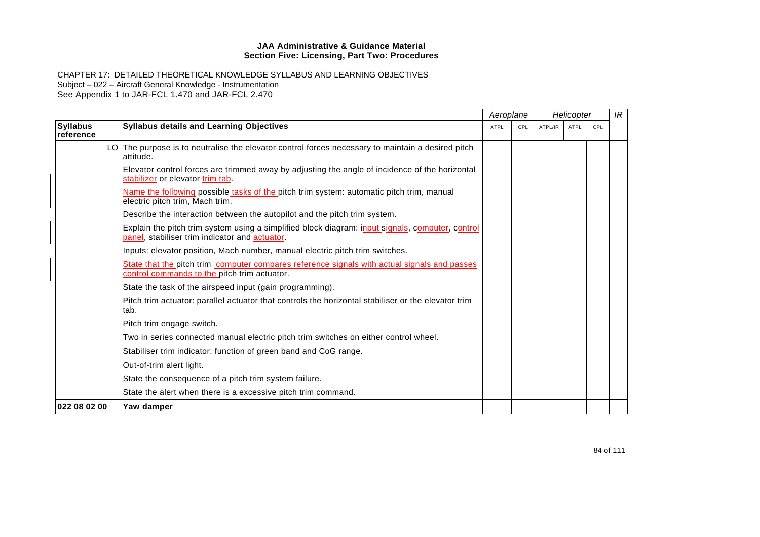CHAPTER 17: DETAILED THEORETICAL KNOWLEDGE SYLLABUS AND LEARNING OBJECTIVES
Subject – 022 – Aircraft General Knowledge - Instrumentation
See Appendix 1 to JAR-FCL 1.470 and JAR-FCL 2.470

| | | Aeroplane | | Helicopter | | | IR |
|---|---|---|---|---|---|---|---|
| **Syllabus reference** | **Syllabus details and Learning Objectives** | ATPL | CPL | ATPL/IR | ATPL | CPL | |
| LO | The purpose is to neutralise the elevator control forces necessary to maintain a desired pitch attitude. | | | | | | |
| | Elevator control forces are trimmed away by adjusting the angle of incidence of the horizontal stabilizer or elevator trim tab. | | | | | | |
| | Name the following possible tasks of the pitch trim system: automatic pitch trim, manual electric pitch trim, Mach trim. | | | | | | |
| | Describe the interaction between the autopilot and the pitch trim system. | | | | | | |
| | Explain the pitch trim system using a simplified block diagram: input signals, computer, control panel, stabiliser trim indicator and actuator. | | | | | | |
| | Inputs: elevator position, Mach number, manual electric pitch trim switches. | | | | | | |
| | State that the pitch trim computer compares reference signals with actual signals and passes control commands to the pitch trim actuator. | | | | | | |
| | State the task of the airspeed input (gain programming). | | | | | | |
| | Pitch trim actuator: parallel actuator that controls the horizontal stabiliser or the elevator trim tab. | | | | | | |
| | Pitch trim engage switch. | | | | | | |
| | Two in series connected manual electric pitch trim switches on either control wheel. | | | | | | |
| | Stabiliser trim indicator: function of green band and CoG range. | | | | | | |
| | Out-of-trim alert light. | | | | | | |
| | State the consequence of a pitch trim system failure. | | | | | | |
| | State the alert when there is a excessive pitch trim command. | | | | | | |
| **022 08 02 00** | **Yaw damper** | | | | | | |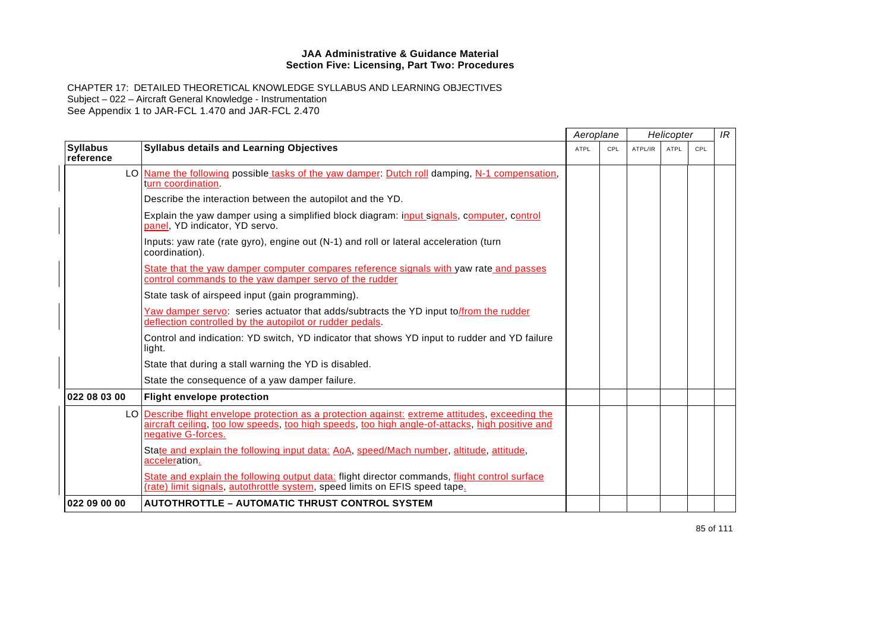**JAA Administrative & Guidance Material**
**Section Five: Licensing, Part Two: Procedures**

CHAPTER 17: DETAILED THEORETICAL KNOWLEDGE SYLLABUS AND LEARNING OBJECTIVES
Subject – 022 – Aircraft General Knowledge - Instrumentation
See Appendix 1 to JAR-FCL 1.470 and JAR-FCL 2.470

| | | *Aeroplane* | | *Helicopter* | | | *IR* |
|---|---|---|---|---|---|---|---|
| **Syllabus reference** | **Syllabus details and Learning Objectives** | ATPL | CPL | ATPL/IR | ATPL | CPL | |
| LO | Name the following possible tasks of the yaw damper: Dutch roll damping, N-1 compensation, turn coordination. | | | | | | |
| | Describe the interaction between the autopilot and the YD. | | | | | | |
| | Explain the yaw damper using a simplified block diagram: input signals, computer, control panel, YD indicator, YD servo. | | | | | | |
| | Inputs: yaw rate (rate gyro), engine out (N-1) and roll or lateral acceleration (turn coordination). | | | | | | |
| | State that the yaw damper computer compares reference signals with yaw rate and passes control commands to the yaw damper servo of the rudder | | | | | | |
| | State task of airspeed input (gain programming). | | | | | | |
| | Yaw damper servo: series actuator that adds/subtracts the YD input to/from the rudder deflection controlled by the autopilot or rudder pedals. | | | | | | |
| | Control and indication: YD switch, YD indicator that shows YD input to rudder and YD failure light. | | | | | | |
| | State that during a stall warning the YD is disabled. | | | | | | |
| | State the consequence of a yaw damper failure. | | | | | | |
| **022 08 03 00** | **Flight envelope protection** | | | | | | |
| LO | Describe flight envelope protection as a protection against: extreme attitudes, exceeding the aircraft ceiling, too low speeds, too high speeds, too high angle-of-attacks, high positive and negative G-forces. | | | | | | |
| | State and explain the following input data: AoA, speed/Mach number, altitude, attitude, acceleration. | | | | | | |
| | State and explain the following output data: flight director commands, flight control surface (rate) limit signals, autothrottle system, speed limits on EFIS speed tape. | | | | | | |
| **022 09 00 00** | **AUTOTHROTTLE – AUTOMATIC THRUST CONTROL SYSTEM** | | | | | | |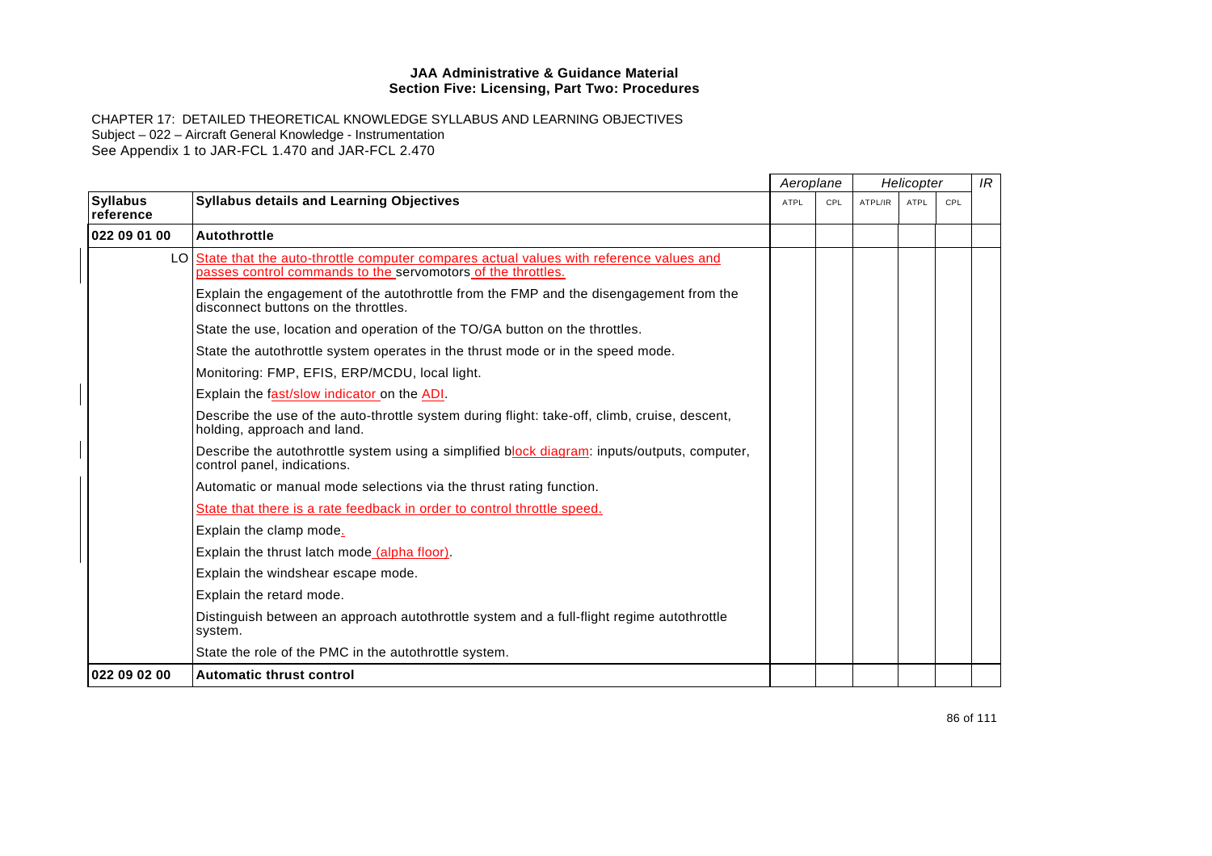**JAA Administrative & Guidance Material**
**Section Five: Licensing, Part Two: Procedures**

CHAPTER 17: DETAILED THEORETICAL KNOWLEDGE SYLLABUS AND LEARNING OBJECTIVES
Subject – 022 – Aircraft General Knowledge - Instrumentation
See Appendix 1 to JAR-FCL 1.470 and JAR-FCL 2.470

| | | Aeroplane | | Helicopter | | | IR |
|---|---|---|---|---|---|---|---|
| **Syllabus reference** | **Syllabus details and Learning Objectives** | ATPL | CPL | ATPL/IR | ATPL | CPL | |
| **022 09 01 00** | **Autothrottle** | | | | | | |
| LO | State that the auto-throttle computer compares actual values with reference values and passes control commands to the servomotors of the throttles. | | | | | | |
| | Explain the engagement of the autothrottle from the FMP and the disengagement from the disconnect buttons on the throttles. | | | | | | |
| | State the use, location and operation of the TO/GA button on the throttles. | | | | | | |
| | State the autothrottle system operates in the thrust mode or in the speed mode. | | | | | | |
| | Monitoring: FMP, EFIS, ERP/MCDU, local light. | | | | | | |
| | Explain the fast/slow indicator on the ADI. | | | | | | |
| | Describe the use of the auto-throttle system during flight: take-off, climb, cruise, descent, holding, approach and land. | | | | | | |
| | Describe the autothrottle system using a simplified block diagram: inputs/outputs, computer, control panel, indications. | | | | | | |
| | Automatic or manual mode selections via the thrust rating function. | | | | | | |
| | State that there is a rate feedback in order to control throttle speed. | | | | | | |
| | Explain the clamp mode. | | | | | | |
| | Explain the thrust latch mode (alpha floor). | | | | | | |
| | Explain the windshear escape mode. | | | | | | |
| | Explain the retard mode. | | | | | | |
| | Distinguish between an approach autothrottle system and a full-flight regime autothrottle system. | | | | | | |
| | State the role of the PMC in the autothrottle system. | | | | | | |
| **022 09 02 00** | **Automatic thrust control** | | | | | | |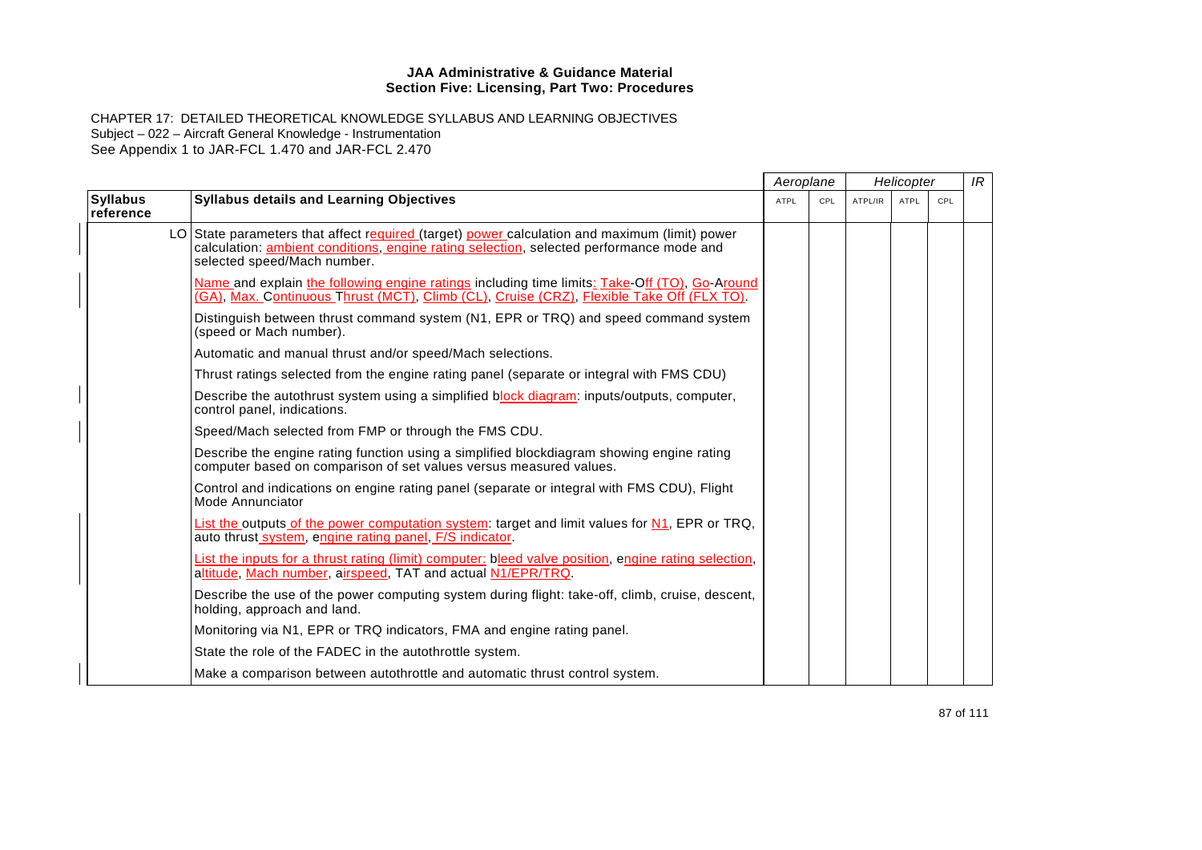CHAPTER 17: DETAILED THEORETICAL KNOWLEDGE SYLLABUS AND LEARNING OBJECTIVES
Subject – 022 – Aircraft General Knowledge - Instrumentation
See Appendix 1 to JAR-FCL 1.470 and JAR-FCL 2.470

| | | Aeroplane | | Helicopter | | | IR |
|---|---|---|---|---|---|---|---|
| **Syllabus reference** | **Syllabus details and Learning Objectives** | ATPL | CPL | ATPL/IR | ATPL | CPL | |
| LO | State parameters that affect required (target) power calculation and maximum (limit) power calculation: ambient conditions, engine rating selection, selected performance mode and selected speed/Mach number. | | | | | | |
| | Name and explain the following engine ratings including time limits: Take-Off (TO), Go-Around (GA), Max. Continuous Thrust (MCT), Climb (CL), Cruise (CRZ), Flexible Take Off (FLX TO). | | | | | | |
| | Distinguish between thrust command system (N1, EPR or TRQ) and speed command system (speed or Mach number). | | | | | | |
| | Automatic and manual thrust and/or speed/Mach selections. | | | | | | |
| | Thrust ratings selected from the engine rating panel (separate or integral with FMS CDU) | | | | | | |
| | Describe the autothrust system using a simplified block diagram: inputs/outputs, computer, control panel, indications. | | | | | | |
| | Speed/Mach selected from FMP or through the FMS CDU. | | | | | | |
| | Describe the engine rating function using a simplified blockdiagram showing engine rating computer based on comparison of set values versus measured values. | | | | | | |
| | Control and indications on engine rating panel (separate or integral with FMS CDU), Flight Mode Annunciator | | | | | | |
| | List the outputs of the power computation system: target and limit values for N1, EPR or TRQ, auto thrust system, engine rating panel, F/S indicator. | | | | | | |
| | List the inputs for a thrust rating (limit) computer: bleed valve position, engine rating selection, altitude, Mach number, airspeed, TAT and actual N1/EPR/TRQ. | | | | | | |
| | Describe the use of the power computing system during flight: take-off, climb, cruise, descent, holding, approach and land. | | | | | | |
| | Monitoring via N1, EPR or TRQ indicators, FMA and engine rating panel. | | | | | | |
| | State the role of the FADEC in the autothrottle system. | | | | | | |
| | Make a comparison between autothrottle and automatic thrust control system. | | | | | | |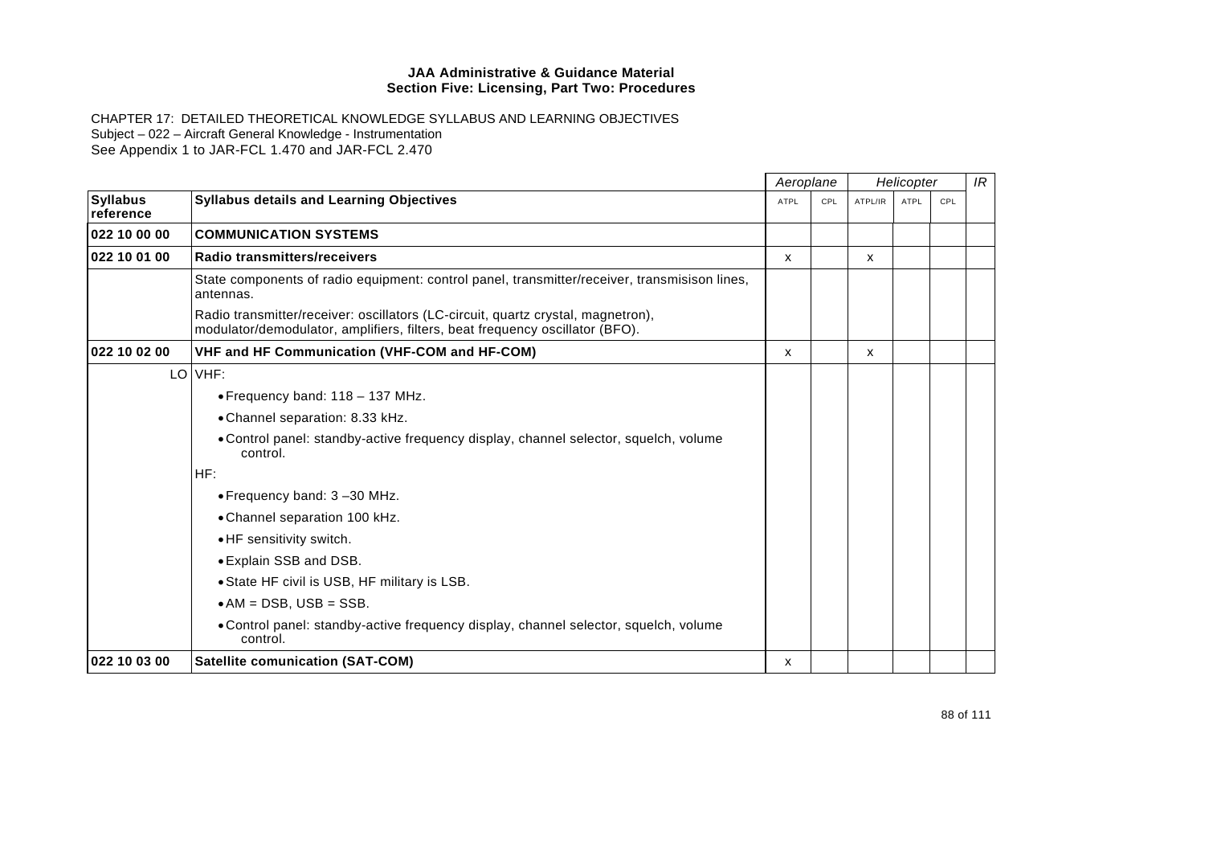**JAA Administrative & Guidance Material**
**Section Five: Licensing, Part Two: Procedures**

CHAPTER 17: DETAILED THEORETICAL KNOWLEDGE SYLLABUS AND LEARNING OBJECTIVES
Subject – 022 – Aircraft General Knowledge - Instrumentation
See Appendix 1 to JAR-FCL 1.470 and JAR-FCL 2.470

| | | *Aeroplane* | | *Helicopter* | | | *IR* |
|---|---|---|---|---|---|---|---|
| **Syllabus reference** | **Syllabus details and Learning Objectives** | ATPL | CPL | ATPL/IR | ATPL | CPL | |
| **022 10 00 00** | **COMMUNICATION SYSTEMS** | | | | | | |
| **022 10 01 00** | **Radio transmitters/receivers** | x | | x | | | |
| | State components of radio equipment: control panel, transmitter/receiver, transmisison lines, antennas.<br><br>Radio transmitter/receiver: oscillators (LC-circuit, quartz crystal, magnetron), modulator/demodulator, amplifiers, filters, beat frequency oscillator (BFO). | | | | | | |
| **022 10 02 00** | **VHF and HF Communication (VHF-COM and HF-COM)** | x | | x | | | |
| LO | VHF:<br>• Frequency band: 118 – 137 MHz.<br>• Channel separation: 8.33 kHz.<br>• Control panel: standby-active frequency display, channel selector, squelch, volume control.<br>HF:<br>• Frequency band: 3 –30 MHz.<br>• Channel separation 100 kHz.<br>• HF sensitivity switch.<br>• Explain SSB and DSB.<br>• State HF civil is USB, HF military is LSB.<br>• AM = DSB, USB = SSB.<br>• Control panel: standby-active frequency display, channel selector, squelch, volume control. | | | | | | |
| **022 10 03 00** | **Satellite comunication (SAT-COM)** | x | | | | | |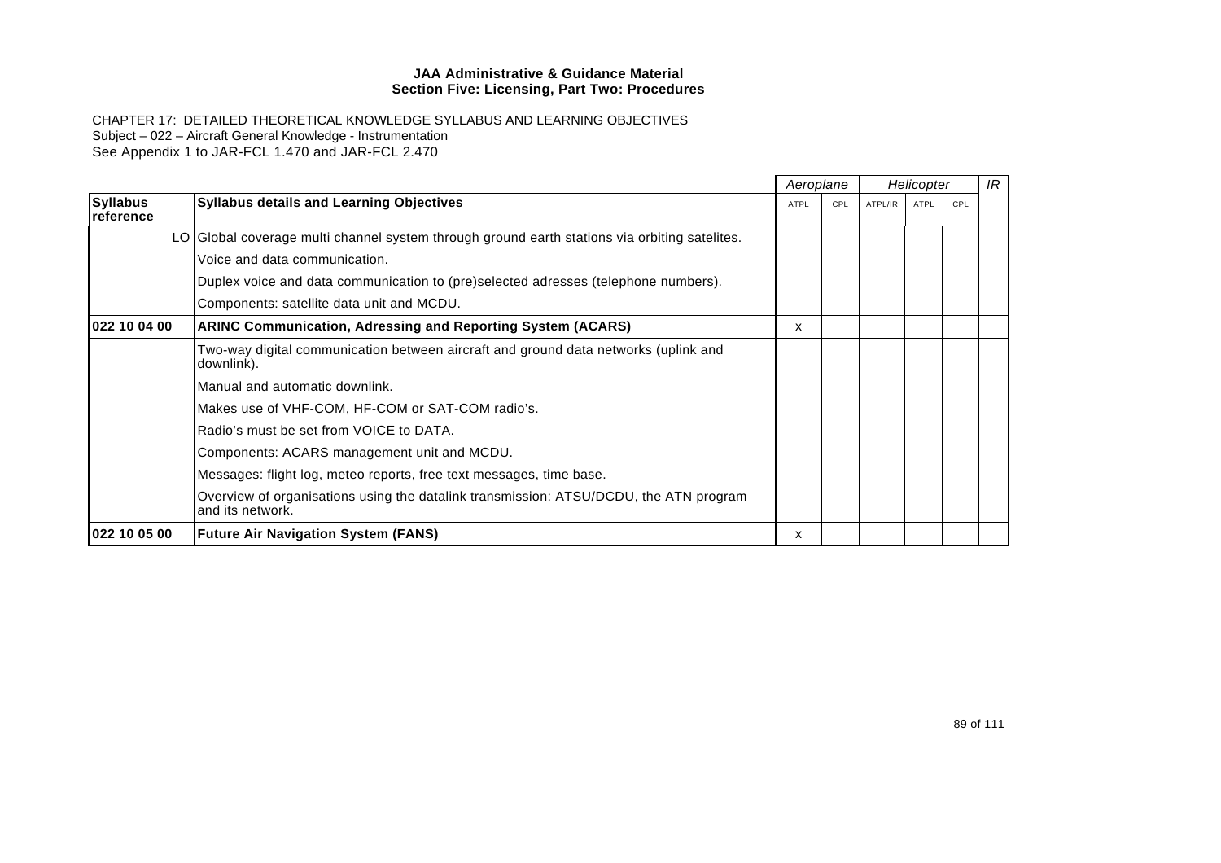**JAA Administrative & Guidance Material**
**Section Five: Licensing, Part Two: Procedures**

CHAPTER 17: DETAILED THEORETICAL KNOWLEDGE SYLLABUS AND LEARNING OBJECTIVES
Subject – 022 – Aircraft General Knowledge - Instrumentation
See Appendix 1 to JAR-FCL 1.470 and JAR-FCL 2.470

| | | *Aeroplane* | | *Helicopter* | | | *IR* |
|---|---|---|---|---|---|---|---|
| **Syllabus reference** | **Syllabus details and Learning Objectives** | ATPL | CPL | ATPL/IR | ATPL | CPL | |
| LO | Global coverage multi channel system through ground earth stations via orbiting satelites. | | | | | | |
| | Voice and data communication. | | | | | | |
| | Duplex voice and data communication to (pre)selected adresses (telephone numbers). | | | | | | |
| | Components: satellite data unit and MCDU. | | | | | | |
| **022 10 04 00** | **ARINC Communication, Adressing and Reporting System (ACARS)** | x | | | | | |
| | Two-way digital communication between aircraft and ground data networks (uplink and downlink). | | | | | | |
| | Manual and automatic downlink. | | | | | | |
| | Makes use of VHF-COM, HF-COM or SAT-COM radio's. | | | | | | |
| | Radio's must be set from VOICE to DATA. | | | | | | |
| | Components: ACARS management unit and MCDU. | | | | | | |
| | Messages: flight log, meteo reports, free text messages, time base. | | | | | | |
| | Overview of organisations using the datalink transmission: ATSU/DCDU, the ATN program and its network. | | | | | | |
| **022 10 05 00** | **Future Air Navigation System (FANS)** | x | | | | | |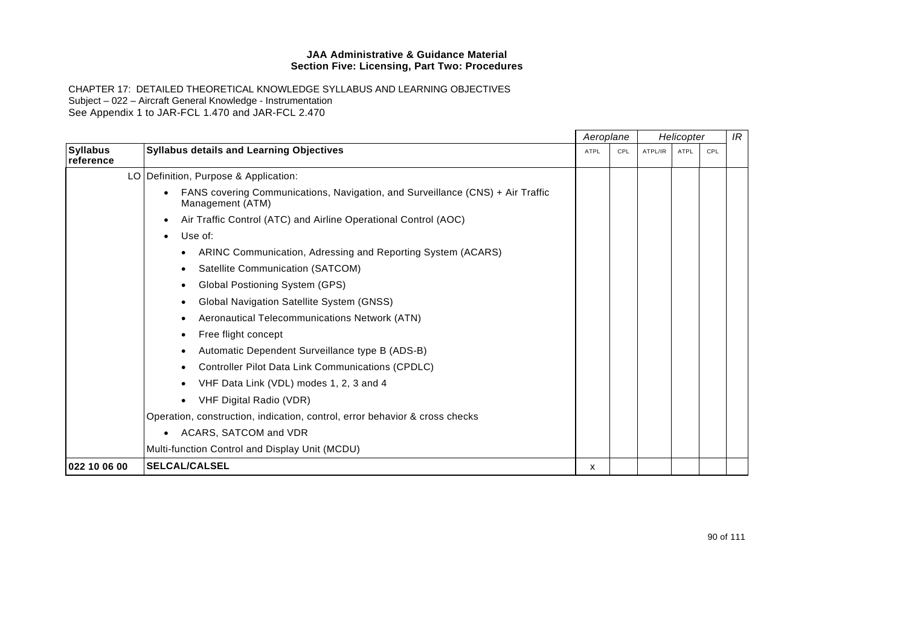**JAA Administrative & Guidance Material**
**Section Five: Licensing, Part Two: Procedures**

CHAPTER 17: DETAILED THEORETICAL KNOWLEDGE SYLLABUS AND LEARNING OBJECTIVES
Subject – 022 – Aircraft General Knowledge - Instrumentation
See Appendix 1 to JAR-FCL 1.470 and JAR-FCL 2.470

| | | *Aeroplane* | | *Helicopter* | | | *IR* |
|---|---|---|---|---|---|---|---|
| **Syllabus reference** | **Syllabus details and Learning Objectives** | ATPL | CPL | ATPL/IR | ATPL | CPL | |
| LO | Definition, Purpose & Application: | | | | | | |
| | • FANS covering Communications, Navigation, and Surveillance (CNS) + Air Traffic Management (ATM) | | | | | | |
| | • Air Traffic Control (ATC) and Airline Operational Control (AOC) | | | | | | |
| | • Use of: | | | | | | |
| | • ARINC Communication, Adressing and Reporting System (ACARS) | | | | | | |
| | • Satellite Communication (SATCOM) | | | | | | |
| | • Global Postioning System (GPS) | | | | | | |
| | • Global Navigation Satellite System (GNSS) | | | | | | |
| | • Aeronautical Telecommunications Network (ATN) | | | | | | |
| | • Free flight concept | | | | | | |
| | • Automatic Dependent Surveillance type B (ADS-B) | | | | | | |
| | • Controller Pilot Data Link Communications (CPDLC) | | | | | | |
| | • VHF Data Link (VDL) modes 1, 2, 3 and 4 | | | | | | |
| | • VHF Digital Radio (VDR) | | | | | | |
| | Operation, construction, indication, control, error behavior & cross checks | | | | | | |
| | • ACARS, SATCOM and VDR | | | | | | |
| | Multi-function Control and Display Unit (MCDU) | | | | | | |
| **022 10 06 00** | **SELCAL/CALSEL** | x | | | | | |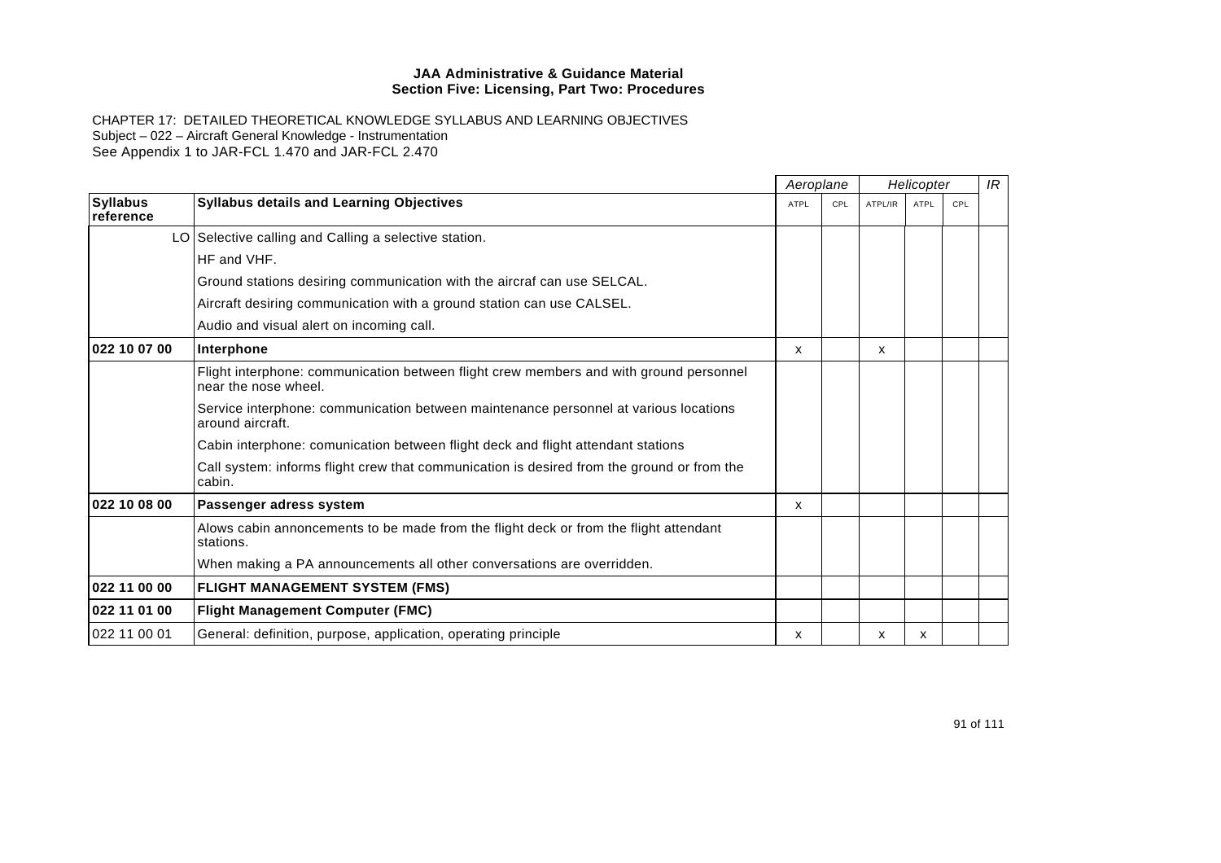**JAA Administrative & Guidance Material**
**Section Five: Licensing, Part Two: Procedures**

CHAPTER 17: DETAILED THEORETICAL KNOWLEDGE SYLLABUS AND LEARNING OBJECTIVES
Subject – 022 – Aircraft General Knowledge - Instrumentation
See Appendix 1 to JAR-FCL 1.470 and JAR-FCL 2.470

| | | *Aeroplane* | | *Helicopter* | | | *IR* |
|---|---|---|---|---|---|---|---|
| **Syllabus reference** | **Syllabus details and Learning Objectives** | ATPL | CPL | ATPL/IR | ATPL | CPL | |
| LO | Selective calling and Calling a selective station. | | | | | | |
| | HF and VHF. | | | | | | |
| | Ground stations desiring communication with the aircraf can use SELCAL. | | | | | | |
| | Aircraft desiring communication with a ground station can use CALSEL. | | | | | | |
| | Audio and visual alert on incoming call. | | | | | | |
| **022 10 07 00** | **Interphone** | x | | x | | | |
| | Flight interphone: communication between flight crew members and with ground personnel near the nose wheel. | | | | | | |
| | Service interphone: communication between maintenance personnel at various locations around aircraft. | | | | | | |
| | Cabin interphone: comunication between flight deck and flight attendant stations | | | | | | |
| | Call system: informs flight crew that communication is desired from the ground or from the cabin. | | | | | | |
| **022 10 08 00** | **Passenger adress system** | x | | | | | |
| | Allows cabin annoncements to be made from the flight deck or from the flight attendant stations. | | | | | | |
| | When making a PA announcements all other conversations are overridden. | | | | | | |
| **022 11 00 00** | **FLIGHT MANAGEMENT SYSTEM (FMS)** | | | | | | |
| **022 11 01 00** | **Flight Management Computer (FMC)** | | | | | | |
| 022 11 00 01 | General: definition, purpose, application, operating principle | x | | x | x | | |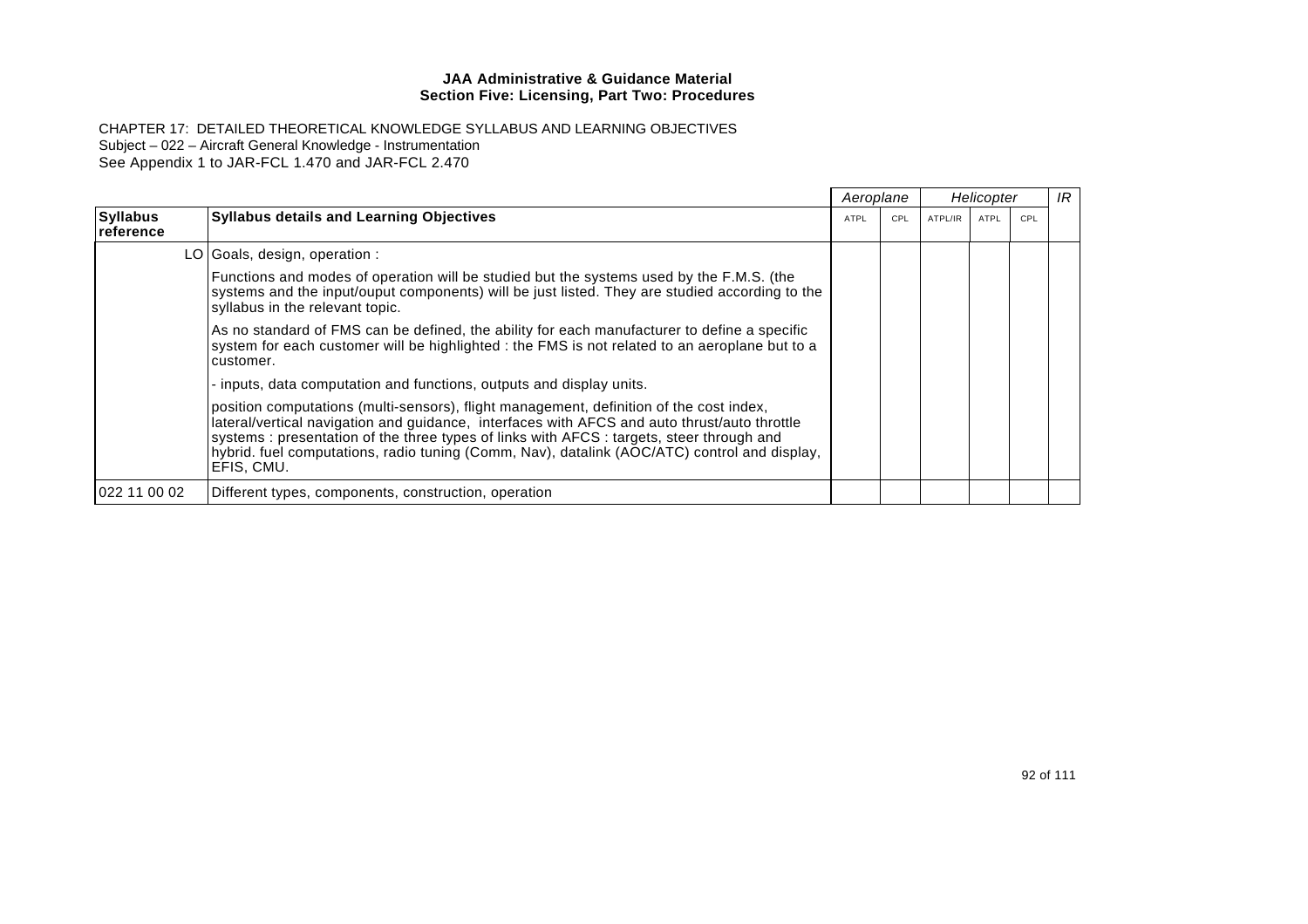**JAA Administrative & Guidance Material**
**Section Five: Licensing, Part Two: Procedures**

CHAPTER 17: DETAILED THEORETICAL KNOWLEDGE SYLLABUS AND LEARNING OBJECTIVES
Subject – 022 – Aircraft General Knowledge - Instrumentation
See Appendix 1 to JAR-FCL 1.470 and JAR-FCL 2.470

| | | *Aeroplane* | | *Helicopter* | | | *IR* |
|---|---|---|---|---|---|---|---|
| **Syllabus reference** | **Syllabus details and Learning Objectives** | ATPL | CPL | ATPL/IR | ATPL | CPL | |
| LO | Goals, design, operation : | | | | | | |
| | Functions and modes of operation will be studied but the systems used by the F.M.S. (the systems and the input/ouput components) will be just listed. They are studied according to the syllabus in the relevant topic. | | | | | | |
| | As no standard of FMS can be defined, the ability for each manufacturer to define a specific system for each customer will be highlighted : the FMS is not related to an aeroplane but to a customer. | | | | | | |
| | - inputs, data computation and functions, outputs and display units. | | | | | | |
| | position computations (multi-sensors), flight management, definition of the cost index, lateral/vertical navigation and guidance, interfaces with AFCS and auto thrust/auto throttle systems : presentation of the three types of links with AFCS : targets, steer through and hybrid. fuel computations, radio tuning (Comm, Nav), datalink (AOC/ATC) control and display, EFIS, CMU. | | | | | | |
| 022 11 00 02 | Different types, components, construction, operation | | | | | | |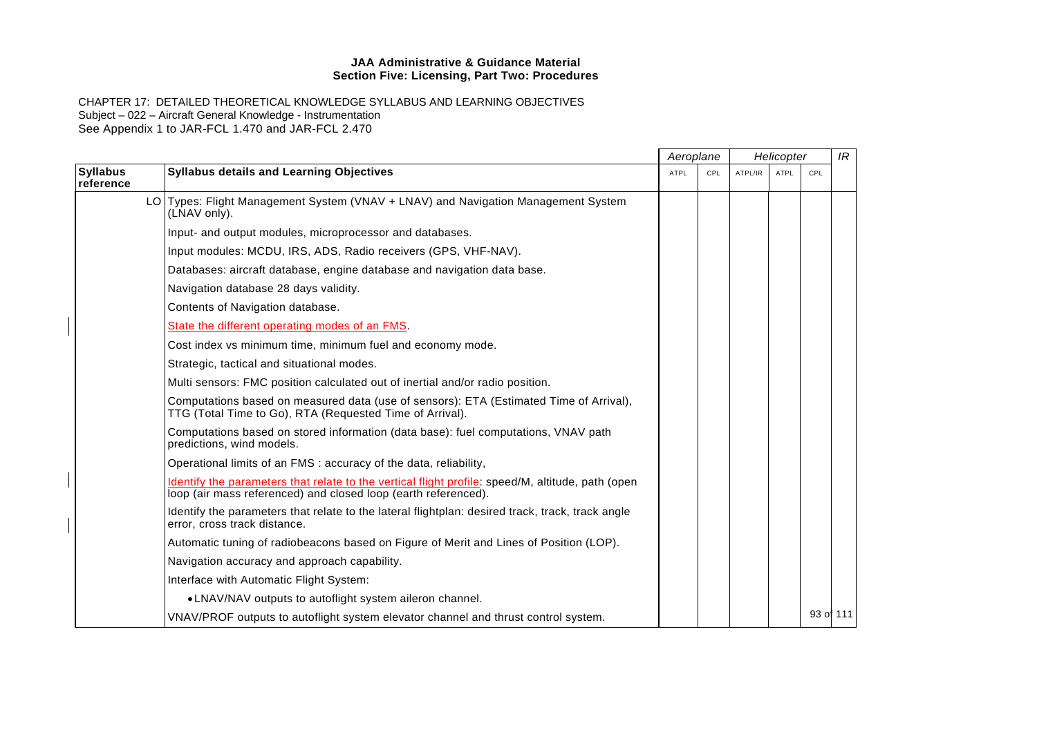**JAA Administrative & Guidance Material**
**Section Five: Licensing, Part Two: Procedures**

CHAPTER 17: DETAILED THEORETICAL KNOWLEDGE SYLLABUS AND LEARNING OBJECTIVES
Subject – 022 – Aircraft General Knowledge - Instrumentation
See Appendix 1 to JAR-FCL 1.470 and JAR-FCL 2.470

| | | *Aeroplane* | | *Helicopter* | | | *IR* |
|---|---|---|---|---|---|---|---|
| **Syllabus reference** | **Syllabus details and Learning Objectives** | ATPL | CPL | ATPL/IR | ATPL | CPL | |
| LO | Types: Flight Management System (VNAV + LNAV) and Navigation Management System (LNAV only). | | | | | | |
| | Input- and output modules, microprocessor and databases. | | | | | | |
| | Input modules: MCDU, IRS, ADS, Radio receivers (GPS, VHF-NAV). | | | | | | |
| | Databases: aircraft database, engine database and navigation data base. | | | | | | |
| | Navigation database 28 days validity. | | | | | | |
| | Contents of Navigation database. | | | | | | |
| | State the different operating modes of an FMS. | | | | | | |
| | Cost index vs minimum time, minimum fuel and economy mode. | | | | | | |
| | Strategic, tactical and situational modes. | | | | | | |
| | Multi sensors: FMC position calculated out of inertial and/or radio position. | | | | | | |
| | Computations based on measured data (use of sensors): ETA (Estimated Time of Arrival), TTG (Total Time to Go), RTA (Requested Time of Arrival). | | | | | | |
| | Computations based on stored information (data base): fuel computations, VNAV path predictions, wind models. | | | | | | |
| | Operational limits of an FMS : accuracy of the data, reliability, | | | | | | |
| | Identify the parameters that relate to the vertical flight profile: speed/M, altitude, path (open loop (air mass referenced) and closed loop (earth referenced). | | | | | | |
| | Identify the parameters that relate to the lateral flightplan: desired track, track, track angle error, cross track distance. | | | | | | |
| | Automatic tuning of radiobeacons based on Figure of Merit and Lines of Position (LOP). | | | | | | |
| | Navigation accuracy and approach capability. | | | | | | |
| | Interface with Automatic Flight System: | | | | | | |
| | • LNAV/NAV outputs to autoflight system aileron channel. | | | | | | |
| | VNAV/PROF outputs to autoflight system elevator channel and thrust control system. | | | | | | |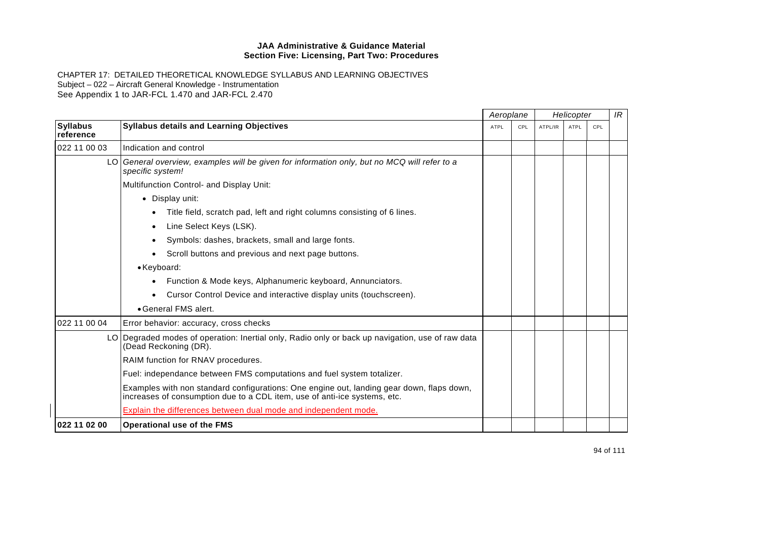**JAA Administrative & Guidance Material**
**Section Five: Licensing, Part Two: Procedures**

CHAPTER 17: DETAILED THEORETICAL KNOWLEDGE SYLLABUS AND LEARNING OBJECTIVES
Subject – 022 – Aircraft General Knowledge - Instrumentation
See Appendix 1 to JAR-FCL 1.470 and JAR-FCL 2.470

| | | *Aeroplane* | | *Helicopter* | | | *IR* |
|---|---|---|---|---|---|---|---|
| **Syllabus reference** | **Syllabus details and Learning Objectives** | ATPL | CPL | ATPL/IR | ATPL | CPL | |
| 022 11 00 03 | Indication and control | | | | | | |
| LO | *General overview, examples will be given for information only, but no MCQ will refer to a specific system!* | | | | | | |
| | Multifunction Control- and Display Unit: | | | | | | |
| | • Display unit: | | | | | | |
| | • Title field, scratch pad, left and right columns consisting of 6 lines. | | | | | | |
| | • Line Select Keys (LSK). | | | | | | |
| | • Symbols: dashes, brackets, small and large fonts. | | | | | | |
| | • Scroll buttons and previous and next page buttons. | | | | | | |
| | • Keyboard: | | | | | | |
| | • Function & Mode keys, Alphanumeric keyboard, Annunciators. | | | | | | |
| | • Cursor Control Device and interactive display units (touchscreen). | | | | | | |
| | • General FMS alert. | | | | | | |
| 022 11 00 04 | Error behavior: accuracy, cross checks | | | | | | |
| LO | Degraded modes of operation: Inertial only, Radio only or back up navigation, use of raw data (Dead Reckoning (DR). | | | | | | |
| | RAIM function for RNAV procedures. | | | | | | |
| | Fuel: independance between FMS computations and fuel system totalizer. | | | | | | |
| | Examples with non standard configurations: One engine out, landing gear down, flaps down, increases of consumption due to a CDL item, use of anti-ice systems, etc. | | | | | | |
| | Explain the differences between dual mode and independent mode. | | | | | | |
| **022 11 02 00** | **Operational use of the FMS** | | | | | | |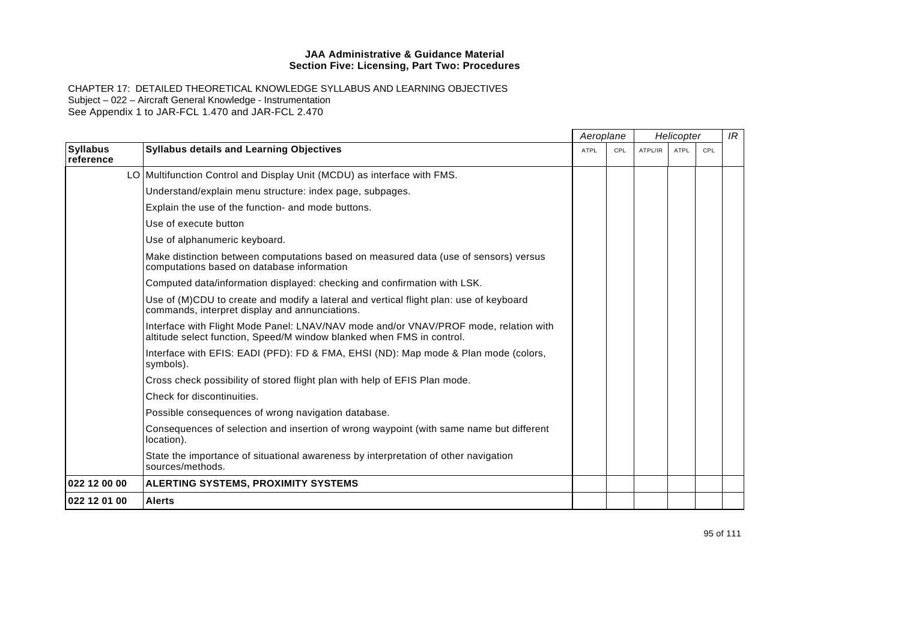**JAA Administrative & Guidance Material**
**Section Five: Licensing, Part Two: Procedures**

CHAPTER 17: DETAILED THEORETICAL KNOWLEDGE SYLLABUS AND LEARNING OBJECTIVES
Subject – 022 – Aircraft General Knowledge - Instrumentation
See Appendix 1 to JAR-FCL 1.470 and JAR-FCL 2.470

| | | *Aeroplane* | | *Helicopter* | | | *IR* |
|---|---|---|---|---|---|---|---|
| **Syllabus reference** | **Syllabus details and Learning Objectives** | ATPL | CPL | ATPL/IR | ATPL | CPL | |
| LO | Multifunction Control and Display Unit (MCDU) as interface with FMS. | | | | | | |
| | Understand/explain menu structure: index page, subpages. | | | | | | |
| | Explain the use of the function- and mode buttons. | | | | | | |
| | Use of execute button | | | | | | |
| | Use of alphanumeric keyboard. | | | | | | |
| | Make distinction between computations based on measured data (use of sensors) versus computations based on database information | | | | | | |
| | Computed data/information displayed: checking and confirmation with LSK. | | | | | | |
| | Use of (M)CDU to create and modify a lateral and vertical flight plan: use of keyboard commands, interpret display and annunciations. | | | | | | |
| | Interface with Flight Mode Panel: LNAV/NAV mode and/or VNAV/PROF mode, relation with altitude select function, Speed/M window blanked when FMS in control. | | | | | | |
| | Interface with EFIS: EADI (PFD): FD & FMA, EHSI (ND): Map mode & Plan mode (colors, symbols). | | | | | | |
| | Cross check possibility of stored flight plan with help of EFIS Plan mode. | | | | | | |
| | Check for discontinuities. | | | | | | |
| | Possible consequences of wrong navigation database. | | | | | | |
| | Consequences of selection and insertion of wrong waypoint (with same name but different location). | | | | | | |
| | State the importance of situational awareness by interpretation of other navigation sources/methods. | | | | | | |
| **022 12 00 00** | **ALERTING SYSTEMS, PROXIMITY SYSTEMS** | | | | | | |
| **022 12 01 00** | **Alerts** | | | | | | |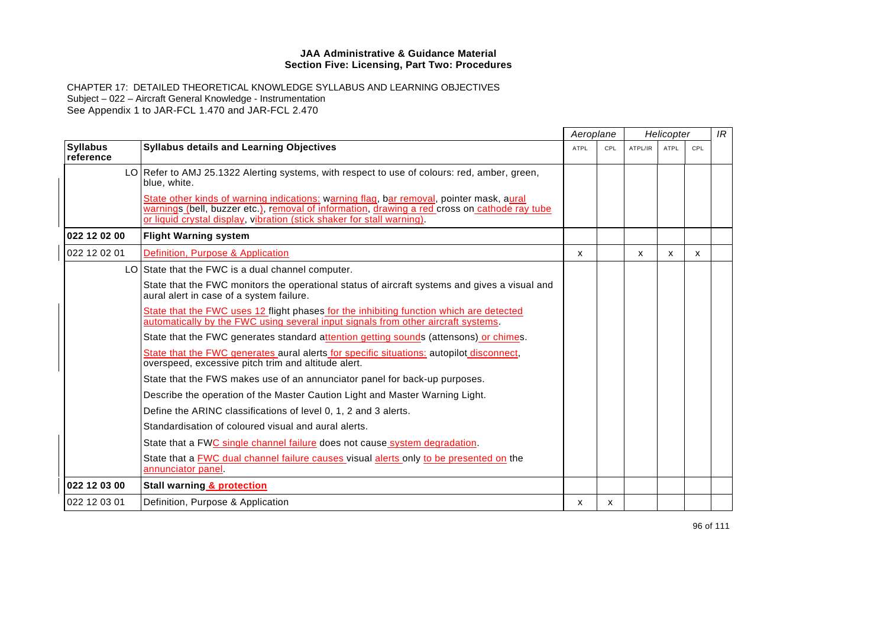**JAA Administrative & Guidance Material**
**Section Five: Licensing, Part Two: Procedures**

CHAPTER 17: DETAILED THEORETICAL KNOWLEDGE SYLLABUS AND LEARNING OBJECTIVES
Subject – 022 – Aircraft General Knowledge - Instrumentation
See Appendix 1 to JAR-FCL 1.470 and JAR-FCL 2.470

| | | *Aeroplane* | | *Helicopter* | | | *IR* |
|---|---|---|---|---|---|---|---|
| **Syllabus reference** | **Syllabus details and Learning Objectives** | ATPL | CPL | ATPL/IR | ATPL | CPL | |
| LO | Refer to AMJ 25.1322 Alerting systems, with respect to use of colours: red, amber, green, blue, white.<br><br>State other kinds of warning indications: warning flag, bar removal, pointer mask, aural warnings (bell, buzzer etc.), removal of information, drawing a red cross on cathode ray tube or liquid crystal display, vibration (stick shaker for stall warning). | | | | | | |
| **022 12 02 00** | **Flight Warning system** | | | | | | |
| 022 12 02 01 | Definition, Purpose & Application | x | | x | x | x | |
| LO | State that the FWC is a dual channel computer.<br><br>State that the FWC monitors the operational status of aircraft systems and gives a visual and aural alert in case of a system failure.<br><br>State that the FWC uses 12 flight phases for the inhibiting function which are detected automatically by the FWC using several input signals from other aircraft systems.<br><br>State that the FWC generates standard attention getting sounds (attensons) or chimes.<br><br>State that the FWC generates aural alerts for specific situations: autopilot disconnect, overspeed, excessive pitch trim and altitude alert.<br><br>State that the FWS makes use of an annunciator panel for back-up purposes.<br><br>Describe the operation of the Master Caution Light and Master Warning Light.<br><br>Define the ARINC classifications of level 0, 1, 2 and 3 alerts.<br><br>Standardisation of coloured visual and aural alerts.<br><br>State that a FWC single channel failure does not cause system degradation.<br><br>State that a FWC dual channel failure causes visual alerts only to be presented on the annunciator panel. | | | | | | |
| **022 12 03 00** | **Stall warning & protection** | | | | | | |
| 022 12 03 01 | Definition, Purpose & Application | x | x | | | | |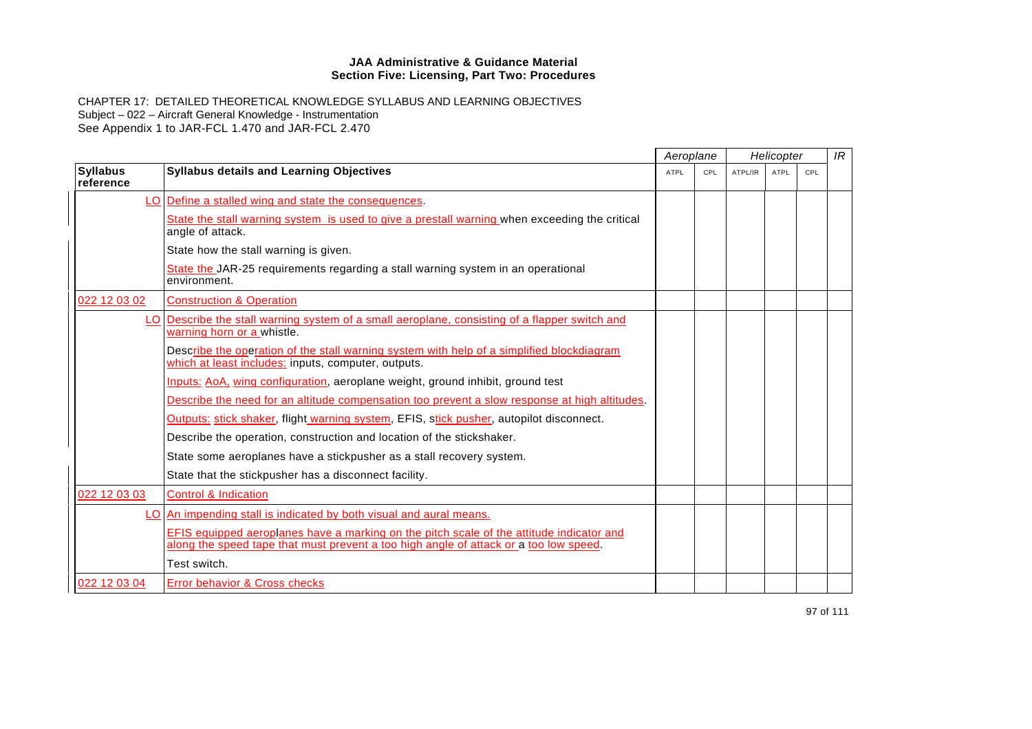**JAA Administrative & Guidance Material**
**Section Five: Licensing, Part Two: Procedures**

CHAPTER 17: DETAILED THEORETICAL KNOWLEDGE SYLLABUS AND LEARNING OBJECTIVES
Subject – 022 – Aircraft General Knowledge - Instrumentation
See Appendix 1 to JAR-FCL 1.470 and JAR-FCL 2.470

| | | Aeroplane | | Helicopter | | | IR |
|---|---|---|---|---|---|---|---|
| **Syllabus reference** | **Syllabus details and Learning Objectives** | ATPL | CPL | ATPL/IR | ATPL | CPL | |
| LO | Define a stalled wing and state the consequences. | | | | | | |
| | State the stall warning system is used to give a prestall warning when exceeding the critical angle of attack. | | | | | | |
| | State how the stall warning is given. | | | | | | |
| | State the JAR-25 requirements regarding a stall warning system in an operational environment. | | | | | | |
| 022 12 03 02 | Construction & Operation | | | | | | |
| LO | Describe the stall warning system of a small aeroplane, consisting of a flapper switch and warning horn or a whistle. | | | | | | |
| | Describe the operation of the stall warning system with help of a simplified blockdiagram which at least includes: inputs, computer, outputs. | | | | | | |
| | Inputs: AoA, wing configuration, aeroplane weight, ground inhibit, ground test | | | | | | |
| | Describe the need for an altitude compensation too prevent a slow response at high altitudes. | | | | | | |
| | Outputs: stick shaker, flight warning system, EFIS, stick pusher, autopilot disconnect. | | | | | | |
| | Describe the operation, construction and location of the stickshaker. | | | | | | |
| | State some aeroplanes have a stickpusher as a stall recovery system. | | | | | | |
| | State that the stickpusher has a disconnect facility. | | | | | | |
| 022 12 03 03 | Control & Indication | | | | | | |
| LO | An impending stall is indicated by both visual and aural means. | | | | | | |
| | EFIS equipped aeroplanes have a marking on the pitch scale of the attitude indicator and along the speed tape that must prevent a too high angle of attack or a too low speed. | | | | | | |
| | Test switch. | | | | | | |
| 022 12 03 04 | Error behavior & Cross checks | | | | | | |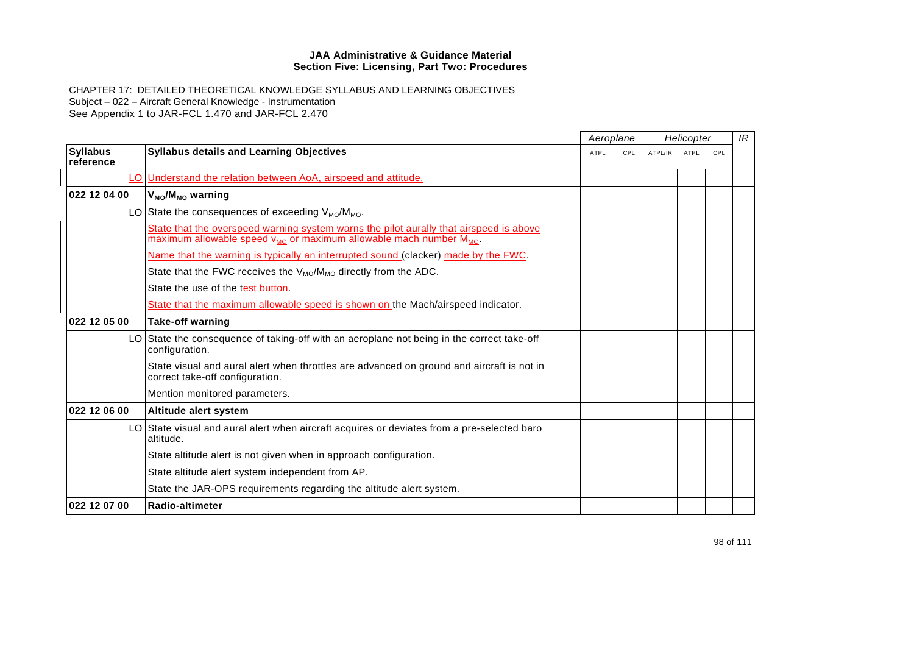**JAA Administrative & Guidance Material**
**Section Five: Licensing, Part Two: Procedures**

CHAPTER 17: DETAILED THEORETICAL KNOWLEDGE SYLLABUS AND LEARNING OBJECTIVES
Subject – 022 – Aircraft General Knowledge - Instrumentation
See Appendix 1 to JAR-FCL 1.470 and JAR-FCL 2.470

| | | Aeroplane | | Helicopter | | | IR |
|---|---|---|---|---|---|---|---|
| **Syllabus reference** | **Syllabus details and Learning Objectives** | ATPL | CPL | ATPL/IR | ATPL | CPL | |
| LO | Understand the relation between AoA, airspeed and attitude. | | | | | | |
| **022 12 04 00** | **$V_{MO}/M_{MO}$ warning** | | | | | | |
| LO | State the consequences of exceeding $V_{MO}/M_{MO}$. | | | | | | |
| | State that the overspeed warning system warns the pilot aurally that airspeed is above maximum allowable speed $v_{MO}$ or maximum allowable mach number $M_{MO}$. | | | | | | |
| | Name that the warning is typically an interrupted sound (clacker) made by the FWC. | | | | | | |
| | State that the FWC receives the $V_{MO}/M_{MO}$ directly from the ADC. | | | | | | |
| | State the use of the test button. | | | | | | |
| | State that the maximum allowable speed is shown on the Mach/airspeed indicator. | | | | | | |
| **022 12 05 00** | **Take-off warning** | | | | | | |
| LO | State the consequence of taking-off with an aeroplane not being in the correct take-off configuration. | | | | | | |
| | State visual and aural alert when throttles are advanced on ground and aircraft is not in correct take-off configuration. | | | | | | |
| | Mention monitored parameters. | | | | | | |
| **022 12 06 00** | **Altitude alert system** | | | | | | |
| LO | State visual and aural alert when aircraft acquires or deviates from a pre-selected baro altitude. | | | | | | |
| | State altitude alert is not given when in approach configuration. | | | | | | |
| | State altitude alert system independent from AP. | | | | | | |
| | State the JAR-OPS requirements regarding the altitude alert system. | | | | | | |
| **022 12 07 00** | **Radio-altimeter** | | | | | | |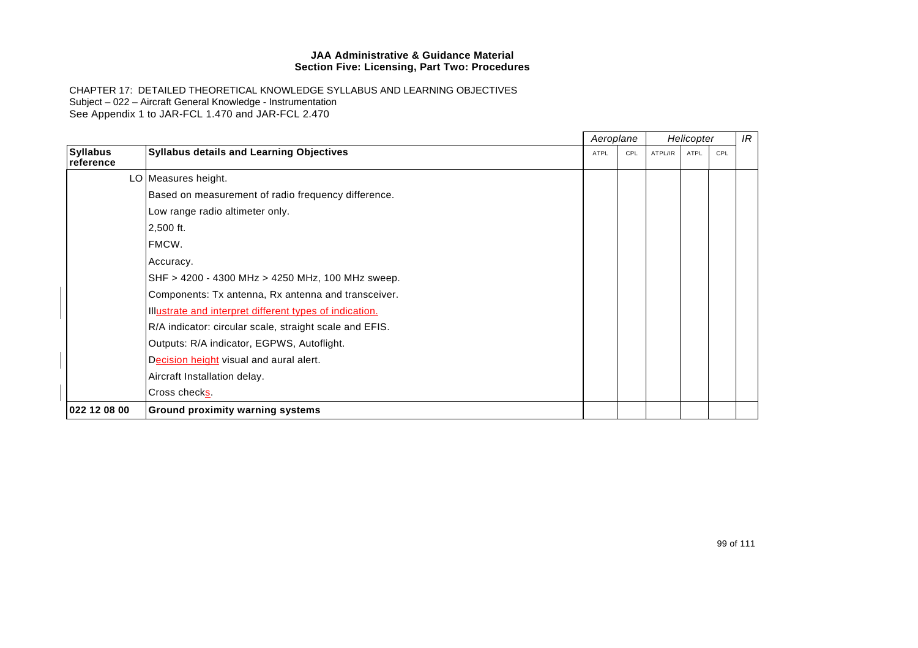**JAA Administrative & Guidance Material**
**Section Five: Licensing, Part Two: Procedures**

CHAPTER 17: DETAILED THEORETICAL KNOWLEDGE SYLLABUS AND LEARNING OBJECTIVES
Subject – 022 – Aircraft General Knowledge - Instrumentation
See Appendix 1 to JAR-FCL 1.470 and JAR-FCL 2.470

| | | *Aeroplane* | | *Helicopter* | | | *IR* |
|---|---|---|---|---|---|---|---|
| **Syllabus reference** | **Syllabus details and Learning Objectives** | ATPL | CPL | ATPL/IR | ATPL | CPL | |
| LO | Measures height. | | | | | | |
| | Based on measurement of radio frequency difference. | | | | | | |
| | Low range radio altimeter only. | | | | | | |
| | 2,500 ft. | | | | | | |
| | FMCW. | | | | | | |
| | Accuracy. | | | | | | |
| | SHF > 4200 - 4300 MHz > 4250 MHz, 100 MHz sweep. | | | | | | |
| | Components: Tx antenna, Rx antenna and transceiver. | | | | | | |
| | Illustrate and interpret different types of indication. | | | | | | |
| | R/A indicator: circular scale, straight scale and EFIS. | | | | | | |
| | Outputs: R/A indicator, EGPWS, Autoflight. | | | | | | |
| | Decision height visual and aural alert. | | | | | | |
| | Aircraft Installation delay. | | | | | | |
| | Cross checks. | | | | | | |
| **022 12 08 00** | **Ground proximity warning systems** | | | | | | |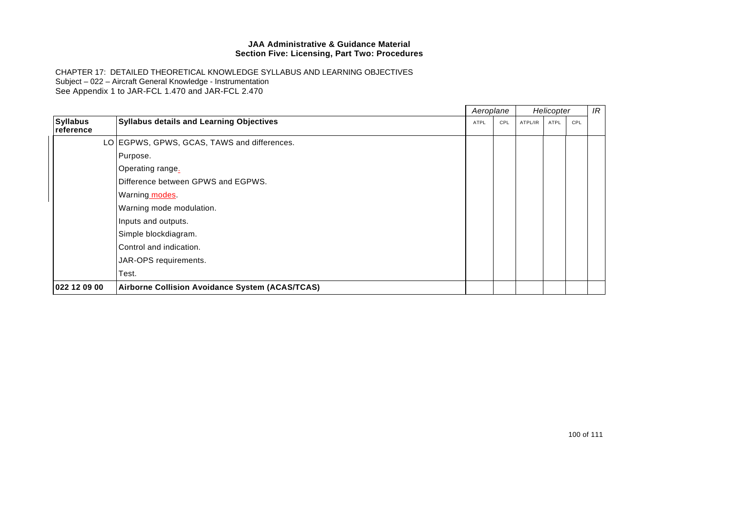**JAA Administrative & Guidance Material**
**Section Five: Licensing, Part Two: Procedures**

CHAPTER 17: DETAILED THEORETICAL KNOWLEDGE SYLLABUS AND LEARNING OBJECTIVES
Subject – 022 – Aircraft General Knowledge - Instrumentation
See Appendix 1 to JAR-FCL 1.470 and JAR-FCL 2.470

| | | *Aeroplane* | | *Helicopter* | | | *IR* |
|---|---|---|---|---|---|---|---|
| **Syllabus reference** | **Syllabus details and Learning Objectives** | ATPL | CPL | ATPL/IR | ATPL | CPL | |
| LO | EGPWS, GPWS, GCAS, TAWS and differences. | | | | | | |
| | Purpose. | | | | | | |
| | Operating range. | | | | | | |
| | Difference between GPWS and EGPWS. | | | | | | |
| | Warning modes. | | | | | | |
| | Warning mode modulation. | | | | | | |
| | Inputs and outputs. | | | | | | |
| | Simple blockdiagram. | | | | | | |
| | Control and indication. | | | | | | |
| | JAR-OPS requirements. | | | | | | |
| | Test. | | | | | | |
| **022 12 09 00** | **Airborne Collision Avoidance System (ACAS/TCAS)** | | | | | | |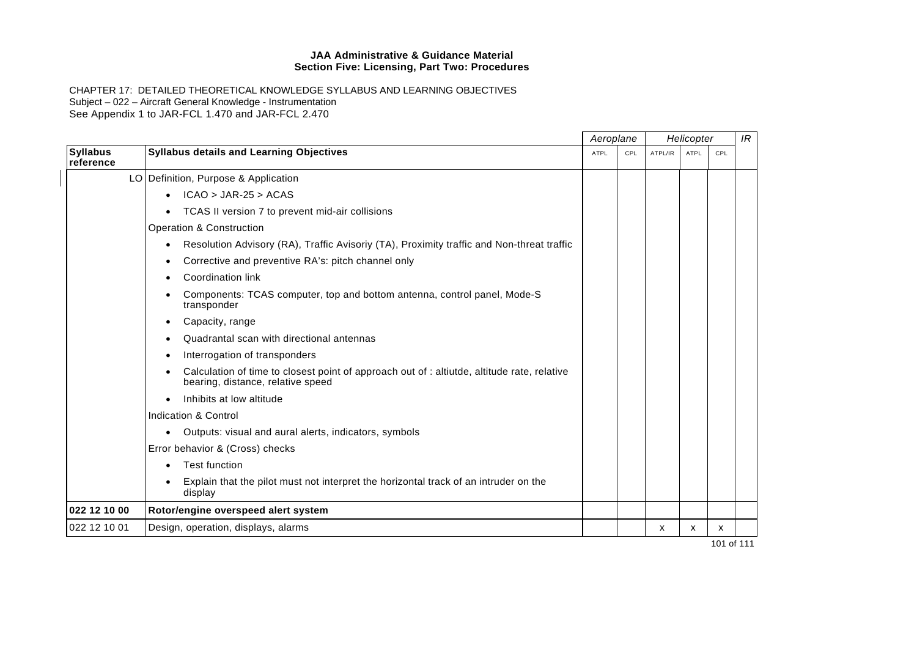**JAA Administrative & Guidance Material**
**Section Five: Licensing, Part Two: Procedures**

CHAPTER 17: DETAILED THEORETICAL KNOWLEDGE SYLLABUS AND LEARNING OBJECTIVES
Subject – 022 – Aircraft General Knowledge - Instrumentation
See Appendix 1 to JAR-FCL 1.470 and JAR-FCL 2.470

| | | *Aeroplane* | | *Helicopter* | | | *IR* |
|---|---|---|---|---|---|---|---|
| **Syllabus reference** | **Syllabus details and Learning Objectives** | ATPL | CPL | ATPL/IR | ATPL | CPL | |
| LO | Definition, Purpose & Application<br>• ICAO > JAR-25 > ACAS<br>• TCAS II version 7 to prevent mid-air collisions<br>Operation & Construction<br>• Resolution Advisory (RA), Traffic Avisoriy (TA), Proximity traffic and Non-threat traffic<br>• Corrective and preventive RA's: pitch channel only<br>• Coordination link<br>• Components: TCAS computer, top and bottom antenna, control panel, Mode-S transponder<br>• Capacity, range<br>• Quadrantal scan with directional antennas<br>• Interrogation of transponders<br>• Calculation of time to closest point of approach out of : altiutde, altitude rate, relative bearing, distance, relative speed<br>• Inhibits at low altitude<br>Indication & Control<br>• Outputs: visual and aural alerts, indicators, symbols<br>Error behavior & (Cross) checks<br>• Test function<br>• Explain that the pilot must not interpret the horizontal track of an intruder on the display | | | | | | |
| **022 12 10 00** | **Rotor/engine overspeed alert system** | | | | | | |
| 022 12 10 01 | Design, operation, displays, alarms | | | x | x | x | |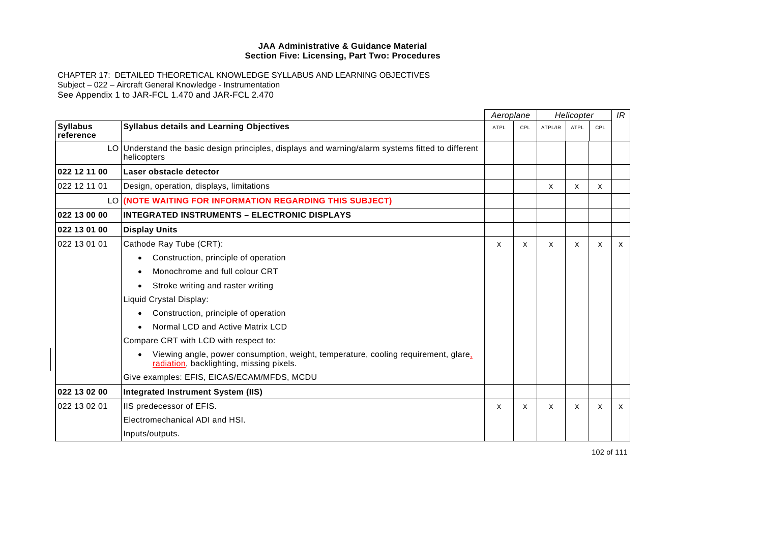**JAA Administrative & Guidance Material**
**Section Five: Licensing, Part Two: Procedures**

CHAPTER 17: DETAILED THEORETICAL KNOWLEDGE SYLLABUS AND LEARNING OBJECTIVES
Subject – 022 – Aircraft General Knowledge - Instrumentation
See Appendix 1 to JAR-FCL 1.470 and JAR-FCL 2.470

| | | Aeroplane | | Helicopter | | | IR |
|---|---|---|---|---|---|---|---|
| **Syllabus reference** | **Syllabus details and Learning Objectives** | ATPL | CPL | ATPL/IR | ATPL | CPL | |
| LO | Understand the basic design principles, displays and warning/alarm systems fitted to different helicopters | | | | | | |
| **022 12 11 00** | **Laser obstacle detector** | | | | | | |
| 022 12 11 01 | Design, operation, displays, limitations | | | x | x | x | |
| LO | **(NOTE WAITING FOR INFORMATION REGARDING THIS SUBJECT)** | | | | | | |
| **022 13 00 00** | **INTEGRATED INSTRUMENTS – ELECTRONIC DISPLAYS** | | | | | | |
| **022 13 01 00** | **Display Units** | | | | | | |
| 022 13 01 01 | Cathode Ray Tube (CRT): | x | x | x | x | x | x |
| | • Construction, principle of operation | | | | | | |
| | • Monochrome and full colour CRT | | | | | | |
| | • Stroke writing and raster writing | | | | | | |
| | Liquid Crystal Display: | | | | | | |
| | • Construction, principle of operation | | | | | | |
| | • Normal LCD and Active Matrix LCD | | | | | | |
| | Compare CRT with LCD with respect to: | | | | | | |
| | • Viewing angle, power consumption, weight, temperature, cooling requirement, glare, radiation, backlighting, missing pixels. | | | | | | |
| | Give examples: EFIS, EICAS/ECAM/MFDS, MCDU | | | | | | |
| **022 13 02 00** | **Integrated Instrument System (IIS)** | | | | | | |
| 022 13 02 01 | IIS predecessor of EFIS. | x | x | x | x | x | x |
| | Electromechanical ADI and HSI. | | | | | | |
| | Inputs/outputs. | | | | | | |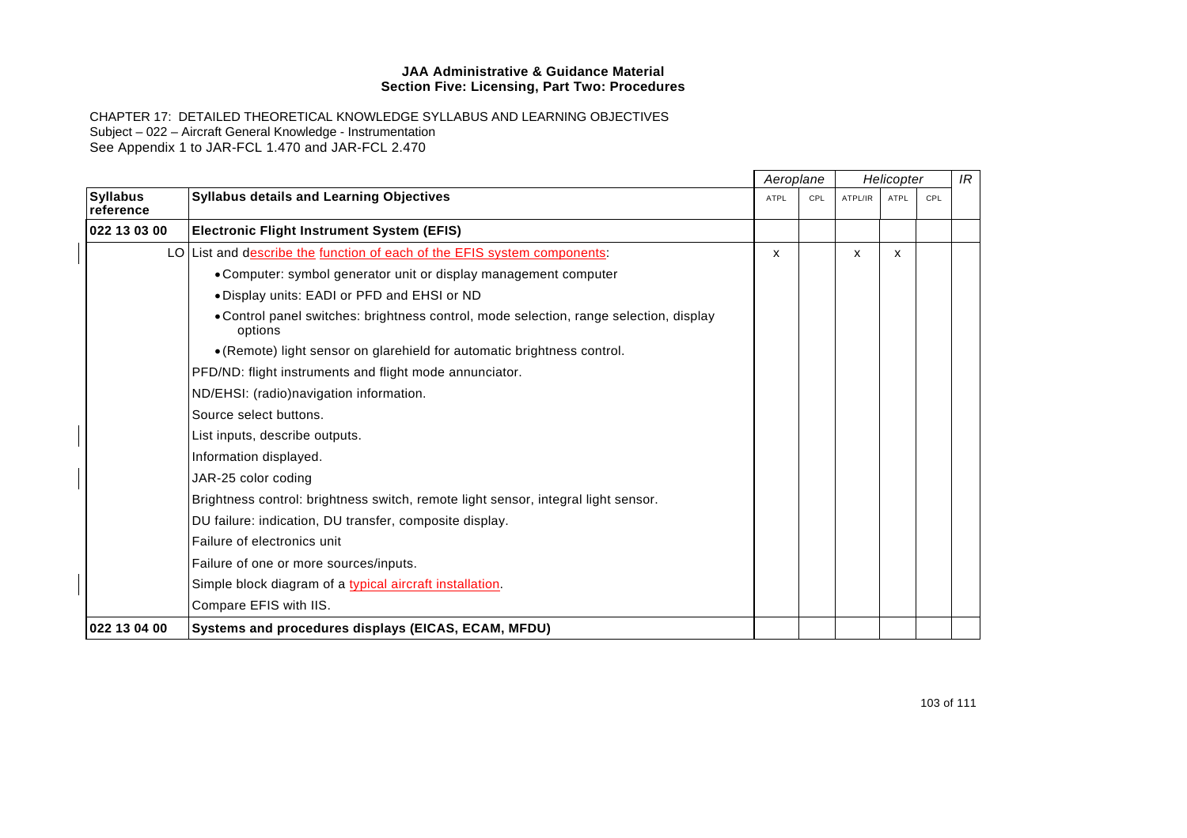**JAA Administrative & Guidance Material**
**Section Five: Licensing, Part Two: Procedures**

CHAPTER 17: DETAILED THEORETICAL KNOWLEDGE SYLLABUS AND LEARNING OBJECTIVES
Subject – 022 – Aircraft General Knowledge - Instrumentation
See Appendix 1 to JAR-FCL 1.470 and JAR-FCL 2.470

| | | Aeroplane | | Helicopter | | | IR |
|---|---|---|---|---|---|---|---|
| **Syllabus reference** | **Syllabus details and Learning Objectives** | ATPL | CPL | ATPL/IR | ATPL | CPL | |
| **022 13 03 00** | **Electronic Flight Instrument System (EFIS)** | | | | | | |
| LO | List and describe the function of each of the EFIS system components: • Computer: symbol generator unit or display management computer • Display units: EADI or PFD and EHSI or ND • Control panel switches: brightness control, mode selection, range selection, display options • (Remote) light sensor on glarehield for automatic brightness control. PFD/ND: flight instruments and flight mode annunciator. ND/EHSI: (radio)navigation information. Source select buttons. List inputs, describe outputs. Information displayed. JAR-25 color coding Brightness control: brightness switch, remote light sensor, integral light sensor. DU failure: indication, DU transfer, composite display. Failure of electronics unit Failure of one or more sources/inputs. Simple block diagram of a typical aircraft installation. Compare EFIS with IIS. | x | | x | x | | |
| **022 13 04 00** | **Systems and procedures displays (EICAS, ECAM, MFDU)** | | | | | | |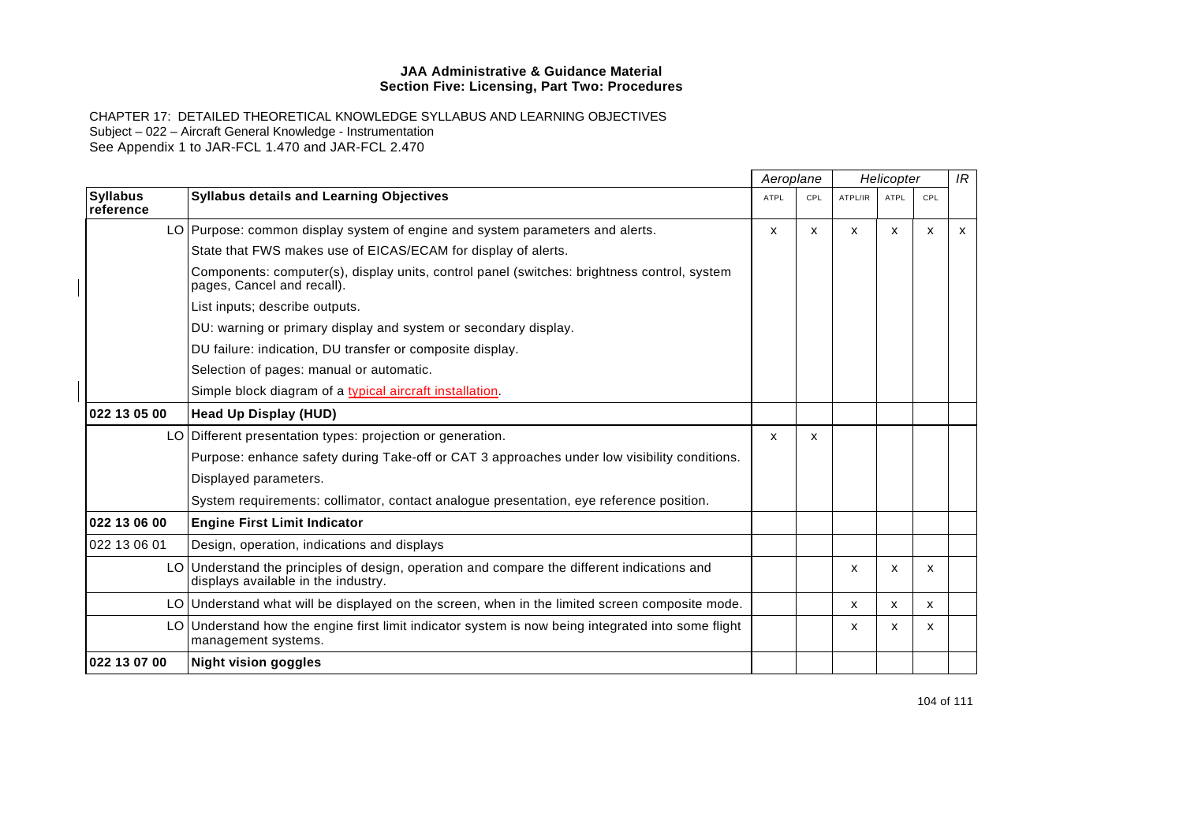**JAA Administrative & Guidance Material**
**Section Five: Licensing, Part Two: Procedures**

CHAPTER 17: DETAILED THEORETICAL KNOWLEDGE SYLLABUS AND LEARNING OBJECTIVES
Subject – 022 – Aircraft General Knowledge - Instrumentation
See Appendix 1 to JAR-FCL 1.470 and JAR-FCL 2.470

| | | Aeroplane | | Helicopter | | | IR |
|---|---|---|---|---|---|---|---|
| **Syllabus reference** | **Syllabus details and Learning Objectives** | ATPL | CPL | ATPL/IR | ATPL | CPL | |
| LO | Purpose: common display system of engine and system parameters and alerts. | x | x | x | x | x | x |
| | State that FWS makes use of EICAS/ECAM for display of alerts. | | | | | | |
| | Components: computer(s), display units, control panel (switches: brightness control, system pages, Cancel and recall). | | | | | | |
| | List inputs; describe outputs. | | | | | | |
| | DU: warning or primary display and system or secondary display. | | | | | | |
| | DU failure: indication, DU transfer or composite display. | | | | | | |
| | Selection of pages: manual or automatic. | | | | | | |
| | Simple block diagram of a typical aircraft installation. | | | | | | |
| **022 13 05 00** | **Head Up Display (HUD)** | | | | | | |
| LO | Different presentation types: projection or generation. | x | x | | | | |
| | Purpose: enhance safety during Take-off or CAT 3 approaches under low visibility conditions. | | | | | | |
| | Displayed parameters. | | | | | | |
| | System requirements: collimator, contact analogue presentation, eye reference position. | | | | | | |
| **022 13 06 00** | **Engine First Limit Indicator** | | | | | | |
| 022 13 06 01 | Design, operation, indications and displays | | | | | | |
| LO | Understand the principles of design, operation and compare the different indications and displays available in the industry. | | | x | x | x | |
| LO | Understand what will be displayed on the screen, when in the limited screen composite mode. | | | x | x | x | |
| LO | Understand how the engine first limit indicator system is now being integrated into some flight management systems. | | | x | x | x | |
| **022 13 07 00** | **Night vision goggles** | | | | | | |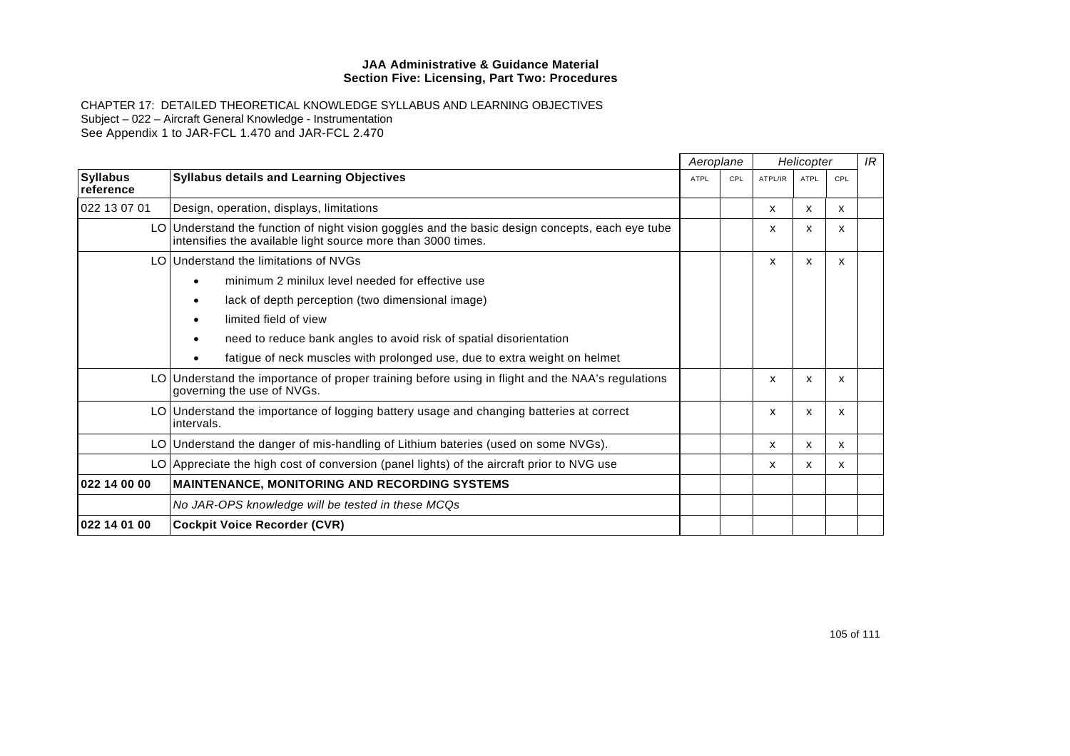**JAA Administrative & Guidance Material**
**Section Five: Licensing, Part Two: Procedures**

CHAPTER 17: DETAILED THEORETICAL KNOWLEDGE SYLLABUS AND LEARNING OBJECTIVES
Subject – 022 – Aircraft General Knowledge - Instrumentation
See Appendix 1 to JAR-FCL 1.470 and JAR-FCL 2.470

| | | *Aeroplane* | | *Helicopter* | | | *IR* |
|---|---|---|---|---|---|---|---|
| **Syllabus reference** | **Syllabus details and Learning Objectives** | ATPL | CPL | ATPL/IR | ATPL | CPL | |
| 022 13 07 01 | Design, operation, displays, limitations | | | x | x | x | |
| LO | Understand the function of night vision goggles and the basic design concepts, each eye tube intensifies the available light source more than 3000 times. | | | x | x | x | |
| LO | Understand the limitations of NVGs<br>• minimum 2 minilux level needed for effective use<br>• lack of depth perception (two dimensional image)<br>• limited field of view<br>• need to reduce bank angles to avoid risk of spatial disorientation<br>• fatigue of neck muscles with prolonged use, due to extra weight on helmet | | | x | x | x | |
| LO | Understand the importance of proper training before using in flight and the NAA's regulations governing the use of NVGs. | | | x | x | x | |
| LO | Understand the importance of logging battery usage and changing batteries at correct intervals. | | | x | x | x | |
| LO | Understand the danger of mis-handling of Lithium bateries (used on some NVGs). | | | x | x | x | |
| LO | Appreciate the high cost of conversion (panel lights) of the aircraft prior to NVG use | | | x | x | x | |
| **022 14 00 00** | **MAINTENANCE, MONITORING AND RECORDING SYSTEMS** | | | | | | |
| | *No JAR-OPS knowledge will be tested in these MCQs* | | | | | | |
| **022 14 01 00** | **Cockpit Voice Recorder (CVR)** | | | | | | |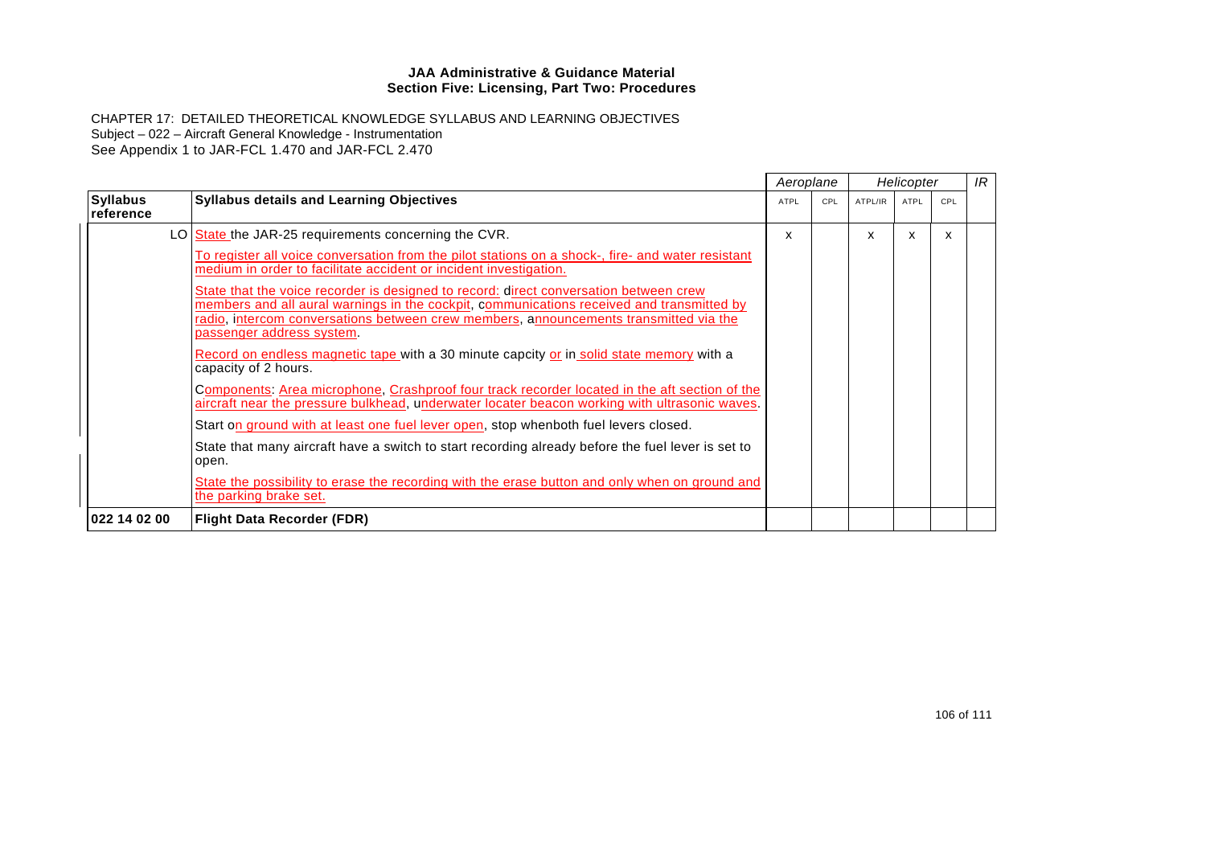**JAA Administrative & Guidance Material**
**Section Five: Licensing, Part Two: Procedures**

CHAPTER 17: DETAILED THEORETICAL KNOWLEDGE SYLLABUS AND LEARNING OBJECTIVES
Subject – 022 – Aircraft General Knowledge - Instrumentation
See Appendix 1 to JAR-FCL 1.470 and JAR-FCL 2.470

| | | Aeroplane | | Helicopter | | | IR |
|---|---|---|---|---|---|---|---|
| **Syllabus reference** | **Syllabus details and Learning Objectives** | ATPL | CPL | ATPL/IR | ATPL | CPL | |
| LO | State the JAR-25 requirements concerning the CVR.<br><br>To register all voice conversation from the pilot stations on a shock-, fire- and water resistant medium in order to facilitate accident or incident investigation.<br><br>State that the voice recorder is designed to record: direct conversation between crew members and all aural warnings in the cockpit, communications received and transmitted by radio, intercom conversations between crew members, announcements transmitted via the passenger address system.<br><br>Record on endless magnetic tape with a 30 minute capcity or in solid state memory with a capacity of 2 hours.<br><br>Components: Area microphone, Crashproof four track recorder located in the aft section of the aircraft near the pressure bulkhead, underwater locater beacon working with ultrasonic waves.<br><br>Start on ground with at least one fuel lever open, stop whenboth fuel levers closed.<br><br>State that many aircraft have a switch to start recording already before the fuel lever is set to open.<br><br>State the possibility to erase the recording with the erase button and only when on ground and the parking brake set. | x | | x | x | x | |
| **022 14 02 00** | **Flight Data Recorder (FDR)** | | | | | | |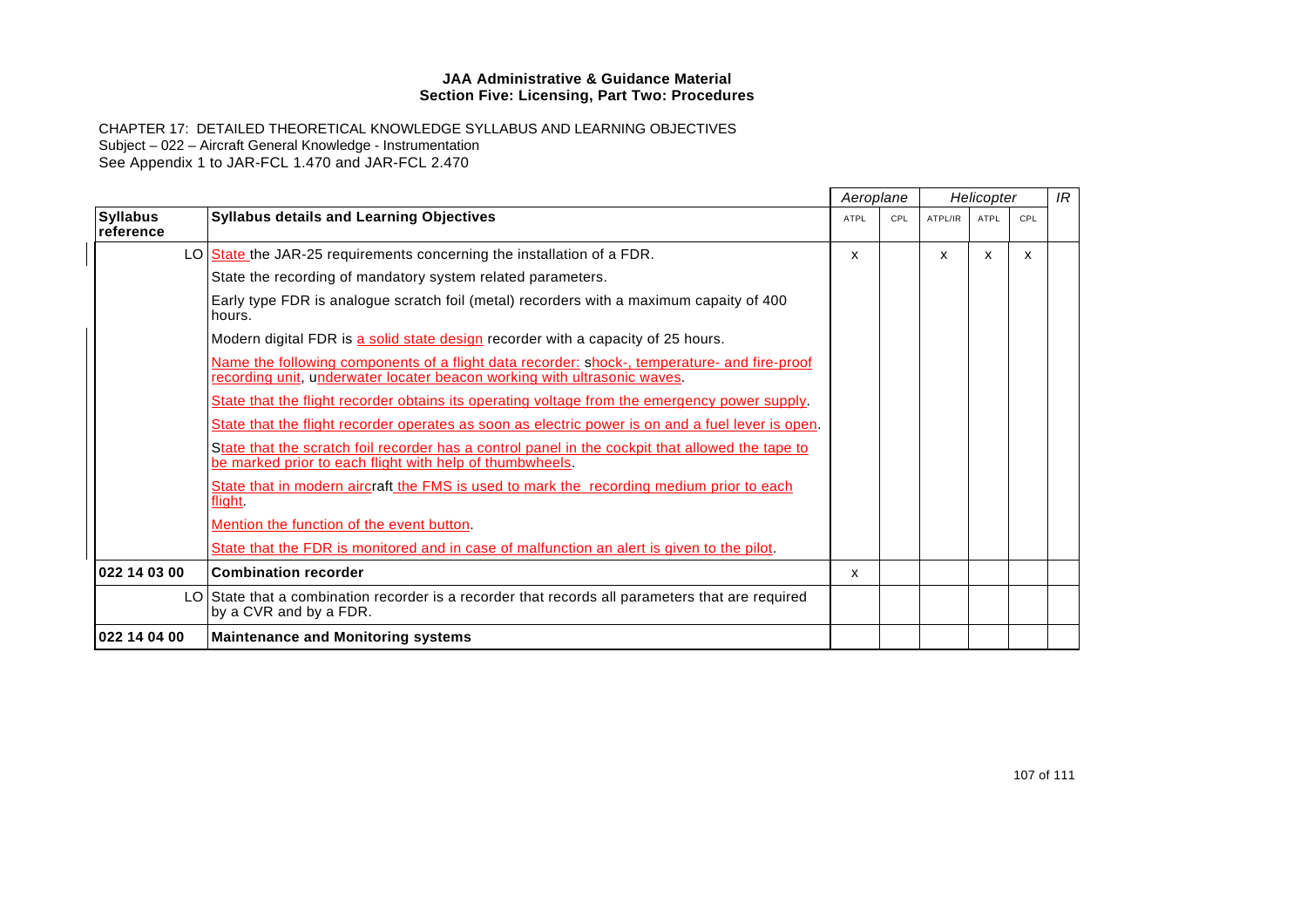**JAA Administrative & Guidance Material**
**Section Five: Licensing, Part Two: Procedures**

CHAPTER 17: DETAILED THEORETICAL KNOWLEDGE SYLLABUS AND LEARNING OBJECTIVES
Subject – 022 – Aircraft General Knowledge - Instrumentation
See Appendix 1 to JAR-FCL 1.470 and JAR-FCL 2.470

| | | *Aeroplane* | | *Helicopter* | | | *IR* |
|---|---|---|---|---|---|---|---|
| **Syllabus reference** | **Syllabus details and Learning Objectives** | ATPL | CPL | ATPL/IR | ATPL | CPL | |
| LO | State the JAR-25 requirements concerning the installation of a FDR. | x | | x | x | x | |
| | State the recording of mandatory system related parameters. | | | | | | |
| | Early type FDR is analogue scratch foil (metal) recorders with a maximum capaity of 400 hours. | | | | | | |
| | Modern digital FDR is a solid state design recorder with a capacity of 25 hours. | | | | | | |
| | Name the following components of a flight data recorder: shock-, temperature- and fire-proof recording unit, underwater locater beacon working with ultrasonic waves. | | | | | | |
| | State that the flight recorder obtains its operating voltage from the emergency power supply. | | | | | | |
| | State that the flight recorder operates as soon as electric power is on and a fuel lever is open. | | | | | | |
| | State that the scratch foil recorder has a control panel in the cockpit that allowed the tape to be marked prior to each flight with help of thumbwheels. | | | | | | |
| | State that in modern aircraft the FMS is used to mark the recording medium prior to each flight. | | | | | | |
| | Mention the function of the event button. | | | | | | |
| | State that the FDR is monitored and in case of malfunction an alert is given to the pilot. | | | | | | |
| **022 14 03 00** | **Combination recorder** | x | | | | | |
| LO | State that a combination recorder is a recorder that records all parameters that are required by a CVR and by a FDR. | | | | | | |
| **022 14 04 00** | **Maintenance and Monitoring systems** | | | | | | |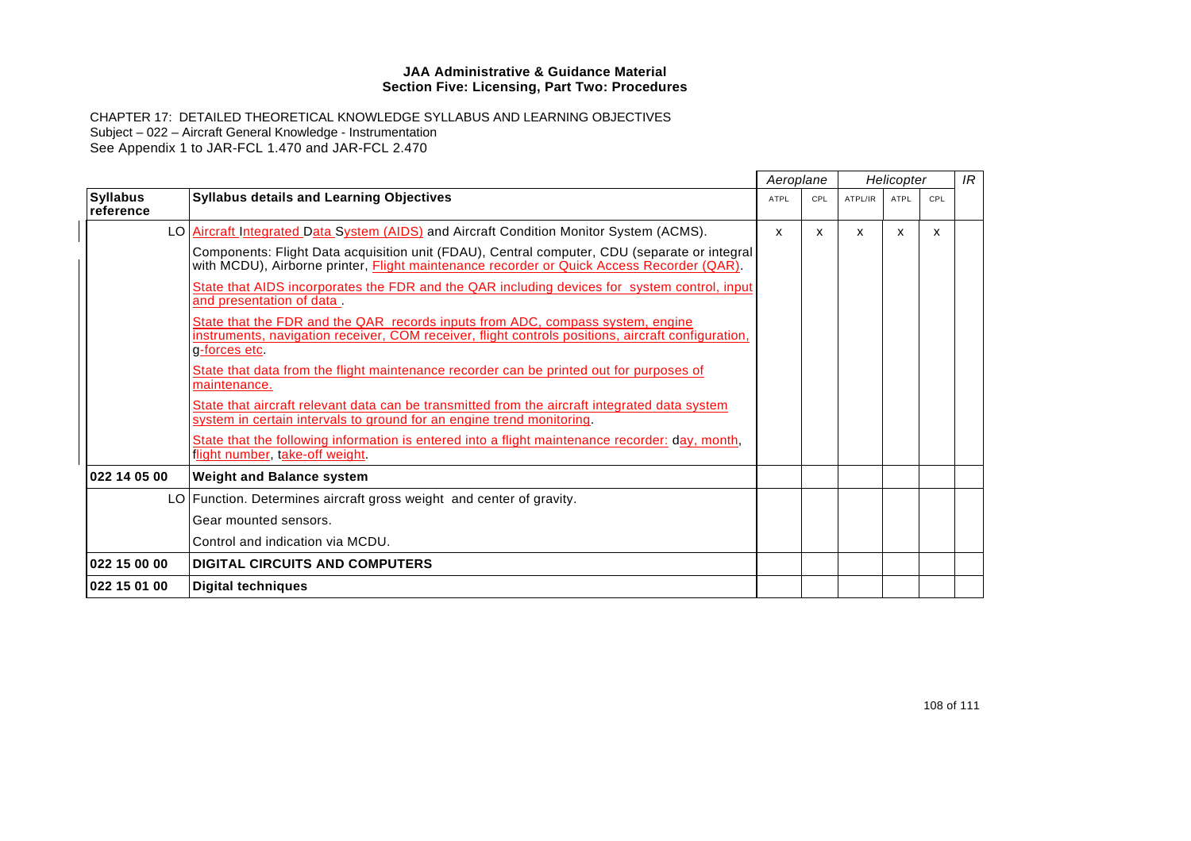**JAA Administrative & Guidance Material**
**Section Five: Licensing, Part Two: Procedures**

CHAPTER 17: DETAILED THEORETICAL KNOWLEDGE SYLLABUS AND LEARNING OBJECTIVES
Subject – 022 – Aircraft General Knowledge - Instrumentation
See Appendix 1 to JAR-FCL 1.470 and JAR-FCL 2.470

| | | *Aeroplane* | | *Helicopter* | | | *IR* |
|---|---|---|---|---|---|---|---|
| **Syllabus reference** | **Syllabus details and Learning Objectives** | ATPL | CPL | ATPL/IR | ATPL | CPL | |
| LO | Aircraft Integrated Data System (AIDS) and Aircraft Condition Monitor System (ACMS).<br>Components: Flight Data acquisition unit (FDAU), Central computer, CDU (separate or integral with MCDU), Airborne printer, Flight maintenance recorder or Quick Access Recorder (QAR).<br>State that AIDS incorporates the FDR and the QAR including devices for system control, input and presentation of data .<br>State that the FDR and the QAR records inputs from ADC, compass system, engine instruments, navigation receiver, COM receiver, flight controls positions, aircraft configuration, g-forces etc.<br>State that data from the flight maintenance recorder can be printed out for purposes of maintenance.<br>State that aircraft relevant data can be transmitted from the aircraft integrated data system system in certain intervals to ground for an engine trend monitoring.<br>State that the following information is entered into a flight maintenance recorder: day, month, flight number, take-off weight. | x | x | x | x | x | |
| **022 14 05 00** | **Weight and Balance system** | | | | | | |
| LO | Function. Determines aircraft gross weight and center of gravity.<br>Gear mounted sensors.<br>Control and indication via MCDU. | | | | | | |
| **022 15 00 00** | **DIGITAL CIRCUITS AND COMPUTERS** | | | | | | |
| **022 15 01 00** | **Digital techniques** | | | | | | |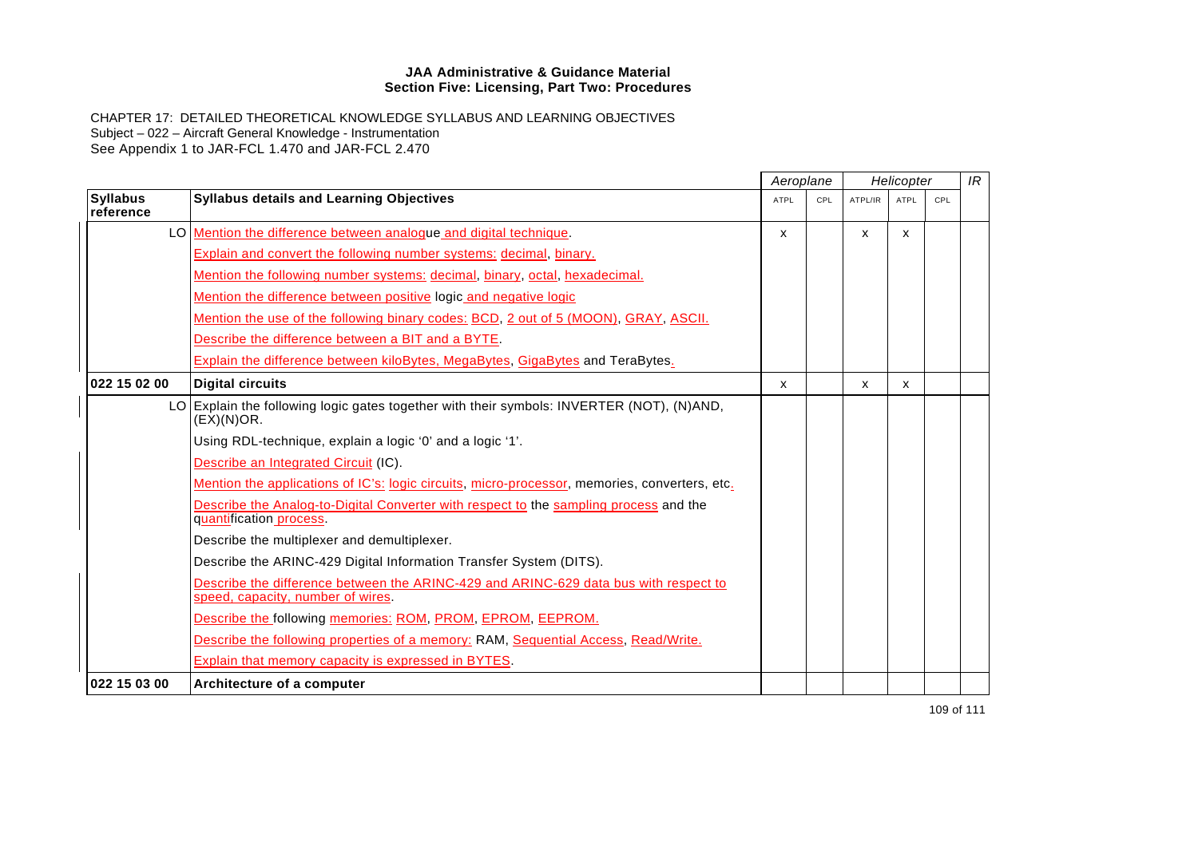**JAA Administrative & Guidance Material**
**Section Five: Licensing, Part Two: Procedures**

CHAPTER 17: DETAILED THEORETICAL KNOWLEDGE SYLLABUS AND LEARNING OBJECTIVES
Subject – 022 – Aircraft General Knowledge - Instrumentation
See Appendix 1 to JAR-FCL 1.470 and JAR-FCL 2.470

| | | Aeroplane | | Helicopter | | | IR |
|---|---|---|---|---|---|---|---|
| **Syllabus reference** | **Syllabus details and Learning Objectives** | ATPL | CPL | ATPL/IR | ATPL | CPL | |
| LO | Mention the difference between analogue and digital technique. | x | | x | x | | |
| | Explain and convert the following number systems: decimal, binary. | | | | | | |
| | Mention the following number systems: decimal, binary, octal, hexadecimal. | | | | | | |
| | Mention the difference between positive logic and negative logic | | | | | | |
| | Mention the use of the following binary codes: BCD, 2 out of 5 (MOON), GRAY, ASCII. | | | | | | |
| | Describe the difference between a BIT and a BYTE. | | | | | | |
| | Explain the difference between kiloBytes, MegaBytes, GigaBytes and TeraBytes. | | | | | | |
| **022 15 02 00** | **Digital circuits** | x | | x | x | | |
| LO | Explain the following logic gates together with their symbols: INVERTER (NOT), (N)AND, (EX)(N)OR. | | | | | | |
| | Using RDL-technique, explain a logic '0' and a logic '1'. | | | | | | |
| | Describe an Integrated Circuit (IC). | | | | | | |
| | Mention the applications of IC's: logic circuits, micro-processor, memories, converters, etc. | | | | | | |
| | Describe the Analog-to-Digital Converter with respect to the sampling process and the quantification process. | | | | | | |
| | Describe the multiplexer and demultiplexer. | | | | | | |
| | Describe the ARINC-429 Digital Information Transfer System (DITS). | | | | | | |
| | Describe the difference between the ARINC-429 and ARINC-629 data bus with respect to speed, capacity, number of wires. | | | | | | |
| | Describe the following memories: ROM, PROM, EPROM, EEPROM. | | | | | | |
| | Describe the following properties of a memory: RAM, Sequential Access, Read/Write. | | | | | | |
| | Explain that memory capacity is expressed in BYTES. | | | | | | |
| **022 15 03 00** | **Architecture of a computer** | | | | | | |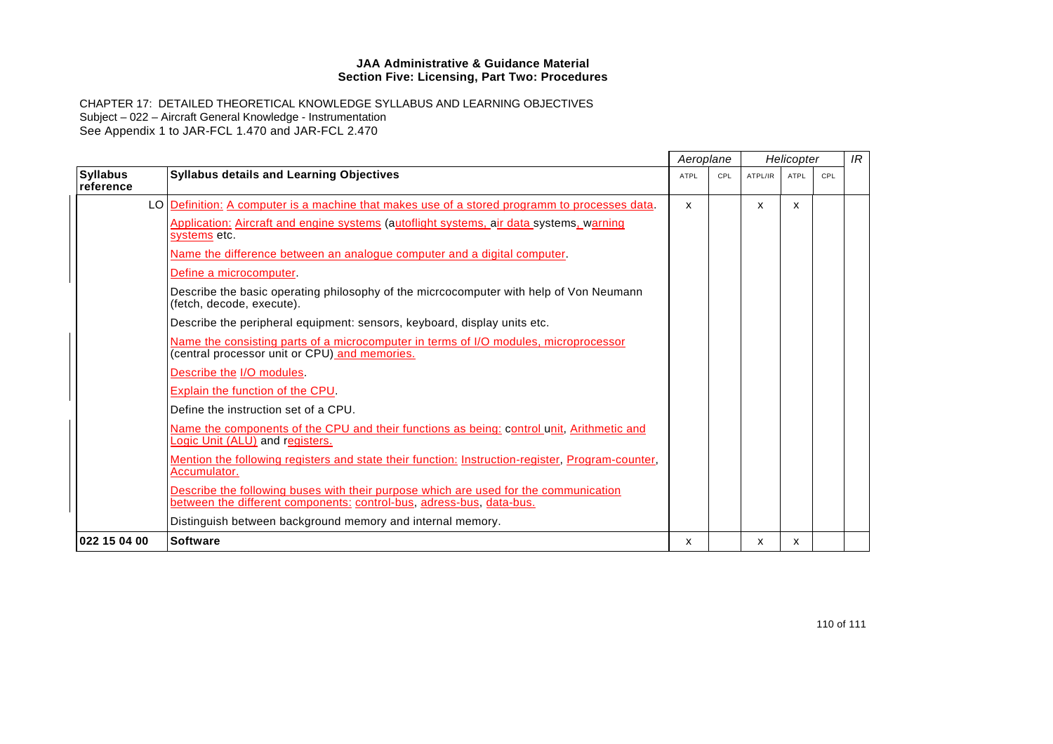**JAA Administrative & Guidance Material**
**Section Five: Licensing, Part Two: Procedures**

CHAPTER 17: DETAILED THEORETICAL KNOWLEDGE SYLLABUS AND LEARNING OBJECTIVES
Subject – 022 – Aircraft General Knowledge - Instrumentation
See Appendix 1 to JAR-FCL 1.470 and JAR-FCL 2.470

| | | *Aeroplane* | | *Helicopter* | | | *IR* |
|---|---|---|---|---|---|---|---|
| **Syllabus reference** | **Syllabus details and Learning Objectives** | ATPL | CPL | ATPL/IR | ATPL | CPL | |
| LO | Definition: A computer is a machine that makes use of a stored programm to processes data.<br><br>Application: Aircraft and engine systems (autoflight systems, air data systems, warning systems etc.<br><br>Name the difference between an analogue computer and a digital computer.<br><br>Define a microcomputer.<br><br>Describe the basic operating philosophy of the mircrocomputer with help of Von Neumann (fetch, decode, execute).<br><br>Describe the peripheral equipment: sensors, keyboard, display units etc.<br><br>Name the consisting parts of a microcomputer in terms of I/O modules, microprocessor (central processor unit or CPU) and memories.<br><br>Describe the I/O modules.<br><br>Explain the function of the CPU.<br><br>Define the instruction set of a CPU.<br><br>Name the components of the CPU and their functions as being: control unit, Arithmetic and Logic Unit (ALU) and registers.<br><br>Mention the following registers and state their function: Instruction-register, Program-counter, Accumulator.<br><br>Describe the following buses with their purpose which are used for the communication between the different components: control-bus, adress-bus, data-bus.<br><br>Distinguish between background memory and internal memory. | x | | x | x | | |
| **022 15 04 00** | **Software** | x | | x | x | | |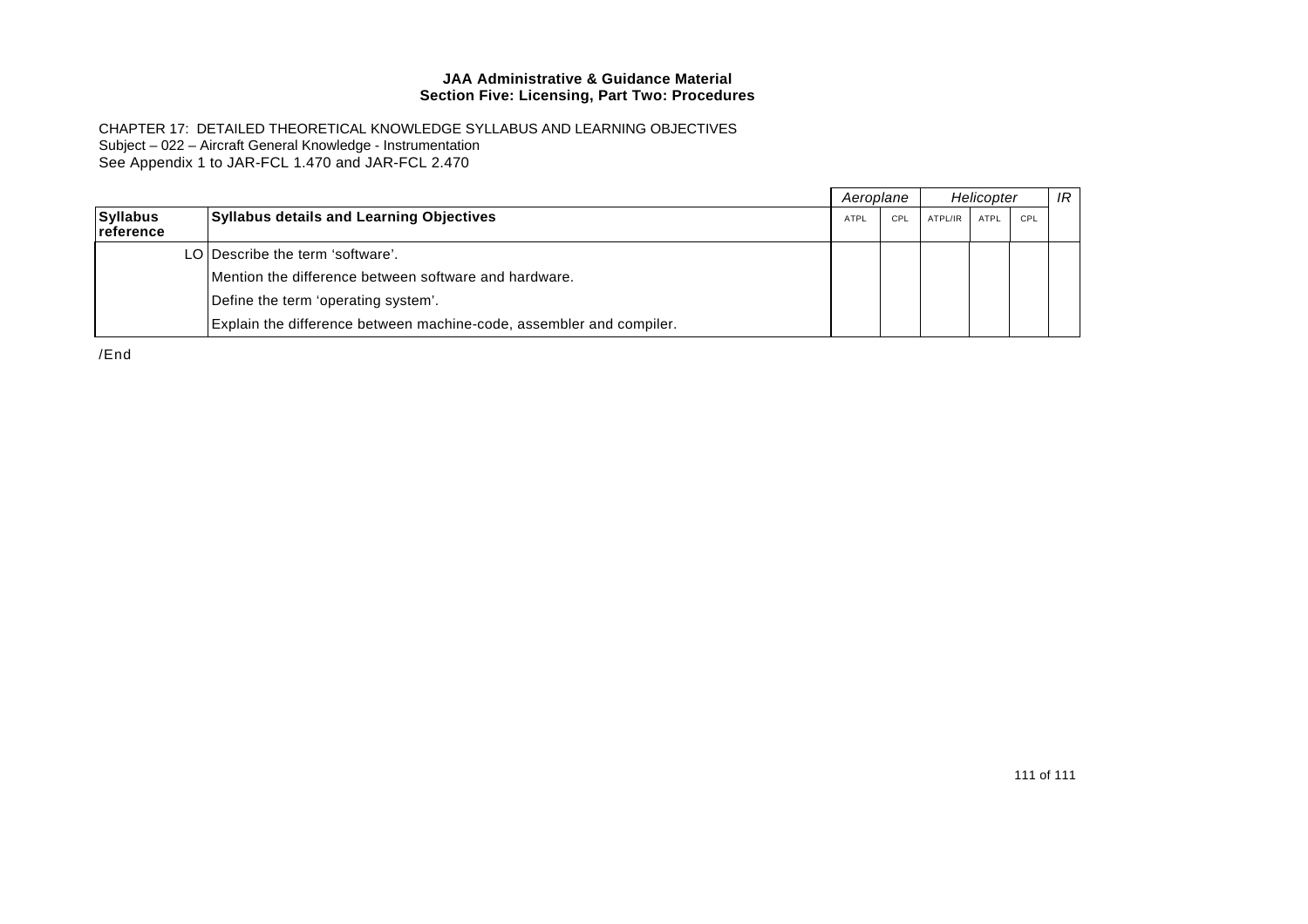CHAPTER 17: DETAILED THEORETICAL KNOWLEDGE SYLLABUS AND LEARNING OBJECTIVES
Subject – 022 – Aircraft General Knowledge - Instrumentation
See Appendix 1 to JAR-FCL 1.470 and JAR-FCL 2.470

| | | *Aeroplane* | | *Helicopter* | | | *IR* |
|---|---|---|---|---|---|---|---|
| **Syllabus reference** | **Syllabus details and Learning Objectives** | ATPL | CPL | ATPL/IR | ATPL | CPL | |
| LO | Describe the term 'software'. | | | | | | |
| | Mention the difference between software and hardware. | | | | | | |
| | Define the term 'operating system'. | | | | | | |
| | Explain the difference between machine-code, assembler and compiler. | | | | | | |

/End